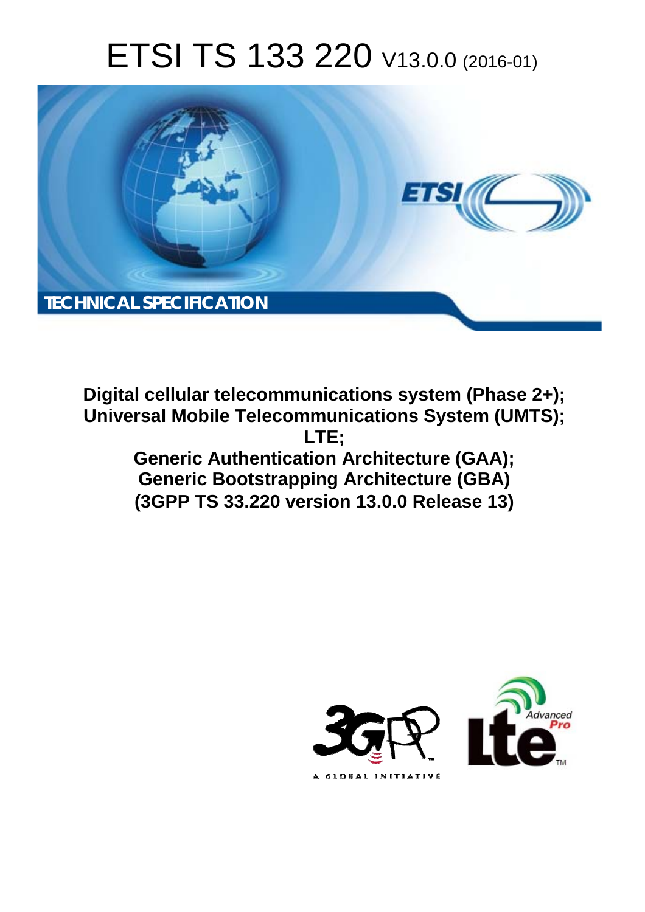# ETSI TS 133 220 V13.0.0 (2016-01)

TECHNICAL SPECIFICATION

**Digital cellular telecommunications system (Phase 2+);**
**Universal Mobile Telecommunications System (UMTS);**
**LTE;**
**Generic Authentication Architecture (GAA);**
**Generic Bootstrapping Architecture (GBA)**
**(3GPP TS 33.220 version 13.0.0 Release 13)**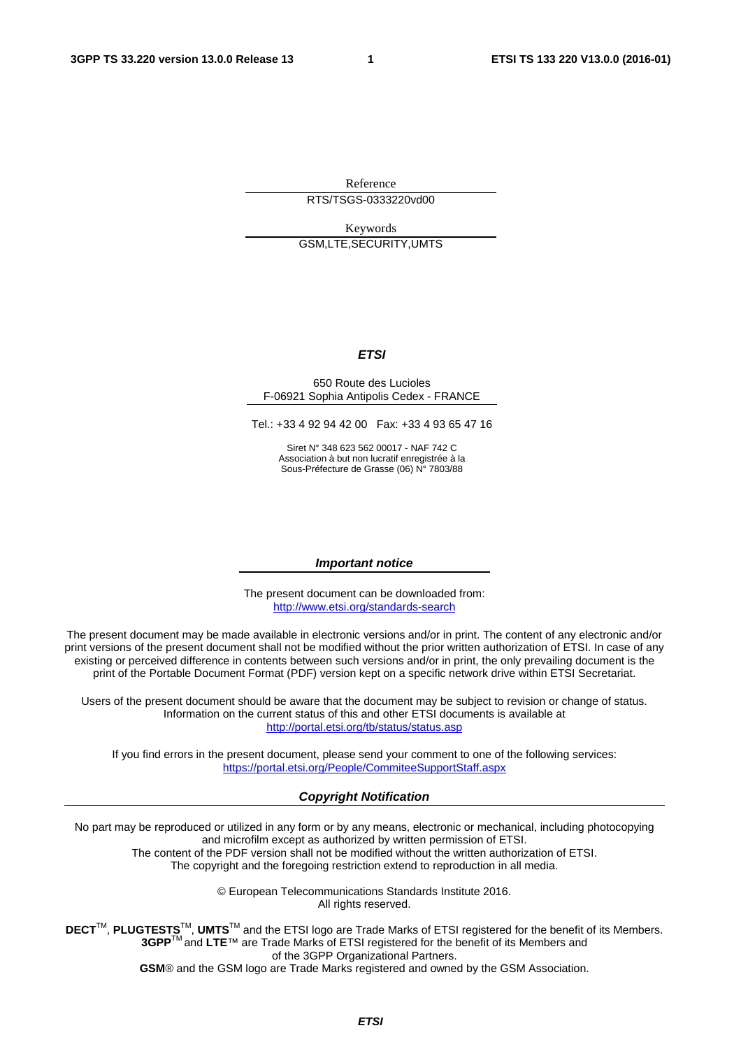Reference

RTS/TSGS-0333220vd00

Keywords

GSM,LTE,SECURITY,UMTS

***ETSI***

650 Route des Lucioles
F-06921 Sophia Antipolis Cedex - FRANCE

Tel.: +33 4 92 94 42 00 Fax: +33 4 93 65 47 16

Siret N° 348 623 562 00017 - NAF 742 C
Association à but non lucratif enregistrée à la
Sous-Préfecture de Grasse (06) N° 7803/88

***Important notice***

The present document can be downloaded from:
http://www.etsi.org/standards-search

The present document may be made available in electronic versions and/or in print. The content of any electronic and/or print versions of the present document shall not be modified without the prior written authorization of ETSI. In case of any existing or perceived difference in contents between such versions and/or in print, the only prevailing document is the print of the Portable Document Format (PDF) version kept on a specific network drive within ETSI Secretariat.

Users of the present document should be aware that the document may be subject to revision or change of status. Information on the current status of this and other ETSI documents is available at
http://portal.etsi.org/tb/status/status.asp

If you find errors in the present document, please send your comment to one of the following services:
https://portal.etsi.org/People/CommiteeSupportStaff.aspx

***Copyright Notification***

No part may be reproduced or utilized in any form or by any means, electronic or mechanical, including photocopying and microfilm except as authorized by written permission of ETSI.
The content of the PDF version shall not be modified without the written authorization of ETSI.
The copyright and the foregoing restriction extend to reproduction in all media.

© European Telecommunications Standards Institute 2016.
All rights reserved.

**DECT**™, **PLUGTESTS**™, **UMTS**™ and the ETSI logo are Trade Marks of ETSI registered for the benefit of its Members.
**3GPP**™ and **LTE**™ are Trade Marks of ETSI registered for the benefit of its Members and of the 3GPP Organizational Partners.
**GSM**® and the GSM logo are Trade Marks registered and owned by the GSM Association.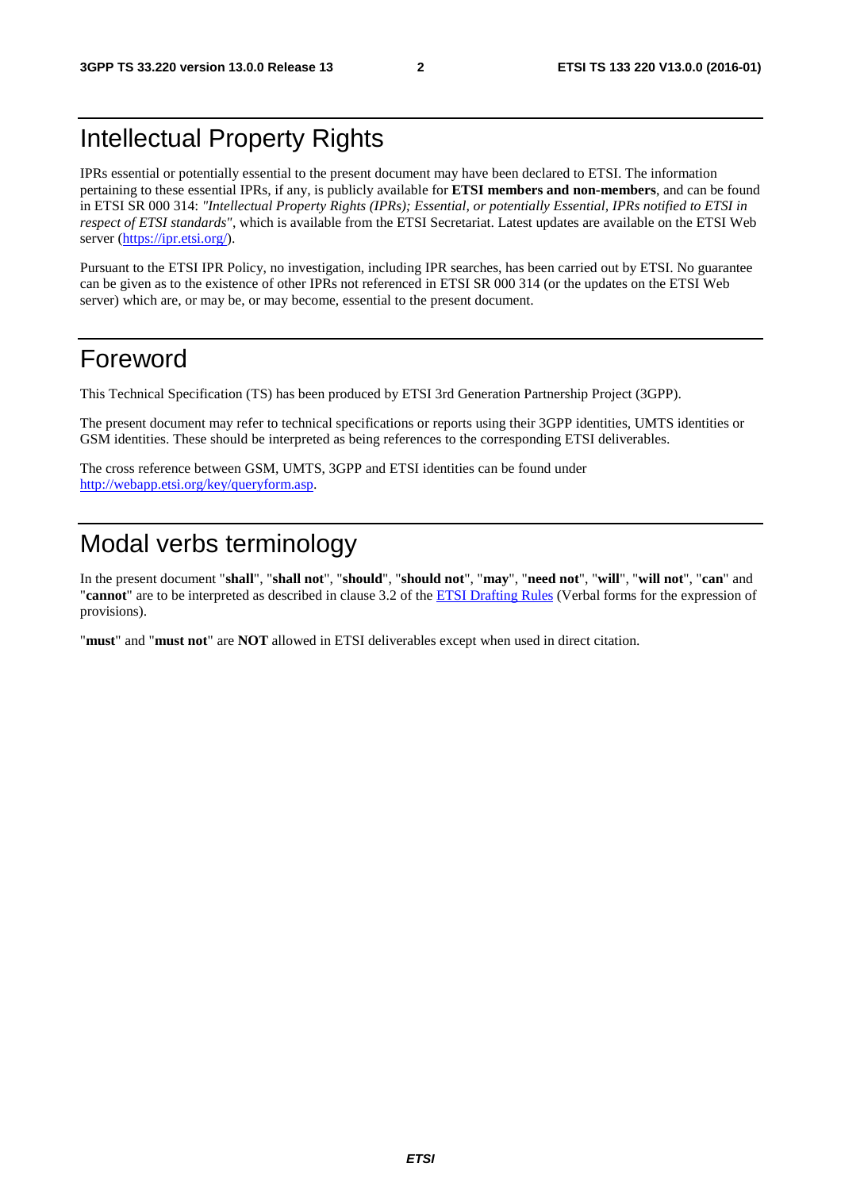# Intellectual Property Rights

IPRs essential or potentially essential to the present document may have been declared to ETSI. The information pertaining to these essential IPRs, if any, is publicly available for **ETSI members and non-members**, and can be found in ETSI SR 000 314: *"Intellectual Property Rights (IPRs); Essential, or potentially Essential, IPRs notified to ETSI in respect of ETSI standards"*, which is available from the ETSI Secretariat. Latest updates are available on the ETSI Web server (https://ipr.etsi.org/).

Pursuant to the ETSI IPR Policy, no investigation, including IPR searches, has been carried out by ETSI. No guarantee can be given as to the existence of other IPRs not referenced in ETSI SR 000 314 (or the updates on the ETSI Web server) which are, or may be, or may become, essential to the present document.

# Foreword

This Technical Specification (TS) has been produced by ETSI 3rd Generation Partnership Project (3GPP).

The present document may refer to technical specifications or reports using their 3GPP identities, UMTS identities or GSM identities. These should be interpreted as being references to the corresponding ETSI deliverables.

The cross reference between GSM, UMTS, 3GPP and ETSI identities can be found under http://webapp.etsi.org/key/queryform.asp.

# Modal verbs terminology

In the present document "**shall**", "**shall not**", "**should**", "**should not**", "**may**", "**need not**", "**will**", "**will not**", "**can**" and "**cannot**" are to be interpreted as described in clause 3.2 of the ETSI Drafting Rules (Verbal forms for the expression of provisions).

"**must**" and "**must not**" are **NOT** allowed in ETSI deliverables except when used in direct citation.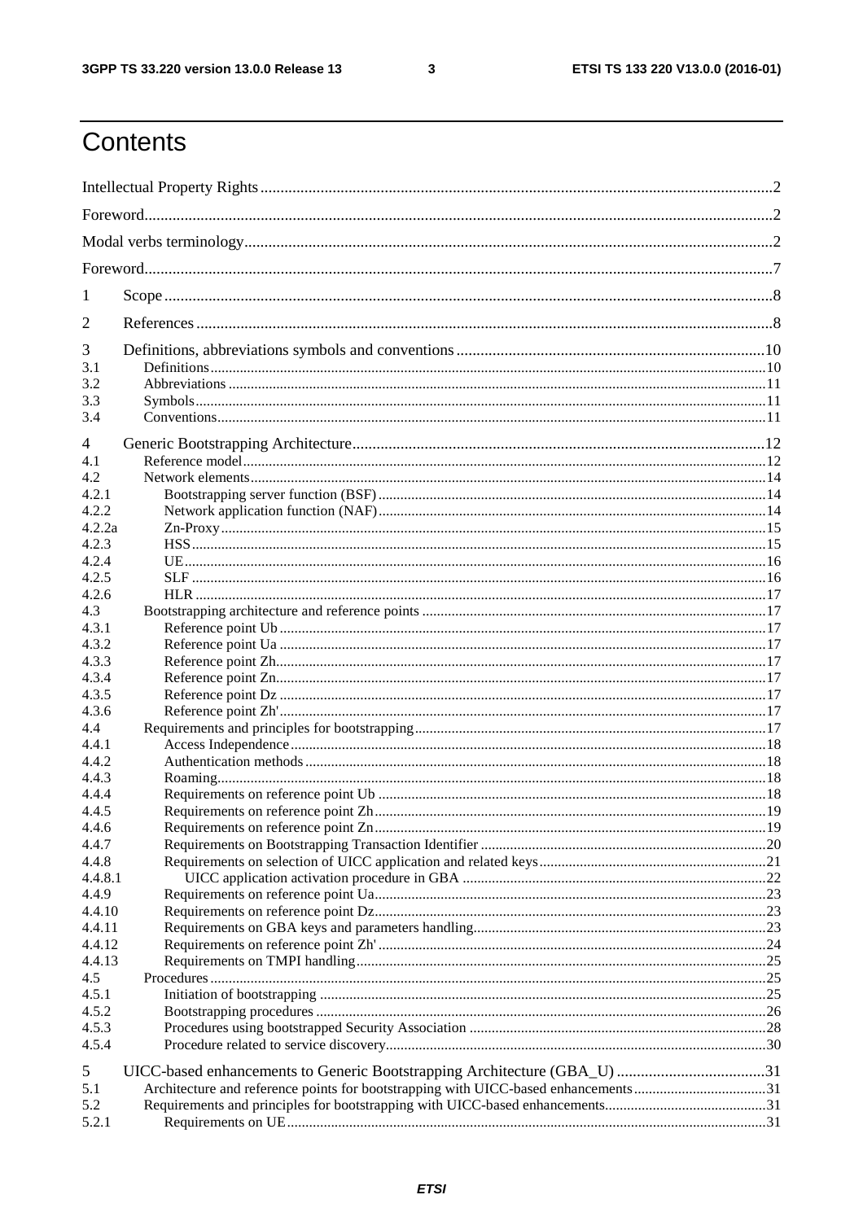# Contents

Intellectual Property Rights ..... 2

Foreword ..... 2

Modal verbs terminology ..... 2

Foreword ..... 7

1 Scope ..... 8

2 References ..... 8

3 Definitions, abbreviations symbols and conventions ..... 10

3.1 Definitions ..... 10

3.2 Abbreviations ..... 11

3.3 Symbols ..... 11

3.4 Conventions ..... 11

4 Generic Bootstrapping Architecture ..... 12

4.1 Reference model ..... 12

4.2 Network elements ..... 14

4.2.1 Bootstrapping server function (BSF) ..... 14

4.2.2 Network application function (NAF) ..... 14

4.2.2a Zn-Proxy ..... 15

4.2.3 HSS ..... 15

4.2.4 UE ..... 16

4.2.5 SLF ..... 16

4.2.6 HLR ..... 17

4.3 Bootstrapping architecture and reference points ..... 17

4.3.1 Reference point Ub ..... 17

4.3.2 Reference point Ua ..... 17

4.3.3 Reference point Zh ..... 17

4.3.4 Reference point Zn ..... 17

4.3.5 Reference point Dz ..... 17

4.3.6 Reference point Zh' ..... 17

4.4 Requirements and principles for bootstrapping ..... 17

4.4.1 Access Independence ..... 18

4.4.2 Authentication methods ..... 18

4.4.3 Roaming ..... 18

4.4.4 Requirements on reference point Ub ..... 18

4.4.5 Requirements on reference point Zh ..... 19

4.4.6 Requirements on reference point Zn ..... 19

4.4.7 Requirements on Bootstrapping Transaction Identifier ..... 20

4.4.8 Requirements on selection of UICC application and related keys ..... 21

4.4.8.1 UICC application activation procedure in GBA ..... 22

4.4.9 Requirements on reference point Ua ..... 23

4.4.10 Requirements on reference point Dz ..... 23

4.4.11 Requirements on GBA keys and parameters handling ..... 23

4.4.12 Requirements on reference point Zh' ..... 24

4.4.13 Requirements on TMPI handling ..... 25

4.5 Procedures ..... 25

4.5.1 Initiation of bootstrapping ..... 25

4.5.2 Bootstrapping procedures ..... 26

4.5.3 Procedures using bootstrapped Security Association ..... 28

4.5.4 Procedure related to service discovery ..... 30

5 UICC-based enhancements to Generic Bootstrapping Architecture (GBA_U) ..... 31

5.1 Architecture and reference points for bootstrapping with UICC-based enhancements ..... 31

5.2 Requirements and principles for bootstrapping with UICC-based enhancements ..... 31

5.2.1 Requirements on UE ..... 31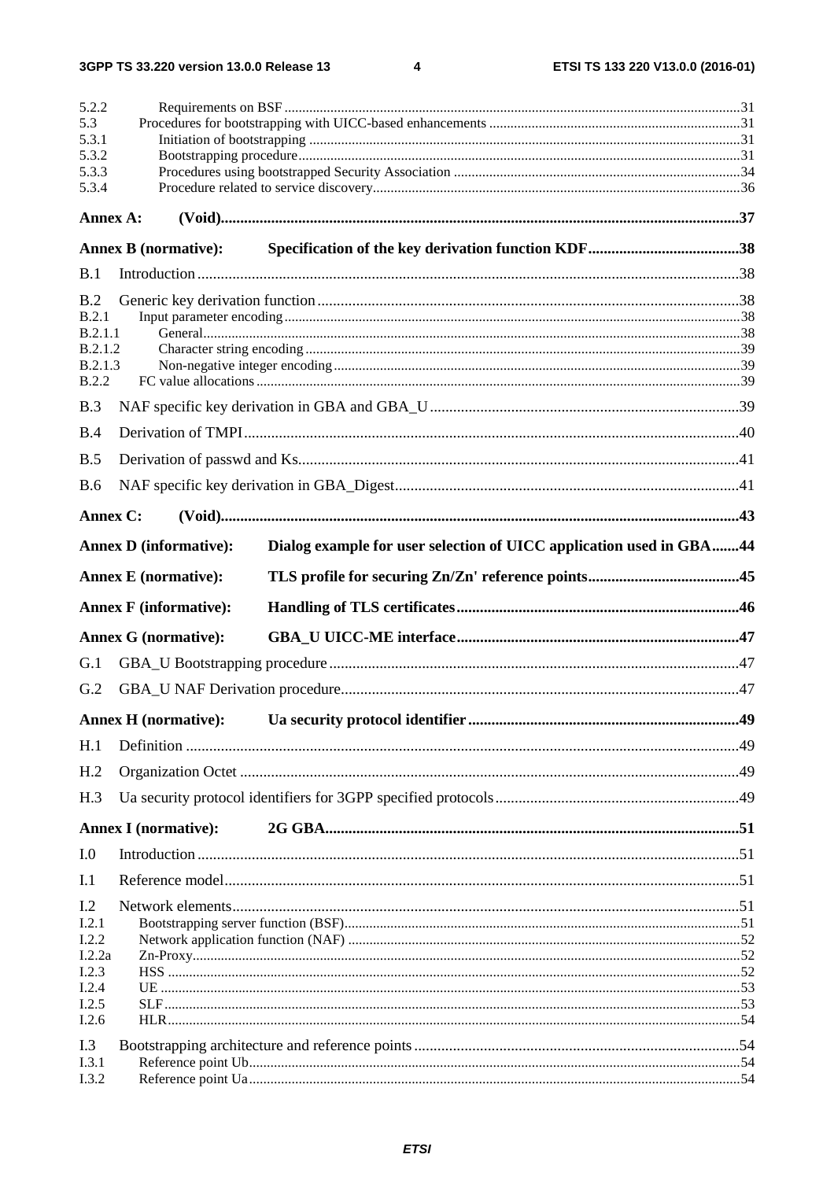5.2.2 Requirements on BSF .....31
5.3 Procedures for bootstrapping with UICC-based enhancements .....31
5.3.1 Initiation of bootstrapping .....31
5.3.2 Bootstrapping procedure .....31
5.3.3 Procedures using bootstrapped Security Association .....34
5.3.4 Procedure related to service discovery .....36

**Annex A: (Void).....37**

**Annex B (normative): Specification of the key derivation function KDF.....38**

B.1 Introduction .....38

B.2 Generic key derivation function .....38
B.2.1 Input parameter encoding .....38
B.2.1.1 General .....38
B.2.1.2 Character string encoding .....39
B.2.1.3 Non-negative integer encoding .....39
B.2.2 FC value allocations .....39

B.3 NAF specific key derivation in GBA and GBA_U .....39

B.4 Derivation of TMPI .....40

B.5 Derivation of passwd and Ks .....41

B.6 NAF specific key derivation in GBA_Digest .....41

**Annex C: (Void).....43**

**Annex D (informative): Dialog example for user selection of UICC application used in GBA.....44**

**Annex E (normative): TLS profile for securing Zn/Zn' reference points.....45**

**Annex F (informative): Handling of TLS certificates.....46**

**Annex G (normative): GBA_U UICC-ME interface.....47**

G.1 GBA_U Bootstrapping procedure .....47

G.2 GBA_U NAF Derivation procedure .....47

**Annex H (normative): Ua security protocol identifier.....49**

H.1 Definition .....49

H.2 Organization Octet .....49

H.3 Ua security protocol identifiers for 3GPP specified protocols .....49

**Annex I (normative): 2G GBA.....51**

I.0 Introduction .....51

I.1 Reference model .....51

I.2 Network elements .....51
I.2.1 Bootstrapping server function (BSF) .....51
I.2.2 Network application function (NAF) .....52
I.2.2a Zn-Proxy .....52
I.2.3 HSS .....52
I.2.4 UE .....53
I.2.5 SLF .....53
I.2.6 HLR .....54

I.3 Bootstrapping architecture and reference points .....54
I.3.1 Reference point Ub .....54
I.3.2 Reference point Ua .....54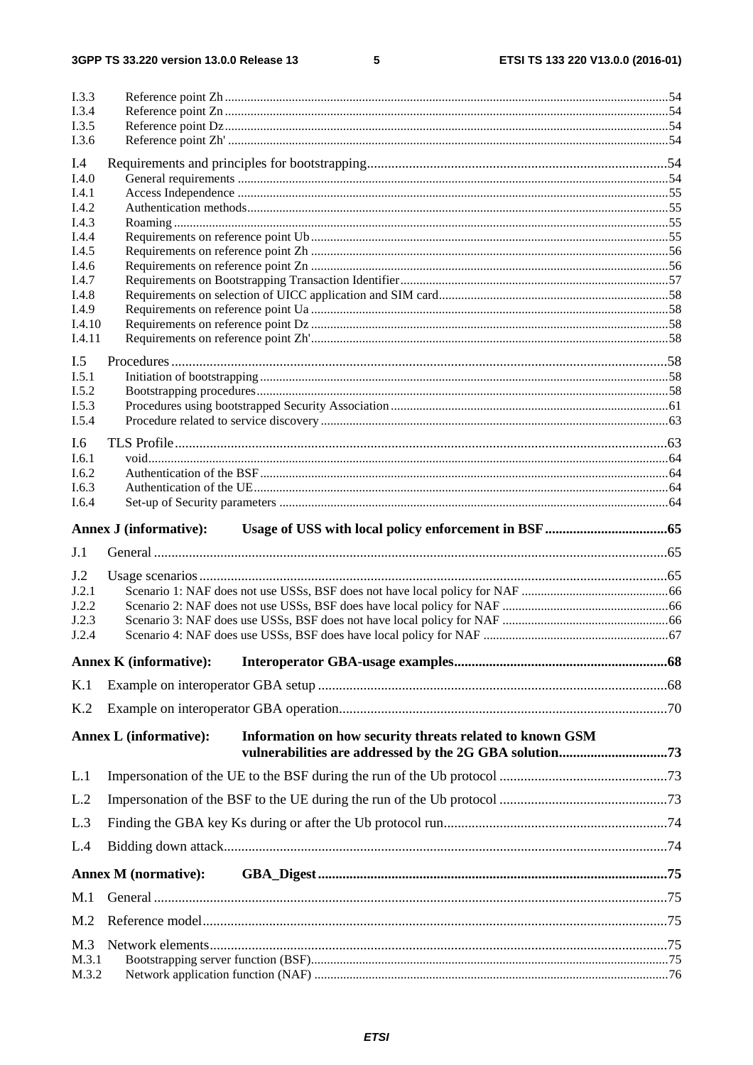I.3.3 Reference point Zh ....................................................................................................................................54
I.3.4 Reference point Zn ....................................................................................................................................54
I.3.5 Reference point Dz ....................................................................................................................................54
I.3.6 Reference point Zh' ....................................................................................................................................54

I.4 Requirements and principles for bootstrapping ....................................................................................54
I.4.0 General requirements ....................................................................................................................................54
I.4.1 Access Independence ....................................................................................................................................55
I.4.2 Authentication methods ....................................................................................................................................55
I.4.3 Roaming ....................................................................................................................................55
I.4.4 Requirements on reference point Ub ....................................................................................................................................55
I.4.5 Requirements on reference point Zh ....................................................................................................................................56
I.4.6 Requirements on reference point Zn ....................................................................................................................................56
I.4.7 Requirements on Bootstrapping Transaction Identifier ....................................................................................................................................57
I.4.8 Requirements on selection of UICC application and SIM card ....................................................................................................................................58
I.4.9 Requirements on reference point Ua ....................................................................................................................................58
I.4.10 Requirements on reference point Dz ....................................................................................................................................58
I.4.11 Requirements on reference point Zh' ....................................................................................................................................58

I.5 Procedures ....................................................................................................................................58
I.5.1 Initiation of bootstrapping ....................................................................................................................................58
I.5.2 Bootstrapping procedures ....................................................................................................................................58
I.5.3 Procedures using bootstrapped Security Association ....................................................................................................................................61
I.5.4 Procedure related to service discovery ....................................................................................................................................63

I.6 TLS Profile ....................................................................................................................................63
I.6.1 void ....................................................................................................................................64
I.6.2 Authentication of the BSF ....................................................................................................................................64
I.6.3 Authentication of the UE ....................................................................................................................................64
I.6.4 Set-up of Security parameters ....................................................................................................................................64

**Annex J (informative): Usage of USS with local policy enforcement in BSF ....................................65**

J.1 General ....................................................................................................................................65

J.2 Usage scenarios ....................................................................................................................................65
J.2.1 Scenario 1: NAF does not use USSs, BSF does not have local policy for NAF ....................................................................................................................................66
J.2.2 Scenario 2: NAF does not use USSs, BSF does have local policy for NAF ....................................................................................................................................66
J.2.3 Scenario 3: NAF does use USSs, BSF does not have local policy for NAF ....................................................................................................................................66
J.2.4 Scenario 4: NAF does use USSs, BSF does have local policy for NAF ....................................................................................................................................67

**Annex K (informative): Interoperator GBA-usage examples ....................................68**

K.1 Example on interoperator GBA setup ....................................................................................................................................68

K.2 Example on interoperator GBA operation ....................................................................................................................................70

**Annex L (informative): Information on how security threats related to known GSM vulnerabilities are addressed by the 2G GBA solution ....................................73**

L.1 Impersonation of the UE to the BSF during the run of the Ub protocol ....................................................................................................................................73

L.2 Impersonation of the BSF to the UE during the run of the Ub protocol ....................................................................................................................................73

L.3 Finding the GBA key Ks during or after the Ub protocol run ....................................................................................................................................74

L.4 Bidding down attack ....................................................................................................................................74

**Annex M (normative): GBA_Digest ....................................75**

M.1 General ....................................................................................................................................75

M.2 Reference model ....................................................................................................................................75

M.3 Network elements ....................................................................................................................................75
M.3.1 Bootstrapping server function (BSF) ....................................................................................................................................75
M.3.2 Network application function (NAF) ....................................................................................................................................76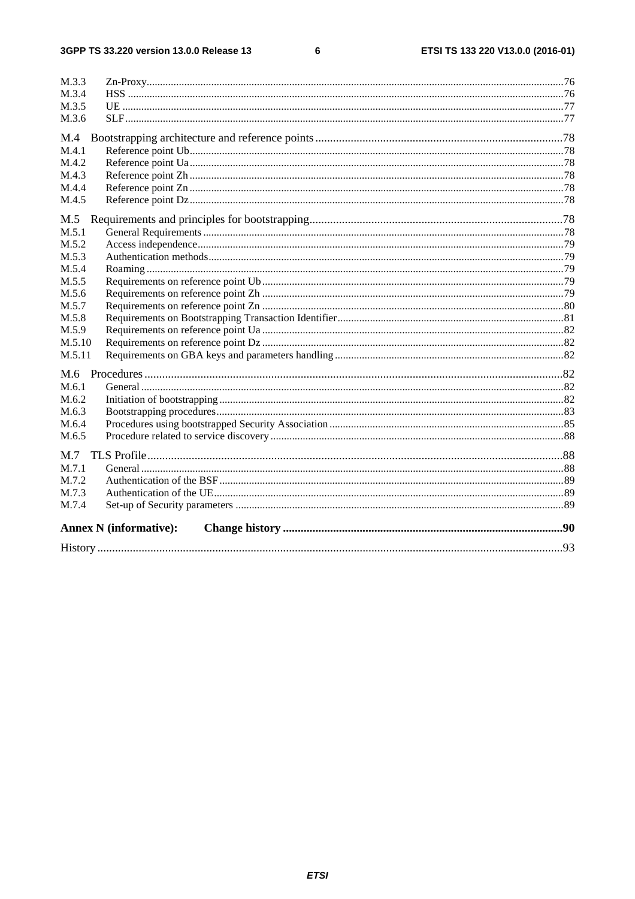M.3.3 Zn-Proxy ........................................................................................................................................................76
M.3.4 HSS ..............................................................................................................................................................76
M.3.5 UE .................................................................................................................................................................77
M.3.6 SLF ...............................................................................................................................................................77

M.4 Bootstrapping architecture and reference points ....................................................................................78
M.4.1 Reference point Ub ........................................................................................................................................78
M.4.2 Reference point Ua ........................................................................................................................................78
M.4.3 Reference point Zh ........................................................................................................................................78
M.4.4 Reference point Zn .........................................................................................................................................78
M.4.5 Reference point Dz .........................................................................................................................................78

M.5 Requirements and principles for bootstrapping ......................................................................................78
M.5.1 General Requirements ....................................................................................................................................78
M.5.2 Access independence ......................................................................................................................................79
M.5.3 Authentication methods ..................................................................................................................................79
M.5.4 Roaming .........................................................................................................................................................79
M.5.5 Requirements on reference point Ub ..............................................................................................................79
M.5.6 Requirements on reference point Zh ..............................................................................................................79
M.5.7 Requirements on reference point Zn ..............................................................................................................80
M.5.8 Requirements on Bootstrapping Transaction Identifier ..................................................................................81
M.5.9 Requirements on reference point Ua ..............................................................................................................82
M.5.10 Requirements on reference point Dz ..............................................................................................................82
M.5.11 Requirements on GBA keys and parameters handling ....................................................................................82

M.6 Procedures .................................................................................................................................................82
M.6.1 General ...........................................................................................................................................................82
M.6.2 Initiation of bootstrapping ..............................................................................................................................82
M.6.3 Bootstrapping procedures ...............................................................................................................................83
M.6.4 Procedures using bootstrapped Security Association ......................................................................................85
M.6.5 Procedure related to service discovery ...........................................................................................................88

M.7 TLS Profile ................................................................................................................................................88
M.7.1 General ...........................................................................................................................................................88
M.7.2 Authentication of the BSF ..............................................................................................................................89
M.7.3 Authentication of the UE ................................................................................................................................89
M.7.4 Set-up of Security parameters ........................................................................................................................89

**Annex N (informative): Change history** ..............................................................................................90

History ...........................................................................................................................................................93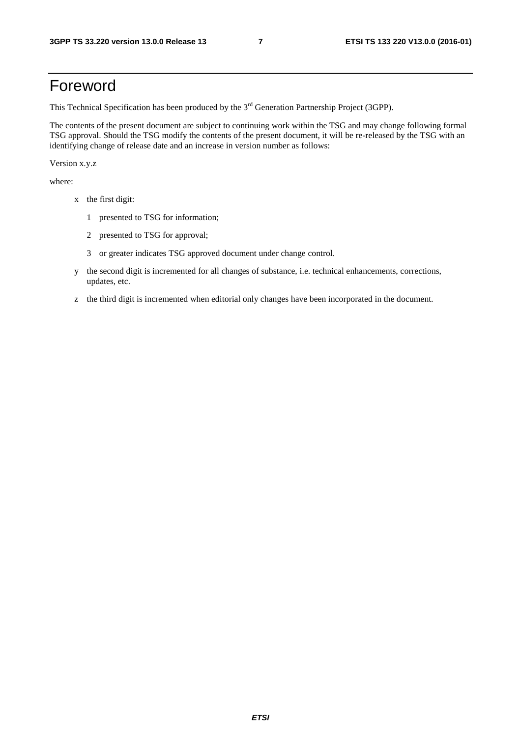# Foreword

This Technical Specification has been produced by the 3rd Generation Partnership Project (3GPP).

The contents of the present document are subject to continuing work within the TSG and may change following formal TSG approval. Should the TSG modify the contents of the present document, it will be re-released by the TSG with an identifying change of release date and an increase in version number as follows:

Version x.y.z

where:

- x the first digit:
  - 1 presented to TSG for information;
  - 2 presented to TSG for approval;
  - 3 or greater indicates TSG approved document under change control.
- y the second digit is incremented for all changes of substance, i.e. technical enhancements, corrections, updates, etc.
- z the third digit is incremented when editorial only changes have been incorporated in the document.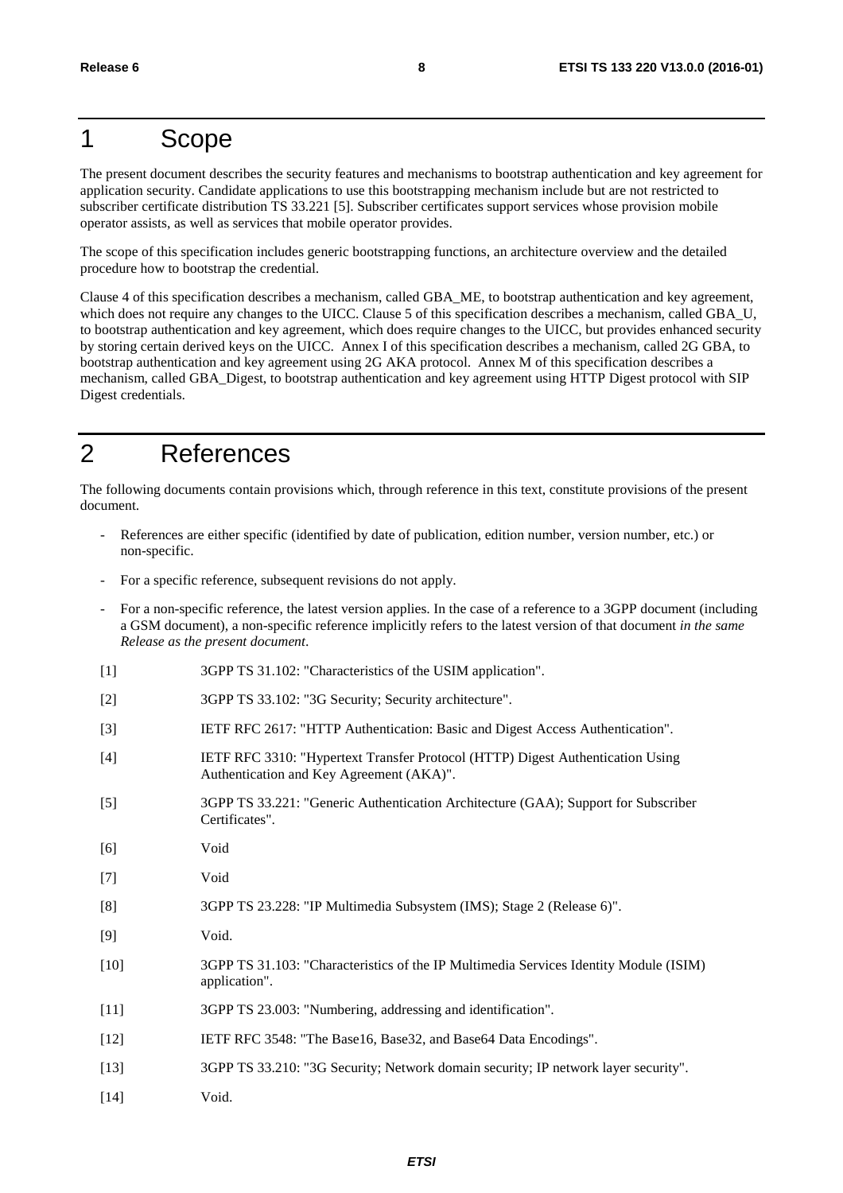# 1 Scope

The present document describes the security features and mechanisms to bootstrap authentication and key agreement for application security. Candidate applications to use this bootstrapping mechanism include but are not restricted to subscriber certificate distribution TS 33.221 [5]. Subscriber certificates support services whose provision mobile operator assists, as well as services that mobile operator provides.

The scope of this specification includes generic bootstrapping functions, an architecture overview and the detailed procedure how to bootstrap the credential.

Clause 4 of this specification describes a mechanism, called GBA_ME, to bootstrap authentication and key agreement, which does not require any changes to the UICC. Clause 5 of this specification describes a mechanism, called GBA_U, to bootstrap authentication and key agreement, which does require changes to the UICC, but provides enhanced security by storing certain derived keys on the UICC. Annex I of this specification describes a mechanism, called 2G GBA, to bootstrap authentication and key agreement using 2G AKA protocol. Annex M of this specification describes a mechanism, called GBA_Digest, to bootstrap authentication and key agreement using HTTP Digest protocol with SIP Digest credentials.

# 2 References

The following documents contain provisions which, through reference in this text, constitute provisions of the present document.

- References are either specific (identified by date of publication, edition number, version number, etc.) or non-specific.
- For a specific reference, subsequent revisions do not apply.
- For a non-specific reference, the latest version applies. In the case of a reference to a 3GPP document (including a GSM document), a non-specific reference implicitly refers to the latest version of that document *in the same Release as the present document*.

[1] 3GPP TS 31.102: "Characteristics of the USIM application".

[2] 3GPP TS 33.102: "3G Security; Security architecture".

[3] IETF RFC 2617: "HTTP Authentication: Basic and Digest Access Authentication".

[4] IETF RFC 3310: "Hypertext Transfer Protocol (HTTP) Digest Authentication Using Authentication and Key Agreement (AKA)".

[5] 3GPP TS 33.221: "Generic Authentication Architecture (GAA); Support for Subscriber Certificates".

[6] Void

[7] Void

[8] 3GPP TS 23.228: "IP Multimedia Subsystem (IMS); Stage 2 (Release 6)".

[9] Void.

[10] 3GPP TS 31.103: "Characteristics of the IP Multimedia Services Identity Module (ISIM) application".

[11] 3GPP TS 23.003: "Numbering, addressing and identification".

[12] IETF RFC 3548: "The Base16, Base32, and Base64 Data Encodings".

[13] 3GPP TS 33.210: "3G Security; Network domain security; IP network layer security".

[14] Void.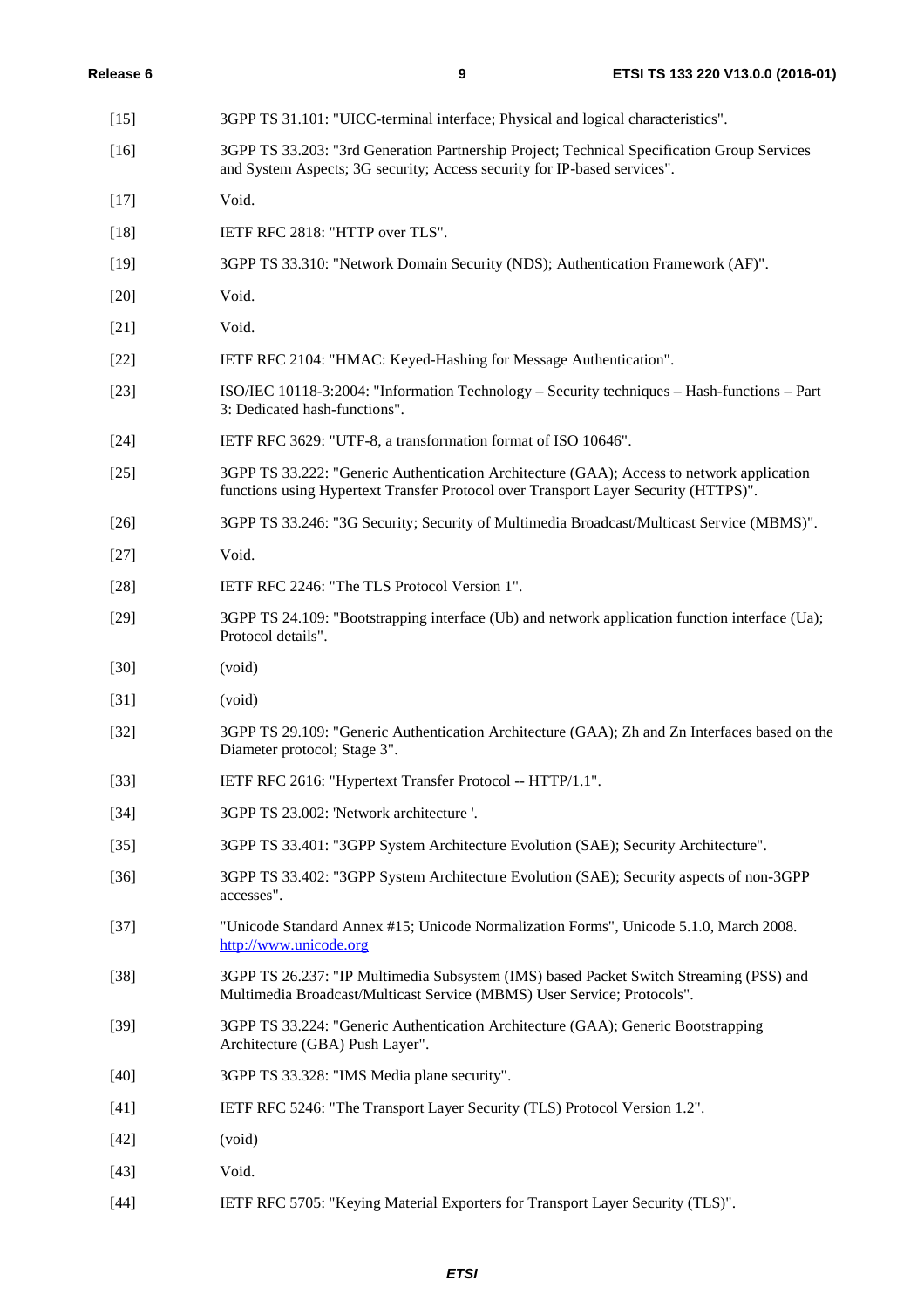[15] 3GPP TS 31.101: "UICC-terminal interface; Physical and logical characteristics".

[16] 3GPP TS 33.203: "3rd Generation Partnership Project; Technical Specification Group Services and System Aspects; 3G security; Access security for IP-based services".

[17] Void.

[18] IETF RFC 2818: "HTTP over TLS".

[19] 3GPP TS 33.310: "Network Domain Security (NDS); Authentication Framework (AF)".

[20] Void.

[21] Void.

[22] IETF RFC 2104: "HMAC: Keyed-Hashing for Message Authentication".

[23] ISO/IEC 10118-3:2004: "Information Technology – Security techniques – Hash-functions – Part 3: Dedicated hash-functions".

[24] IETF RFC 3629: "UTF-8, a transformation format of ISO 10646".

[25] 3GPP TS 33.222: "Generic Authentication Architecture (GAA); Access to network application functions using Hypertext Transfer Protocol over Transport Layer Security (HTTPS)".

[26] 3GPP TS 33.246: "3G Security; Security of Multimedia Broadcast/Multicast Service (MBMS)".

[27] Void.

[28] IETF RFC 2246: "The TLS Protocol Version 1".

[29] 3GPP TS 24.109: "Bootstrapping interface (Ub) and network application function interface (Ua); Protocol details".

[30] (void)

[31] (void)

[32] 3GPP TS 29.109: "Generic Authentication Architecture (GAA); Zh and Zn Interfaces based on the Diameter protocol; Stage 3".

[33] IETF RFC 2616: "Hypertext Transfer Protocol -- HTTP/1.1".

[34] 3GPP TS 23.002: 'Network architecture '.

[35] 3GPP TS 33.401: "3GPP System Architecture Evolution (SAE); Security Architecture".

[36] 3GPP TS 33.402: "3GPP System Architecture Evolution (SAE); Security aspects of non-3GPP accesses".

[37] "Unicode Standard Annex #15; Unicode Normalization Forms", Unicode 5.1.0, March 2008. http://www.unicode.org

[38] 3GPP TS 26.237: "IP Multimedia Subsystem (IMS) based Packet Switch Streaming (PSS) and Multimedia Broadcast/Multicast Service (MBMS) User Service; Protocols".

[39] 3GPP TS 33.224: "Generic Authentication Architecture (GAA); Generic Bootstrapping Architecture (GBA) Push Layer".

[40] 3GPP TS 33.328: "IMS Media plane security".

[41] IETF RFC 5246: "The Transport Layer Security (TLS) Protocol Version 1.2".

[42] (void)

[43] Void.

[44] IETF RFC 5705: "Keying Material Exporters for Transport Layer Security (TLS)".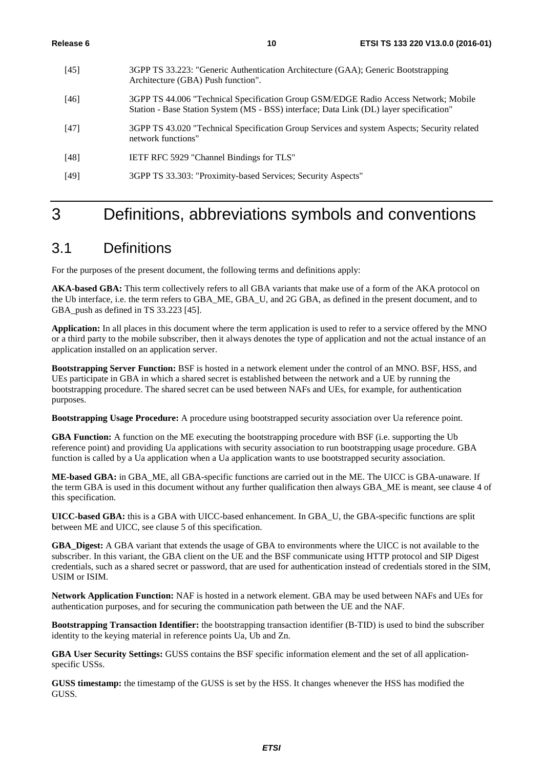[45] 3GPP TS 33.223: "Generic Authentication Architecture (GAA); Generic Bootstrapping Architecture (GBA) Push function".

[46] 3GPP TS 44.006 "Technical Specification Group GSM/EDGE Radio Access Network; Mobile Station - Base Station System (MS - BSS) interface; Data Link (DL) layer specification"

[47] 3GPP TS 43.020 "Technical Specification Group Services and system Aspects; Security related network functions"

[48] IETF RFC 5929 "Channel Bindings for TLS"

[49] 3GPP TS 33.303: "Proximity-based Services; Security Aspects"

# 3 Definitions, abbreviations symbols and conventions

## 3.1 Definitions

For the purposes of the present document, the following terms and definitions apply:

**AKA-based GBA:** This term collectively refers to all GBA variants that make use of a form of the AKA protocol on the Ub interface, i.e. the term refers to GBA_ME, GBA_U, and 2G GBA, as defined in the present document, and to GBA_push as defined in TS 33.223 [45].

**Application:** In all places in this document where the term application is used to refer to a service offered by the MNO or a third party to the mobile subscriber, then it always denotes the type of application and not the actual instance of an application installed on an application server.

**Bootstrapping Server Function:** BSF is hosted in a network element under the control of an MNO. BSF, HSS, and UEs participate in GBA in which a shared secret is established between the network and a UE by running the bootstrapping procedure. The shared secret can be used between NAFs and UEs, for example, for authentication purposes.

**Bootstrapping Usage Procedure:** A procedure using bootstrapped security association over Ua reference point.

**GBA Function:** A function on the ME executing the bootstrapping procedure with BSF (i.e. supporting the Ub reference point) and providing Ua applications with security association to run bootstrapping usage procedure. GBA function is called by a Ua application when a Ua application wants to use bootstrapped security association.

**ME-based GBA:** in GBA_ME, all GBA-specific functions are carried out in the ME. The UICC is GBA-unaware. If the term GBA is used in this document without any further qualification then always GBA_ME is meant, see clause 4 of this specification.

**UICC-based GBA:** this is a GBA with UICC-based enhancement. In GBA_U, the GBA-specific functions are split between ME and UICC, see clause 5 of this specification.

**GBA_Digest:** A GBA variant that extends the usage of GBA to environments where the UICC is not available to the subscriber. In this variant, the GBA client on the UE and the BSF communicate using HTTP protocol and SIP Digest credentials, such as a shared secret or password, that are used for authentication instead of credentials stored in the SIM, USIM or ISIM.

**Network Application Function:** NAF is hosted in a network element. GBA may be used between NAFs and UEs for authentication purposes, and for securing the communication path between the UE and the NAF.

**Bootstrapping Transaction Identifier:** the bootstrapping transaction identifier (B-TID) is used to bind the subscriber identity to the keying material in reference points Ua, Ub and Zn.

**GBA User Security Settings:** GUSS contains the BSF specific information element and the set of all application-specific USSs.

**GUSS timestamp:** the timestamp of the GUSS is set by the HSS. It changes whenever the HSS has modified the GUSS.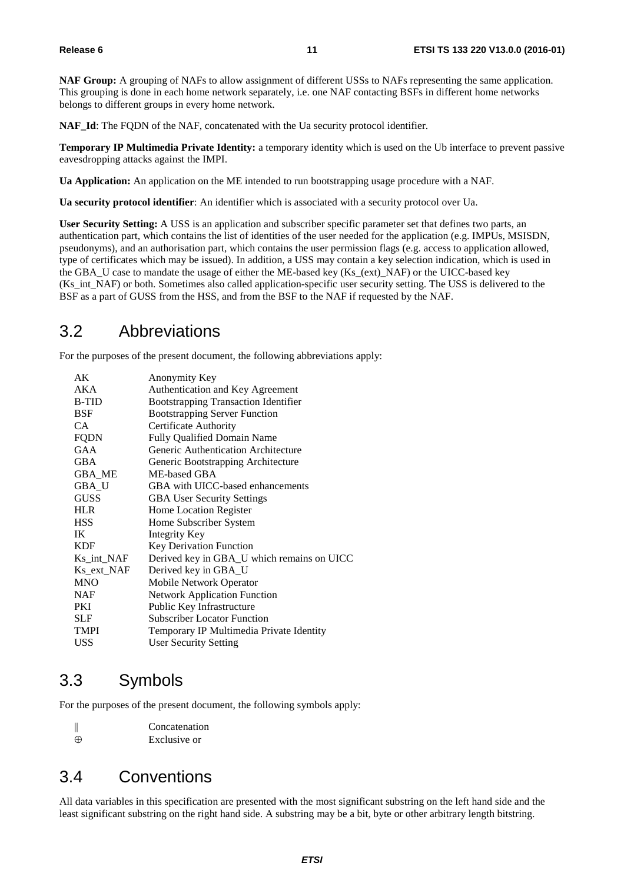**NAF Group:** A grouping of NAFs to allow assignment of different USSs to NAFs representing the same application. This grouping is done in each home network separately, i.e. one NAF contacting BSFs in different home networks belongs to different groups in every home network.

**NAF_Id**: The FQDN of the NAF, concatenated with the Ua security protocol identifier.

**Temporary IP Multimedia Private Identity:** a temporary identity which is used on the Ub interface to prevent passive eavesdropping attacks against the IMPI.

**Ua Application:** An application on the ME intended to run bootstrapping usage procedure with a NAF.

**Ua security protocol identifier**: An identifier which is associated with a security protocol over Ua.

**User Security Setting:** A USS is an application and subscriber specific parameter set that defines two parts, an authentication part, which contains the list of identities of the user needed for the application (e.g. IMPUs, MSISDN, pseudonyms), and an authorisation part, which contains the user permission flags (e.g. access to application allowed, type of certificates which may be issued). In addition, a USS may contain a key selection indication, which is used in the GBA_U case to mandate the usage of either the ME-based key (Ks_(ext)_NAF) or the UICC-based key (Ks_int_NAF) or both. Sometimes also called application-specific user security setting. The USS is delivered to the BSF as a part of GUSS from the HSS, and from the BSF to the NAF if requested by the NAF.

## 3.2 Abbreviations

For the purposes of the present document, the following abbreviations apply:

| | |
|---|---|
| AK | Anonymity Key |
| AKA | Authentication and Key Agreement |
| B-TID | Bootstrapping Transaction Identifier |
| BSF | Bootstrapping Server Function |
| CA | Certificate Authority |
| FQDN | Fully Qualified Domain Name |
| GAA | Generic Authentication Architecture |
| GBA | Generic Bootstrapping Architecture |
| GBA_ME | ME-based GBA |
| GBA_U | GBA with UICC-based enhancements |
| GUSS | GBA User Security Settings |
| HLR | Home Location Register |
| HSS | Home Subscriber System |
| IK | Integrity Key |
| KDF | Key Derivation Function |
| Ks_int_NAF | Derived key in GBA_U which remains on UICC |
| Ks_ext_NAF | Derived key in GBA_U |
| MNO | Mobile Network Operator |
| NAF | Network Application Function |
| PKI | Public Key Infrastructure |
| SLF | Subscriber Locator Function |
| TMPI | Temporary IP Multimedia Private Identity |
| USS | User Security Setting |

## 3.3 Symbols

For the purposes of the present document, the following symbols apply:

| | |
|---|---|
| $\|$ | Concatenation |
| $\oplus$ | Exclusive or |

## 3.4 Conventions

All data variables in this specification are presented with the most significant substring on the left hand side and the least significant substring on the right hand side. A substring may be a bit, byte or other arbitrary length bitstring.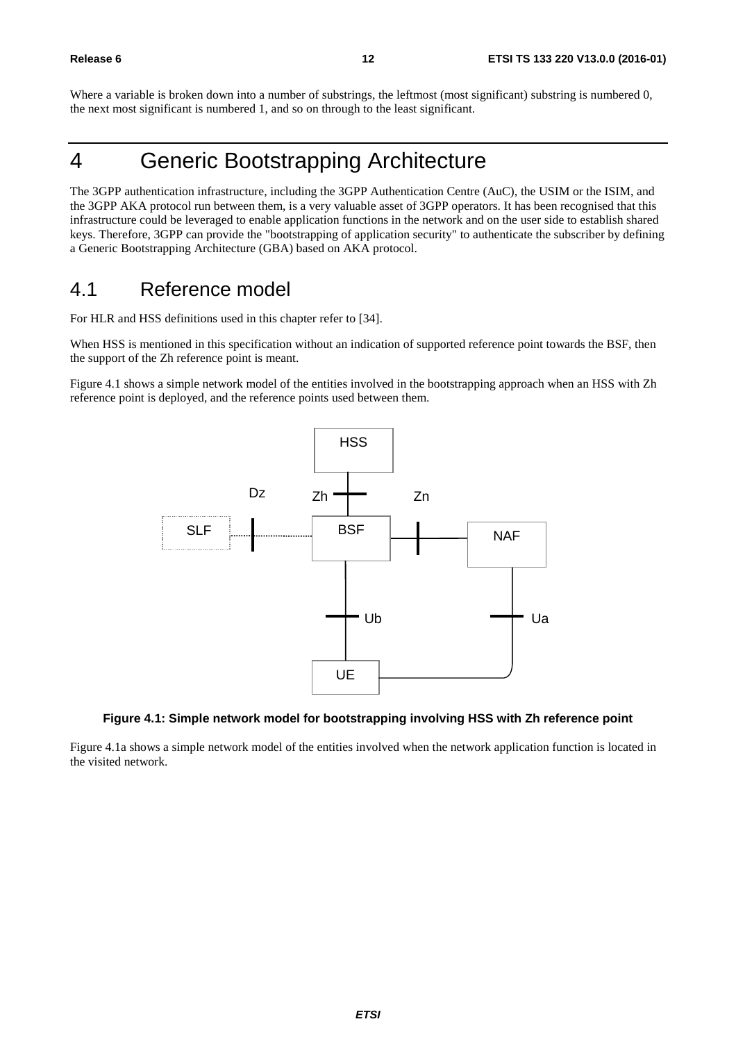Where a variable is broken down into a number of substrings, the leftmost (most significant) substring is numbered 0, the next most significant is numbered 1, and so on through to the least significant.

# 4 Generic Bootstrapping Architecture

The 3GPP authentication infrastructure, including the 3GPP Authentication Centre (AuC), the USIM or the ISIM, and the 3GPP AKA protocol run between them, is a very valuable asset of 3GPP operators. It has been recognised that this infrastructure could be leveraged to enable application functions in the network and on the user side to establish shared keys. Therefore, 3GPP can provide the "bootstrapping of application security" to authenticate the subscriber by defining a Generic Bootstrapping Architecture (GBA) based on AKA protocol.

## 4.1 Reference model

For HLR and HSS definitions used in this chapter refer to [34].

When HSS is mentioned in this specification without an indication of supported reference point towards the BSF, then the support of the Zh reference point is meant.

Figure 4.1 shows a simple network model of the entities involved in the bootstrapping approach when an HSS with Zh reference point is deployed, and the reference points used between them.

**Figure 4.1: Simple network model for bootstrapping involving HSS with Zh reference point**

Figure 4.1a shows a simple network model of the entities involved when the network application function is located in the visited network.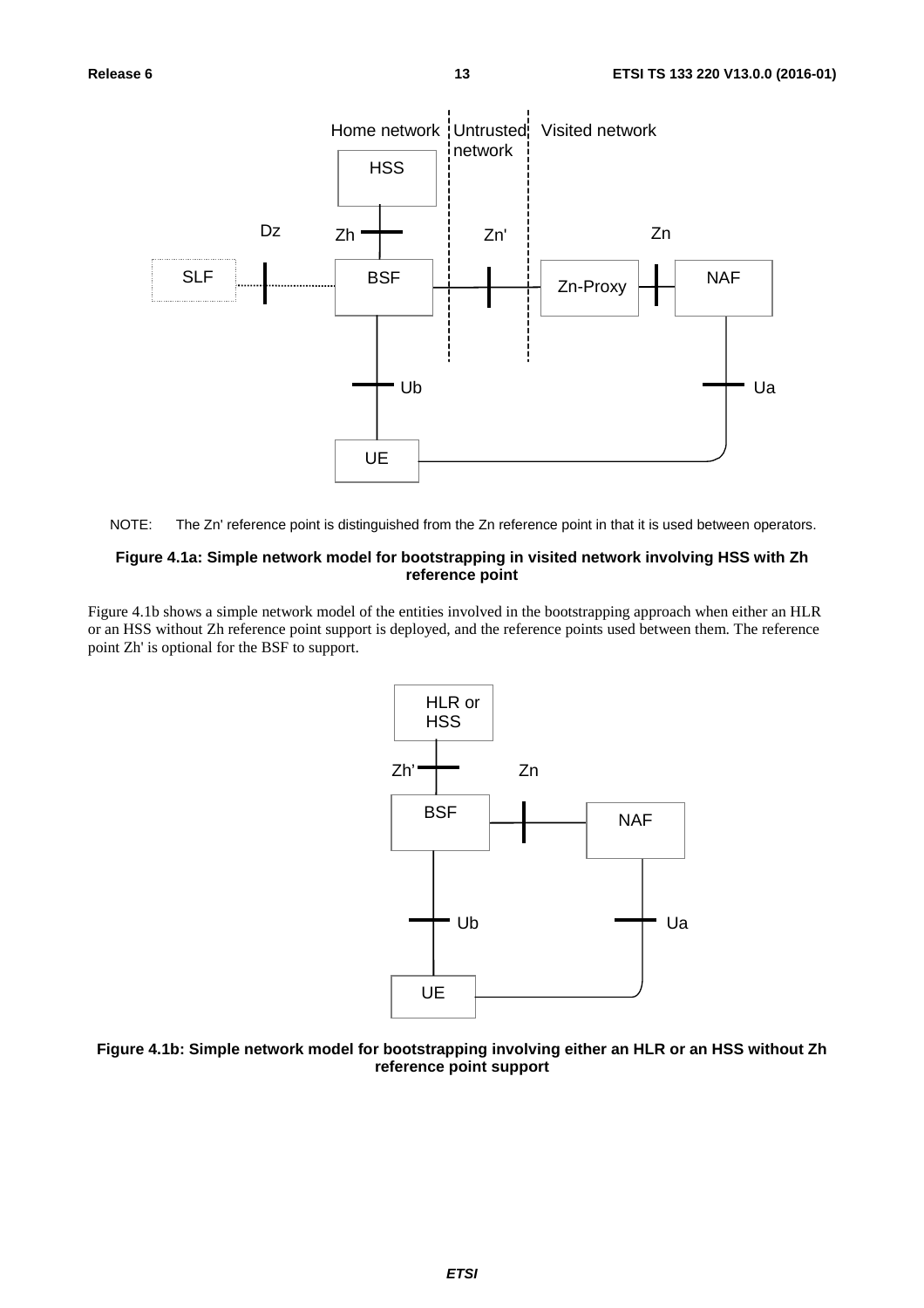NOTE: The Zn' reference point is distinguished from the Zn reference point in that it is used between operators.

**Figure 4.1a: Simple network model for bootstrapping in visited network involving HSS with Zh reference point**

Figure 4.1b shows a simple network model of the entities involved in the bootstrapping approach when either an HLR or an HSS without Zh reference point support is deployed, and the reference points used between them. The reference point Zh' is optional for the BSF to support.

**Figure 4.1b: Simple network model for bootstrapping involving either an HLR or an HSS without Zh reference point support**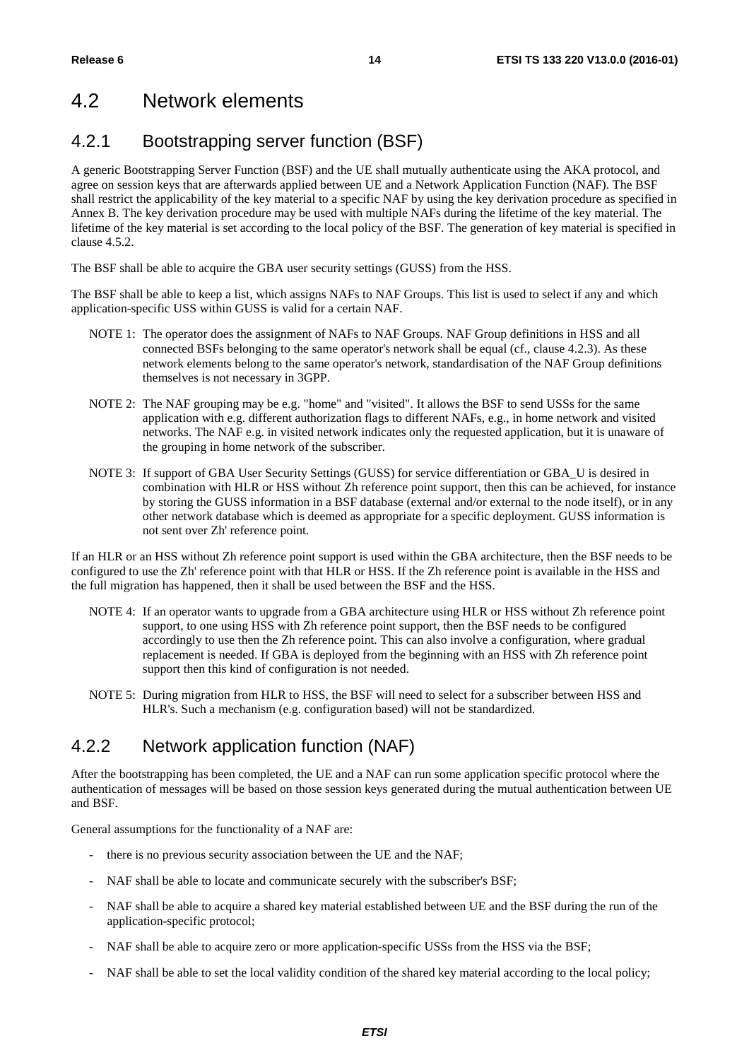## 4.2 Network elements

### 4.2.1 Bootstrapping server function (BSF)

A generic Bootstrapping Server Function (BSF) and the UE shall mutually authenticate using the AKA protocol, and agree on session keys that are afterwards applied between UE and a Network Application Function (NAF). The BSF shall restrict the applicability of the key material to a specific NAF by using the key derivation procedure as specified in Annex B. The key derivation procedure may be used with multiple NAFs during the lifetime of the key material. The lifetime of the key material is set according to the local policy of the BSF. The generation of key material is specified in clause 4.5.2.

The BSF shall be able to acquire the GBA user security settings (GUSS) from the HSS.

The BSF shall be able to keep a list, which assigns NAFs to NAF Groups. This list is used to select if any and which application-specific USS within GUSS is valid for a certain NAF.

NOTE 1: The operator does the assignment of NAFs to NAF Groups. NAF Group definitions in HSS and all connected BSFs belonging to the same operator's network shall be equal (cf., clause 4.2.3). As these network elements belong to the same operator's network, standardisation of the NAF Group definitions themselves is not necessary in 3GPP.

NOTE 2: The NAF grouping may be e.g. "home" and "visited". It allows the BSF to send USSs for the same application with e.g. different authorization flags to different NAFs, e.g., in home network and visited networks. The NAF e.g. in visited network indicates only the requested application, but it is unaware of the grouping in home network of the subscriber.

NOTE 3: If support of GBA User Security Settings (GUSS) for service differentiation or GBA_U is desired in combination with HLR or HSS without Zh reference point support, then this can be achieved, for instance by storing the GUSS information in a BSF database (external and/or external to the node itself), or in any other network database which is deemed as appropriate for a specific deployment. GUSS information is not sent over Zh' reference point.

If an HLR or an HSS without Zh reference point support is used within the GBA architecture, then the BSF needs to be configured to use the Zh' reference point with that HLR or HSS. If the Zh reference point is available in the HSS and the full migration has happened, then it shall be used between the BSF and the HSS.

NOTE 4: If an operator wants to upgrade from a GBA architecture using HLR or HSS without Zh reference point support, to one using HSS with Zh reference point support, then the BSF needs to be configured accordingly to use then the Zh reference point. This can also involve a configuration, where gradual replacement is needed. If GBA is deployed from the beginning with an HSS with Zh reference point support then this kind of configuration is not needed.

NOTE 5: During migration from HLR to HSS, the BSF will need to select for a subscriber between HSS and HLR's. Such a mechanism (e.g. configuration based) will not be standardized.

### 4.2.2 Network application function (NAF)

After the bootstrapping has been completed, the UE and a NAF can run some application specific protocol where the authentication of messages will be based on those session keys generated during the mutual authentication between UE and BSF.

General assumptions for the functionality of a NAF are:

- there is no previous security association between the UE and the NAF;
- NAF shall be able to locate and communicate securely with the subscriber's BSF;
- NAF shall be able to acquire a shared key material established between UE and the BSF during the run of the application-specific protocol;
- NAF shall be able to acquire zero or more application-specific USSs from the HSS via the BSF;
- NAF shall be able to set the local validity condition of the shared key material according to the local policy;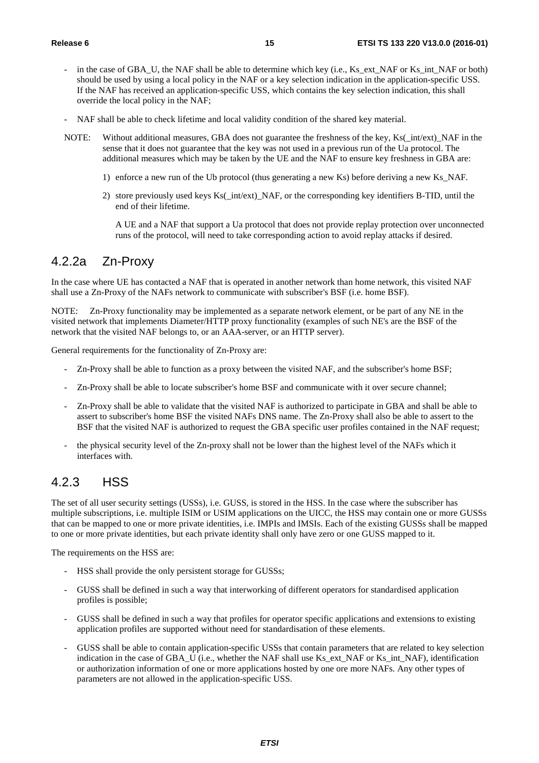- in the case of GBA_U, the NAF shall be able to determine which key (i.e., Ks_ext_NAF or Ks_int_NAF or both) should be used by using a local policy in the NAF or a key selection indication in the application-specific USS. If the NAF has received an application-specific USS, which contains the key selection indication, this shall override the local policy in the NAF;

- NAF shall be able to check lifetime and local validity condition of the shared key material.

NOTE: Without additional measures, GBA does not guarantee the freshness of the key, Ks(_int/ext)_NAF in the sense that it does not guarantee that the key was not used in a previous run of the Ua protocol. The additional measures which may be taken by the UE and the NAF to ensure key freshness in GBA are:

1) enforce a new run of the Ub protocol (thus generating a new Ks) before deriving a new Ks_NAF.

2) store previously used keys Ks(_int/ext)_NAF, or the corresponding key identifiers B-TID, until the end of their lifetime.

A UE and a NAF that support a Ua protocol that does not provide replay protection over unconnected runs of the protocol, will need to take corresponding action to avoid replay attacks if desired.

### 4.2.2a Zn-Proxy

In the case where UE has contacted a NAF that is operated in another network than home network, this visited NAF shall use a Zn-Proxy of the NAFs network to communicate with subscriber's BSF (i.e. home BSF).

NOTE: Zn-Proxy functionality may be implemented as a separate network element, or be part of any NE in the visited network that implements Diameter/HTTP proxy functionality (examples of such NE's are the BSF of the network that the visited NAF belongs to, or an AAA-server, or an HTTP server).

General requirements for the functionality of Zn-Proxy are:

- Zn-Proxy shall be able to function as a proxy between the visited NAF, and the subscriber's home BSF;

- Zn-Proxy shall be able to locate subscriber's home BSF and communicate with it over secure channel;

- Zn-Proxy shall be able to validate that the visited NAF is authorized to participate in GBA and shall be able to assert to subscriber's home BSF the visited NAFs DNS name. The Zn-Proxy shall also be able to assert to the BSF that the visited NAF is authorized to request the GBA specific user profiles contained in the NAF request;

- the physical security level of the Zn-proxy shall not be lower than the highest level of the NAFs which it interfaces with.

### 4.2.3 HSS

The set of all user security settings (USSs), i.e. GUSS, is stored in the HSS. In the case where the subscriber has multiple subscriptions, i.e. multiple ISIM or USIM applications on the UICC, the HSS may contain one or more GUSSs that can be mapped to one or more private identities, i.e. IMPIs and IMSIs. Each of the existing GUSSs shall be mapped to one or more private identities, but each private identity shall only have zero or one GUSS mapped to it.

The requirements on the HSS are:

- HSS shall provide the only persistent storage for GUSSs;

- GUSS shall be defined in such a way that interworking of different operators for standardised application profiles is possible;

- GUSS shall be defined in such a way that profiles for operator specific applications and extensions to existing application profiles are supported without need for standardisation of these elements.

- GUSS shall be able to contain application-specific USSs that contain parameters that are related to key selection indication in the case of GBA_U (i.e., whether the NAF shall use Ks_ext_NAF or Ks_int_NAF), identification or authorization information of one or more applications hosted by one ore more NAFs. Any other types of parameters are not allowed in the application-specific USS.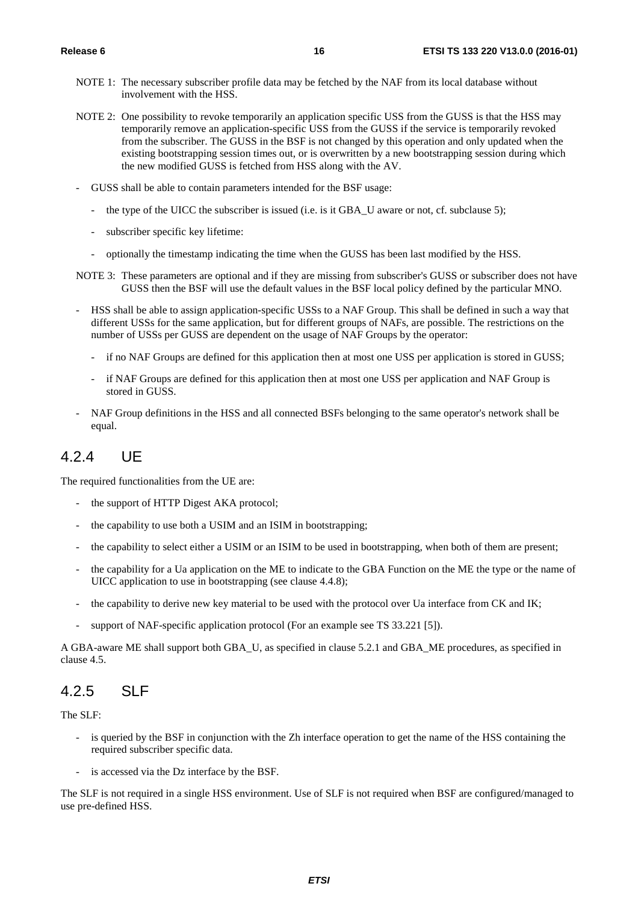NOTE 1: The necessary subscriber profile data may be fetched by the NAF from its local database without involvement with the HSS.

NOTE 2: One possibility to revoke temporarily an application specific USS from the GUSS is that the HSS may temporarily remove an application-specific USS from the GUSS if the service is temporarily revoked from the subscriber. The GUSS in the BSF is not changed by this operation and only updated when the existing bootstrapping session times out, or is overwritten by a new bootstrapping session during which the new modified GUSS is fetched from HSS along with the AV.

- GUSS shall be able to contain parameters intended for the BSF usage:
  - the type of the UICC the subscriber is issued (i.e. is it GBA_U aware or not, cf. subclause 5);
  - subscriber specific key lifetime:
  - optionally the timestamp indicating the time when the GUSS has been last modified by the HSS.

NOTE 3: These parameters are optional and if they are missing from subscriber's GUSS or subscriber does not have GUSS then the BSF will use the default values in the BSF local policy defined by the particular MNO.

- HSS shall be able to assign application-specific USSs to a NAF Group. This shall be defined in such a way that different USSs for the same application, but for different groups of NAFs, are possible. The restrictions on the number of USSs per GUSS are dependent on the usage of NAF Groups by the operator:
  - if no NAF Groups are defined for this application then at most one USS per application is stored in GUSS;
  - if NAF Groups are defined for this application then at most one USS per application and NAF Group is stored in GUSS.
- NAF Group definitions in the HSS and all connected BSFs belonging to the same operator's network shall be equal.

### 4.2.4 UE

The required functionalities from the UE are:

- the support of HTTP Digest AKA protocol;
- the capability to use both a USIM and an ISIM in bootstrapping;
- the capability to select either a USIM or an ISIM to be used in bootstrapping, when both of them are present;
- the capability for a Ua application on the ME to indicate to the GBA Function on the ME the type or the name of UICC application to use in bootstrapping (see clause 4.4.8);
- the capability to derive new key material to be used with the protocol over Ua interface from CK and IK;
- support of NAF-specific application protocol (For an example see TS 33.221 [5]).

A GBA-aware ME shall support both GBA_U, as specified in clause 5.2.1 and GBA_ME procedures, as specified in clause 4.5.

### 4.2.5 SLF

The SLF:

- is queried by the BSF in conjunction with the Zh interface operation to get the name of the HSS containing the required subscriber specific data.
- is accessed via the Dz interface by the BSF.

The SLF is not required in a single HSS environment. Use of SLF is not required when BSF are configured/managed to use pre-defined HSS.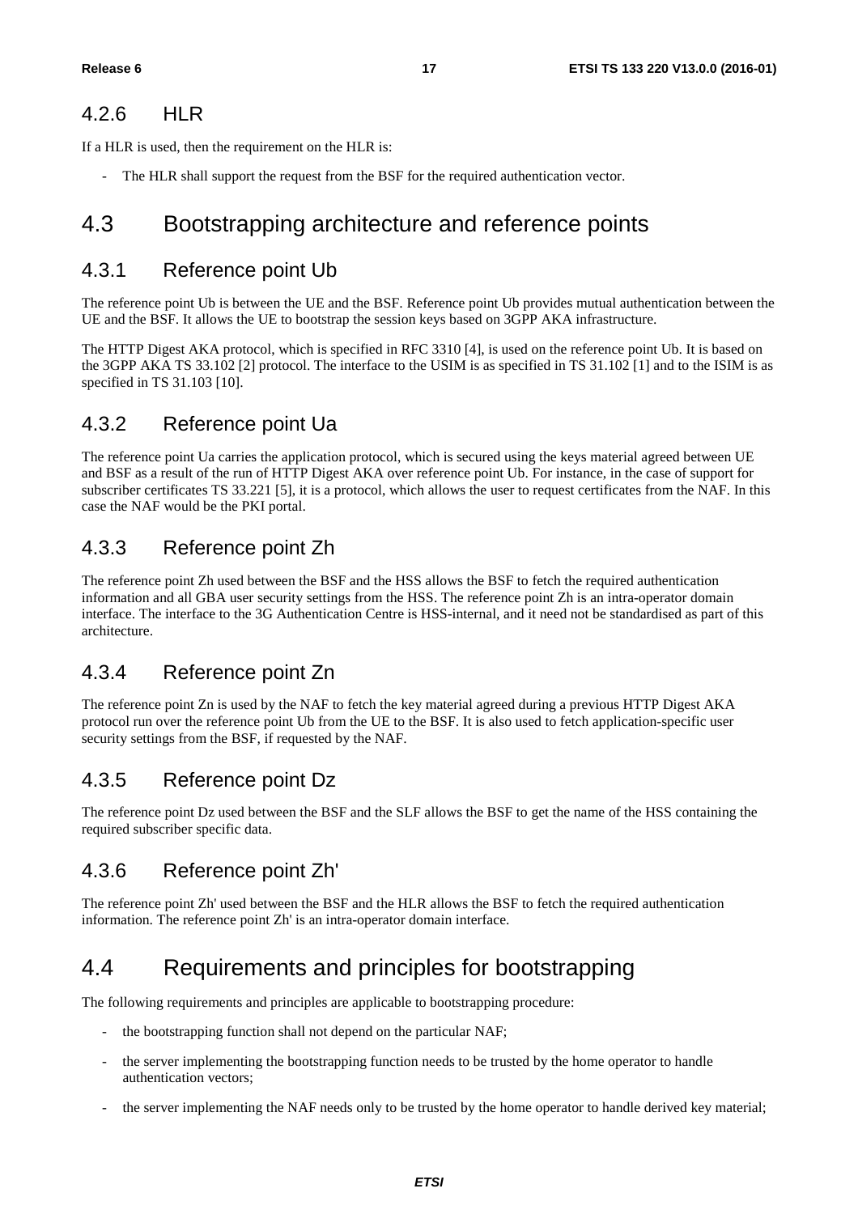### 4.2.6 HLR

If a HLR is used, then the requirement on the HLR is:

- The HLR shall support the request from the BSF for the required authentication vector.

## 4.3 Bootstrapping architecture and reference points

### 4.3.1 Reference point Ub

The reference point Ub is between the UE and the BSF. Reference point Ub provides mutual authentication between the UE and the BSF. It allows the UE to bootstrap the session keys based on 3GPP AKA infrastructure.

The HTTP Digest AKA protocol, which is specified in RFC 3310 [4], is used on the reference point Ub. It is based on the 3GPP AKA TS 33.102 [2] protocol. The interface to the USIM is as specified in TS 31.102 [1] and to the ISIM is as specified in TS 31.103 [10].

### 4.3.2 Reference point Ua

The reference point Ua carries the application protocol, which is secured using the keys material agreed between UE and BSF as a result of the run of HTTP Digest AKA over reference point Ub. For instance, in the case of support for subscriber certificates TS 33.221 [5], it is a protocol, which allows the user to request certificates from the NAF. In this case the NAF would be the PKI portal.

### 4.3.3 Reference point Zh

The reference point Zh used between the BSF and the HSS allows the BSF to fetch the required authentication information and all GBA user security settings from the HSS. The reference point Zh is an intra-operator domain interface. The interface to the 3G Authentication Centre is HSS-internal, and it need not be standardised as part of this architecture.

### 4.3.4 Reference point Zn

The reference point Zn is used by the NAF to fetch the key material agreed during a previous HTTP Digest AKA protocol run over the reference point Ub from the UE to the BSF. It is also used to fetch application-specific user security settings from the BSF, if requested by the NAF.

### 4.3.5 Reference point Dz

The reference point Dz used between the BSF and the SLF allows the BSF to get the name of the HSS containing the required subscriber specific data.

### 4.3.6 Reference point Zh'

The reference point Zh' used between the BSF and the HLR allows the BSF to fetch the required authentication information. The reference point Zh' is an intra-operator domain interface.

## 4.4 Requirements and principles for bootstrapping

The following requirements and principles are applicable to bootstrapping procedure:

- the bootstrapping function shall not depend on the particular NAF;
- the server implementing the bootstrapping function needs to be trusted by the home operator to handle authentication vectors;
- the server implementing the NAF needs only to be trusted by the home operator to handle derived key material;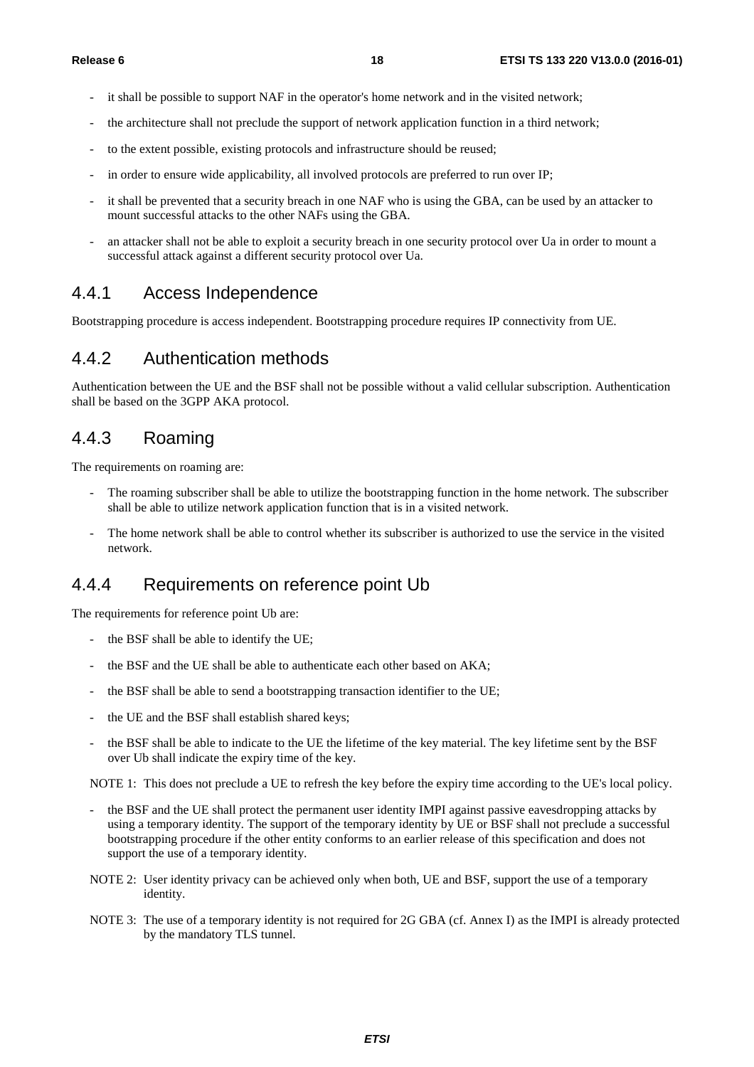- it shall be possible to support NAF in the operator's home network and in the visited network;
- the architecture shall not preclude the support of network application function in a third network;
- to the extent possible, existing protocols and infrastructure should be reused;
- in order to ensure wide applicability, all involved protocols are preferred to run over IP;
- it shall be prevented that a security breach in one NAF who is using the GBA, can be used by an attacker to mount successful attacks to the other NAFs using the GBA.
- an attacker shall not be able to exploit a security breach in one security protocol over Ua in order to mount a successful attack against a different security protocol over Ua.

### 4.4.1 Access Independence

Bootstrapping procedure is access independent. Bootstrapping procedure requires IP connectivity from UE.

### 4.4.2 Authentication methods

Authentication between the UE and the BSF shall not be possible without a valid cellular subscription. Authentication shall be based on the 3GPP AKA protocol.

### 4.4.3 Roaming

The requirements on roaming are:

- The roaming subscriber shall be able to utilize the bootstrapping function in the home network. The subscriber shall be able to utilize network application function that is in a visited network.
- The home network shall be able to control whether its subscriber is authorized to use the service in the visited network.

### 4.4.4 Requirements on reference point Ub

The requirements for reference point Ub are:

- the BSF shall be able to identify the UE;
- the BSF and the UE shall be able to authenticate each other based on AKA;
- the BSF shall be able to send a bootstrapping transaction identifier to the UE;
- the UE and the BSF shall establish shared keys;
- the BSF shall be able to indicate to the UE the lifetime of the key material. The key lifetime sent by the BSF over Ub shall indicate the expiry time of the key.

NOTE 1: This does not preclude a UE to refresh the key before the expiry time according to the UE's local policy.

- the BSF and the UE shall protect the permanent user identity IMPI against passive eavesdropping attacks by using a temporary identity. The support of the temporary identity by UE or BSF shall not preclude a successful bootstrapping procedure if the other entity conforms to an earlier release of this specification and does not support the use of a temporary identity.

NOTE 2: User identity privacy can be achieved only when both, UE and BSF, support the use of a temporary identity.

NOTE 3: The use of a temporary identity is not required for 2G GBA (cf. Annex I) as the IMPI is already protected by the mandatory TLS tunnel.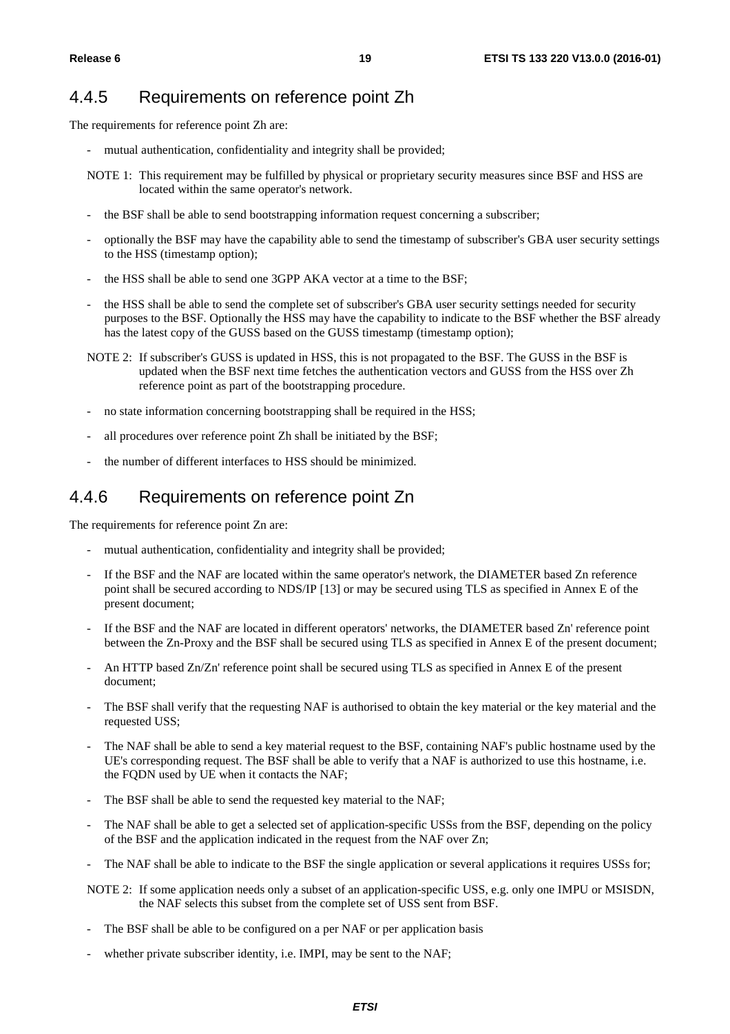### 4.4.5 Requirements on reference point Zh

The requirements for reference point Zh are:

- mutual authentication, confidentiality and integrity shall be provided;

NOTE 1: This requirement may be fulfilled by physical or proprietary security measures since BSF and HSS are located within the same operator's network.

- the BSF shall be able to send bootstrapping information request concerning a subscriber;
- optionally the BSF may have the capability able to send the timestamp of subscriber's GBA user security settings to the HSS (timestamp option);
- the HSS shall be able to send one 3GPP AKA vector at a time to the BSF;
- the HSS shall be able to send the complete set of subscriber's GBA user security settings needed for security purposes to the BSF. Optionally the HSS may have the capability to indicate to the BSF whether the BSF already has the latest copy of the GUSS based on the GUSS timestamp (timestamp option);

NOTE 2: If subscriber's GUSS is updated in HSS, this is not propagated to the BSF. The GUSS in the BSF is updated when the BSF next time fetches the authentication vectors and GUSS from the HSS over Zh reference point as part of the bootstrapping procedure.

- no state information concerning bootstrapping shall be required in the HSS;
- all procedures over reference point Zh shall be initiated by the BSF;
- the number of different interfaces to HSS should be minimized.

### 4.4.6 Requirements on reference point Zn

The requirements for reference point Zn are:

- mutual authentication, confidentiality and integrity shall be provided;
- If the BSF and the NAF are located within the same operator's network, the DIAMETER based Zn reference point shall be secured according to NDS/IP [13] or may be secured using TLS as specified in Annex E of the present document;
- If the BSF and the NAF are located in different operators' networks, the DIAMETER based Zn' reference point between the Zn-Proxy and the BSF shall be secured using TLS as specified in Annex E of the present document;
- An HTTP based Zn/Zn' reference point shall be secured using TLS as specified in Annex E of the present document;
- The BSF shall verify that the requesting NAF is authorised to obtain the key material or the key material and the requested USS;
- The NAF shall be able to send a key material request to the BSF, containing NAF's public hostname used by the UE's corresponding request. The BSF shall be able to verify that a NAF is authorized to use this hostname, i.e. the FQDN used by UE when it contacts the NAF;
- The BSF shall be able to send the requested key material to the NAF;
- The NAF shall be able to get a selected set of application-specific USSs from the BSF, depending on the policy of the BSF and the application indicated in the request from the NAF over Zn;
- The NAF shall be able to indicate to the BSF the single application or several applications it requires USSs for;

NOTE 2: If some application needs only a subset of an application-specific USS, e.g. only one IMPU or MSISDN, the NAF selects this subset from the complete set of USS sent from BSF.

- The BSF shall be able to be configured on a per NAF or per application basis
- whether private subscriber identity, i.e. IMPI, may be sent to the NAF;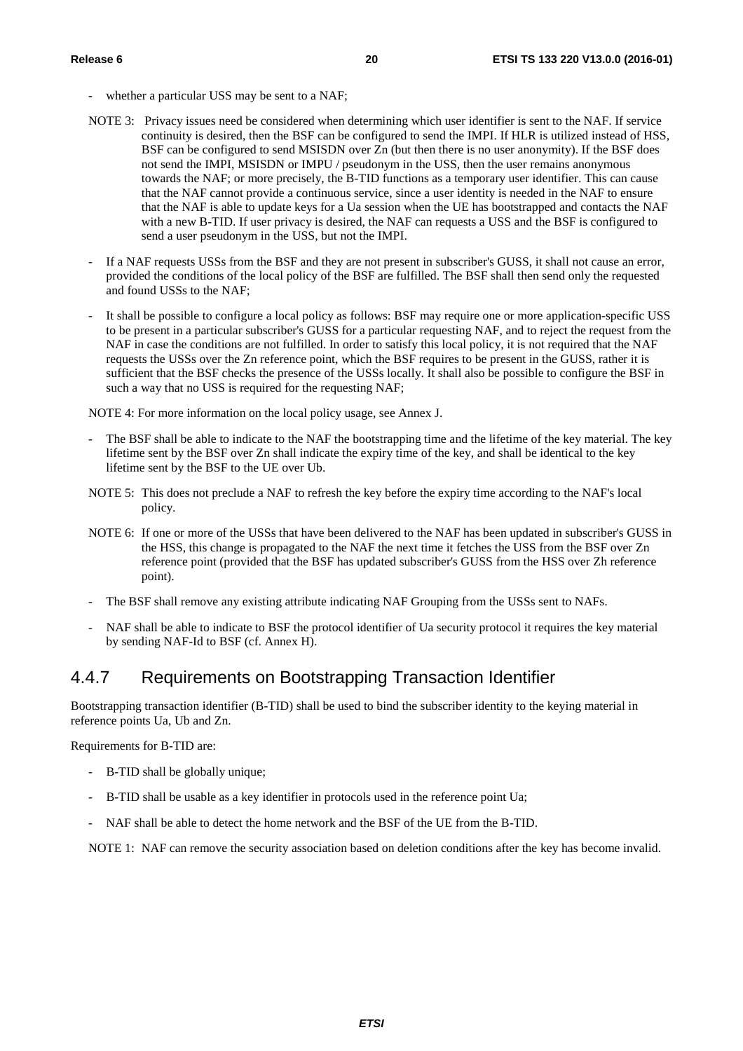- whether a particular USS may be sent to a NAF;

NOTE 3: Privacy issues need be considered when determining which user identifier is sent to the NAF. If service continuity is desired, then the BSF can be configured to send the IMPI. If HLR is utilized instead of HSS, BSF can be configured to send MSISDN over Zn (but then there is no user anonymity). If the BSF does not send the IMPI, MSISDN or IMPU / pseudonym in the USS, then the user remains anonymous towards the NAF; or more precisely, the B-TID functions as a temporary user identifier. This can cause that the NAF cannot provide a continuous service, since a user identity is needed in the NAF to ensure that the NAF is able to update keys for a Ua session when the UE has bootstrapped and contacts the NAF with a new B-TID. If user privacy is desired, the NAF can requests a USS and the BSF is configured to send a user pseudonym in the USS, but not the IMPI.

- If a NAF requests USSs from the BSF and they are not present in subscriber's GUSS, it shall not cause an error, provided the conditions of the local policy of the BSF are fulfilled. The BSF shall then send only the requested and found USSs to the NAF;
- It shall be possible to configure a local policy as follows: BSF may require one or more application-specific USS to be present in a particular subscriber's GUSS for a particular requesting NAF, and to reject the request from the NAF in case the conditions are not fulfilled. In order to satisfy this local policy, it is not required that the NAF requests the USSs over the Zn reference point, which the BSF requires to be present in the GUSS, rather it is sufficient that the BSF checks the presence of the USSs locally. It shall also be possible to configure the BSF in such a way that no USS is required for the requesting NAF;

NOTE 4: For more information on the local policy usage, see Annex J.

- The BSF shall be able to indicate to the NAF the bootstrapping time and the lifetime of the key material. The key lifetime sent by the BSF over Zn shall indicate the expiry time of the key, and shall be identical to the key lifetime sent by the BSF to the UE over Ub.

NOTE 5: This does not preclude a NAF to refresh the key before the expiry time according to the NAF's local policy.

NOTE 6: If one or more of the USSs that have been delivered to the NAF has been updated in subscriber's GUSS in the HSS, this change is propagated to the NAF the next time it fetches the USS from the BSF over Zn reference point (provided that the BSF has updated subscriber's GUSS from the HSS over Zh reference point).

- The BSF shall remove any existing attribute indicating NAF Grouping from the USSs sent to NAFs.
- NAF shall be able to indicate to BSF the protocol identifier of Ua security protocol it requires the key material by sending NAF-Id to BSF (cf. Annex H).

### 4.4.7 Requirements on Bootstrapping Transaction Identifier

Bootstrapping transaction identifier (B-TID) shall be used to bind the subscriber identity to the keying material in reference points Ua, Ub and Zn.

Requirements for B-TID are:

- B-TID shall be globally unique;
- B-TID shall be usable as a key identifier in protocols used in the reference point Ua;
- NAF shall be able to detect the home network and the BSF of the UE from the B-TID.

NOTE 1: NAF can remove the security association based on deletion conditions after the key has become invalid.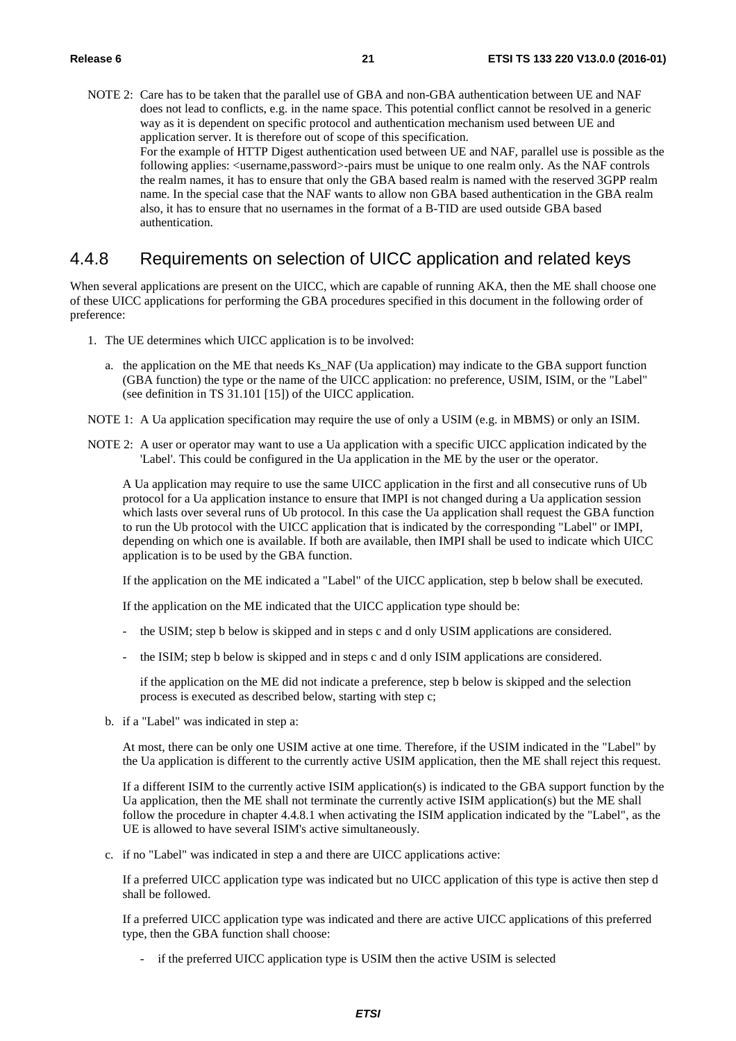NOTE 2: Care has to be taken that the parallel use of GBA and non-GBA authentication between UE and NAF does not lead to conflicts, e.g. in the name space. This potential conflict cannot be resolved in a generic way as it is dependent on specific protocol and authentication mechanism used between UE and application server. It is therefore out of scope of this specification.
For the example of HTTP Digest authentication used between UE and NAF, parallel use is possible as the following applies: <username,password>-pairs must be unique to one realm only. As the NAF controls the realm names, it has to ensure that only the GBA based realm is named with the reserved 3GPP realm name. In the special case that the NAF wants to allow non GBA based authentication in the GBA realm also, it has to ensure that no usernames in the format of a B-TID are used outside GBA based authentication.

### 4.4.8 Requirements on selection of UICC application and related keys

When several applications are present on the UICC, which are capable of running AKA, then the ME shall choose one of these UICC applications for performing the GBA procedures specified in this document in the following order of preference:

1. The UE determines which UICC application is to be involved:

   a. the application on the ME that needs Ks_NAF (Ua application) may indicate to the GBA support function (GBA function) the type or the name of the UICC application: no preference, USIM, ISIM, or the "Label" (see definition in TS 31.101 [15]) of the UICC application.

NOTE 1: A Ua application specification may require the use of only a USIM (e.g. in MBMS) or only an ISIM.

NOTE 2: A user or operator may want to use a Ua application with a specific UICC application indicated by the 'Label'. This could be configured in the Ua application in the ME by the user or the operator.

A Ua application may require to use the same UICC application in the first and all consecutive runs of Ub protocol for a Ua application instance to ensure that IMPI is not changed during a Ua application session which lasts over several runs of Ub protocol. In this case the Ua application shall request the GBA function to run the Ub protocol with the UICC application that is indicated by the corresponding "Label" or IMPI, depending on which one is available. If both are available, then IMPI shall be used to indicate which UICC application is to be used by the GBA function.

If the application on the ME indicated a "Label" of the UICC application, step b below shall be executed.

If the application on the ME indicated that the UICC application type should be:

- the USIM; step b below is skipped and in steps c and d only USIM applications are considered.
- the ISIM; step b below is skipped and in steps c and d only ISIM applications are considered.

if the application on the ME did not indicate a preference, step b below is skipped and the selection process is executed as described below, starting with step c;

   b. if a "Label" was indicated in step a:

   At most, there can be only one USIM active at one time. Therefore, if the USIM indicated in the "Label" by the Ua application is different to the currently active USIM application, then the ME shall reject this request.

   If a different ISIM to the currently active ISIM application(s) is indicated to the GBA support function by the Ua application, then the ME shall not terminate the currently active ISIM application(s) but the ME shall follow the procedure in chapter 4.4.8.1 when activating the ISIM application indicated by the "Label", as the UE is allowed to have several ISIM's active simultaneously.

   c. if no "Label" was indicated in step a and there are UICC applications active:

   If a preferred UICC application type was indicated but no UICC application of this type is active then step d shall be followed.

   If a preferred UICC application type was indicated and there are active UICC applications of this preferred type, then the GBA function shall choose:

   - if the preferred UICC application type is USIM then the active USIM is selected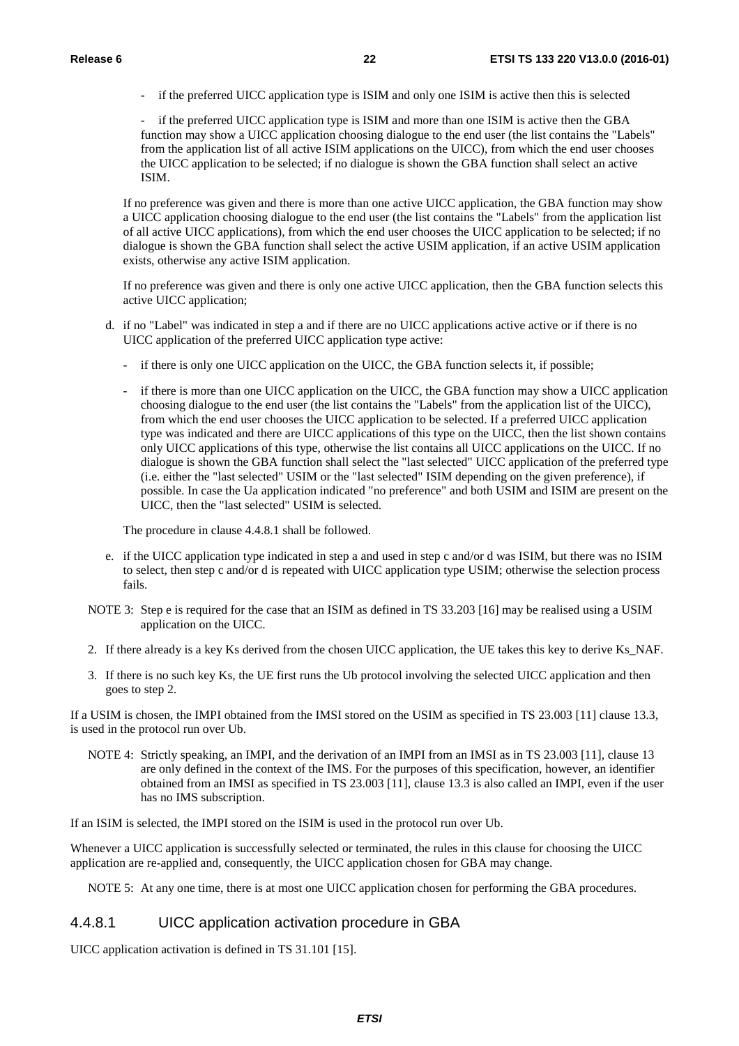- if the preferred UICC application type is ISIM and only one ISIM is active then this is selected

- if the preferred UICC application type is ISIM and more than one ISIM is active then the GBA function may show a UICC application choosing dialogue to the end user (the list contains the "Labels" from the application list of all active ISIM applications on the UICC), from which the end user chooses the UICC application to be selected; if no dialogue is shown the GBA function shall select an active ISIM.

If no preference was given and there is more than one active UICC application, the GBA function may show a UICC application choosing dialogue to the end user (the list contains the "Labels" from the application list of all active UICC applications), from which the end user chooses the UICC application to be selected; if no dialogue is shown the GBA function shall select the active USIM application, if an active USIM application exists, otherwise any active ISIM application.

If no preference was given and there is only one active UICC application, then the GBA function selects this active UICC application;

d. if no "Label" was indicated in step a and if there are no UICC applications active active or if there is no UICC application of the preferred UICC application type active:

   - if there is only one UICC application on the UICC, the GBA function selects it, if possible;

   - if there is more than one UICC application on the UICC, the GBA function may show a UICC application choosing dialogue to the end user (the list contains the "Labels" from the application list of the UICC), from which the end user chooses the UICC application to be selected. If a preferred UICC application type was indicated and there are UICC applications of this type on the UICC, then the list shown contains only UICC applications of this type, otherwise the list contains all UICC applications on the UICC. If no dialogue is shown the GBA function shall select the "last selected" UICC application of the preferred type (i.e. either the "last selected" USIM or the "last selected" ISIM depending on the given preference), if possible. In case the Ua application indicated "no preference" and both USIM and ISIM are present on the UICC, then the "last selected" USIM is selected.

   The procedure in clause 4.4.8.1 shall be followed.

e. if the UICC application type indicated in step a and used in step c and/or d was ISIM, but there was no ISIM to select, then step c and/or d is repeated with UICC application type USIM; otherwise the selection process fails.

NOTE 3: Step e is required for the case that an ISIM as defined in TS 33.203 [16] may be realised using a USIM application on the UICC.

2. If there already is a key Ks derived from the chosen UICC application, the UE takes this key to derive Ks_NAF.

3. If there is no such key Ks, the UE first runs the Ub protocol involving the selected UICC application and then goes to step 2.

If a USIM is chosen, the IMPI obtained from the IMSI stored on the USIM as specified in TS 23.003 [11] clause 13.3, is used in the protocol run over Ub.

NOTE 4: Strictly speaking, an IMPI, and the derivation of an IMPI from an IMSI as in TS 23.003 [11], clause 13 are only defined in the context of the IMS. For the purposes of this specification, however, an identifier obtained from an IMSI as specified in TS 23.003 [11], clause 13.3 is also called an IMPI, even if the user has no IMS subscription.

If an ISIM is selected, the IMPI stored on the ISIM is used in the protocol run over Ub.

Whenever a UICC application is successfully selected or terminated, the rules in this clause for choosing the UICC application are re-applied and, consequently, the UICC application chosen for GBA may change.

NOTE 5: At any one time, there is at most one UICC application chosen for performing the GBA procedures.

#### 4.4.8.1 UICC application activation procedure in GBA

UICC application activation is defined in TS 31.101 [15].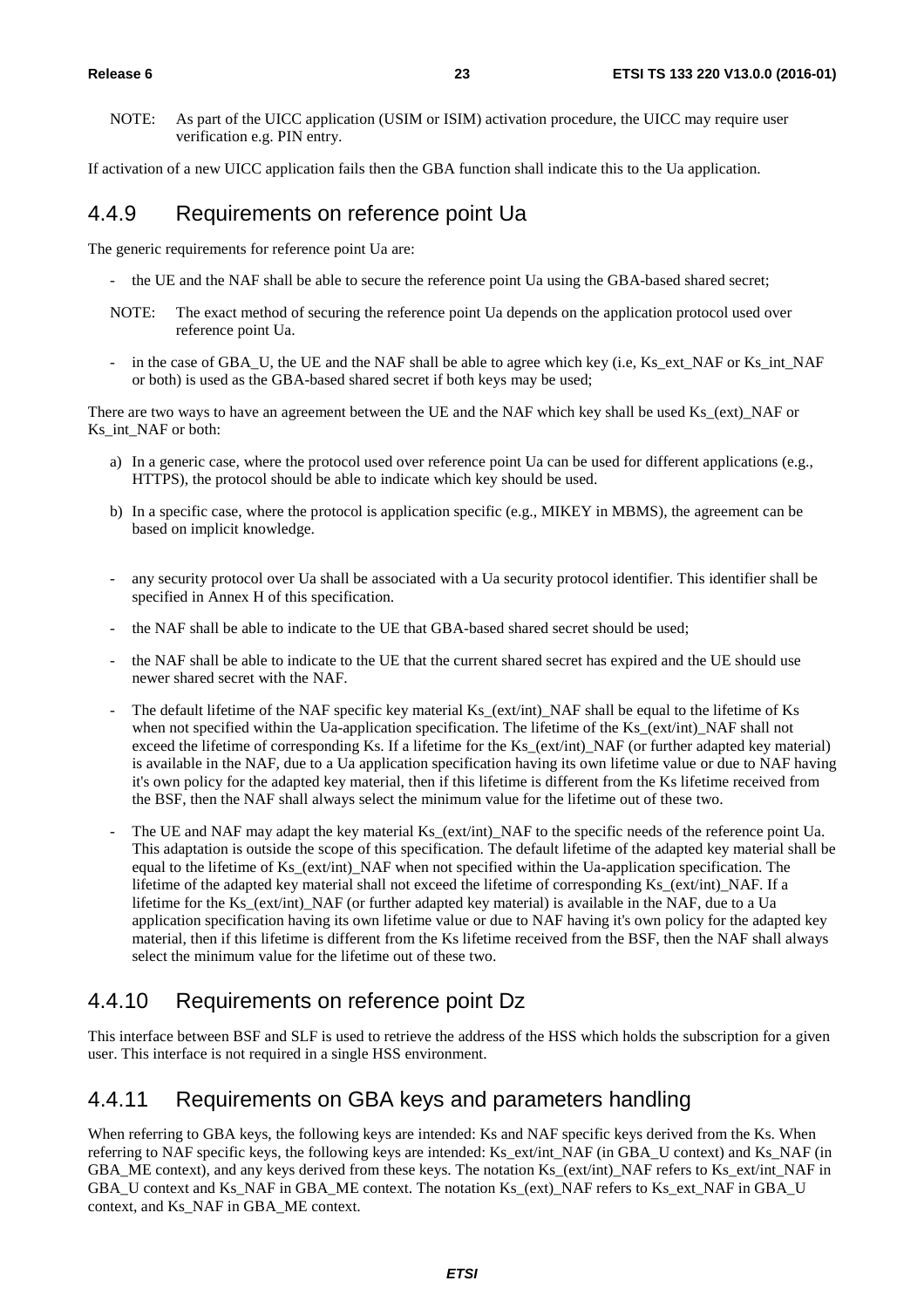NOTE: As part of the UICC application (USIM or ISIM) activation procedure, the UICC may require user verification e.g. PIN entry.

If activation of a new UICC application fails then the GBA function shall indicate this to the Ua application.

### 4.4.9 Requirements on reference point Ua

The generic requirements for reference point Ua are:

- the UE and the NAF shall be able to secure the reference point Ua using the GBA-based shared secret;

NOTE: The exact method of securing the reference point Ua depends on the application protocol used over reference point Ua.

- in the case of GBA_U, the UE and the NAF shall be able to agree which key (i.e, Ks_ext_NAF or Ks_int_NAF or both) is used as the GBA-based shared secret if both keys may be used;

There are two ways to have an agreement between the UE and the NAF which key shall be used Ks_(ext)_NAF or Ks_int_NAF or both:

a) In a generic case, where the protocol used over reference point Ua can be used for different applications (e.g., HTTPS), the protocol should be able to indicate which key should be used.

b) In a specific case, where the protocol is application specific (e.g., MIKEY in MBMS), the agreement can be based on implicit knowledge.

- any security protocol over Ua shall be associated with a Ua security protocol identifier. This identifier shall be specified in Annex H of this specification.
- the NAF shall be able to indicate to the UE that GBA-based shared secret should be used;
- the NAF shall be able to indicate to the UE that the current shared secret has expired and the UE should use newer shared secret with the NAF.
- The default lifetime of the NAF specific key material Ks_(ext/int)_NAF shall be equal to the lifetime of Ks when not specified within the Ua-application specification. The lifetime of the Ks_(ext/int)_NAF shall not exceed the lifetime of corresponding Ks. If a lifetime for the Ks_(ext/int)_NAF (or further adapted key material) is available in the NAF, due to a Ua application specification having its own lifetime value or due to NAF having it's own policy for the adapted key material, then if this lifetime is different from the Ks lifetime received from the BSF, then the NAF shall always select the minimum value for the lifetime out of these two.
- The UE and NAF may adapt the key material Ks_(ext/int)_NAF to the specific needs of the reference point Ua. This adaptation is outside the scope of this specification. The default lifetime of the adapted key material shall be equal to the lifetime of Ks_(ext/int)_NAF when not specified within the Ua-application specification. The lifetime of the adapted key material shall not exceed the lifetime of corresponding Ks_(ext/int)_NAF. If a lifetime for the Ks_(ext/int)_NAF (or further adapted key material) is available in the NAF, due to a Ua application specification having its own lifetime value or due to NAF having it's own policy for the adapted key material, then if this lifetime is different from the Ks lifetime received from the BSF, then the NAF shall always select the minimum value for the lifetime out of these two.

### 4.4.10 Requirements on reference point Dz

This interface between BSF and SLF is used to retrieve the address of the HSS which holds the subscription for a given user. This interface is not required in a single HSS environment.

### 4.4.11 Requirements on GBA keys and parameters handling

When referring to GBA keys, the following keys are intended: Ks and NAF specific keys derived from the Ks. When referring to NAF specific keys, the following keys are intended: Ks_ext/int_NAF (in GBA_U context) and Ks_NAF (in GBA_ME context), and any keys derived from these keys. The notation Ks_(ext/int)_NAF refers to Ks_ext/int_NAF in GBA_U context and Ks_NAF in GBA_ME context. The notation Ks_(ext)_NAF refers to Ks_ext_NAF in GBA_U context, and Ks_NAF in GBA_ME context.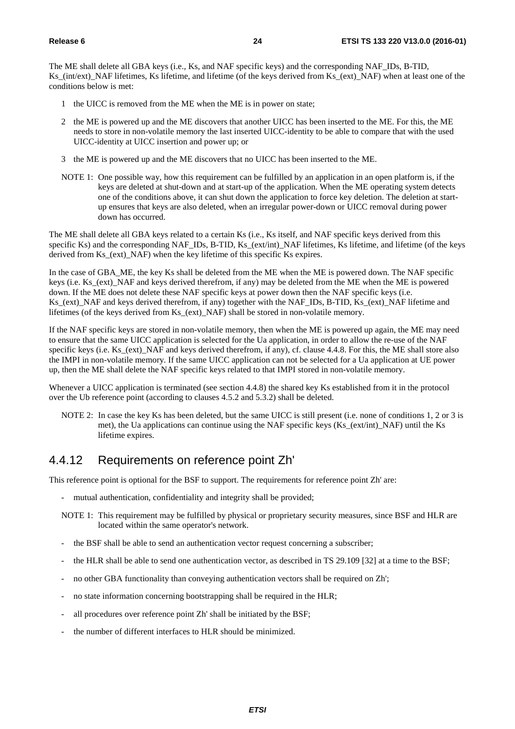The ME shall delete all GBA keys (i.e., Ks, and NAF specific keys) and the corresponding NAF_IDs, B-TID, Ks_(int/ext)_NAF lifetimes, Ks lifetime, and lifetime (of the keys derived from Ks_(ext)_NAF) when at least one of the conditions below is met:

1 the UICC is removed from the ME when the ME is in power on state;

2 the ME is powered up and the ME discovers that another UICC has been inserted to the ME. For this, the ME needs to store in non-volatile memory the last inserted UICC-identity to be able to compare that with the used UICC-identity at UICC insertion and power up; or

3 the ME is powered up and the ME discovers that no UICC has been inserted to the ME.

NOTE 1: One possible way, how this requirement can be fulfilled by an application in an open platform is, if the keys are deleted at shut-down and at start-up of the application. When the ME operating system detects one of the conditions above, it can shut down the application to force key deletion. The deletion at start-up ensures that keys are also deleted, when an irregular power-down or UICC removal during power down has occurred.

The ME shall delete all GBA keys related to a certain Ks (i.e., Ks itself, and NAF specific keys derived from this specific Ks) and the corresponding NAF_IDs, B-TID, Ks_(ext/int)_NAF lifetimes, Ks lifetime, and lifetime (of the keys derived from Ks_(ext)_NAF) when the key lifetime of this specific Ks expires.

In the case of GBA_ME, the key Ks shall be deleted from the ME when the ME is powered down. The NAF specific keys (i.e. Ks_(ext)_NAF and keys derived therefrom, if any) may be deleted from the ME when the ME is powered down. If the ME does not delete these NAF specific keys at power down then the NAF specific keys (i.e. Ks_(ext)_NAF and keys derived therefrom, if any) together with the NAF_IDs, B-TID, Ks_(ext)_NAF lifetime and lifetimes (of the keys derived from Ks_(ext)_NAF) shall be stored in non-volatile memory.

If the NAF specific keys are stored in non-volatile memory, then when the ME is powered up again, the ME may need to ensure that the same UICC application is selected for the Ua application, in order to allow the re-use of the NAF specific keys (i.e. Ks_(ext)_NAF and keys derived therefrom, if any), cf. clause 4.4.8. For this, the ME shall store also the IMPI in non-volatile memory. If the same UICC application can not be selected for a Ua application at UE power up, then the ME shall delete the NAF specific keys related to that IMPI stored in non-volatile memory.

Whenever a UICC application is terminated (see section 4.4.8) the shared key Ks established from it in the protocol over the Ub reference point (according to clauses 4.5.2 and 5.3.2) shall be deleted.

NOTE 2: In case the key Ks has been deleted, but the same UICC is still present (i.e. none of conditions 1, 2 or 3 is met), the Ua applications can continue using the NAF specific keys (Ks_(ext/int)_NAF) until the Ks lifetime expires.

### 4.4.12 Requirements on reference point Zh'

This reference point is optional for the BSF to support. The requirements for reference point Zh' are:

- mutual authentication, confidentiality and integrity shall be provided;

NOTE 1: This requirement may be fulfilled by physical or proprietary security measures, since BSF and HLR are located within the same operator's network.

- the BSF shall be able to send an authentication vector request concerning a subscriber;
- the HLR shall be able to send one authentication vector, as described in TS 29.109 [32] at a time to the BSF;
- no other GBA functionality than conveying authentication vectors shall be required on Zh';
- no state information concerning bootstrapping shall be required in the HLR;
- all procedures over reference point Zh' shall be initiated by the BSF;
- the number of different interfaces to HLR should be minimized.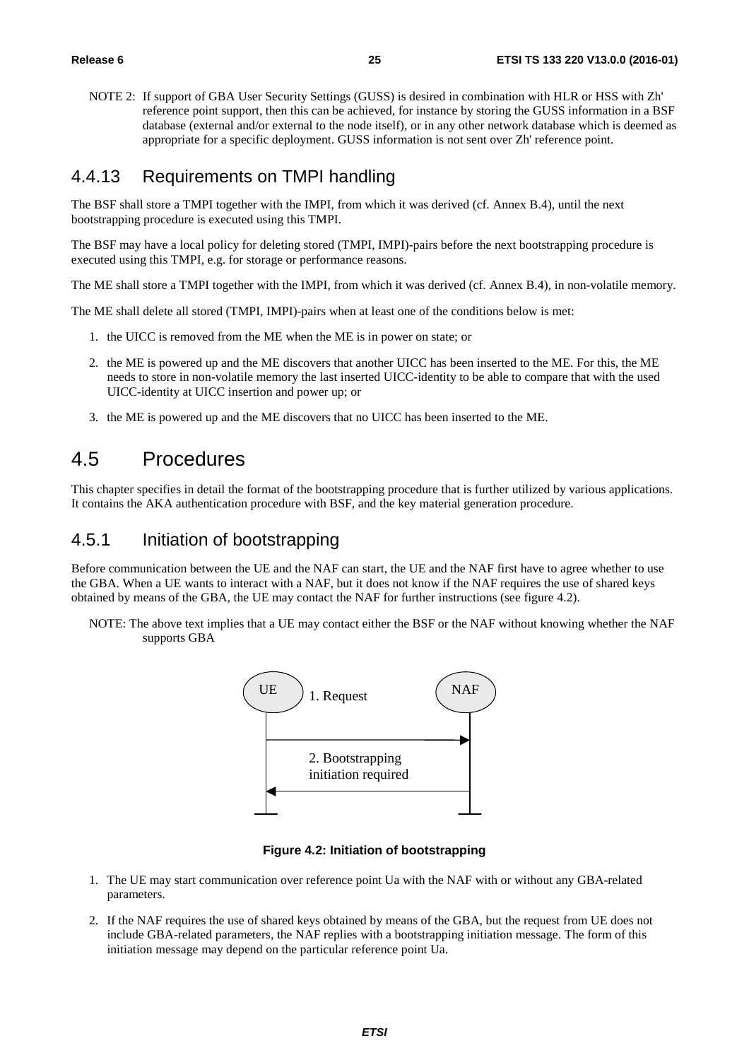NOTE 2: If support of GBA User Security Settings (GUSS) is desired in combination with HLR or HSS with Zh' reference point support, then this can be achieved, for instance by storing the GUSS information in a BSF database (external and/or external to the node itself), or in any other network database which is deemed as appropriate for a specific deployment. GUSS information is not sent over Zh' reference point.

### 4.4.13 Requirements on TMPI handling

The BSF shall store a TMPI together with the IMPI, from which it was derived (cf. Annex B.4), until the next bootstrapping procedure is executed using this TMPI.

The BSF may have a local policy for deleting stored (TMPI, IMPI)-pairs before the next bootstrapping procedure is executed using this TMPI, e.g. for storage or performance reasons.

The ME shall store a TMPI together with the IMPI, from which it was derived (cf. Annex B.4), in non-volatile memory.

The ME shall delete all stored (TMPI, IMPI)-pairs when at least one of the conditions below is met:

1. the UICC is removed from the ME when the ME is in power on state; or
2. the ME is powered up and the ME discovers that another UICC has been inserted to the ME. For this, the ME needs to store in non-volatile memory the last inserted UICC-identity to be able to compare that with the used UICC-identity at UICC insertion and power up; or
3. the ME is powered up and the ME discovers that no UICC has been inserted to the ME.

## 4.5 Procedures

This chapter specifies in detail the format of the bootstrapping procedure that is further utilized by various applications. It contains the AKA authentication procedure with BSF, and the key material generation procedure.

### 4.5.1 Initiation of bootstrapping

Before communication between the UE and the NAF can start, the UE and the NAF first have to agree whether to use the GBA. When a UE wants to interact with a NAF, but it does not know if the NAF requires the use of shared keys obtained by means of the GBA, the UE may contact the NAF for further instructions (see figure 4.2).

NOTE: The above text implies that a UE may contact either the BSF or the NAF without knowing whether the NAF supports GBA

UE — 1. Request → NAF

UE ← 2. Bootstrapping initiation required — NAF

**Figure 4.2: Initiation of bootstrapping**

1. The UE may start communication over reference point Ua with the NAF with or without any GBA-related parameters.
2. If the NAF requires the use of shared keys obtained by means of the GBA, but the request from UE does not include GBA-related parameters, the NAF replies with a bootstrapping initiation message. The form of this initiation message may depend on the particular reference point Ua.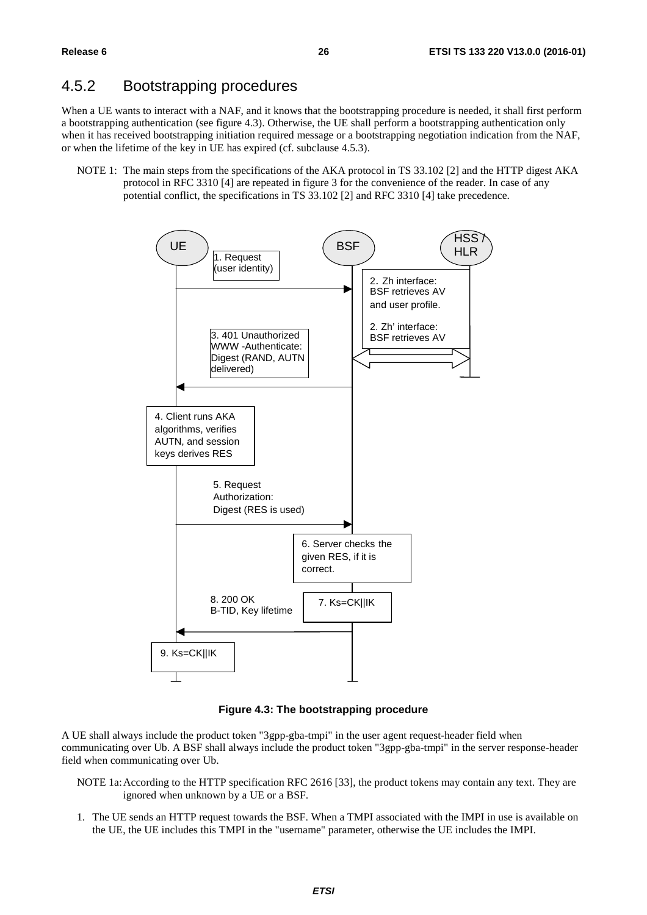### 4.5.2 Bootstrapping procedures

When a UE wants to interact with a NAF, and it knows that the bootstrapping procedure is needed, it shall first perform a bootstrapping authentication (see figure 4.3). Otherwise, the UE shall perform a bootstrapping authentication only when it has received bootstrapping initiation required message or a bootstrapping negotiation indication from the NAF, or when the lifetime of the key in UE has expired (cf. subclause 4.5.3).

NOTE 1: The main steps from the specifications of the AKA protocol in TS 33.102 [2] and the HTTP digest AKA protocol in RFC 3310 [4] are repeated in figure 3 for the convenience of the reader. In case of any potential conflict, the specifications in TS 33.102 [2] and RFC 3310 [4] take precedence.

**Figure 4.3: The bootstrapping procedure**

A UE shall always include the product token "3gpp-gba-tmpi" in the user agent request-header field when communicating over Ub. A BSF shall always include the product token "3gpp-gba-tmpi" in the server response-header field when communicating over Ub.

NOTE 1a: According to the HTTP specification RFC 2616 [33], the product tokens may contain any text. They are ignored when unknown by a UE or a BSF.

1. The UE sends an HTTP request towards the BSF. When a TMPI associated with the IMPI in use is available on the UE, the UE includes this TMPI in the "username" parameter, otherwise the UE includes the IMPI.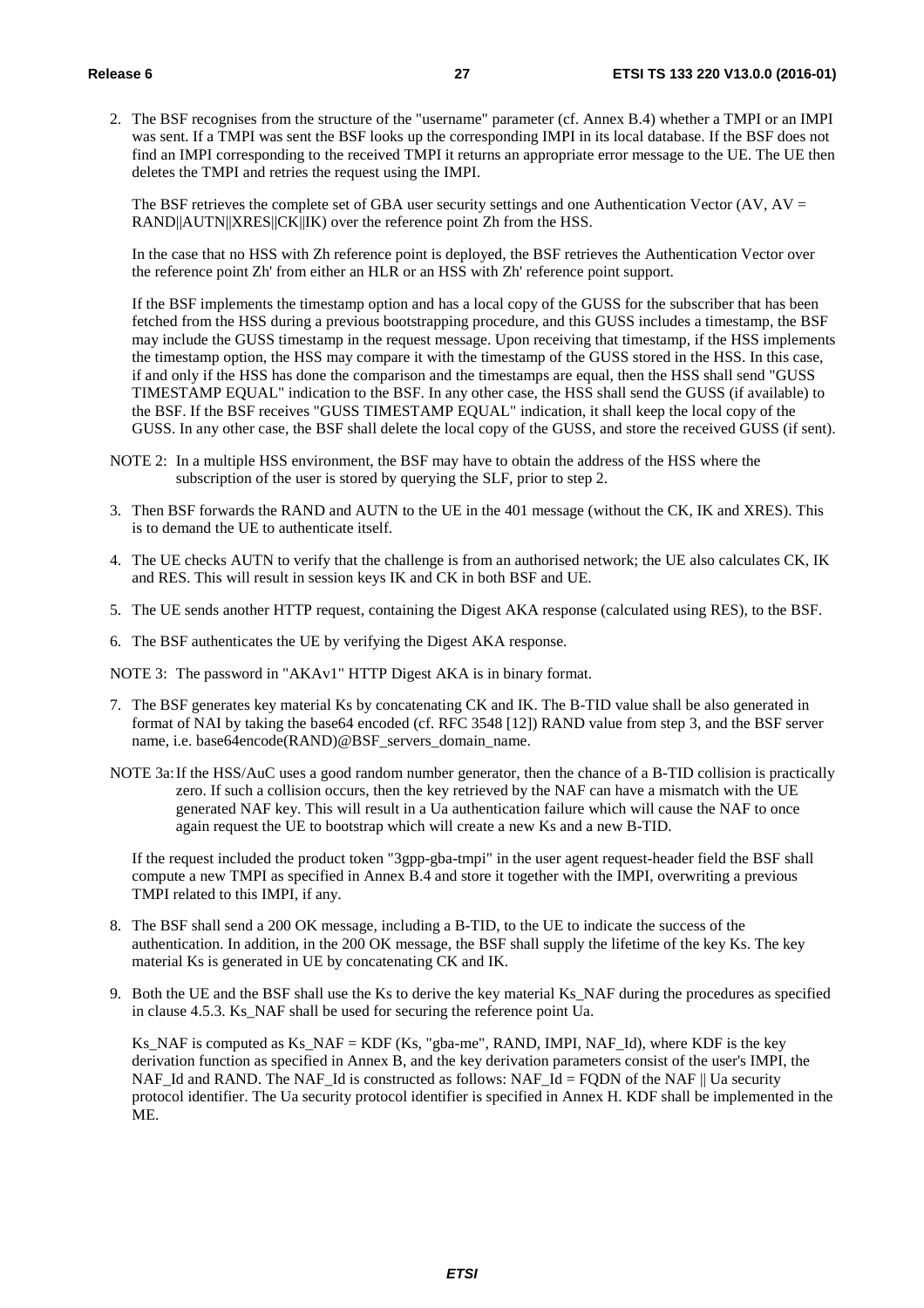2. The BSF recognises from the structure of the "username" parameter (cf. Annex B.4) whether a TMPI or an IMPI was sent. If a TMPI was sent the BSF looks up the corresponding IMPI in its local database. If the BSF does not find an IMPI corresponding to the received TMPI it returns an appropriate error message to the UE. The UE then deletes the TMPI and retries the request using the IMPI.

   The BSF retrieves the complete set of GBA user security settings and one Authentication Vector (AV, AV = RAND||AUTN||XRES||CK||IK) over the reference point Zh from the HSS.

   In the case that no HSS with Zh reference point is deployed, the BSF retrieves the Authentication Vector over the reference point Zh' from either an HLR or an HSS with Zh' reference point support.

   If the BSF implements the timestamp option and has a local copy of the GUSS for the subscriber that has been fetched from the HSS during a previous bootstrapping procedure, and this GUSS includes a timestamp, the BSF may include the GUSS timestamp in the request message. Upon receiving that timestamp, if the HSS implements the timestamp option, the HSS may compare it with the timestamp of the GUSS stored in the HSS. In this case, if and only if the HSS has done the comparison and the timestamps are equal, then the HSS shall send "GUSS TIMESTAMP EQUAL" indication to the BSF. In any other case, the HSS shall send the GUSS (if available) to the BSF. If the BSF receives "GUSS TIMESTAMP EQUAL" indication, it shall keep the local copy of the GUSS. In any other case, the BSF shall delete the local copy of the GUSS, and store the received GUSS (if sent).

NOTE 2: In a multiple HSS environment, the BSF may have to obtain the address of the HSS where the subscription of the user is stored by querying the SLF, prior to step 2.

3. Then BSF forwards the RAND and AUTN to the UE in the 401 message (without the CK, IK and XRES). This is to demand the UE to authenticate itself.

4. The UE checks AUTN to verify that the challenge is from an authorised network; the UE also calculates CK, IK and RES. This will result in session keys IK and CK in both BSF and UE.

5. The UE sends another HTTP request, containing the Digest AKA response (calculated using RES), to the BSF.

6. The BSF authenticates the UE by verifying the Digest AKA response.

NOTE 3: The password in "AKAv1" HTTP Digest AKA is in binary format.

7. The BSF generates key material Ks by concatenating CK and IK. The B-TID value shall be also generated in format of NAI by taking the base64 encoded (cf. RFC 3548 [12]) RAND value from step 3, and the BSF server name, i.e. base64encode(RAND)@BSF_servers_domain_name.

NOTE 3a: If the HSS/AuC uses a good random number generator, then the chance of a B-TID collision is practically zero. If such a collision occurs, then the key retrieved by the NAF can have a mismatch with the UE generated NAF key. This will result in a Ua authentication failure which will cause the NAF to once again request the UE to bootstrap which will create a new Ks and a new B-TID.

   If the request included the product token "3gpp-gba-tmpi" in the user agent request-header field the BSF shall compute a new TMPI as specified in Annex B.4 and store it together with the IMPI, overwriting a previous TMPI related to this IMPI, if any.

8. The BSF shall send a 200 OK message, including a B-TID, to the UE to indicate the success of the authentication. In addition, in the 200 OK message, the BSF shall supply the lifetime of the key Ks. The key material Ks is generated in UE by concatenating CK and IK.

9. Both the UE and the BSF shall use the Ks to derive the key material Ks_NAF during the procedures as specified in clause 4.5.3. Ks_NAF shall be used for securing the reference point Ua.

   Ks_NAF is computed as Ks_NAF = KDF (Ks, "gba-me", RAND, IMPI, NAF_Id), where KDF is the key derivation function as specified in Annex B, and the key derivation parameters consist of the user's IMPI, the NAF_Id and RAND. The NAF_Id is constructed as follows: NAF_Id = FQDN of the NAF || Ua security protocol identifier. The Ua security protocol identifier is specified in Annex H. KDF shall be implemented in the ME.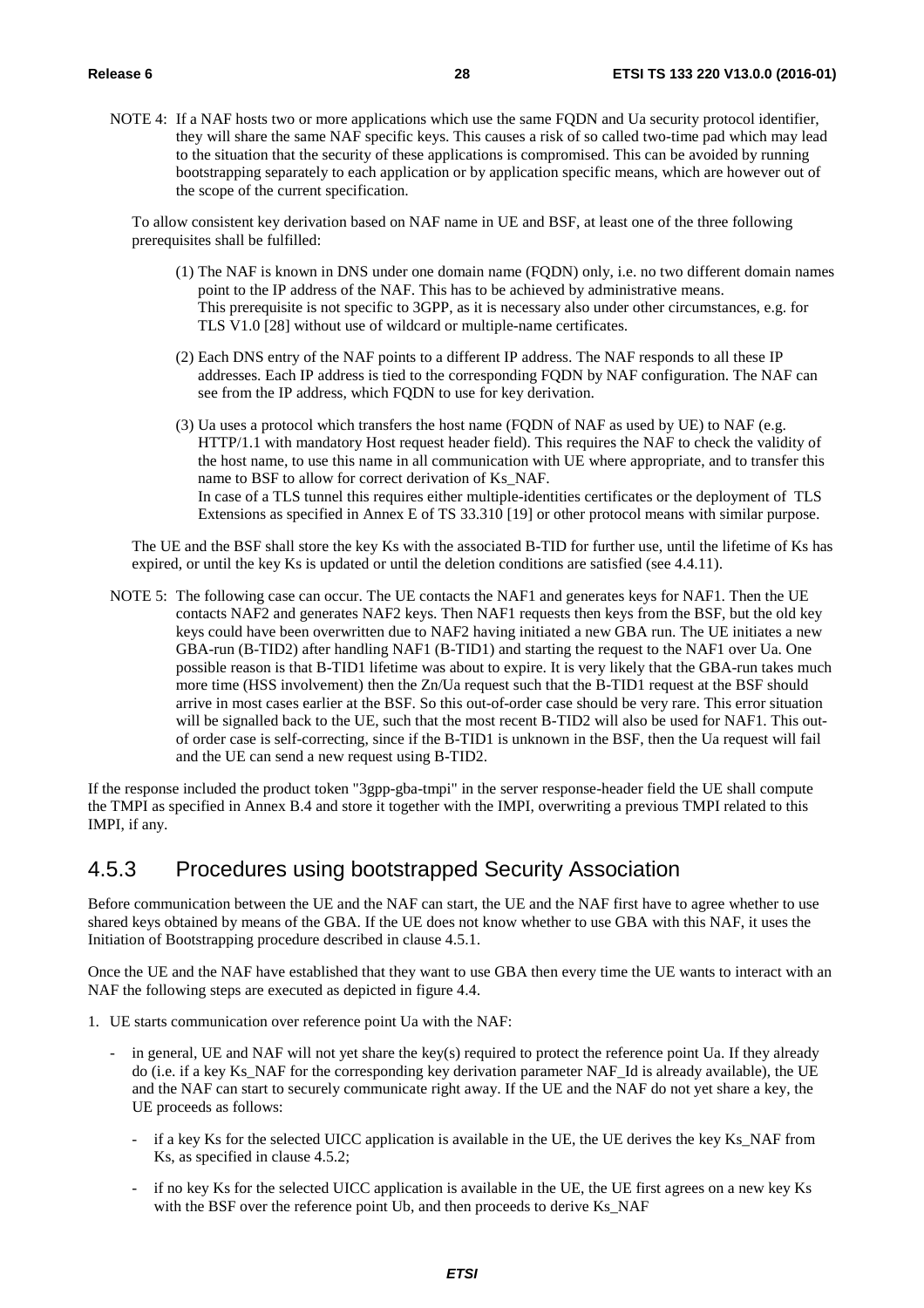NOTE 4: If a NAF hosts two or more applications which use the same FQDN and Ua security protocol identifier, they will share the same NAF specific keys. This causes a risk of so called two-time pad which may lead to the situation that the security of these applications is compromised. This can be avoided by running bootstrapping separately to each application or by application specific means, which are however out of the scope of the current specification.

To allow consistent key derivation based on NAF name in UE and BSF, at least one of the three following prerequisites shall be fulfilled:

(1) The NAF is known in DNS under one domain name (FQDN) only, i.e. no two different domain names point to the IP address of the NAF. This has to be achieved by administrative means. This prerequisite is not specific to 3GPP, as it is necessary also under other circumstances, e.g. for TLS V1.0 [28] without use of wildcard or multiple-name certificates.

(2) Each DNS entry of the NAF points to a different IP address. The NAF responds to all these IP addresses. Each IP address is tied to the corresponding FQDN by NAF configuration. The NAF can see from the IP address, which FQDN to use for key derivation.

(3) Ua uses a protocol which transfers the host name (FQDN of NAF as used by UE) to NAF (e.g. HTTP/1.1 with mandatory Host request header field). This requires the NAF to check the validity of the host name, to use this name in all communication with UE where appropriate, and to transfer this name to BSF to allow for correct derivation of Ks_NAF.
In case of a TLS tunnel this requires either multiple-identities certificates or the deployment of TLS Extensions as specified in Annex E of TS 33.310 [19] or other protocol means with similar purpose.

The UE and the BSF shall store the key Ks with the associated B-TID for further use, until the lifetime of Ks has expired, or until the key Ks is updated or until the deletion conditions are satisfied (see 4.4.11).

NOTE 5: The following case can occur. The UE contacts the NAF1 and generates keys for NAF1. Then the UE contacts NAF2 and generates NAF2 keys. Then NAF1 requests then keys from the BSF, but the old key keys could have been overwritten due to NAF2 having initiated a new GBA run. The UE initiates a new GBA-run (B-TID2) after handling NAF1 (B-TID1) and starting the request to the NAF1 over Ua. One possible reason is that B-TID1 lifetime was about to expire. It is very likely that the GBA-run takes much more time (HSS involvement) then the Zn/Ua request such that the B-TID1 request at the BSF should arrive in most cases earlier at the BSF. So this out-of-order case should be very rare. This error situation will be signalled back to the UE, such that the most recent B-TID2 will also be used for NAF1. This out-of order case is self-correcting, since if the B-TID1 is unknown in the BSF, then the Ua request will fail and the UE can send a new request using B-TID2.

If the response included the product token "3gpp-gba-tmpi" in the server response-header field the UE shall compute the TMPI as specified in Annex B.4 and store it together with the IMPI, overwriting a previous TMPI related to this IMPI, if any.

### 4.5.3 Procedures using bootstrapped Security Association

Before communication between the UE and the NAF can start, the UE and the NAF first have to agree whether to use shared keys obtained by means of the GBA. If the UE does not know whether to use GBA with this NAF, it uses the Initiation of Bootstrapping procedure described in clause 4.5.1.

Once the UE and the NAF have established that they want to use GBA then every time the UE wants to interact with an NAF the following steps are executed as depicted in figure 4.4.

1. UE starts communication over reference point Ua with the NAF:
   - in general, UE and NAF will not yet share the key(s) required to protect the reference point Ua. If they already do (i.e. if a key Ks_NAF for the corresponding key derivation parameter NAF_Id is already available), the UE and the NAF can start to securely communicate right away. If the UE and the NAF do not yet share a key, the UE proceeds as follows:
     - if a key Ks for the selected UICC application is available in the UE, the UE derives the key Ks_NAF from Ks, as specified in clause 4.5.2;
     - if no key Ks for the selected UICC application is available in the UE, the UE first agrees on a new key Ks with the BSF over the reference point Ub, and then proceeds to derive Ks_NAF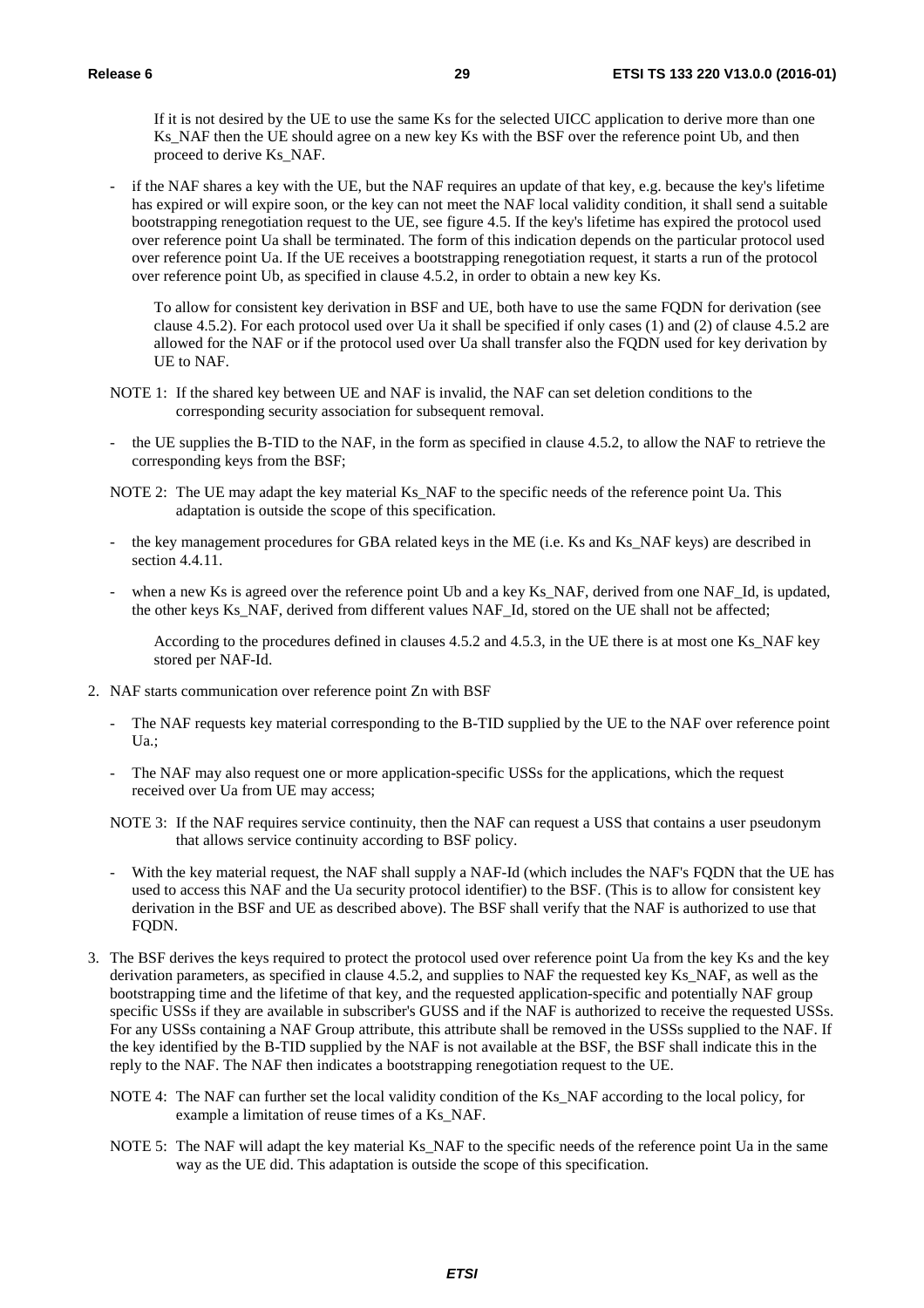If it is not desired by the UE to use the same Ks for the selected UICC application to derive more than one Ks_NAF then the UE should agree on a new key Ks with the BSF over the reference point Ub, and then proceed to derive Ks_NAF.

- if the NAF shares a key with the UE, but the NAF requires an update of that key, e.g. because the key's lifetime has expired or will expire soon, or the key can not meet the NAF local validity condition, it shall send a suitable bootstrapping renegotiation request to the UE, see figure 4.5. If the key's lifetime has expired the protocol used over reference point Ua shall be terminated. The form of this indication depends on the particular protocol used over reference point Ua. If the UE receives a bootstrapping renegotiation request, it starts a run of the protocol over reference point Ub, as specified in clause 4.5.2, in order to obtain a new key Ks.

  To allow for consistent key derivation in BSF and UE, both have to use the same FQDN for derivation (see clause 4.5.2). For each protocol used over Ua it shall be specified if only cases (1) and (2) of clause 4.5.2 are allowed for the NAF or if the protocol used over Ua shall transfer also the FQDN used for key derivation by UE to NAF.

NOTE 1: If the shared key between UE and NAF is invalid, the NAF can set deletion conditions to the corresponding security association for subsequent removal.

- the UE supplies the B-TID to the NAF, in the form as specified in clause 4.5.2, to allow the NAF to retrieve the corresponding keys from the BSF;

NOTE 2: The UE may adapt the key material Ks_NAF to the specific needs of the reference point Ua. This adaptation is outside the scope of this specification.

- the key management procedures for GBA related keys in the ME (i.e. Ks and Ks_NAF keys) are described in section 4.4.11.
- when a new Ks is agreed over the reference point Ub and a key Ks_NAF, derived from one NAF_Id, is updated, the other keys Ks_NAF, derived from different values NAF_Id, stored on the UE shall not be affected;

  According to the procedures defined in clauses 4.5.2 and 4.5.3, in the UE there is at most one Ks_NAF key stored per NAF-Id.

2. NAF starts communication over reference point Zn with BSF

   - The NAF requests key material corresponding to the B-TID supplied by the UE to the NAF over reference point Ua.;
   - The NAF may also request one or more application-specific USSs for the applications, which the request received over Ua from UE may access;

   NOTE 3: If the NAF requires service continuity, then the NAF can request a USS that contains a user pseudonym that allows service continuity according to BSF policy.

   - With the key material request, the NAF shall supply a NAF-Id (which includes the NAF's FQDN that the UE has used to access this NAF and the Ua security protocol identifier) to the BSF. (This is to allow for consistent key derivation in the BSF and UE as described above). The BSF shall verify that the NAF is authorized to use that FQDN.

3. The BSF derives the keys required to protect the protocol used over reference point Ua from the key Ks and the key derivation parameters, as specified in clause 4.5.2, and supplies to NAF the requested key Ks_NAF, as well as the bootstrapping time and the lifetime of that key, and the requested application-specific and potentially NAF group specific USSs if they are available in subscriber's GUSS and if the NAF is authorized to receive the requested USSs. For any USSs containing a NAF Group attribute, this attribute shall be removed in the USSs supplied to the NAF. If the key identified by the B-TID supplied by the NAF is not available at the BSF, the BSF shall indicate this in the reply to the NAF. The NAF then indicates a bootstrapping renegotiation request to the UE.

   NOTE 4: The NAF can further set the local validity condition of the Ks_NAF according to the local policy, for example a limitation of reuse times of a Ks_NAF.

   NOTE 5: The NAF will adapt the key material Ks_NAF to the specific needs of the reference point Ua in the same way as the UE did. This adaptation is outside the scope of this specification.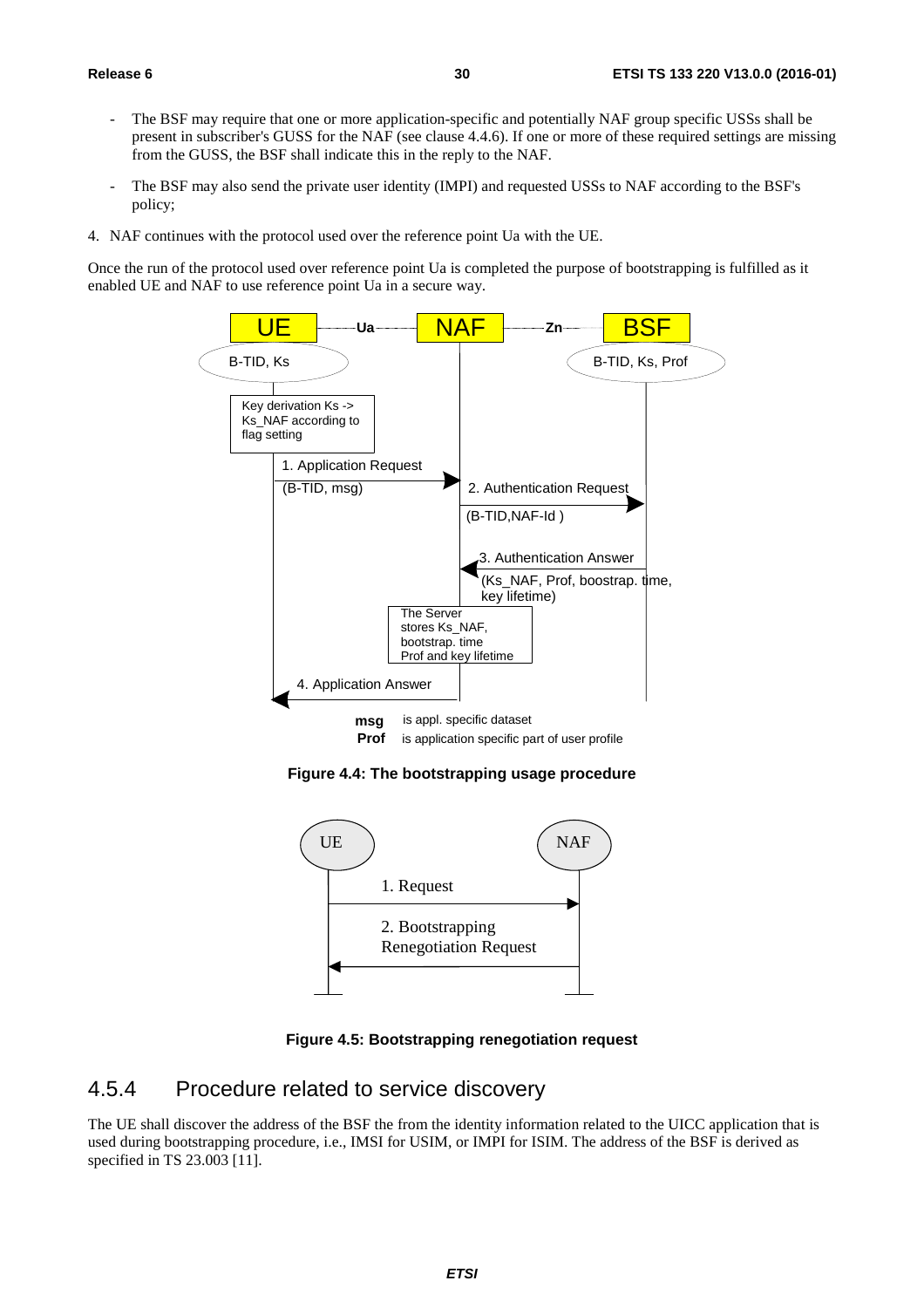- The BSF may require that one or more application-specific and potentially NAF group specific USSs shall be present in subscriber's GUSS for the NAF (see clause 4.4.6). If one or more of these required settings are missing from the GUSS, the BSF shall indicate this in the reply to the NAF.

- The BSF may also send the private user identity (IMPI) and requested USSs to NAF according to the BSF's policy;

4. NAF continues with the protocol used over the reference point Ua with the UE.

Once the run of the protocol used over reference point Ua is completed the purpose of bootstrapping is fulfilled as it enabled UE and NAF to use reference point Ua in a secure way.

**Figure 4.4: The bootstrapping usage procedure**

**Figure 4.5: Bootstrapping renegotiation request**

## 4.5.4 Procedure related to service discovery

The UE shall discover the address of the BSF the from the identity information related to the UICC application that is used during bootstrapping procedure, i.e., IMSI for USIM, or IMPI for ISIM. The address of the BSF is derived as specified in TS 23.003 [11].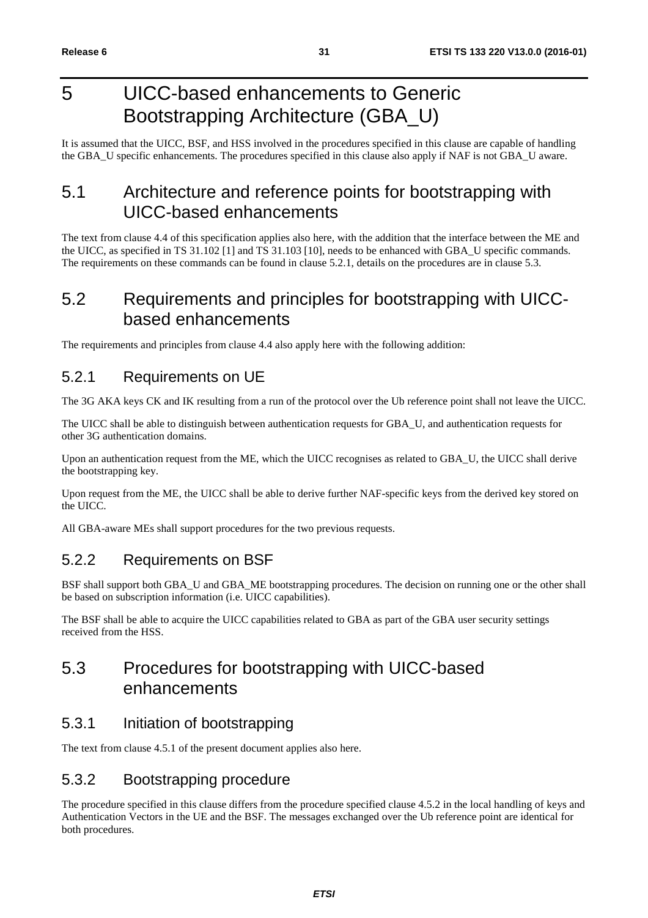# 5 UICC-based enhancements to Generic Bootstrapping Architecture (GBA_U)

It is assumed that the UICC, BSF, and HSS involved in the procedures specified in this clause are capable of handling the GBA_U specific enhancements. The procedures specified in this clause also apply if NAF is not GBA_U aware.

## 5.1 Architecture and reference points for bootstrapping with UICC-based enhancements

The text from clause 4.4 of this specification applies also here, with the addition that the interface between the ME and the UICC, as specified in TS 31.102 [1] and TS 31.103 [10], needs to be enhanced with GBA_U specific commands. The requirements on these commands can be found in clause 5.2.1, details on the procedures are in clause 5.3.

## 5.2 Requirements and principles for bootstrapping with UICC-based enhancements

The requirements and principles from clause 4.4 also apply here with the following addition:

### 5.2.1 Requirements on UE

The 3G AKA keys CK and IK resulting from a run of the protocol over the Ub reference point shall not leave the UICC.

The UICC shall be able to distinguish between authentication requests for GBA_U, and authentication requests for other 3G authentication domains.

Upon an authentication request from the ME, which the UICC recognises as related to GBA_U, the UICC shall derive the bootstrapping key.

Upon request from the ME, the UICC shall be able to derive further NAF-specific keys from the derived key stored on the UICC.

All GBA-aware MEs shall support procedures for the two previous requests.

### 5.2.2 Requirements on BSF

BSF shall support both GBA_U and GBA_ME bootstrapping procedures. The decision on running one or the other shall be based on subscription information (i.e. UICC capabilities).

The BSF shall be able to acquire the UICC capabilities related to GBA as part of the GBA user security settings received from the HSS.

## 5.3 Procedures for bootstrapping with UICC-based enhancements

### 5.3.1 Initiation of bootstrapping

The text from clause 4.5.1 of the present document applies also here.

### 5.3.2 Bootstrapping procedure

The procedure specified in this clause differs from the procedure specified clause 4.5.2 in the local handling of keys and Authentication Vectors in the UE and the BSF. The messages exchanged over the Ub reference point are identical for both procedures.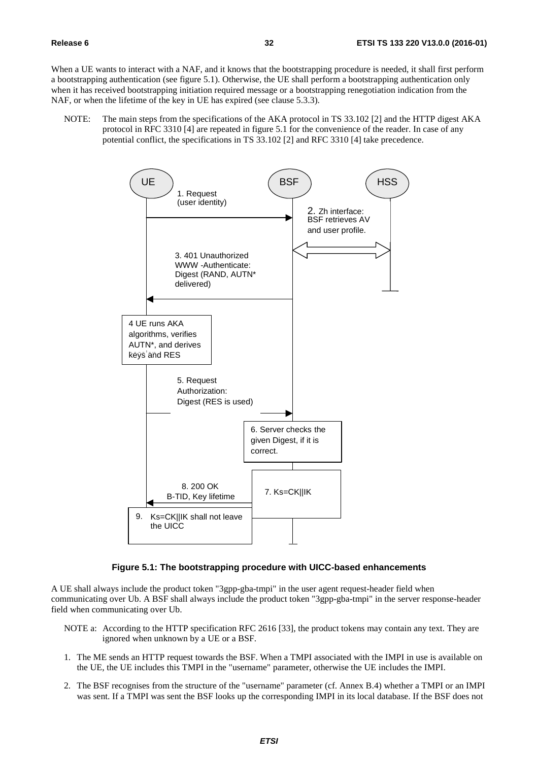When a UE wants to interact with a NAF, and it knows that the bootstrapping procedure is needed, it shall first perform a bootstrapping authentication (see figure 5.1). Otherwise, the UE shall perform a bootstrapping authentication only when it has received bootstrapping initiation required message or a bootstrapping renegotiation indication from the NAF, or when the lifetime of the key in UE has expired (see clause 5.3.3).

NOTE: The main steps from the specifications of the AKA protocol in TS 33.102 [2] and the HTTP digest AKA protocol in RFC 3310 [4] are repeated in figure 5.1 for the convenience of the reader. In case of any potential conflict, the specifications in TS 33.102 [2] and RFC 3310 [4] take precedence.

UE | BSF | HSS

1. Request (user identity)

2. Zh interface: BSF retrieves AV and user profile.

3. 401 Unauthorized WWW -Authenticate: Digest (RAND, AUTN* delivered)

4 UE runs AKA algorithms, verifies AUTN*, and derives keys and RES

5. Request Authorization: Digest (RES is used)

6. Server checks the given Digest, if it is correct.

7. Ks=CK||IK

8. 200 OK B-TID, Key lifetime

9. Ks=CK||IK shall not leave the UICC

**Figure 5.1: The bootstrapping procedure with UICC-based enhancements**

A UE shall always include the product token "3gpp-gba-tmpi" in the user agent request-header field when communicating over Ub. A BSF shall always include the product token "3gpp-gba-tmpi" in the server response-header field when communicating over Ub.

NOTE a: According to the HTTP specification RFC 2616 [33], the product tokens may contain any text. They are ignored when unknown by a UE or a BSF.

1. The ME sends an HTTP request towards the BSF. When a TMPI associated with the IMPI in use is available on the UE, the UE includes this TMPI in the "username" parameter, otherwise the UE includes the IMPI.

2. The BSF recognises from the structure of the "username" parameter (cf. Annex B.4) whether a TMPI or an IMPI was sent. If a TMPI was sent the BSF looks up the corresponding IMPI in its local database. If the BSF does not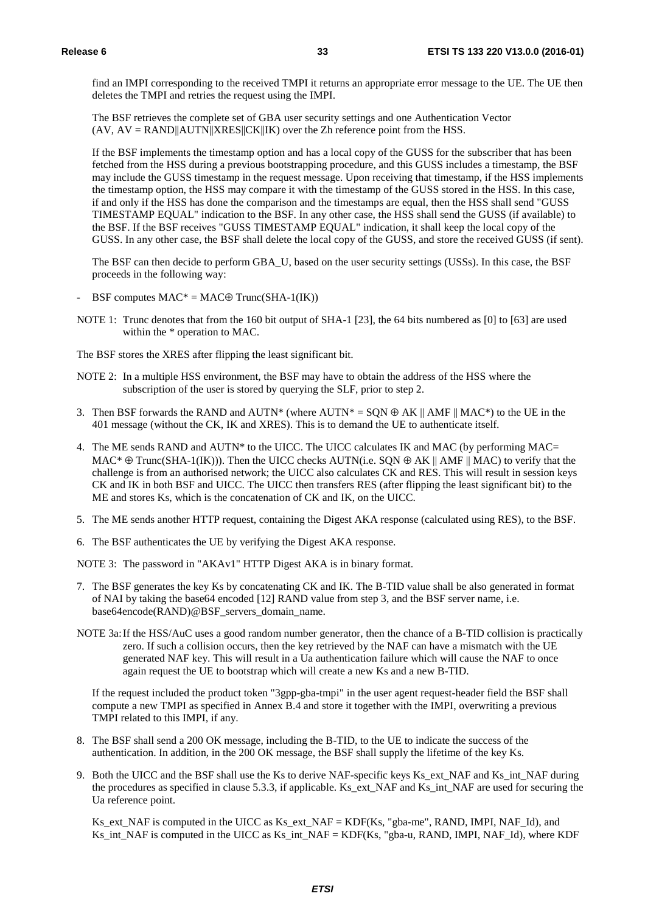find an IMPI corresponding to the received TMPI it returns an appropriate error message to the UE. The UE then deletes the TMPI and retries the request using the IMPI.

The BSF retrieves the complete set of GBA user security settings and one Authentication Vector (AV, AV = RAND||AUTN||XRES||CK||IK) over the Zh reference point from the HSS.

If the BSF implements the timestamp option and has a local copy of the GUSS for the subscriber that has been fetched from the HSS during a previous bootstrapping procedure, and this GUSS includes a timestamp, the BSF may include the GUSS timestamp in the request message. Upon receiving that timestamp, if the HSS implements the timestamp option, the HSS may compare it with the timestamp of the GUSS stored in the HSS. In this case, if and only if the HSS has done the comparison and the timestamps are equal, then the HSS shall send "GUSS TIMESTAMP EQUAL" indication to the BSF. In any other case, the HSS shall send the GUSS (if available) to the BSF. If the BSF receives "GUSS TIMESTAMP EQUAL" indication, it shall keep the local copy of the GUSS. In any other case, the BSF shall delete the local copy of the GUSS, and store the received GUSS (if sent).

The BSF can then decide to perform GBA_U, based on the user security settings (USSs). In this case, the BSF proceeds in the following way:

- BSF computes MAC* = MAC⊕ Trunc(SHA-1(IK))

NOTE 1: Trunc denotes that from the 160 bit output of SHA-1 [23], the 64 bits numbered as [0] to [63] are used within the * operation to MAC.

The BSF stores the XRES after flipping the least significant bit.

NOTE 2: In a multiple HSS environment, the BSF may have to obtain the address of the HSS where the subscription of the user is stored by querying the SLF, prior to step 2.

3. Then BSF forwards the RAND and AUTN* (where AUTN* = SQN ⊕ AK || AMF || MAC*) to the UE in the 401 message (without the CK, IK and XRES). This is to demand the UE to authenticate itself.

4. The ME sends RAND and AUTN* to the UICC. The UICC calculates IK and MAC (by performing MAC= MAC* ⊕ Trunc(SHA-1(IK))). Then the UICC checks AUTN(i.e. SQN ⊕ AK || AMF || MAC) to verify that the challenge is from an authorised network; the UICC also calculates CK and RES. This will result in session keys CK and IK in both BSF and UICC. The UICC then transfers RES (after flipping the least significant bit) to the ME and stores Ks, which is the concatenation of CK and IK, on the UICC.

5. The ME sends another HTTP request, containing the Digest AKA response (calculated using RES), to the BSF.

6. The BSF authenticates the UE by verifying the Digest AKA response.

NOTE 3: The password in "AKAv1" HTTP Digest AKA is in binary format.

7. The BSF generates the key Ks by concatenating CK and IK. The B-TID value shall be also generated in format of NAI by taking the base64 encoded [12] RAND value from step 3, and the BSF server name, i.e. base64encode(RAND)@BSF_servers_domain_name.

NOTE 3a: If the HSS/AuC uses a good random number generator, then the chance of a B-TID collision is practically zero. If such a collision occurs, then the key retrieved by the NAF can have a mismatch with the UE generated NAF key. This will result in a Ua authentication failure which will cause the NAF to once again request the UE to bootstrap which will create a new Ks and a new B-TID.

If the request included the product token "3gpp-gba-tmpi" in the user agent request-header field the BSF shall compute a new TMPI as specified in Annex B.4 and store it together with the IMPI, overwriting a previous TMPI related to this IMPI, if any.

8. The BSF shall send a 200 OK message, including the B-TID, to the UE to indicate the success of the authentication. In addition, in the 200 OK message, the BSF shall supply the lifetime of the key Ks.

9. Both the UICC and the BSF shall use the Ks to derive NAF-specific keys Ks_ext_NAF and Ks_int_NAF during the procedures as specified in clause 5.3.3, if applicable. Ks_ext_NAF and Ks_int_NAF are used for securing the Ua reference point.

   Ks_ext_NAF is computed in the UICC as Ks_ext_NAF = KDF(Ks, "gba-me", RAND, IMPI, NAF_Id), and Ks_int_NAF is computed in the UICC as Ks_int_NAF = KDF(Ks, "gba-u, RAND, IMPI, NAF_Id), where KDF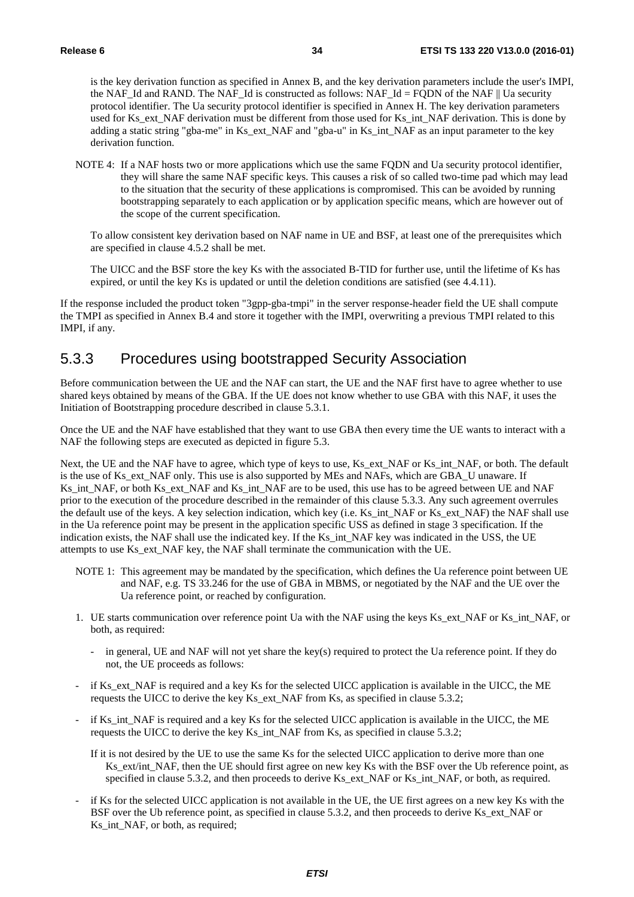is the key derivation function as specified in Annex B, and the key derivation parameters include the user's IMPI, the NAF_Id and RAND. The NAF_Id is constructed as follows: NAF_Id = FQDN of the NAF || Ua security protocol identifier. The Ua security protocol identifier is specified in Annex H. The key derivation parameters used for Ks_ext_NAF derivation must be different from those used for Ks_int_NAF derivation. This is done by adding a static string "gba-me" in Ks_ext_NAF and "gba-u" in Ks_int_NAF as an input parameter to the key derivation function.

NOTE 4: If a NAF hosts two or more applications which use the same FQDN and Ua security protocol identifier, they will share the same NAF specific keys. This causes a risk of so called two-time pad which may lead to the situation that the security of these applications is compromised. This can be avoided by running bootstrapping separately to each application or by application specific means, which are however out of the scope of the current specification.

To allow consistent key derivation based on NAF name in UE and BSF, at least one of the prerequisites which are specified in clause 4.5.2 shall be met.

The UICC and the BSF store the key Ks with the associated B-TID for further use, until the lifetime of Ks has expired, or until the key Ks is updated or until the deletion conditions are satisfied (see 4.4.11).

If the response included the product token "3gpp-gba-tmpi" in the server response-header field the UE shall compute the TMPI as specified in Annex B.4 and store it together with the IMPI, overwriting a previous TMPI related to this IMPI, if any.

## 5.3.3 Procedures using bootstrapped Security Association

Before communication between the UE and the NAF can start, the UE and the NAF first have to agree whether to use shared keys obtained by means of the GBA. If the UE does not know whether to use GBA with this NAF, it uses the Initiation of Bootstrapping procedure described in clause 5.3.1.

Once the UE and the NAF have established that they want to use GBA then every time the UE wants to interact with a NAF the following steps are executed as depicted in figure 5.3.

Next, the UE and the NAF have to agree, which type of keys to use, Ks_ext_NAF or Ks_int_NAF, or both. The default is the use of Ks_ext_NAF only. This use is also supported by MEs and NAFs, which are GBA_U unaware. If Ks_int_NAF, or both Ks_ext_NAF and Ks_int_NAF are to be used, this use has to be agreed between UE and NAF prior to the execution of the procedure described in the remainder of this clause 5.3.3. Any such agreement overrules the default use of the keys. A key selection indication, which key (i.e. Ks_int_NAF or Ks_ext_NAF) the NAF shall use in the Ua reference point may be present in the application specific USS as defined in stage 3 specification. If the indication exists, the NAF shall use the indicated key. If the Ks_int_NAF key was indicated in the USS, the UE attempts to use Ks_ext_NAF key, the NAF shall terminate the communication with the UE.

NOTE 1: This agreement may be mandated by the specification, which defines the Ua reference point between UE and NAF, e.g. TS 33.246 for the use of GBA in MBMS, or negotiated by the NAF and the UE over the Ua reference point, or reached by configuration.

1. UE starts communication over reference point Ua with the NAF using the keys Ks_ext_NAF or Ks_int_NAF, or both, as required:
   - in general, UE and NAF will not yet share the key(s) required to protect the Ua reference point. If they do not, the UE proceeds as follows:

- if Ks_ext_NAF is required and a key Ks for the selected UICC application is available in the UICC, the ME requests the UICC to derive the key Ks_ext_NAF from Ks, as specified in clause 5.3.2;
- if Ks_int_NAF is required and a key Ks for the selected UICC application is available in the UICC, the ME requests the UICC to derive the key Ks_int_NAF from Ks, as specified in clause 5.3.2;

  If it is not desired by the UE to use the same Ks for the selected UICC application to derive more than one Ks_ext/int_NAF, then the UE should first agree on new key Ks with the BSF over the Ub reference point, as specified in clause 5.3.2, and then proceeds to derive Ks_ext_NAF or Ks_int_NAF, or both, as required.

- if Ks for the selected UICC application is not available in the UE, the UE first agrees on a new key Ks with the BSF over the Ub reference point, as specified in clause 5.3.2, and then proceeds to derive Ks_ext_NAF or Ks_int_NAF, or both, as required;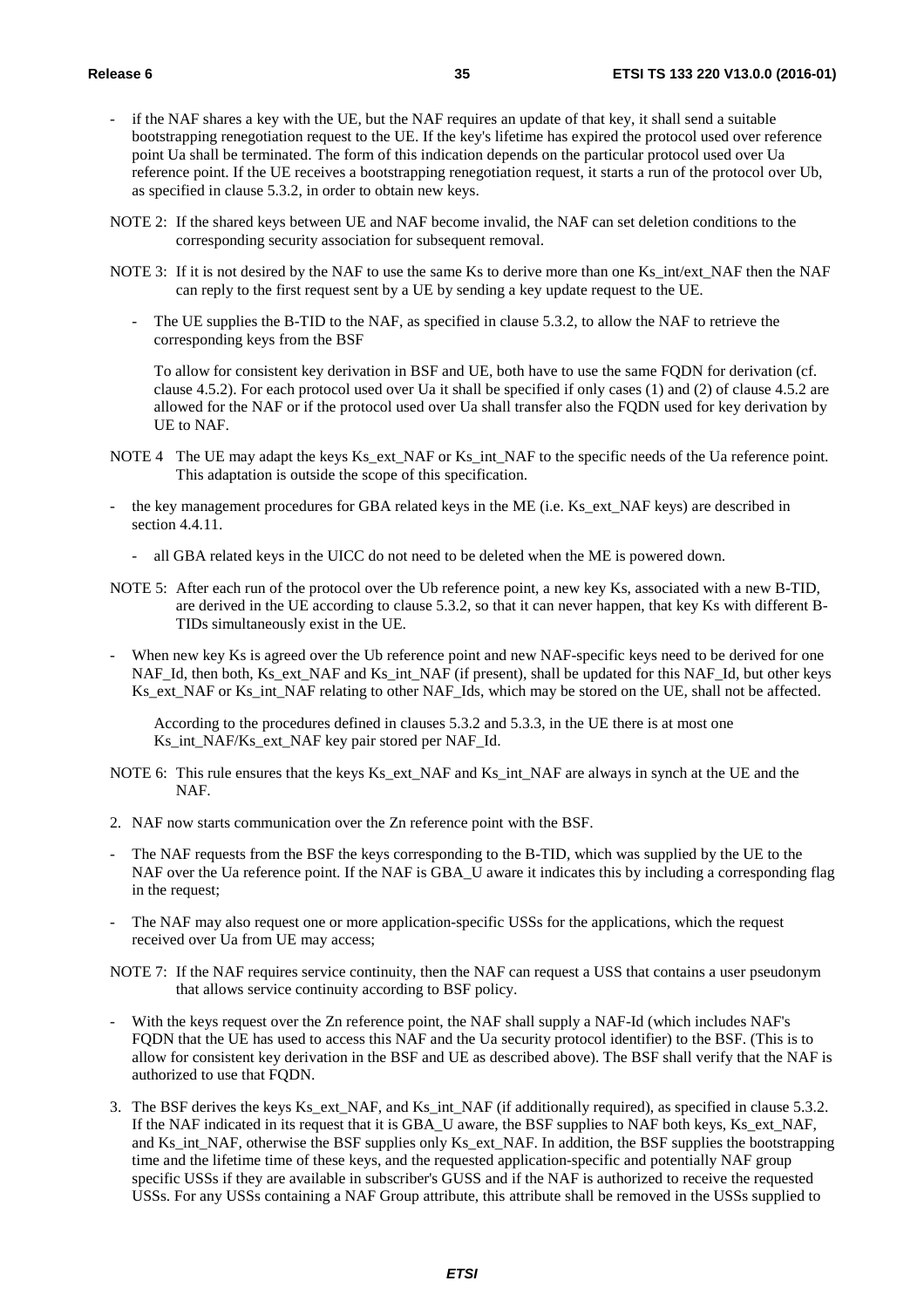- if the NAF shares a key with the UE, but the NAF requires an update of that key, it shall send a suitable bootstrapping renegotiation request to the UE. If the key's lifetime has expired the protocol used over reference point Ua shall be terminated. The form of this indication depends on the particular protocol used over Ua reference point. If the UE receives a bootstrapping renegotiation request, it starts a run of the protocol over Ub, as specified in clause 5.3.2, in order to obtain new keys.

NOTE 2: If the shared keys between UE and NAF become invalid, the NAF can set deletion conditions to the corresponding security association for subsequent removal.

NOTE 3: If it is not desired by the NAF to use the same Ks to derive more than one Ks_int/ext_NAF then the NAF can reply to the first request sent by a UE by sending a key update request to the UE.

- The UE supplies the B-TID to the NAF, as specified in clause 5.3.2, to allow the NAF to retrieve the corresponding keys from the BSF

  To allow for consistent key derivation in BSF and UE, both have to use the same FQDN for derivation (cf. clause 4.5.2). For each protocol used over Ua it shall be specified if only cases (1) and (2) of clause 4.5.2 are allowed for the NAF or if the protocol used over Ua shall transfer also the FQDN used for key derivation by UE to NAF.

NOTE 4 The UE may adapt the keys Ks_ext_NAF or Ks_int_NAF to the specific needs of the Ua reference point. This adaptation is outside the scope of this specification.

- the key management procedures for GBA related keys in the ME (i.e. Ks_ext_NAF keys) are described in section 4.4.11.

  - all GBA related keys in the UICC do not need to be deleted when the ME is powered down.

NOTE 5: After each run of the protocol over the Ub reference point, a new key Ks, associated with a new B-TID, are derived in the UE according to clause 5.3.2, so that it can never happen, that key Ks with different B-TIDs simultaneously exist in the UE.

- When new key Ks is agreed over the Ub reference point and new NAF-specific keys need to be derived for one NAF_Id, then both, Ks_ext_NAF and Ks_int_NAF (if present), shall be updated for this NAF_Id, but other keys Ks_ext_NAF or Ks_int_NAF relating to other NAF_Ids, which may be stored on the UE, shall not be affected.

  According to the procedures defined in clauses 5.3.2 and 5.3.3, in the UE there is at most one Ks_int_NAF/Ks_ext_NAF key pair stored per NAF_Id.

NOTE 6: This rule ensures that the keys Ks_ext_NAF and Ks_int_NAF are always in synch at the UE and the NAF.

2. NAF now starts communication over the Zn reference point with the BSF.

- The NAF requests from the BSF the keys corresponding to the B-TID, which was supplied by the UE to the NAF over the Ua reference point. If the NAF is GBA_U aware it indicates this by including a corresponding flag in the request;

- The NAF may also request one or more application-specific USSs for the applications, which the request received over Ua from UE may access;

NOTE 7: If the NAF requires service continuity, then the NAF can request a USS that contains a user pseudonym that allows service continuity according to BSF policy.

- With the keys request over the Zn reference point, the NAF shall supply a NAF-Id (which includes NAF's FQDN that the UE has used to access this NAF and the Ua security protocol identifier) to the BSF. (This is to allow for consistent key derivation in the BSF and UE as described above). The BSF shall verify that the NAF is authorized to use that FQDN.

3. The BSF derives the keys Ks_ext_NAF, and Ks_int_NAF (if additionally required), as specified in clause 5.3.2. If the NAF indicated in its request that it is GBA_U aware, the BSF supplies to NAF both keys, Ks_ext_NAF, and Ks_int_NAF, otherwise the BSF supplies only Ks_ext_NAF. In addition, the BSF supplies the bootstrapping time and the lifetime time of these keys, and the requested application-specific and potentially NAF group specific USSs if they are available in subscriber's GUSS and if the NAF is authorized to receive the requested USSs. For any USSs containing a NAF Group attribute, this attribute shall be removed in the USSs supplied to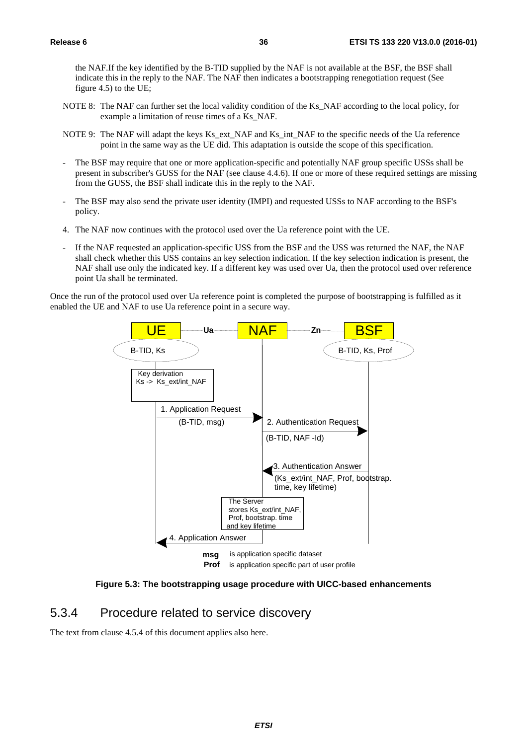the NAF.If the key identified by the B-TID supplied by the NAF is not available at the BSF, the BSF shall indicate this in the reply to the NAF. The NAF then indicates a bootstrapping renegotiation request (See figure 4.5) to the UE;

NOTE 8: The NAF can further set the local validity condition of the Ks_NAF according to the local policy, for example a limitation of reuse times of a Ks_NAF.

NOTE 9: The NAF will adapt the keys Ks_ext_NAF and Ks_int_NAF to the specific needs of the Ua reference point in the same way as the UE did. This adaptation is outside the scope of this specification.

- The BSF may require that one or more application-specific and potentially NAF group specific USSs shall be present in subscriber's GUSS for the NAF (see clause 4.4.6). If one or more of these required settings are missing from the GUSS, the BSF shall indicate this in the reply to the NAF.

- The BSF may also send the private user identity (IMPI) and requested USSs to NAF according to the BSF's policy.

4. The NAF now continues with the protocol used over the Ua reference point with the UE.

- If the NAF requested an application-specific USS from the BSF and the USS was returned the NAF, the NAF shall check whether this USS contains an key selection indication. If the key selection indication is present, the NAF shall use only the indicated key. If a different key was used over Ua, then the protocol used over reference point Ua shall be terminated.

Once the run of the protocol used over Ua reference point is completed the purpose of bootstrapping is fulfilled as it enabled the UE and NAF to use Ua reference point in a secure way.

UE —Ua— NAF —Zn— BSF

B-TID, Ks (UE); B-TID, Ks, Prof (BSF)

Key derivation
Ks -> Ks_ext/int_NAF

1. Application Request (B-TID, msg)

2. Authentication Request (B-TID, NAF -Id)

3. Authentication Answer (Ks_ext/int_NAF, Prof, bootstrap. time, key lifetime)

The Server stores Ks_ext/int_NAF, Prof, bootstrap. time and key lifetime

4. Application Answer

**msg** is application specific dataset
**Prof** is application specific part of user profile

**Figure 5.3: The bootstrapping usage procedure with UICC-based enhancements**

## 5.3.4 Procedure related to service discovery

The text from clause 4.5.4 of this document applies also here.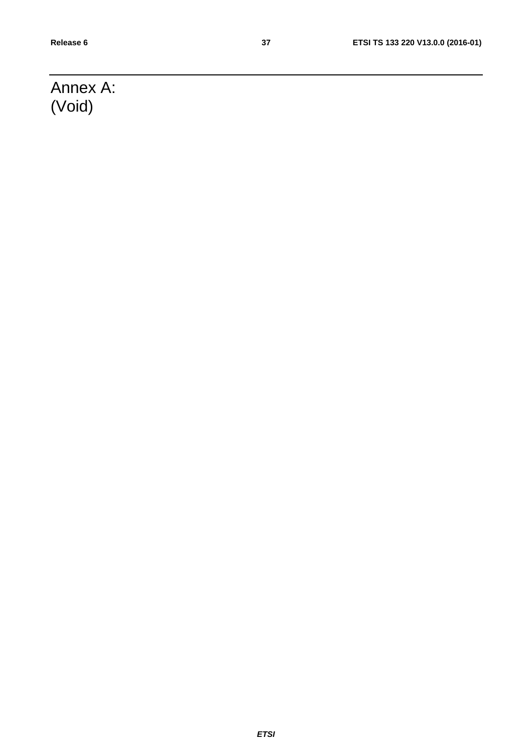# Annex A: (Void)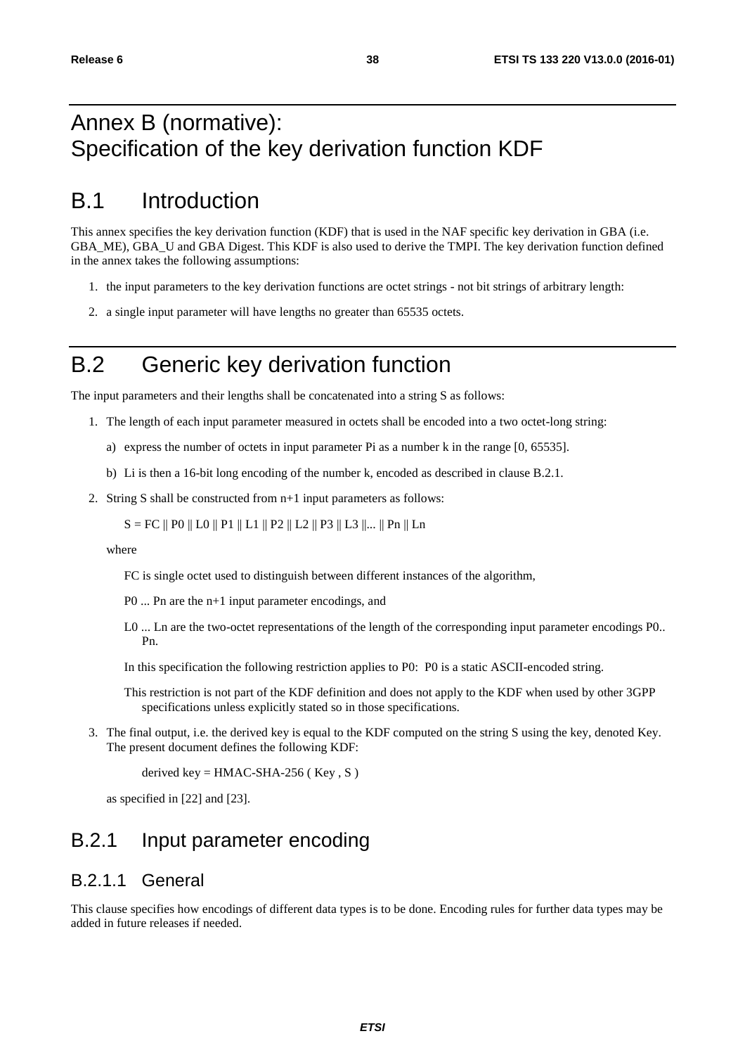# Annex B (normative): Specification of the key derivation function KDF

## B.1 Introduction

This annex specifies the key derivation function (KDF) that is used in the NAF specific key derivation in GBA (i.e. GBA_ME), GBA_U and GBA Digest. This KDF is also used to derive the TMPI. The key derivation function defined in the annex takes the following assumptions:

1. the input parameters to the key derivation functions are octet strings - not bit strings of arbitrary length:
2. a single input parameter will have lengths no greater than 65535 octets.

## B.2 Generic key derivation function

The input parameters and their lengths shall be concatenated into a string S as follows:

1. The length of each input parameter measured in octets shall be encoded into a two octet-long string:
   a) express the number of octets in input parameter Pi as a number k in the range [0, 65535].
   b) Li is then a 16-bit long encoding of the number k, encoded as described in clause B.2.1.
2. String S shall be constructed from n+1 input parameters as follows:

   S = FC || P0 || L0 || P1 || L1 || P2 || L2 || P3 || L3 ||... || Pn || Ln

   where

   FC is single octet used to distinguish between different instances of the algorithm,

   P0 ... Pn are the n+1 input parameter encodings, and

   L0 ... Ln are the two-octet representations of the length of the corresponding input parameter encodings P0.. Pn.

   In this specification the following restriction applies to P0: P0 is a static ASCII-encoded string.

   This restriction is not part of the KDF definition and does not apply to the KDF when used by other 3GPP specifications unless explicitly stated so in those specifications.
3. The final output, i.e. the derived key is equal to the KDF computed on the string S using the key, denoted Key. The present document defines the following KDF:

   derived key = HMAC-SHA-256 ( Key , S )

   as specified in [22] and [23].

### B.2.1 Input parameter encoding

#### B.2.1.1 General

This clause specifies how encodings of different data types is to be done. Encoding rules for further data types may be added in future releases if needed.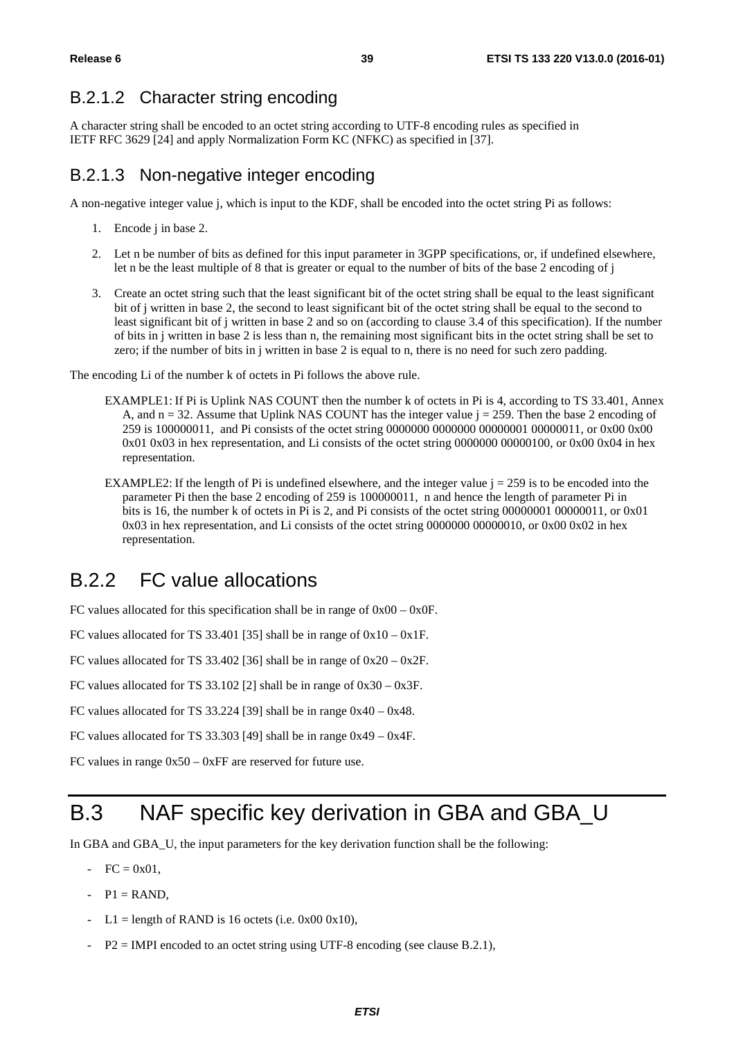### B.2.1.2 Character string encoding

A character string shall be encoded to an octet string according to UTF-8 encoding rules as specified in IETF RFC 3629 [24] and apply Normalization Form KC (NFKC) as specified in [37].

### B.2.1.3 Non-negative integer encoding

A non-negative integer value j, which is input to the KDF, shall be encoded into the octet string Pi as follows:

1. Encode j in base 2.
2. Let n be number of bits as defined for this input parameter in 3GPP specifications, or, if undefined elsewhere, let n be the least multiple of 8 that is greater or equal to the number of bits of the base 2 encoding of j
3. Create an octet string such that the least significant bit of the octet string shall be equal to the least significant bit of j written in base 2, the second to least significant bit of the octet string shall be equal to the second to least significant bit of j written in base 2 and so on (according to clause 3.4 of this specification). If the number of bits in j written in base 2 is less than n, the remaining most significant bits in the octet string shall be set to zero; if the number of bits in j written in base 2 is equal to n, there is no need for such zero padding.

The encoding Li of the number k of octets in Pi follows the above rule.

EXAMPLE1: If Pi is Uplink NAS COUNT then the number k of octets in Pi is 4, according to TS 33.401, Annex A, and n = 32. Assume that Uplink NAS COUNT has the integer value j = 259. Then the base 2 encoding of 259 is 100000011, and Pi consists of the octet string 0000000 0000000 00000001 00000011, or 0x00 0x00 0x01 0x03 in hex representation, and Li consists of the octet string 0000000 00000100, or 0x00 0x04 in hex representation.

EXAMPLE2: If the length of Pi is undefined elsewhere, and the integer value j = 259 is to be encoded into the parameter Pi then the base 2 encoding of 259 is 100000011, n and hence the length of parameter Pi in bits is 16, the number k of octets in Pi is 2, and Pi consists of the octet string 00000001 00000011, or 0x01 0x03 in hex representation, and Li consists of the octet string 0000000 00000010, or 0x00 0x02 in hex representation.

## B.2.2 FC value allocations

FC values allocated for this specification shall be in range of 0x00 – 0x0F.

FC values allocated for TS 33.401 [35] shall be in range of 0x10 – 0x1F.

FC values allocated for TS 33.402 [36] shall be in range of 0x20 – 0x2F.

FC values allocated for TS 33.102 [2] shall be in range of 0x30 – 0x3F.

FC values allocated for TS 33.224 [39] shall be in range 0x40 – 0x48.

FC values allocated for TS 33.303 [49] shall be in range 0x49 – 0x4F.

FC values in range 0x50 – 0xFF are reserved for future use.

# B.3 NAF specific key derivation in GBA and GBA_U

In GBA and GBA_U, the input parameters for the key derivation function shall be the following:

- FC = 0x01,
- P1 = RAND,
- L1 = length of RAND is 16 octets (i.e. 0x00 0x10),
- P2 = IMPI encoded to an octet string using UTF-8 encoding (see clause B.2.1),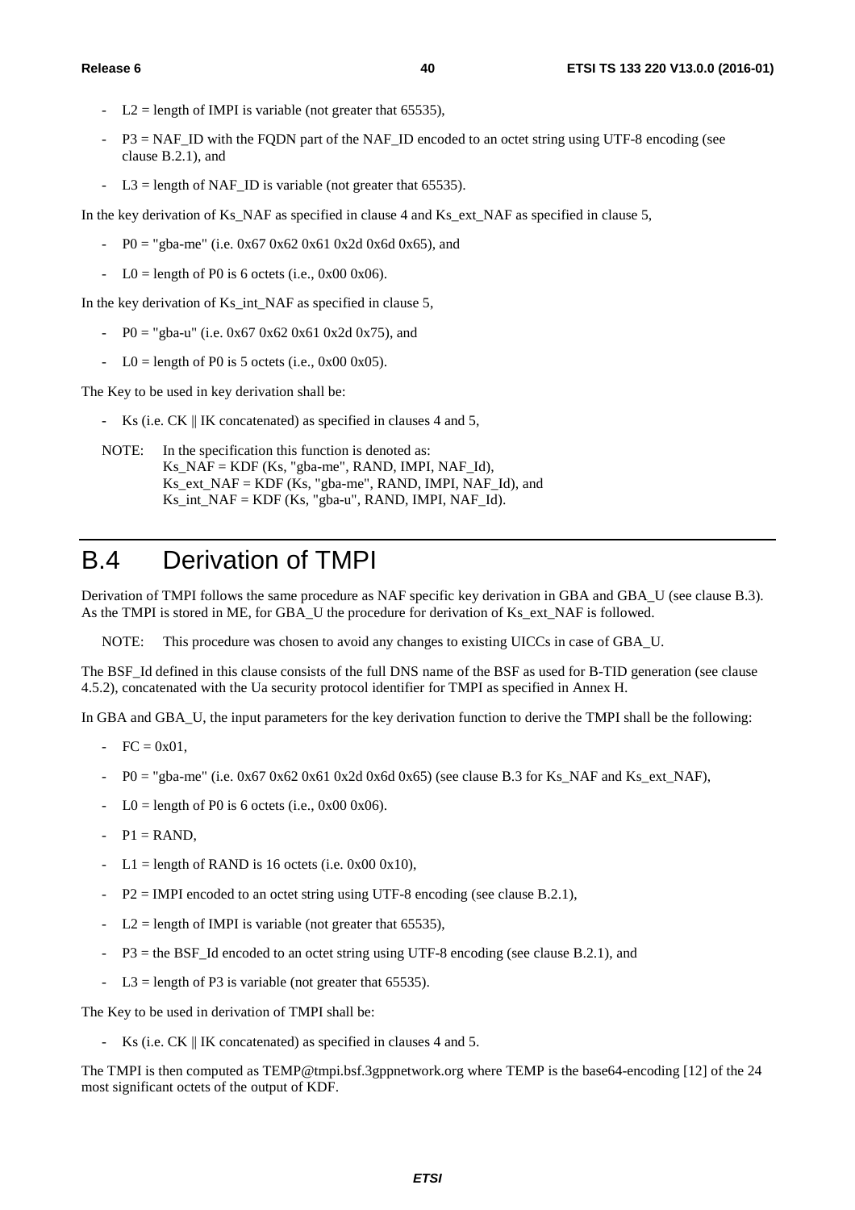- L2 = length of IMPI is variable (not greater that 65535),
- P3 = NAF_ID with the FQDN part of the NAF_ID encoded to an octet string using UTF-8 encoding (see clause B.2.1), and
- L3 = length of NAF_ID is variable (not greater that 65535).

In the key derivation of Ks_NAF as specified in clause 4 and Ks_ext_NAF as specified in clause 5,

- P0 = "gba-me" (i.e. 0x67 0x62 0x61 0x2d 0x6d 0x65), and
- L0 = length of P0 is 6 octets (i.e., 0x00 0x06).

In the key derivation of Ks_int_NAF as specified in clause 5,

- P0 = "gba-u" (i.e. 0x67 0x62 0x61 0x2d 0x75), and
- L0 = length of P0 is 5 octets (i.e., 0x00 0x05).

The Key to be used in key derivation shall be:

- Ks (i.e. CK || IK concatenated) as specified in clauses 4 and 5,

NOTE: In the specification this function is denoted as:
Ks_NAF = KDF (Ks, "gba-me", RAND, IMPI, NAF_Id),
Ks_ext_NAF = KDF (Ks, "gba-me", RAND, IMPI, NAF_Id), and
Ks_int_NAF = KDF (Ks, "gba-u", RAND, IMPI, NAF_Id).

# B.4 Derivation of TMPI

Derivation of TMPI follows the same procedure as NAF specific key derivation in GBA and GBA_U (see clause B.3). As the TMPI is stored in ME, for GBA_U the procedure for derivation of Ks_ext_NAF is followed.

NOTE: This procedure was chosen to avoid any changes to existing UICCs in case of GBA_U.

The BSF_Id defined in this clause consists of the full DNS name of the BSF as used for B-TID generation (see clause 4.5.2), concatenated with the Ua security protocol identifier for TMPI as specified in Annex H.

In GBA and GBA_U, the input parameters for the key derivation function to derive the TMPI shall be the following:

- FC = 0x01,
- P0 = "gba-me" (i.e. 0x67 0x62 0x61 0x2d 0x6d 0x65) (see clause B.3 for Ks_NAF and Ks_ext_NAF),
- L0 = length of P0 is 6 octets (i.e., 0x00 0x06).
- P1 = RAND,
- L1 = length of RAND is 16 octets (i.e. 0x00 0x10),
- P2 = IMPI encoded to an octet string using UTF-8 encoding (see clause B.2.1),
- L2 = length of IMPI is variable (not greater that 65535),
- P3 = the BSF_Id encoded to an octet string using UTF-8 encoding (see clause B.2.1), and
- L3 = length of P3 is variable (not greater that 65535).

The Key to be used in derivation of TMPI shall be:

- Ks (i.e. CK || IK concatenated) as specified in clauses 4 and 5.

The TMPI is then computed as TEMP@tmpi.bsf.3gppnetwork.org where TEMP is the base64-encoding [12] of the 24 most significant octets of the output of KDF.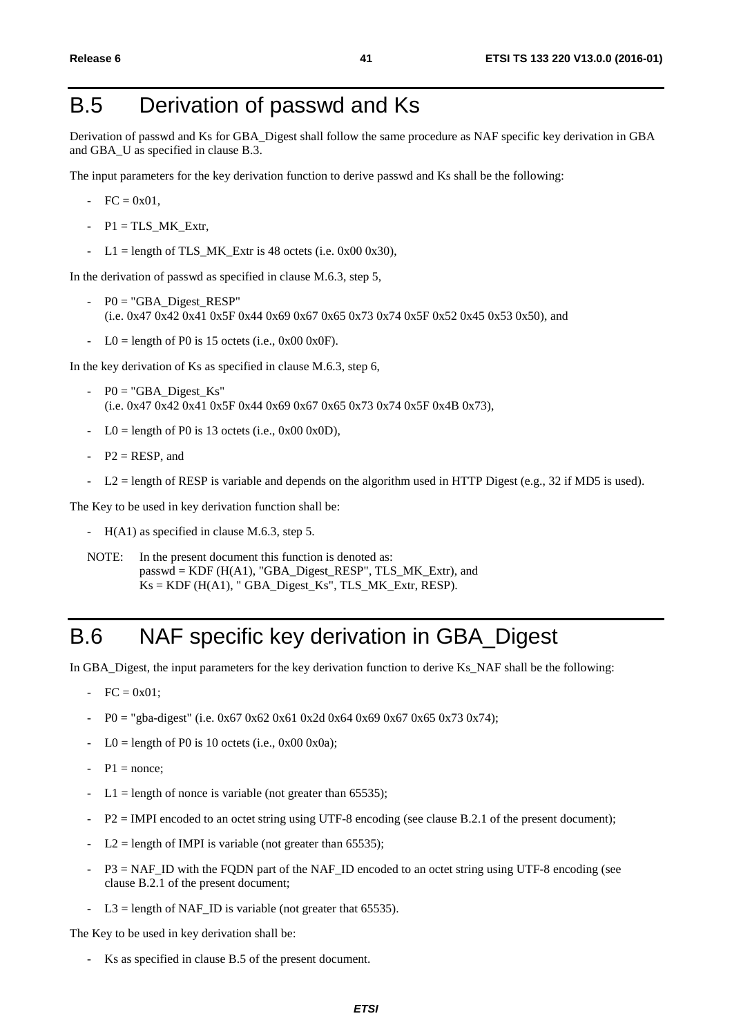# B.5 Derivation of passwd and Ks

Derivation of passwd and Ks for GBA_Digest shall follow the same procedure as NAF specific key derivation in GBA and GBA_U as specified in clause B.3.

The input parameters for the key derivation function to derive passwd and Ks shall be the following:

- FC = 0x01,
- P1 = TLS_MK_Extr,
- L1 = length of TLS_MK_Extr is 48 octets (i.e. 0x00 0x30),

In the derivation of passwd as specified in clause M.6.3, step 5,

- P0 = "GBA_Digest_RESP"
  (i.e. 0x47 0x42 0x41 0x5F 0x44 0x69 0x67 0x65 0x73 0x74 0x5F 0x52 0x45 0x53 0x50), and
- L0 = length of P0 is 15 octets (i.e., 0x00 0x0F).

In the key derivation of Ks as specified in clause M.6.3, step 6,

- P0 = "GBA_Digest_Ks"
  (i.e. 0x47 0x42 0x41 0x5F 0x44 0x69 0x67 0x65 0x73 0x74 0x5F 0x4B 0x73),
- L0 = length of P0 is 13 octets (i.e., 0x00 0x0D),
- P2 = RESP, and
- L2 = length of RESP is variable and depends on the algorithm used in HTTP Digest (e.g., 32 if MD5 is used).

The Key to be used in key derivation function shall be:

- H(A1) as specified in clause M.6.3, step 5.

NOTE: In the present document this function is denoted as:
passwd = KDF (H(A1), "GBA_Digest_RESP", TLS_MK_Extr), and
Ks = KDF (H(A1), " GBA_Digest_Ks", TLS_MK_Extr, RESP).

# B.6 NAF specific key derivation in GBA_Digest

In GBA_Digest, the input parameters for the key derivation function to derive Ks_NAF shall be the following:

- FC = 0x01;
- P0 = "gba-digest" (i.e. 0x67 0x62 0x61 0x2d 0x64 0x69 0x67 0x65 0x73 0x74);
- L0 = length of P0 is 10 octets (i.e., 0x00 0x0a);
- P1 = nonce;
- L1 = length of nonce is variable (not greater than 65535);
- P2 = IMPI encoded to an octet string using UTF-8 encoding (see clause B.2.1 of the present document);
- L2 = length of IMPI is variable (not greater than 65535);
- P3 = NAF_ID with the FQDN part of the NAF_ID encoded to an octet string using UTF-8 encoding (see clause B.2.1 of the present document;
- L3 = length of NAF_ID is variable (not greater that 65535).

The Key to be used in key derivation shall be:

- Ks as specified in clause B.5 of the present document.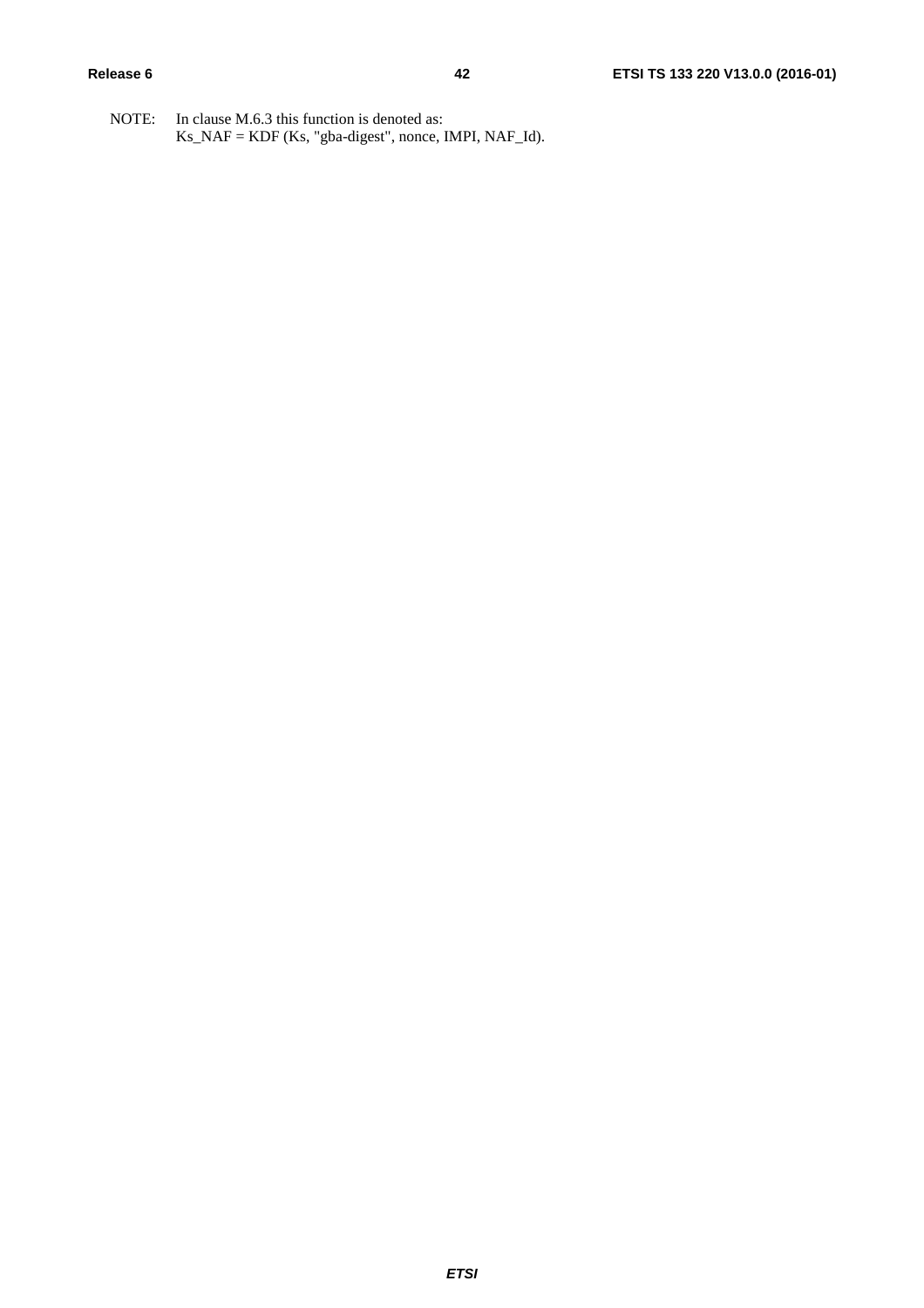NOTE: In clause M.6.3 this function is denoted as:
Ks_NAF = KDF (Ks, "gba-digest", nonce, IMPI, NAF_Id).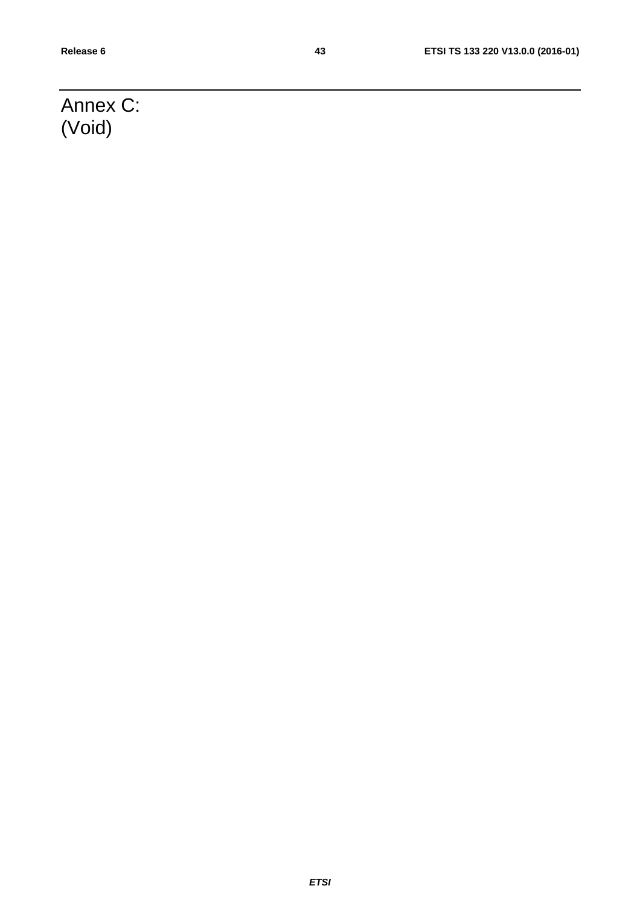# Annex C: (Void)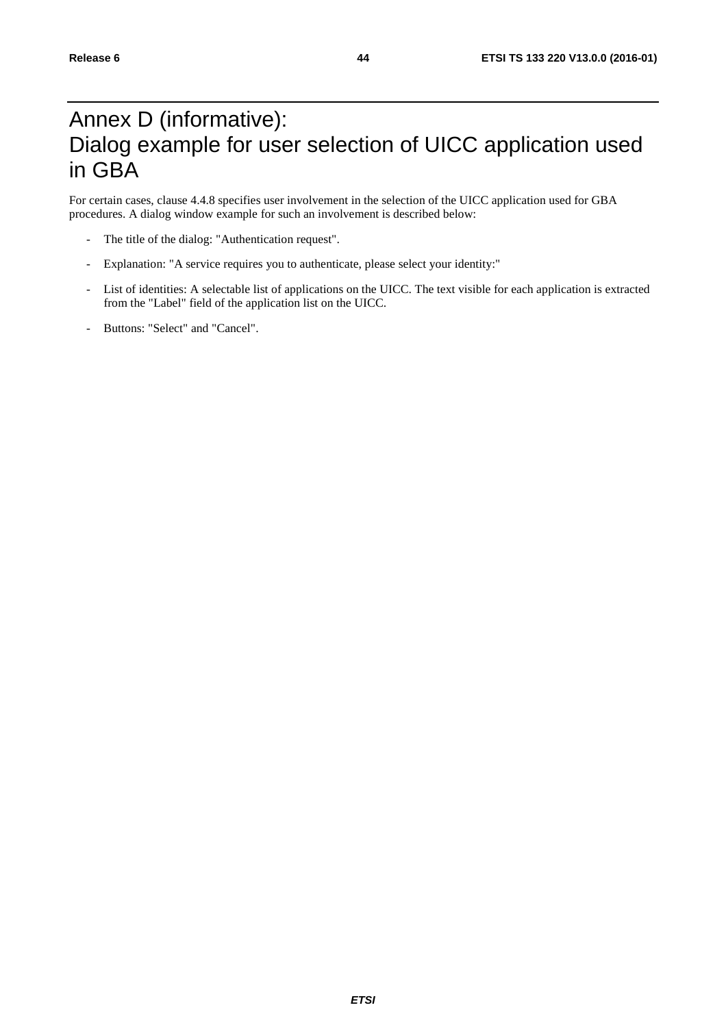# Annex D (informative): Dialog example for user selection of UICC application used in GBA

For certain cases, clause 4.4.8 specifies user involvement in the selection of the UICC application used for GBA procedures. A dialog window example for such an involvement is described below:

- The title of the dialog: "Authentication request".
- Explanation: "A service requires you to authenticate, please select your identity:"
- List of identities: A selectable list of applications on the UICC. The text visible for each application is extracted from the "Label" field of the application list on the UICC.
- Buttons: "Select" and "Cancel".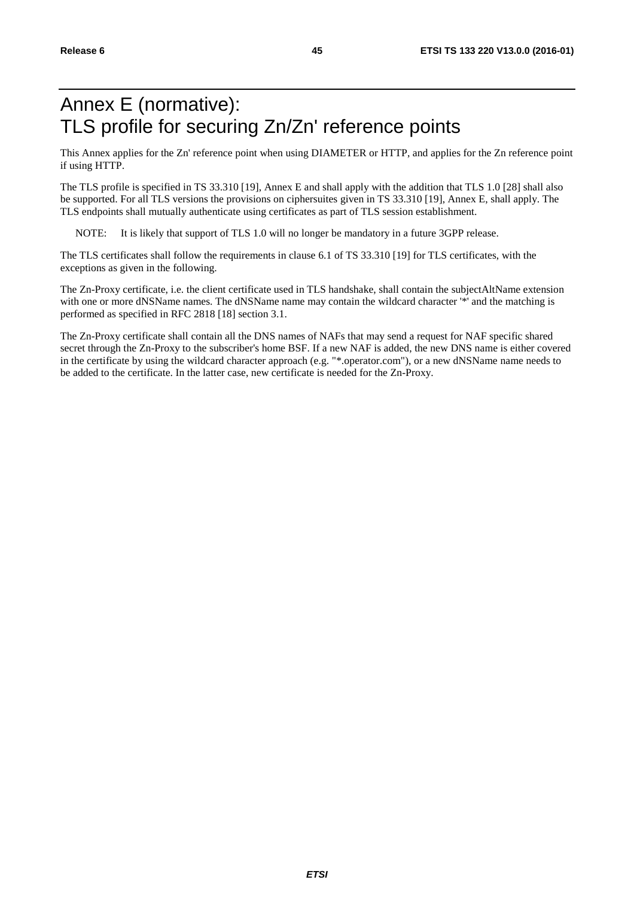# Annex E (normative): TLS profile for securing Zn/Zn' reference points

This Annex applies for the Zn' reference point when using DIAMETER or HTTP, and applies for the Zn reference point if using HTTP.

The TLS profile is specified in TS 33.310 [19], Annex E and shall apply with the addition that TLS 1.0 [28] shall also be supported. For all TLS versions the provisions on ciphersuites given in TS 33.310 [19], Annex E, shall apply. The TLS endpoints shall mutually authenticate using certificates as part of TLS session establishment.

NOTE: It is likely that support of TLS 1.0 will no longer be mandatory in a future 3GPP release.

The TLS certificates shall follow the requirements in clause 6.1 of TS 33.310 [19] for TLS certificates, with the exceptions as given in the following.

The Zn-Proxy certificate, i.e. the client certificate used in TLS handshake, shall contain the subjectAltName extension with one or more dNSName names. The dNSName name may contain the wildcard character '*' and the matching is performed as specified in RFC 2818 [18] section 3.1.

The Zn-Proxy certificate shall contain all the DNS names of NAFs that may send a request for NAF specific shared secret through the Zn-Proxy to the subscriber's home BSF. If a new NAF is added, the new DNS name is either covered in the certificate by using the wildcard character approach (e.g. "*.operator.com"), or a new dNSName name needs to be added to the certificate. In the latter case, new certificate is needed for the Zn-Proxy.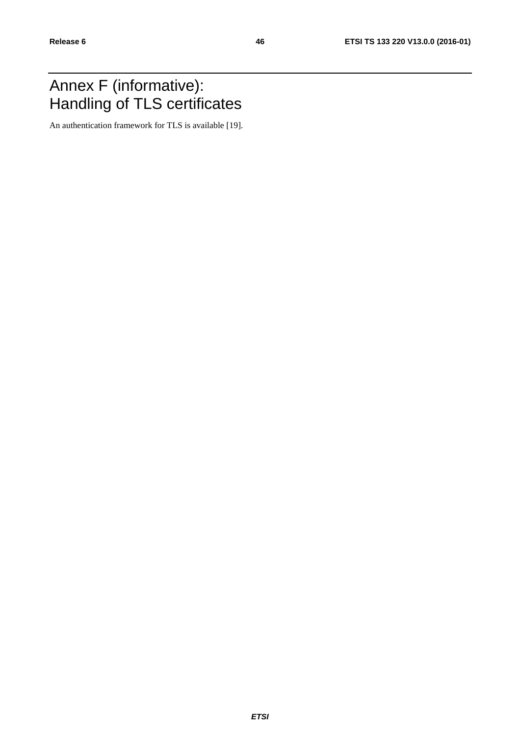# Annex F (informative): Handling of TLS certificates

An authentication framework for TLS is available [19].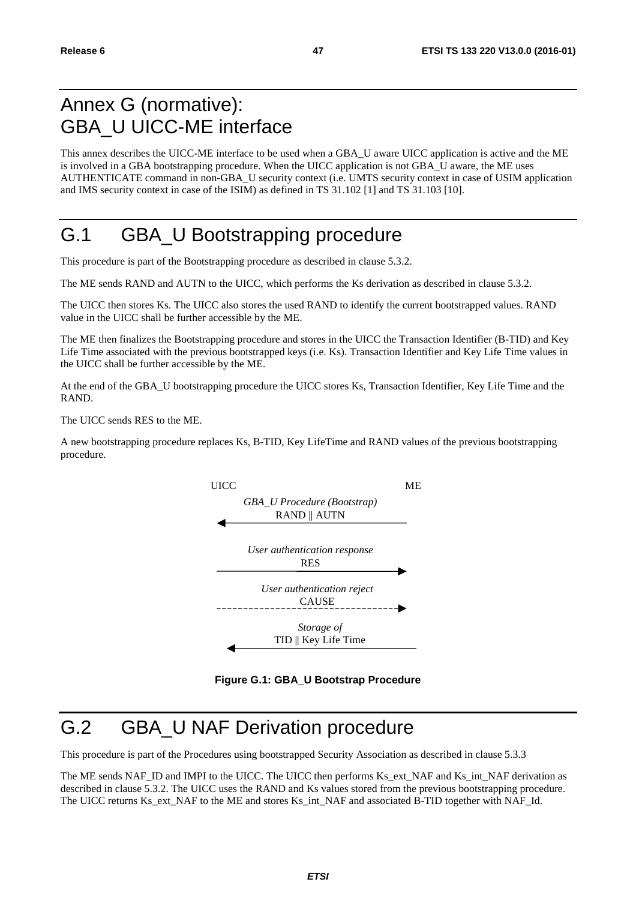# Annex G (normative): GBA_U UICC-ME interface

This annex describes the UICC-ME interface to be used when a GBA_U aware UICC application is active and the ME is involved in a GBA bootstrapping procedure. When the UICC application is not GBA_U aware, the ME uses AUTHENTICATE command in non-GBA_U security context (i.e. UMTS security context in case of USIM application and IMS security context in case of the ISIM) as defined in TS 31.102 [1] and TS 31.103 [10].

# G.1 GBA_U Bootstrapping procedure

This procedure is part of the Bootstrapping procedure as described in clause 5.3.2.

The ME sends RAND and AUTN to the UICC, which performs the Ks derivation as described in clause 5.3.2.

The UICC then stores Ks. The UICC also stores the used RAND to identify the current bootstrapped values. RAND value in the UICC shall be further accessible by the ME.

The ME then finalizes the Bootstrapping procedure and stores in the UICC the Transaction Identifier (B-TID) and Key Life Time associated with the previous bootstrapped keys (i.e. Ks). Transaction Identifier and Key Life Time values in the UICC shall be further accessible by the ME.

At the end of the GBA_U bootstrapping procedure the UICC stores Ks, Transaction Identifier, Key Life Time and the RAND.

The UICC sends RES to the ME.

A new bootstrapping procedure replaces Ks, B-TID, Key LifeTime and RAND values of the previous bootstrapping procedure.

```
UICC                                          ME
            GBA_U Procedure (Bootstrap)
                  RAND || AUTN
   <--------------------------------------------

          User authentication response
                      RES
   -------------------------------------------->

           User authentication reject
                     CAUSE
   - - - - - - - - - - - - - - - - - - - - - -->

                   Storage of
               TID || Key Life Time
   <--------------------------------------------
```

**Figure G.1: GBA_U Bootstrap Procedure**

# G.2 GBA_U NAF Derivation procedure

This procedure is part of the Procedures using bootstrapped Security Association as described in clause 5.3.3

The ME sends NAF_ID and IMPI to the UICC. The UICC then performs Ks_ext_NAF and Ks_int_NAF derivation as described in clause 5.3.2. The UICC uses the RAND and Ks values stored from the previous bootstrapping procedure. The UICC returns Ks_ext_NAF to the ME and stores Ks_int_NAF and associated B-TID together with NAF_Id.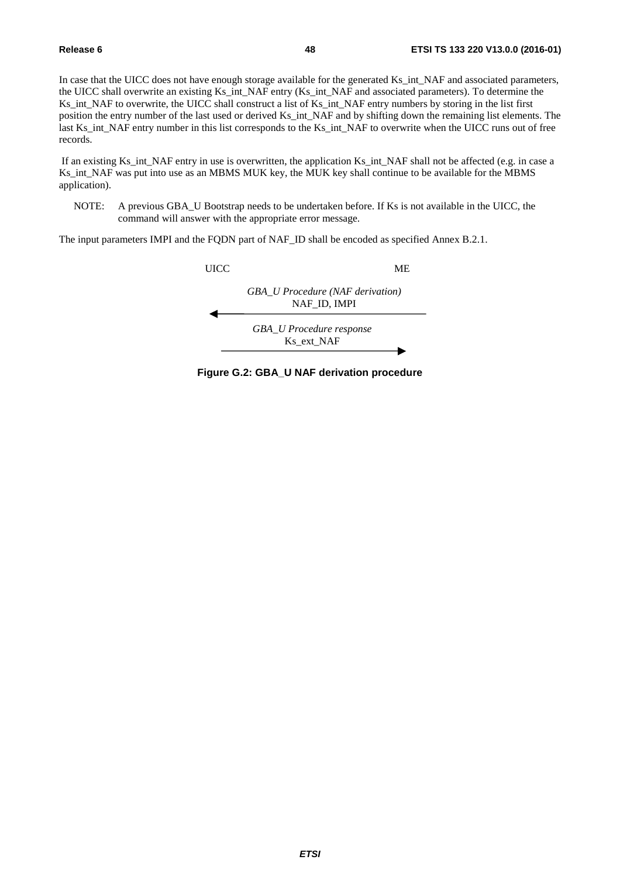In case that the UICC does not have enough storage available for the generated Ks_int_NAF and associated parameters, the UICC shall overwrite an existing Ks_int_NAF entry (Ks_int_NAF and associated parameters). To determine the Ks_int_NAF to overwrite, the UICC shall construct a list of Ks_int_NAF entry numbers by storing in the list first position the entry number of the last used or derived Ks_int_NAF and by shifting down the remaining list elements. The last Ks_int_NAF entry number in this list corresponds to the Ks_int_NAF to overwrite when the UICC runs out of free records.

If an existing Ks_int_NAF entry in use is overwritten, the application Ks_int_NAF shall not be affected (e.g. in case a Ks_int_NAF was put into use as an MBMS MUK key, the MUK key shall continue to be available for the MBMS application).

NOTE: A previous GBA_U Bootstrap needs to be undertaken before. If Ks is not available in the UICC, the command will answer with the appropriate error message.

The input parameters IMPI and the FQDN part of NAF_ID shall be encoded as specified Annex B.2.1.

UICC ME

*GBA_U Procedure (NAF derivation)*
NAF_ID, IMPI

*GBA_U Procedure response*
Ks_ext_NAF

**Figure G.2: GBA_U NAF derivation procedure**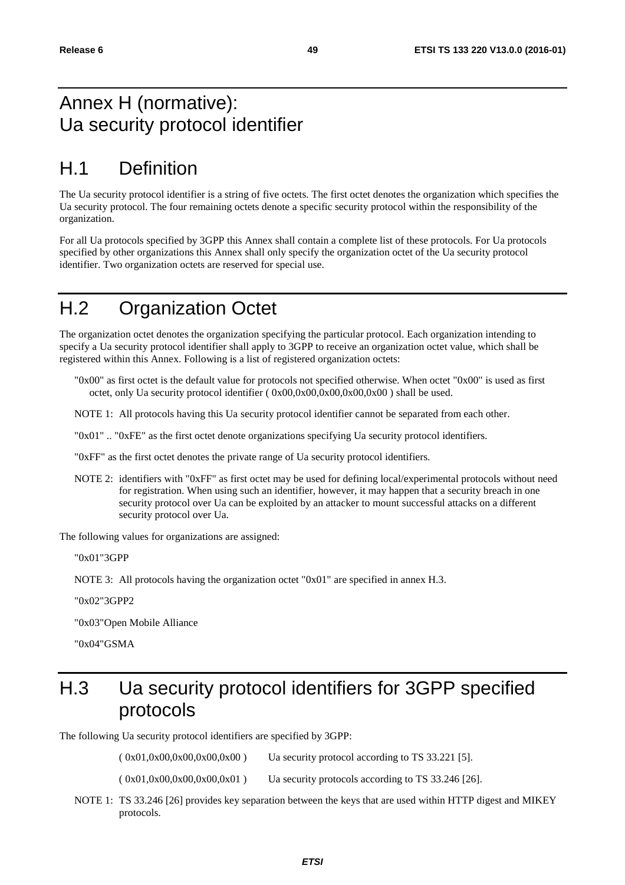# Annex H (normative): Ua security protocol identifier

## H.1 Definition

The Ua security protocol identifier is a string of five octets. The first octet denotes the organization which specifies the Ua security protocol. The four remaining octets denote a specific security protocol within the responsibility of the organization.

For all Ua protocols specified by 3GPP this Annex shall contain a complete list of these protocols. For Ua protocols specified by other organizations this Annex shall only specify the organization octet of the Ua security protocol identifier. Two organization octets are reserved for special use.

## H.2 Organization Octet

The organization octet denotes the organization specifying the particular protocol. Each organization intending to specify a Ua security protocol identifier shall apply to 3GPP to receive an organization octet value, which shall be registered within this Annex. Following is a list of registered organization octets:

"0x00" as first octet is the default value for protocols not specified otherwise. When octet "0x00" is used as first octet, only Ua security protocol identifier ( 0x00,0x00,0x00,0x00,0x00 ) shall be used.

NOTE 1: All protocols having this Ua security protocol identifier cannot be separated from each other.

"0x01" .. "0xFE" as the first octet denote organizations specifying Ua security protocol identifiers.

"0xFF" as the first octet denotes the private range of Ua security protocol identifiers.

NOTE 2: identifiers with "0xFF" as first octet may be used for defining local/experimental protocols without need for registration. When using such an identifier, however, it may happen that a security breach in one security protocol over Ua can be exploited by an attacker to mount successful attacks on a different security protocol over Ua.

The following values for organizations are assigned:

"0x01"3GPP

NOTE 3: All protocols having the organization octet "0x01" are specified in annex H.3.

"0x02"3GPP2

"0x03"Open Mobile Alliance

"0x04"GSMA

## H.3 Ua security protocol identifiers for 3GPP specified protocols

The following Ua security protocol identifiers are specified by 3GPP:

( 0x01,0x00,0x00,0x00,0x00 ) Ua security protocol according to TS 33.221 [5].

( 0x01,0x00,0x00,0x00,0x01 ) Ua security protocols according to TS 33.246 [26].

NOTE 1: TS 33.246 [26] provides key separation between the keys that are used within HTTP digest and MIKEY protocols.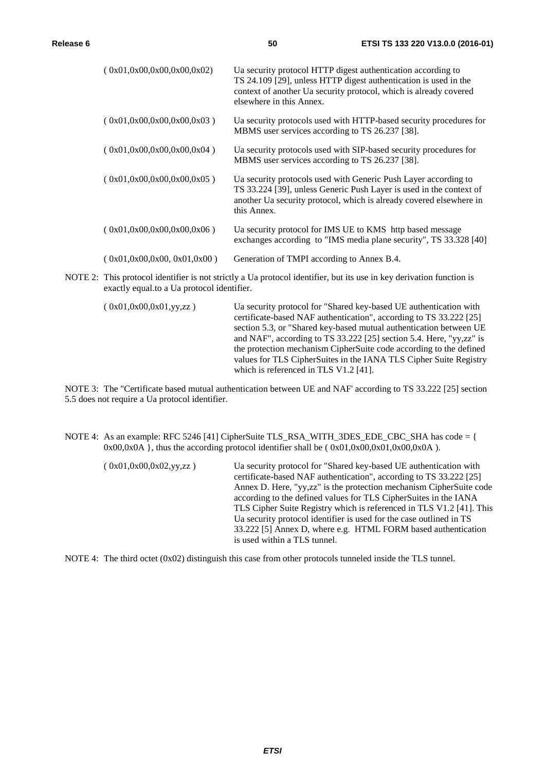| | |
|---|---|
| ( 0x01,0x00,0x00,0x00,0x02) | Ua security protocol HTTP digest authentication according to TS 24.109 [29], unless HTTP digest authentication is used in the context of another Ua security protocol, which is already covered elsewhere in this Annex. |
| ( 0x01,0x00,0x00,0x00,0x03 ) | Ua security protocols used with HTTP-based security procedures for MBMS user services according to TS 26.237 [38]. |
| ( 0x01,0x00,0x00,0x00,0x04 ) | Ua security protocols used with SIP-based security procedures for MBMS user services according to TS 26.237 [38]. |
| ( 0x01,0x00,0x00,0x00,0x05 ) | Ua security protocols used with Generic Push Layer according to TS 33.224 [39], unless Generic Push Layer is used in the context of another Ua security protocol, which is already covered elsewhere in this Annex. |
| ( 0x01,0x00,0x00,0x00,0x06 ) | Ua security protocol for IMS UE to KMS http based message exchanges according to "IMS media plane security", TS 33.328 [40] |
| ( 0x01,0x00,0x00, 0x01,0x00 ) | Generation of TMPI according to Annex B.4. |

NOTE 2: This protocol identifier is not strictly a Ua protocol identifier, but its use in key derivation function is exactly equal.to a Ua protocol identifier.

| | |
|---|---|
| ( 0x01,0x00,0x01,yy,zz ) | Ua security protocol for "Shared key-based UE authentication with certificate-based NAF authentication", according to TS 33.222 [25] section 5.3, or "Shared key-based mutual authentication between UE and NAF", according to TS 33.222 [25] section 5.4. Here, "yy,zz" is the protection mechanism CipherSuite code according to the defined values for TLS CipherSuites in the IANA TLS Cipher Suite Registry which is referenced in TLS V1.2 [41]. |

NOTE 3: The "Certificate based mutual authentication between UE and NAF' according to TS 33.222 [25] section 5.5 does not require a Ua protocol identifier.

NOTE 4: As an example: RFC 5246 [41] CipherSuite TLS_RSA_WITH_3DES_EDE_CBC_SHA has code = { 0x00,0x0A }, thus the according protocol identifier shall be ( 0x01,0x00,0x01,0x00,0x0A ).

| | |
|---|---|
| ( 0x01,0x00,0x02,yy,zz ) | Ua security protocol for "Shared key-based UE authentication with certificate-based NAF authentication", according to TS 33.222 [25] Annex D. Here, "yy,zz" is the protection mechanism CipherSuite code according to the defined values for TLS CipherSuites in the IANA TLS Cipher Suite Registry which is referenced in TLS V1.2 [41]. This Ua security protocol identifier is used for the case outlined in TS 33.222 [5] Annex D, where e.g. HTML FORM based authentication is used within a TLS tunnel. |

NOTE 4: The third octet (0x02) distinguish this case from other protocols tunneled inside the TLS tunnel.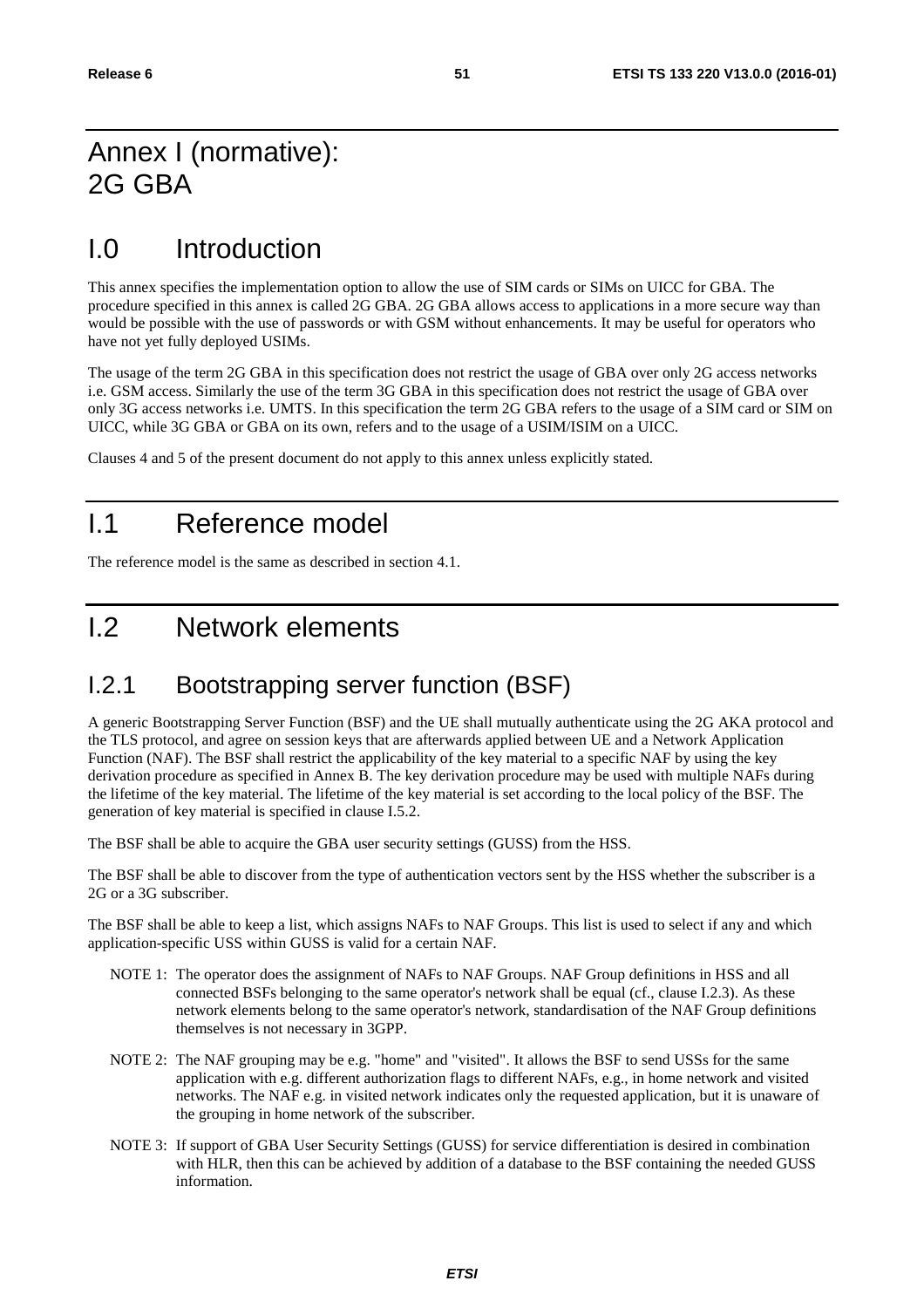# Annex I (normative): 2G GBA

# I.0 Introduction

This annex specifies the implementation option to allow the use of SIM cards or SIMs on UICC for GBA. The procedure specified in this annex is called 2G GBA. 2G GBA allows access to applications in a more secure way than would be possible with the use of passwords or with GSM without enhancements. It may be useful for operators who have not yet fully deployed USIMs.

The usage of the term 2G GBA in this specification does not restrict the usage of GBA over only 2G access networks i.e. GSM access. Similarly the use of the term 3G GBA in this specification does not restrict the usage of GBA over only 3G access networks i.e. UMTS. In this specification the term 2G GBA refers to the usage of a SIM card or SIM on UICC, while 3G GBA or GBA on its own, refers and to the usage of a USIM/ISIM on a UICC.

Clauses 4 and 5 of the present document do not apply to this annex unless explicitly stated.

# I.1 Reference model

The reference model is the same as described in section 4.1.

# I.2 Network elements

## I.2.1 Bootstrapping server function (BSF)

A generic Bootstrapping Server Function (BSF) and the UE shall mutually authenticate using the 2G AKA protocol and the TLS protocol, and agree on session keys that are afterwards applied between UE and a Network Application Function (NAF). The BSF shall restrict the applicability of the key material to a specific NAF by using the key derivation procedure as specified in Annex B. The key derivation procedure may be used with multiple NAFs during the lifetime of the key material. The lifetime of the key material is set according to the local policy of the BSF. The generation of key material is specified in clause I.5.2.

The BSF shall be able to acquire the GBA user security settings (GUSS) from the HSS.

The BSF shall be able to discover from the type of authentication vectors sent by the HSS whether the subscriber is a 2G or a 3G subscriber.

The BSF shall be able to keep a list, which assigns NAFs to NAF Groups. This list is used to select if any and which application-specific USS within GUSS is valid for a certain NAF.

NOTE 1: The operator does the assignment of NAFs to NAF Groups. NAF Group definitions in HSS and all connected BSFs belonging to the same operator's network shall be equal (cf., clause I.2.3). As these network elements belong to the same operator's network, standardisation of the NAF Group definitions themselves is not necessary in 3GPP.

NOTE 2: The NAF grouping may be e.g. "home" and "visited". It allows the BSF to send USSs for the same application with e.g. different authorization flags to different NAFs, e.g., in home network and visited networks. The NAF e.g. in visited network indicates only the requested application, but it is unaware of the grouping in home network of the subscriber.

NOTE 3: If support of GBA User Security Settings (GUSS) for service differentiation is desired in combination with HLR, then this can be achieved by addition of a database to the BSF containing the needed GUSS information.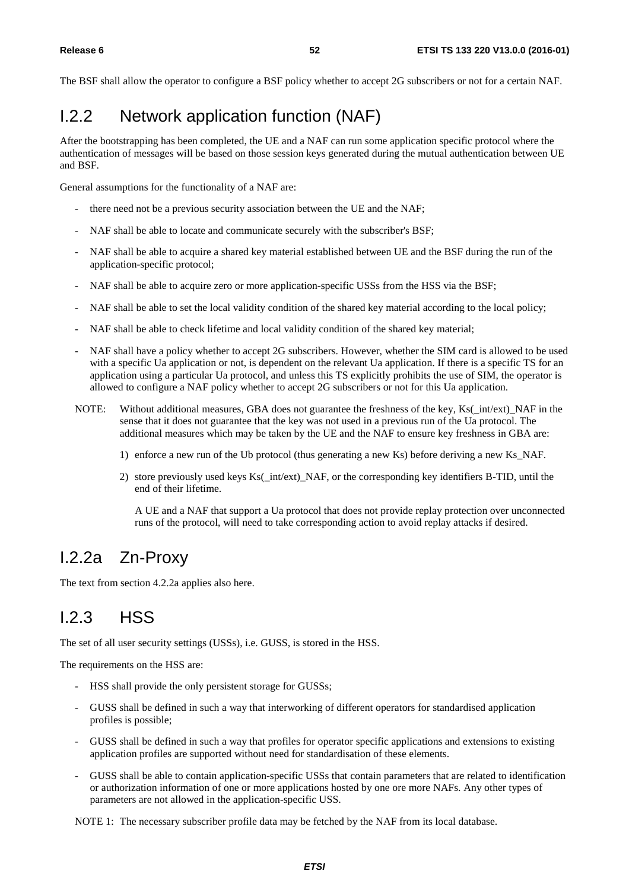The BSF shall allow the operator to configure a BSF policy whether to accept 2G subscribers or not for a certain NAF.

## I.2.2 Network application function (NAF)

After the bootstrapping has been completed, the UE and a NAF can run some application specific protocol where the authentication of messages will be based on those session keys generated during the mutual authentication between UE and BSF.

General assumptions for the functionality of a NAF are:

- there need not be a previous security association between the UE and the NAF;
- NAF shall be able to locate and communicate securely with the subscriber's BSF;
- NAF shall be able to acquire a shared key material established between UE and the BSF during the run of the application-specific protocol;
- NAF shall be able to acquire zero or more application-specific USSs from the HSS via the BSF;
- NAF shall be able to set the local validity condition of the shared key material according to the local policy;
- NAF shall be able to check lifetime and local validity condition of the shared key material;
- NAF shall have a policy whether to accept 2G subscribers. However, whether the SIM card is allowed to be used with a specific Ua application or not, is dependent on the relevant Ua application. If there is a specific TS for an application using a particular Ua protocol, and unless this TS explicitly prohibits the use of SIM, the operator is allowed to configure a NAF policy whether to accept 2G subscribers or not for this Ua application.

NOTE: Without additional measures, GBA does not guarantee the freshness of the key, Ks(_int/ext)_NAF in the sense that it does not guarantee that the key was not used in a previous run of the Ua protocol. The additional measures which may be taken by the UE and the NAF to ensure key freshness in GBA are:

1) enforce a new run of the Ub protocol (thus generating a new Ks) before deriving a new Ks_NAF.
2) store previously used keys Ks(_int/ext)_NAF, or the corresponding key identifiers B-TID, until the end of their lifetime.

A UE and a NAF that support a Ua protocol that does not provide replay protection over unconnected runs of the protocol, will need to take corresponding action to avoid replay attacks if desired.

## I.2.2a Zn-Proxy

The text from section 4.2.2a applies also here.

## I.2.3 HSS

The set of all user security settings (USSs), i.e. GUSS, is stored in the HSS.

The requirements on the HSS are:

- HSS shall provide the only persistent storage for GUSSs;
- GUSS shall be defined in such a way that interworking of different operators for standardised application profiles is possible;
- GUSS shall be defined in such a way that profiles for operator specific applications and extensions to existing application profiles are supported without need for standardisation of these elements.
- GUSS shall be able to contain application-specific USSs that contain parameters that are related to identification or authorization information of one or more applications hosted by one ore more NAFs. Any other types of parameters are not allowed in the application-specific USS.

NOTE 1: The necessary subscriber profile data may be fetched by the NAF from its local database.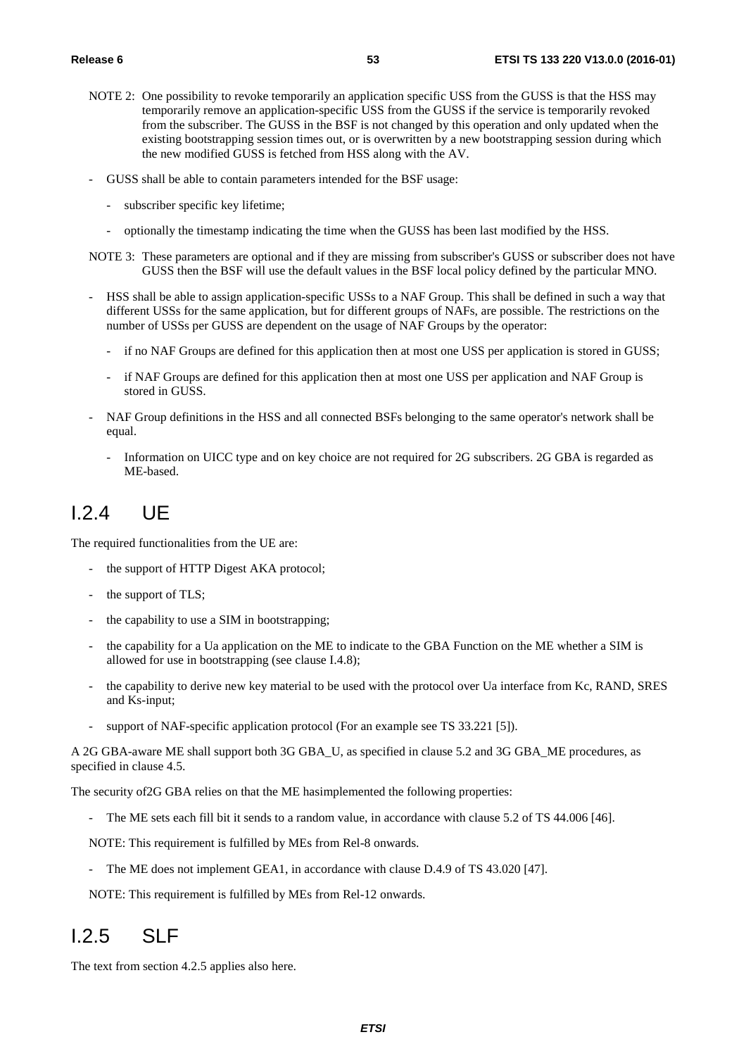NOTE 2: One possibility to revoke temporarily an application specific USS from the GUSS is that the HSS may temporarily remove an application-specific USS from the GUSS if the service is temporarily revoked from the subscriber. The GUSS in the BSF is not changed by this operation and only updated when the existing bootstrapping session times out, or is overwritten by a new bootstrapping session during which the new modified GUSS is fetched from HSS along with the AV.

- GUSS shall be able to contain parameters intended for the BSF usage:
  - subscriber specific key lifetime;
  - optionally the timestamp indicating the time when the GUSS has been last modified by the HSS.

NOTE 3: These parameters are optional and if they are missing from subscriber's GUSS or subscriber does not have GUSS then the BSF will use the default values in the BSF local policy defined by the particular MNO.

- HSS shall be able to assign application-specific USSs to a NAF Group. This shall be defined in such a way that different USSs for the same application, but for different groups of NAFs, are possible. The restrictions on the number of USSs per GUSS are dependent on the usage of NAF Groups by the operator:
  - if no NAF Groups are defined for this application then at most one USS per application is stored in GUSS;
  - if NAF Groups are defined for this application then at most one USS per application and NAF Group is stored in GUSS.
- NAF Group definitions in the HSS and all connected BSFs belonging to the same operator's network shall be equal.
  - Information on UICC type and on key choice are not required for 2G subscribers. 2G GBA is regarded as ME-based.

# I.2.4 UE

The required functionalities from the UE are:

- the support of HTTP Digest AKA protocol;
- the support of TLS;
- the capability to use a SIM in bootstrapping;
- the capability for a Ua application on the ME to indicate to the GBA Function on the ME whether a SIM is allowed for use in bootstrapping (see clause I.4.8);
- the capability to derive new key material to be used with the protocol over Ua interface from Kc, RAND, SRES and Ks-input;
- support of NAF-specific application protocol (For an example see TS 33.221 [5]).

A 2G GBA-aware ME shall support both 3G GBA_U, as specified in clause 5.2 and 3G GBA_ME procedures, as specified in clause 4.5.

The security of2G GBA relies on that the ME hasimplemented the following properties:

- The ME sets each fill bit it sends to a random value, in accordance with clause 5.2 of TS 44.006 [46].

NOTE: This requirement is fulfilled by MEs from Rel-8 onwards.

- The ME does not implement GEA1, in accordance with clause D.4.9 of TS 43.020 [47].

NOTE: This requirement is fulfilled by MEs from Rel-12 onwards.

# I.2.5 SLF

The text from section 4.2.5 applies also here.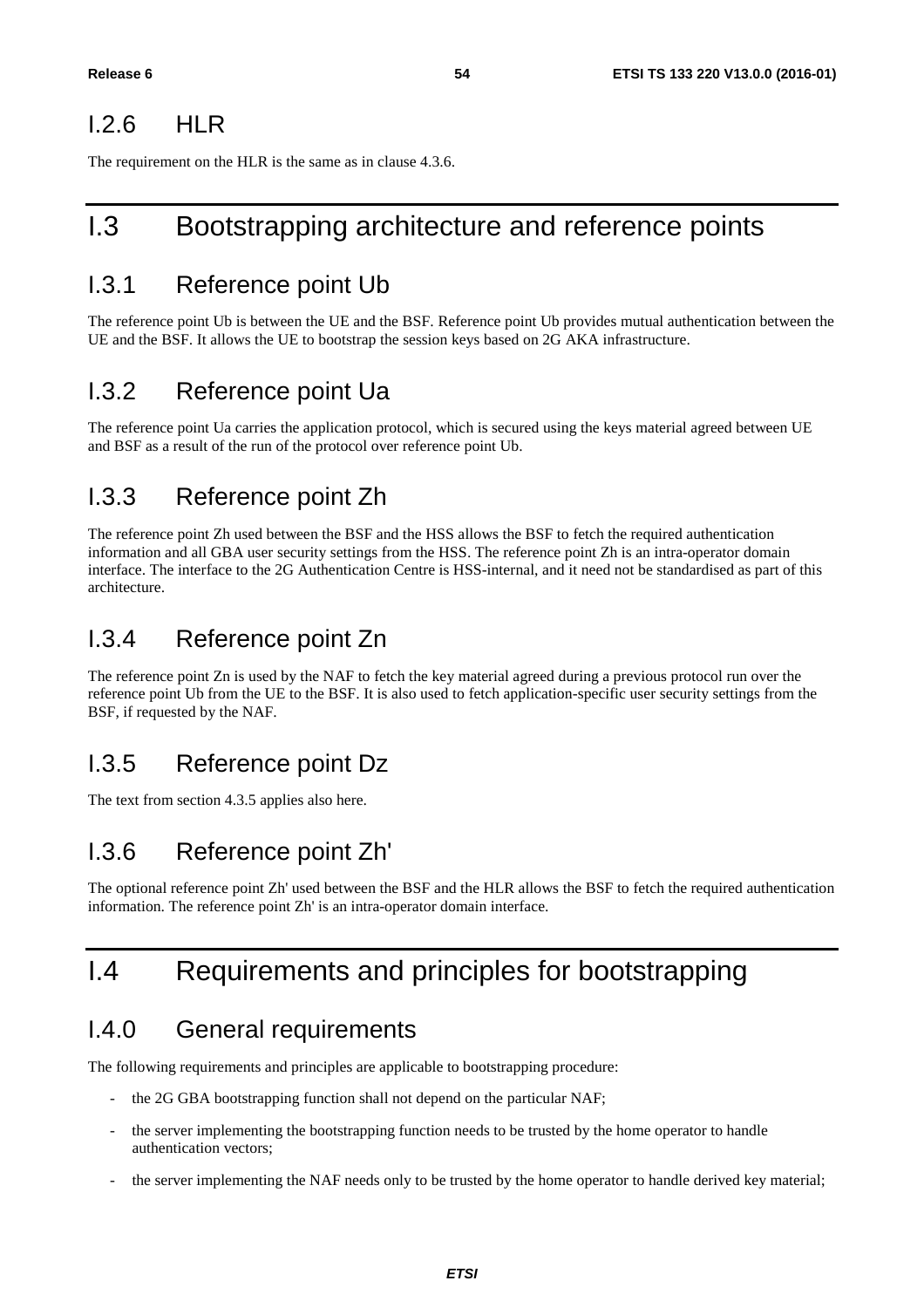### I.2.6 HLR

The requirement on the HLR is the same as in clause 4.3.6.

# I.3 Bootstrapping architecture and reference points

## I.3.1 Reference point Ub

The reference point Ub is between the UE and the BSF. Reference point Ub provides mutual authentication between the UE and the BSF. It allows the UE to bootstrap the session keys based on 2G AKA infrastructure.

## I.3.2 Reference point Ua

The reference point Ua carries the application protocol, which is secured using the keys material agreed between UE and BSF as a result of the run of the protocol over reference point Ub.

## I.3.3 Reference point Zh

The reference point Zh used between the BSF and the HSS allows the BSF to fetch the required authentication information and all GBA user security settings from the HSS. The reference point Zh is an intra-operator domain interface. The interface to the 2G Authentication Centre is HSS-internal, and it need not be standardised as part of this architecture.

## I.3.4 Reference point Zn

The reference point Zn is used by the NAF to fetch the key material agreed during a previous protocol run over the reference point Ub from the UE to the BSF. It is also used to fetch application-specific user security settings from the BSF, if requested by the NAF.

## I.3.5 Reference point Dz

The text from section 4.3.5 applies also here.

## I.3.6 Reference point Zh'

The optional reference point Zh' used between the BSF and the HLR allows the BSF to fetch the required authentication information. The reference point Zh' is an intra-operator domain interface.

# I.4 Requirements and principles for bootstrapping

## I.4.0 General requirements

The following requirements and principles are applicable to bootstrapping procedure:

- the 2G GBA bootstrapping function shall not depend on the particular NAF;
- the server implementing the bootstrapping function needs to be trusted by the home operator to handle authentication vectors;
- the server implementing the NAF needs only to be trusted by the home operator to handle derived key material;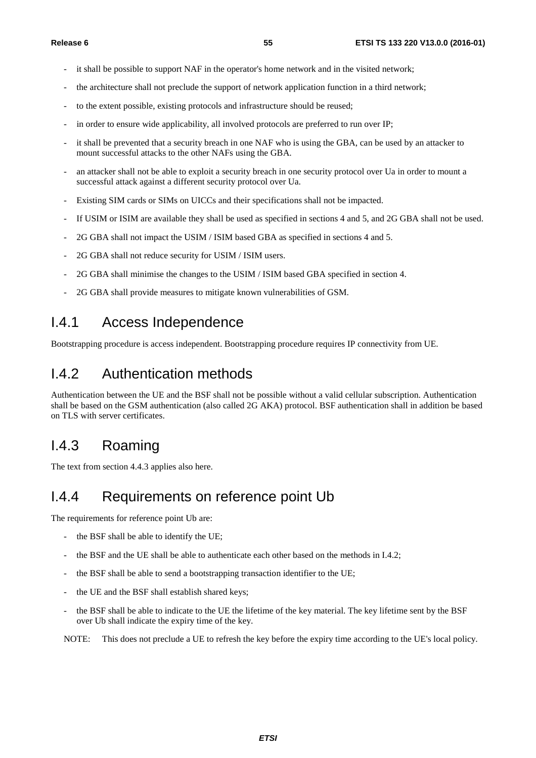- it shall be possible to support NAF in the operator's home network and in the visited network;
- the architecture shall not preclude the support of network application function in a third network;
- to the extent possible, existing protocols and infrastructure should be reused;
- in order to ensure wide applicability, all involved protocols are preferred to run over IP;
- it shall be prevented that a security breach in one NAF who is using the GBA, can be used by an attacker to mount successful attacks to the other NAFs using the GBA.
- an attacker shall not be able to exploit a security breach in one security protocol over Ua in order to mount a successful attack against a different security protocol over Ua.
- Existing SIM cards or SIMs on UICCs and their specifications shall not be impacted.
- If USIM or ISIM are available they shall be used as specified in sections 4 and 5, and 2G GBA shall not be used.
- 2G GBA shall not impact the USIM / ISIM based GBA as specified in sections 4 and 5.
- 2G GBA shall not reduce security for USIM / ISIM users.
- 2G GBA shall minimise the changes to the USIM / ISIM based GBA specified in section 4.
- 2G GBA shall provide measures to mitigate known vulnerabilities of GSM.

## I.4.1 Access Independence

Bootstrapping procedure is access independent. Bootstrapping procedure requires IP connectivity from UE.

## I.4.2 Authentication methods

Authentication between the UE and the BSF shall not be possible without a valid cellular subscription. Authentication shall be based on the GSM authentication (also called 2G AKA) protocol. BSF authentication shall in addition be based on TLS with server certificates.

## I.4.3 Roaming

The text from section 4.4.3 applies also here.

## I.4.4 Requirements on reference point Ub

The requirements for reference point Ub are:

- the BSF shall be able to identify the UE;
- the BSF and the UE shall be able to authenticate each other based on the methods in I.4.2;
- the BSF shall be able to send a bootstrapping transaction identifier to the UE;
- the UE and the BSF shall establish shared keys;
- the BSF shall be able to indicate to the UE the lifetime of the key material. The key lifetime sent by the BSF over Ub shall indicate the expiry time of the key.

NOTE: This does not preclude a UE to refresh the key before the expiry time according to the UE's local policy.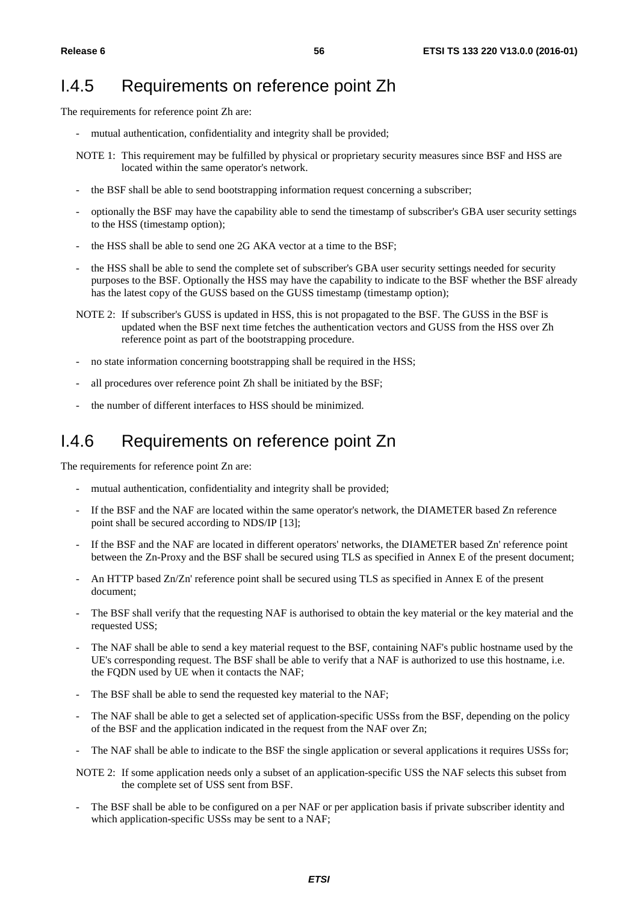## I.4.5 Requirements on reference point Zh

The requirements for reference point Zh are:

- mutual authentication, confidentiality and integrity shall be provided;

NOTE 1: This requirement may be fulfilled by physical or proprietary security measures since BSF and HSS are located within the same operator's network.

- the BSF shall be able to send bootstrapping information request concerning a subscriber;
- optionally the BSF may have the capability able to send the timestamp of subscriber's GBA user security settings to the HSS (timestamp option);
- the HSS shall be able to send one 2G AKA vector at a time to the BSF;
- the HSS shall be able to send the complete set of subscriber's GBA user security settings needed for security purposes to the BSF. Optionally the HSS may have the capability to indicate to the BSF whether the BSF already has the latest copy of the GUSS based on the GUSS timestamp (timestamp option);

NOTE 2: If subscriber's GUSS is updated in HSS, this is not propagated to the BSF. The GUSS in the BSF is updated when the BSF next time fetches the authentication vectors and GUSS from the HSS over Zh reference point as part of the bootstrapping procedure.

- no state information concerning bootstrapping shall be required in the HSS;
- all procedures over reference point Zh shall be initiated by the BSF;
- the number of different interfaces to HSS should be minimized.

## I.4.6 Requirements on reference point Zn

The requirements for reference point Zn are:

- mutual authentication, confidentiality and integrity shall be provided;
- If the BSF and the NAF are located within the same operator's network, the DIAMETER based Zn reference point shall be secured according to NDS/IP [13];
- If the BSF and the NAF are located in different operators' networks, the DIAMETER based Zn' reference point between the Zn-Proxy and the BSF shall be secured using TLS as specified in Annex E of the present document;
- An HTTP based Zn/Zn' reference point shall be secured using TLS as specified in Annex E of the present document;
- The BSF shall verify that the requesting NAF is authorised to obtain the key material or the key material and the requested USS;
- The NAF shall be able to send a key material request to the BSF, containing NAF's public hostname used by the UE's corresponding request. The BSF shall be able to verify that a NAF is authorized to use this hostname, i.e. the FQDN used by UE when it contacts the NAF;
- The BSF shall be able to send the requested key material to the NAF;
- The NAF shall be able to get a selected set of application-specific USSs from the BSF, depending on the policy of the BSF and the application indicated in the request from the NAF over Zn;
- The NAF shall be able to indicate to the BSF the single application or several applications it requires USSs for;

NOTE 2: If some application needs only a subset of an application-specific USS the NAF selects this subset from the complete set of USS sent from BSF.

- The BSF shall be able to be configured on a per NAF or per application basis if private subscriber identity and which application-specific USSs may be sent to a NAF;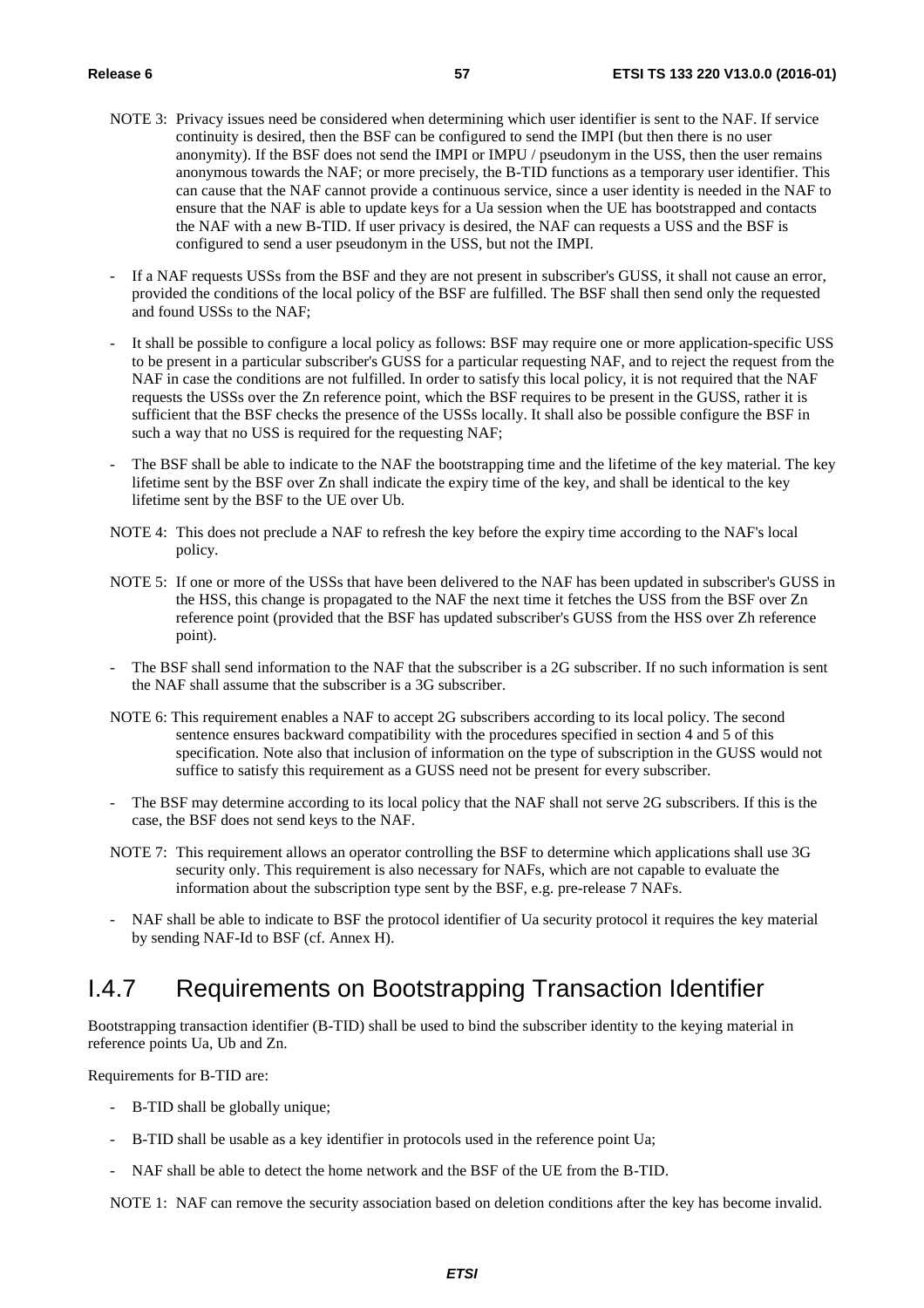NOTE 3: Privacy issues need be considered when determining which user identifier is sent to the NAF. If service continuity is desired, then the BSF can be configured to send the IMPI (but then there is no user anonymity). If the BSF does not send the IMPI or IMPU / pseudonym in the USS, then the user remains anonymous towards the NAF; or more precisely, the B-TID functions as a temporary user identifier. This can cause that the NAF cannot provide a continuous service, since a user identity is needed in the NAF to ensure that the NAF is able to update keys for a Ua session when the UE has bootstrapped and contacts the NAF with a new B-TID. If user privacy is desired, the NAF can requests a USS and the BSF is configured to send a user pseudonym in the USS, but not the IMPI.

- If a NAF requests USSs from the BSF and they are not present in subscriber's GUSS, it shall not cause an error, provided the conditions of the local policy of the BSF are fulfilled. The BSF shall then send only the requested and found USSs to the NAF;

- It shall be possible to configure a local policy as follows: BSF may require one or more application-specific USS to be present in a particular subscriber's GUSS for a particular requesting NAF, and to reject the request from the NAF in case the conditions are not fulfilled. In order to satisfy this local policy, it is not required that the NAF requests the USSs over the Zn reference point, which the BSF requires to be present in the GUSS, rather it is sufficient that the BSF checks the presence of the USSs locally. It shall also be possible configure the BSF in such a way that no USS is required for the requesting NAF;

- The BSF shall be able to indicate to the NAF the bootstrapping time and the lifetime of the key material. The key lifetime sent by the BSF over Zn shall indicate the expiry time of the key, and shall be identical to the key lifetime sent by the BSF to the UE over Ub.

NOTE 4: This does not preclude a NAF to refresh the key before the expiry time according to the NAF's local policy.

NOTE 5: If one or more of the USSs that have been delivered to the NAF has been updated in subscriber's GUSS in the HSS, this change is propagated to the NAF the next time it fetches the USS from the BSF over Zn reference point (provided that the BSF has updated subscriber's GUSS from the HSS over Zh reference point).

- The BSF shall send information to the NAF that the subscriber is a 2G subscriber. If no such information is sent the NAF shall assume that the subscriber is a 3G subscriber.

NOTE 6: This requirement enables a NAF to accept 2G subscribers according to its local policy. The second sentence ensures backward compatibility with the procedures specified in section 4 and 5 of this specification. Note also that inclusion of information on the type of subscription in the GUSS would not suffice to satisfy this requirement as a GUSS need not be present for every subscriber.

- The BSF may determine according to its local policy that the NAF shall not serve 2G subscribers. If this is the case, the BSF does not send keys to the NAF.

NOTE 7: This requirement allows an operator controlling the BSF to determine which applications shall use 3G security only. This requirement is also necessary for NAFs, which are not capable to evaluate the information about the subscription type sent by the BSF, e.g. pre-release 7 NAFs.

- NAF shall be able to indicate to BSF the protocol identifier of Ua security protocol it requires the key material by sending NAF-Id to BSF (cf. Annex H).

## I.4.7 Requirements on Bootstrapping Transaction Identifier

Bootstrapping transaction identifier (B-TID) shall be used to bind the subscriber identity to the keying material in reference points Ua, Ub and Zn.

Requirements for B-TID are:

- B-TID shall be globally unique;
- B-TID shall be usable as a key identifier in protocols used in the reference point Ua;
- NAF shall be able to detect the home network and the BSF of the UE from the B-TID.

NOTE 1: NAF can remove the security association based on deletion conditions after the key has become invalid.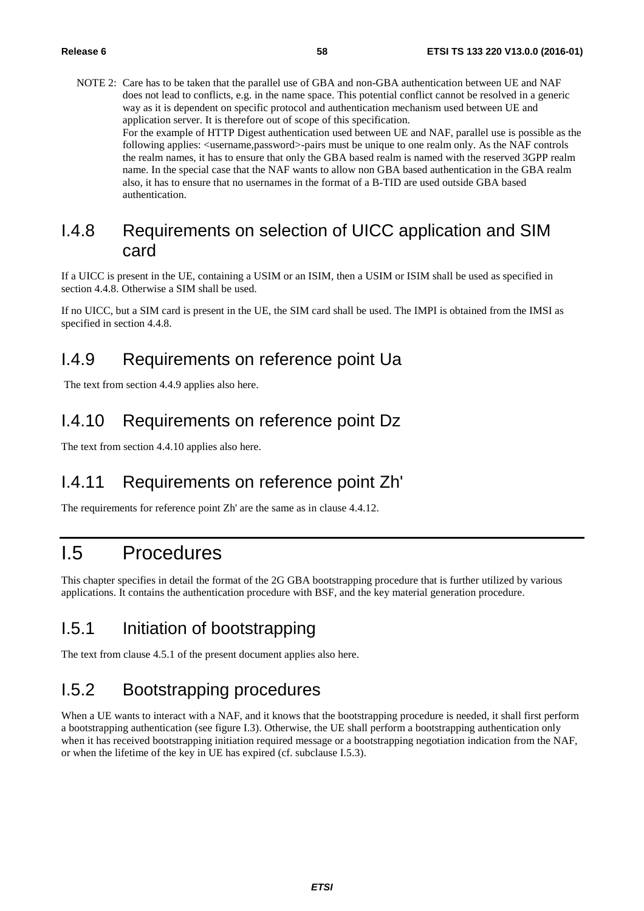NOTE 2: Care has to be taken that the parallel use of GBA and non-GBA authentication between UE and NAF does not lead to conflicts, e.g. in the name space. This potential conflict cannot be resolved in a generic way as it is dependent on specific protocol and authentication mechanism used between UE and application server. It is therefore out of scope of this specification.
For the example of HTTP Digest authentication used between UE and NAF, parallel use is possible as the following applies: <username,password>-pairs must be unique to one realm only. As the NAF controls the realm names, it has to ensure that only the GBA based realm is named with the reserved 3GPP realm name. In the special case that the NAF wants to allow non GBA based authentication in the GBA realm also, it has to ensure that no usernames in the format of a B-TID are used outside GBA based authentication.

## I.4.8 Requirements on selection of UICC application and SIM card

If a UICC is present in the UE, containing a USIM or an ISIM, then a USIM or ISIM shall be used as specified in section 4.4.8. Otherwise a SIM shall be used.

If no UICC, but a SIM card is present in the UE, the SIM card shall be used. The IMPI is obtained from the IMSI as specified in section 4.4.8.

## I.4.9 Requirements on reference point Ua

The text from section 4.4.9 applies also here.

## I.4.10 Requirements on reference point Dz

The text from section 4.4.10 applies also here.

## I.4.11 Requirements on reference point Zh'

The requirements for reference point Zh' are the same as in clause 4.4.12.

# I.5 Procedures

This chapter specifies in detail the format of the 2G GBA bootstrapping procedure that is further utilized by various applications. It contains the authentication procedure with BSF, and the key material generation procedure.

## I.5.1 Initiation of bootstrapping

The text from clause 4.5.1 of the present document applies also here.

## I.5.2 Bootstrapping procedures

When a UE wants to interact with a NAF, and it knows that the bootstrapping procedure is needed, it shall first perform a bootstrapping authentication (see figure I.3). Otherwise, the UE shall perform a bootstrapping authentication only when it has received bootstrapping initiation required message or a bootstrapping negotiation indication from the NAF, or when the lifetime of the key in UE has expired (cf. subclause I.5.3).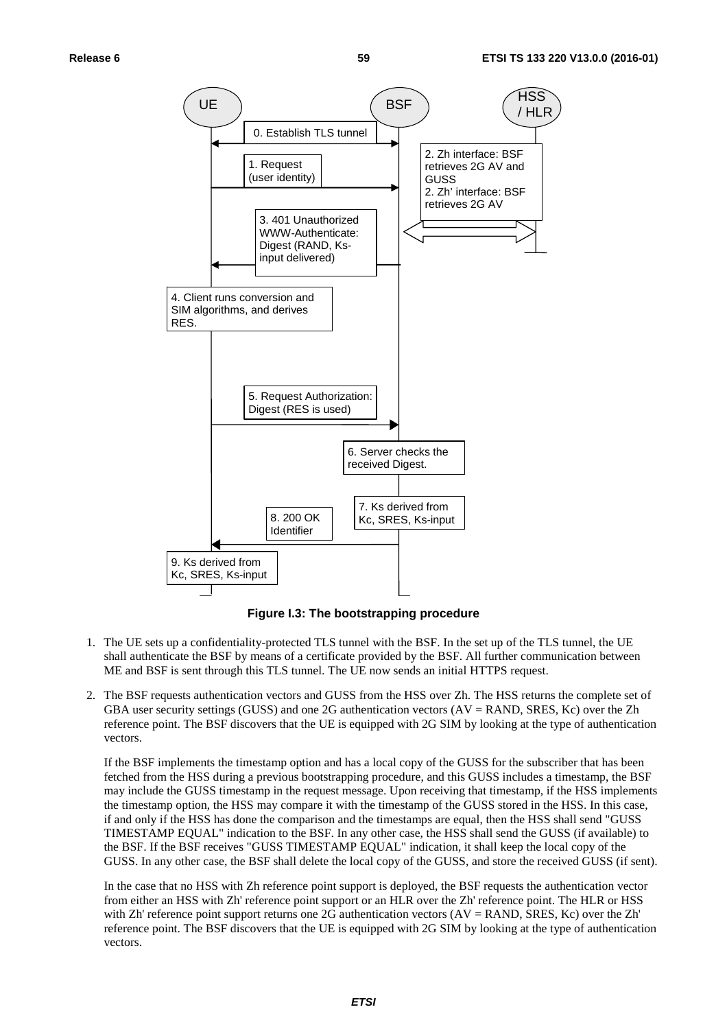Figure I.3: The bootstrapping procedure

1. The UE sets up a confidentiality-protected TLS tunnel with the BSF. In the set up of the TLS tunnel, the UE shall authenticate the BSF by means of a certificate provided by the BSF. All further communication between ME and BSF is sent through this TLS tunnel. The UE now sends an initial HTTPS request.

2. The BSF requests authentication vectors and GUSS from the HSS over Zh. The HSS returns the complete set of GBA user security settings (GUSS) and one 2G authentication vectors (AV = RAND, SRES, Kc) over the Zh reference point. The BSF discovers that the UE is equipped with 2G SIM by looking at the type of authentication vectors.

   If the BSF implements the timestamp option and has a local copy of the GUSS for the subscriber that has been fetched from the HSS during a previous bootstrapping procedure, and this GUSS includes a timestamp, the BSF may include the GUSS timestamp in the request message. Upon receiving that timestamp, if the HSS implements the timestamp option, the HSS may compare it with the timestamp of the GUSS stored in the HSS. In this case, if and only if the HSS has done the comparison and the timestamps are equal, then the HSS shall send "GUSS TIMESTAMP EQUAL" indication to the BSF. In any other case, the HSS shall send the GUSS (if available) to the BSF. If the BSF receives "GUSS TIMESTAMP EQUAL" indication, it shall keep the local copy of the GUSS. In any other case, the BSF shall delete the local copy of the GUSS, and store the received GUSS (if sent).

   In the case that no HSS with Zh reference point support is deployed, the BSF requests the authentication vector from either an HSS with Zh' reference point support or an HLR over the Zh' reference point. The HLR or HSS with Zh' reference point support returns one 2G authentication vectors (AV = RAND, SRES, Kc) over the Zh' reference point. The BSF discovers that the UE is equipped with 2G SIM by looking at the type of authentication vectors.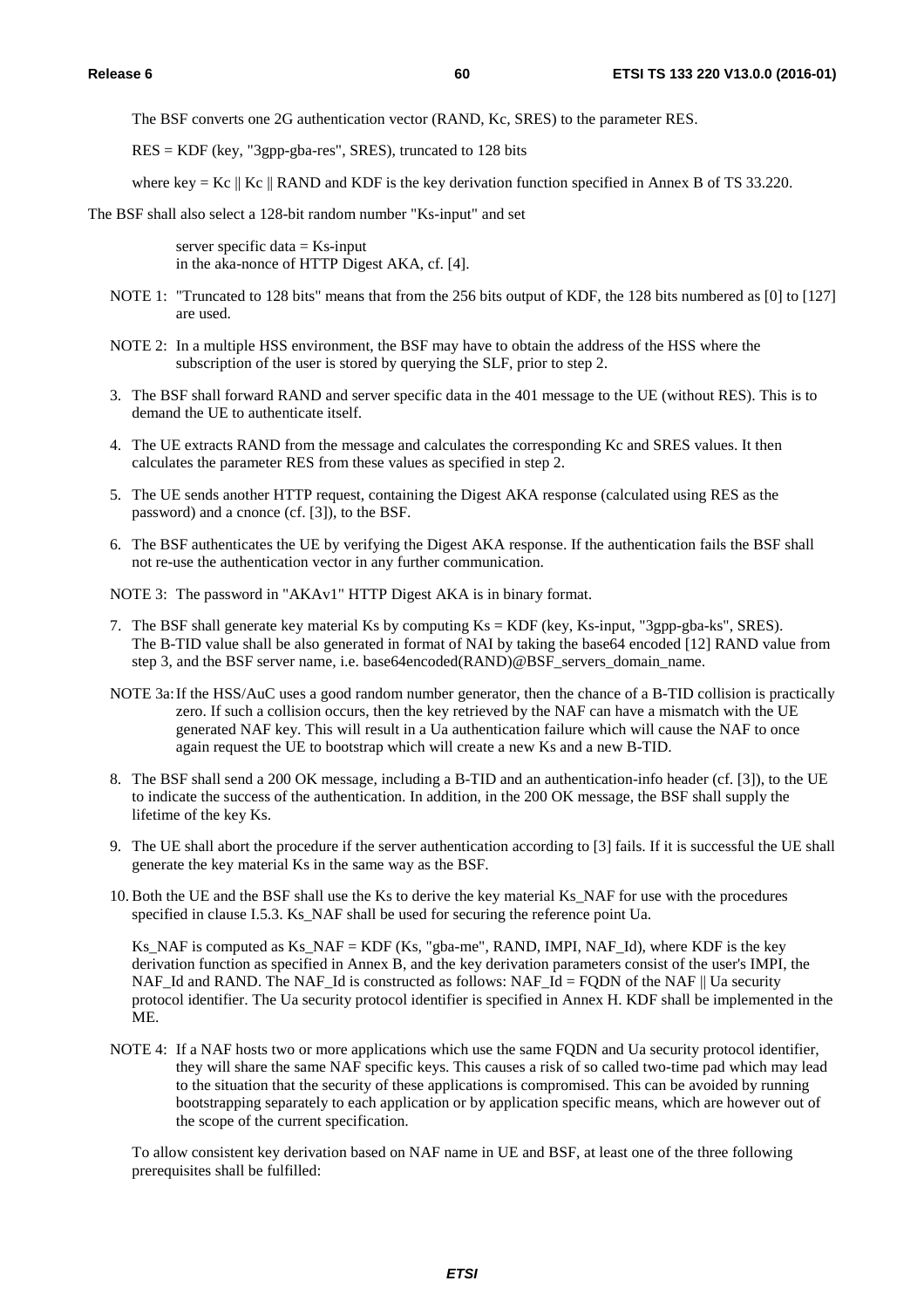The BSF converts one 2G authentication vector (RAND, Kc, SRES) to the parameter RES.

RES = KDF (key, "3gpp-gba-res", SRES), truncated to 128 bits

where key = Kc || Kc || RAND and KDF is the key derivation function specified in Annex B of TS 33.220.

The BSF shall also select a 128-bit random number "Ks-input" and set

server specific data = Ks-input
in the aka-nonce of HTTP Digest AKA, cf. [4].

NOTE 1: "Truncated to 128 bits" means that from the 256 bits output of KDF, the 128 bits numbered as [0] to [127] are used.

NOTE 2: In a multiple HSS environment, the BSF may have to obtain the address of the HSS where the subscription of the user is stored by querying the SLF, prior to step 2.

3. The BSF shall forward RAND and server specific data in the 401 message to the UE (without RES). This is to demand the UE to authenticate itself.

4. The UE extracts RAND from the message and calculates the corresponding Kc and SRES values. It then calculates the parameter RES from these values as specified in step 2.

5. The UE sends another HTTP request, containing the Digest AKA response (calculated using RES as the password) and a cnonce (cf. [3]), to the BSF.

6. The BSF authenticates the UE by verifying the Digest AKA response. If the authentication fails the BSF shall not re-use the authentication vector in any further communication.

NOTE 3: The password in "AKAv1" HTTP Digest AKA is in binary format.

7. The BSF shall generate key material Ks by computing Ks = KDF (key, Ks-input, "3gpp-gba-ks", SRES). The B-TID value shall be also generated in format of NAI by taking the base64 encoded [12] RAND value from step 3, and the BSF server name, i.e. base64encoded(RAND)@BSF_servers_domain_name.

NOTE 3a: If the HSS/AuC uses a good random number generator, then the chance of a B-TID collision is practically zero. If such a collision occurs, then the key retrieved by the NAF can have a mismatch with the UE generated NAF key. This will result in a Ua authentication failure which will cause the NAF to once again request the UE to bootstrap which will create a new Ks and a new B-TID.

8. The BSF shall send a 200 OK message, including a B-TID and an authentication-info header (cf. [3]), to the UE to indicate the success of the authentication. In addition, in the 200 OK message, the BSF shall supply the lifetime of the key Ks.

9. The UE shall abort the procedure if the server authentication according to [3] fails. If it is successful the UE shall generate the key material Ks in the same way as the BSF.

10. Both the UE and the BSF shall use the Ks to derive the key material Ks_NAF for use with the procedures specified in clause I.5.3. Ks_NAF shall be used for securing the reference point Ua.

Ks_NAF is computed as Ks_NAF = KDF (Ks, "gba-me", RAND, IMPI, NAF_Id), where KDF is the key derivation function as specified in Annex B, and the key derivation parameters consist of the user's IMPI, the NAF_Id and RAND. The NAF_Id is constructed as follows: NAF_Id = FQDN of the NAF || Ua security protocol identifier. The Ua security protocol identifier is specified in Annex H. KDF shall be implemented in the ME.

NOTE 4: If a NAF hosts two or more applications which use the same FQDN and Ua security protocol identifier, they will share the same NAF specific keys. This causes a risk of so called two-time pad which may lead to the situation that the security of these applications is compromised. This can be avoided by running bootstrapping separately to each application or by application specific means, which are however out of the scope of the current specification.

To allow consistent key derivation based on NAF name in UE and BSF, at least one of the three following prerequisites shall be fulfilled: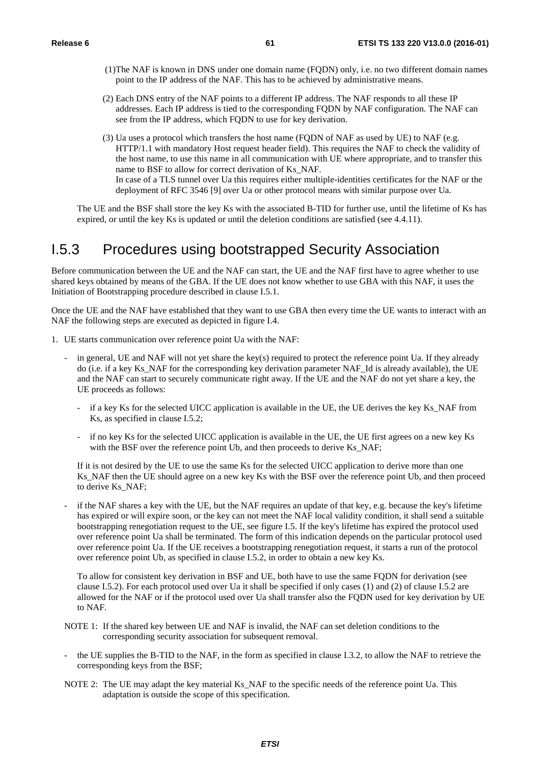(1) The NAF is known in DNS under one domain name (FQDN) only, i.e. no two different domain names point to the IP address of the NAF. This has to be achieved by administrative means.

(2) Each DNS entry of the NAF points to a different IP address. The NAF responds to all these IP addresses. Each IP address is tied to the corresponding FQDN by NAF configuration. The NAF can see from the IP address, which FQDN to use for key derivation.

(3) Ua uses a protocol which transfers the host name (FQDN of NAF as used by UE) to NAF (e.g. HTTP/1.1 with mandatory Host request header field). This requires the NAF to check the validity of the host name, to use this name in all communication with UE where appropriate, and to transfer this name to BSF to allow for correct derivation of Ks_NAF.
In case of a TLS tunnel over Ua this requires either multiple-identities certificates for the NAF or the deployment of RFC 3546 [9] over Ua or other protocol means with similar purpose over Ua.

The UE and the BSF shall store the key Ks with the associated B-TID for further use, until the lifetime of Ks has expired, or until the key Ks is updated or until the deletion conditions are satisfied (see 4.4.11).

## I.5.3 Procedures using bootstrapped Security Association

Before communication between the UE and the NAF can start, the UE and the NAF first have to agree whether to use shared keys obtained by means of the GBA. If the UE does not know whether to use GBA with this NAF, it uses the Initiation of Bootstrapping procedure described in clause I.5.1.

Once the UE and the NAF have established that they want to use GBA then every time the UE wants to interact with an NAF the following steps are executed as depicted in figure I.4.

1. UE starts communication over reference point Ua with the NAF:

   - in general, UE and NAF will not yet share the key(s) required to protect the reference point Ua. If they already do (i.e. if a key Ks_NAF for the corresponding key derivation parameter NAF_Id is already available), the UE and the NAF can start to securely communicate right away. If the UE and the NAF do not yet share a key, the UE proceeds as follows:

     - if a key Ks for the selected UICC application is available in the UE, the UE derives the key Ks_NAF from Ks, as specified in clause I.5.2;

     - if no key Ks for the selected UICC application is available in the UE, the UE first agrees on a new key Ks with the BSF over the reference point Ub, and then proceeds to derive Ks_NAF;

     If it is not desired by the UE to use the same Ks for the selected UICC application to derive more than one Ks_NAF then the UE should agree on a new key Ks with the BSF over the reference point Ub, and then proceed to derive Ks_NAF;

   - if the NAF shares a key with the UE, but the NAF requires an update of that key, e.g. because the key's lifetime has expired or will expire soon, or the key can not meet the NAF local validity condition, it shall send a suitable bootstrapping renegotiation request to the UE, see figure I.5. If the key's lifetime has expired the protocol used over reference point Ua shall be terminated. The form of this indication depends on the particular protocol used over reference point Ua. If the UE receives a bootstrapping renegotiation request, it starts a run of the protocol over reference point Ub, as specified in clause I.5.2, in order to obtain a new key Ks.

     To allow for consistent key derivation in BSF and UE, both have to use the same FQDN for derivation (see clause I.5.2). For each protocol used over Ua it shall be specified if only cases (1) and (2) of clause I.5.2 are allowed for the NAF or if the protocol used over Ua shall transfer also the FQDN used for key derivation by UE to NAF.

   NOTE 1: If the shared key between UE and NAF is invalid, the NAF can set deletion conditions to the corresponding security association for subsequent removal.

   - the UE supplies the B-TID to the NAF, in the form as specified in clause I.3.2, to allow the NAF to retrieve the corresponding keys from the BSF;

   NOTE 2: The UE may adapt the key material Ks_NAF to the specific needs of the reference point Ua. This adaptation is outside the scope of this specification.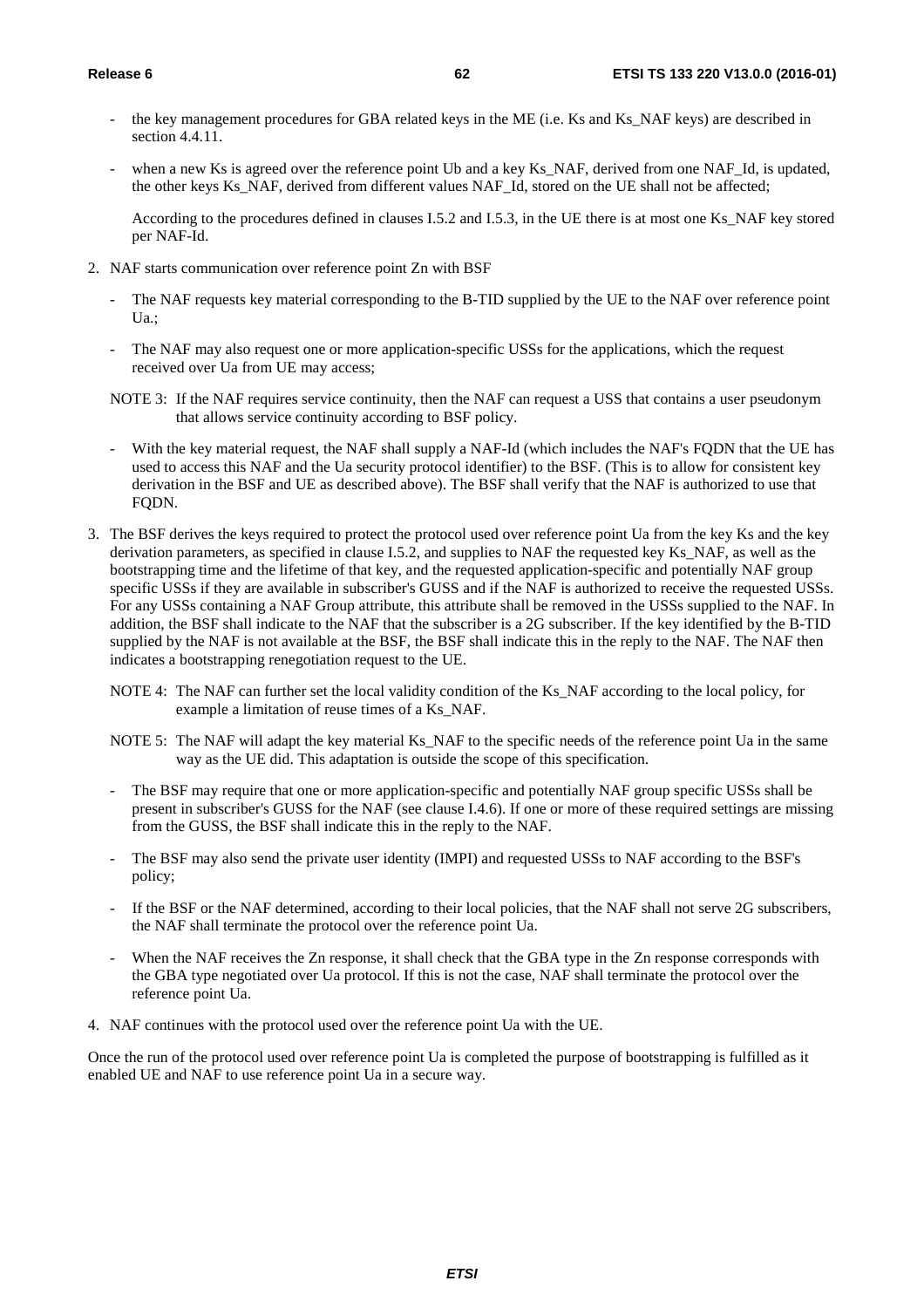- the key management procedures for GBA related keys in the ME (i.e. Ks and Ks_NAF keys) are described in section 4.4.11.
- when a new Ks is agreed over the reference point Ub and a key Ks_NAF, derived from one NAF_Id, is updated, the other keys Ks_NAF, derived from different values NAF_Id, stored on the UE shall not be affected;

  According to the procedures defined in clauses I.5.2 and I.5.3, in the UE there is at most one Ks_NAF key stored per NAF-Id.

2. NAF starts communication over reference point Zn with BSF

   - The NAF requests key material corresponding to the B-TID supplied by the UE to the NAF over reference point Ua.;
   - The NAF may also request one or more application-specific USSs for the applications, which the request received over Ua from UE may access;

   NOTE 3: If the NAF requires service continuity, then the NAF can request a USS that contains a user pseudonym that allows service continuity according to BSF policy.

   - With the key material request, the NAF shall supply a NAF-Id (which includes the NAF's FQDN that the UE has used to access this NAF and the Ua security protocol identifier) to the BSF. (This is to allow for consistent key derivation in the BSF and UE as described above). The BSF shall verify that the NAF is authorized to use that FQDN.

3. The BSF derives the keys required to protect the protocol used over reference point Ua from the key Ks and the key derivation parameters, as specified in clause I.5.2, and supplies to NAF the requested key Ks_NAF, as well as the bootstrapping time and the lifetime of that key, and the requested application-specific and potentially NAF group specific USSs if they are available in subscriber's GUSS and if the NAF is authorized to receive the requested USSs. For any USSs containing a NAF Group attribute, this attribute shall be removed in the USSs supplied to the NAF. In addition, the BSF shall indicate to the NAF that the subscriber is a 2G subscriber. If the key identified by the B-TID supplied by the NAF is not available at the BSF, the BSF shall indicate this in the reply to the NAF. The NAF then indicates a bootstrapping renegotiation request to the UE.

   NOTE 4: The NAF can further set the local validity condition of the Ks_NAF according to the local policy, for example a limitation of reuse times of a Ks_NAF.

   NOTE 5: The NAF will adapt the key material Ks_NAF to the specific needs of the reference point Ua in the same way as the UE did. This adaptation is outside the scope of this specification.

   - The BSF may require that one or more application-specific and potentially NAF group specific USSs shall be present in subscriber's GUSS for the NAF (see clause I.4.6). If one or more of these required settings are missing from the GUSS, the BSF shall indicate this in the reply to the NAF.
   - The BSF may also send the private user identity (IMPI) and requested USSs to NAF according to the BSF's policy;
   - If the BSF or the NAF determined, according to their local policies, that the NAF shall not serve 2G subscribers, the NAF shall terminate the protocol over the reference point Ua.
   - When the NAF receives the Zn response, it shall check that the GBA type in the Zn response corresponds with the GBA type negotiated over Ua protocol. If this is not the case, NAF shall terminate the protocol over the reference point Ua.

4. NAF continues with the protocol used over the reference point Ua with the UE.

Once the run of the protocol used over reference point Ua is completed the purpose of bootstrapping is fulfilled as it enabled UE and NAF to use reference point Ua in a secure way.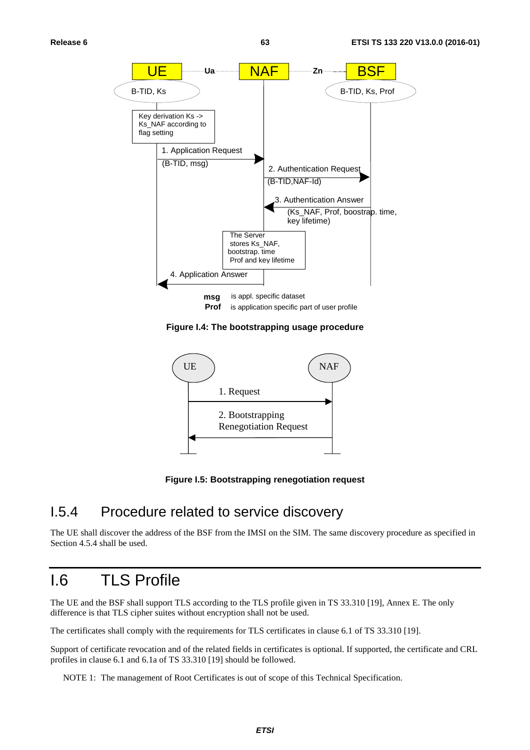Figure I.4: The bootstrapping usage procedure

Figure I.5: Bootstrapping renegotiation request

### I.5.4 Procedure related to service discovery

The UE shall discover the address of the BSF from the IMSI on the SIM. The same discovery procedure as specified in Section 4.5.4 shall be used.

## I.6 TLS Profile

The UE and the BSF shall support TLS according to the TLS profile given in TS 33.310 [19], Annex E. The only difference is that TLS cipher suites without encryption shall not be used.

The certificates shall comply with the requirements for TLS certificates in clause 6.1 of TS 33.310 [19].

Support of certificate revocation and of the related fields in certificates is optional. If supported, the certificate and CRL profiles in clause 6.1 and 6.1a of TS 33.310 [19] should be followed.

NOTE 1: The management of Root Certificates is out of scope of this Technical Specification.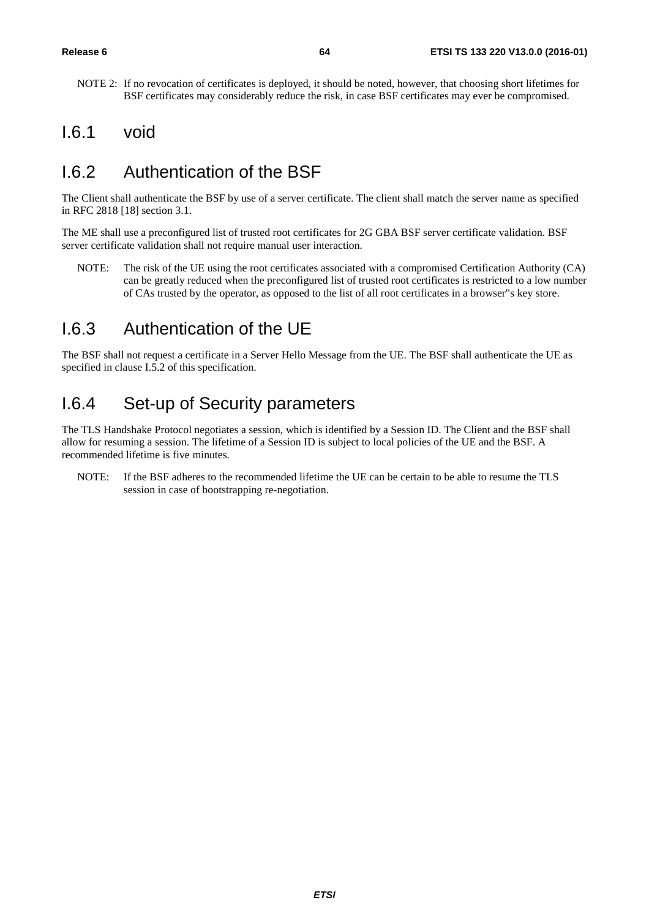NOTE 2: If no revocation of certificates is deployed, it should be noted, however, that choosing short lifetimes for BSF certificates may considerably reduce the risk, in case BSF certificates may ever be compromised.

## I.6.1 void

## I.6.2 Authentication of the BSF

The Client shall authenticate the BSF by use of a server certificate. The client shall match the server name as specified in RFC 2818 [18] section 3.1.

The ME shall use a preconfigured list of trusted root certificates for 2G GBA BSF server certificate validation. BSF server certificate validation shall not require manual user interaction.

NOTE: The risk of the UE using the root certificates associated with a compromised Certification Authority (CA) can be greatly reduced when the preconfigured list of trusted root certificates is restricted to a low number of CAs trusted by the operator, as opposed to the list of all root certificates in a browser"s key store.

## I.6.3 Authentication of the UE

The BSF shall not request a certificate in a Server Hello Message from the UE. The BSF shall authenticate the UE as specified in clause I.5.2 of this specification.

## I.6.4 Set-up of Security parameters

The TLS Handshake Protocol negotiates a session, which is identified by a Session ID. The Client and the BSF shall allow for resuming a session. The lifetime of a Session ID is subject to local policies of the UE and the BSF. A recommended lifetime is five minutes.

NOTE: If the BSF adheres to the recommended lifetime the UE can be certain to be able to resume the TLS session in case of bootstrapping re-negotiation.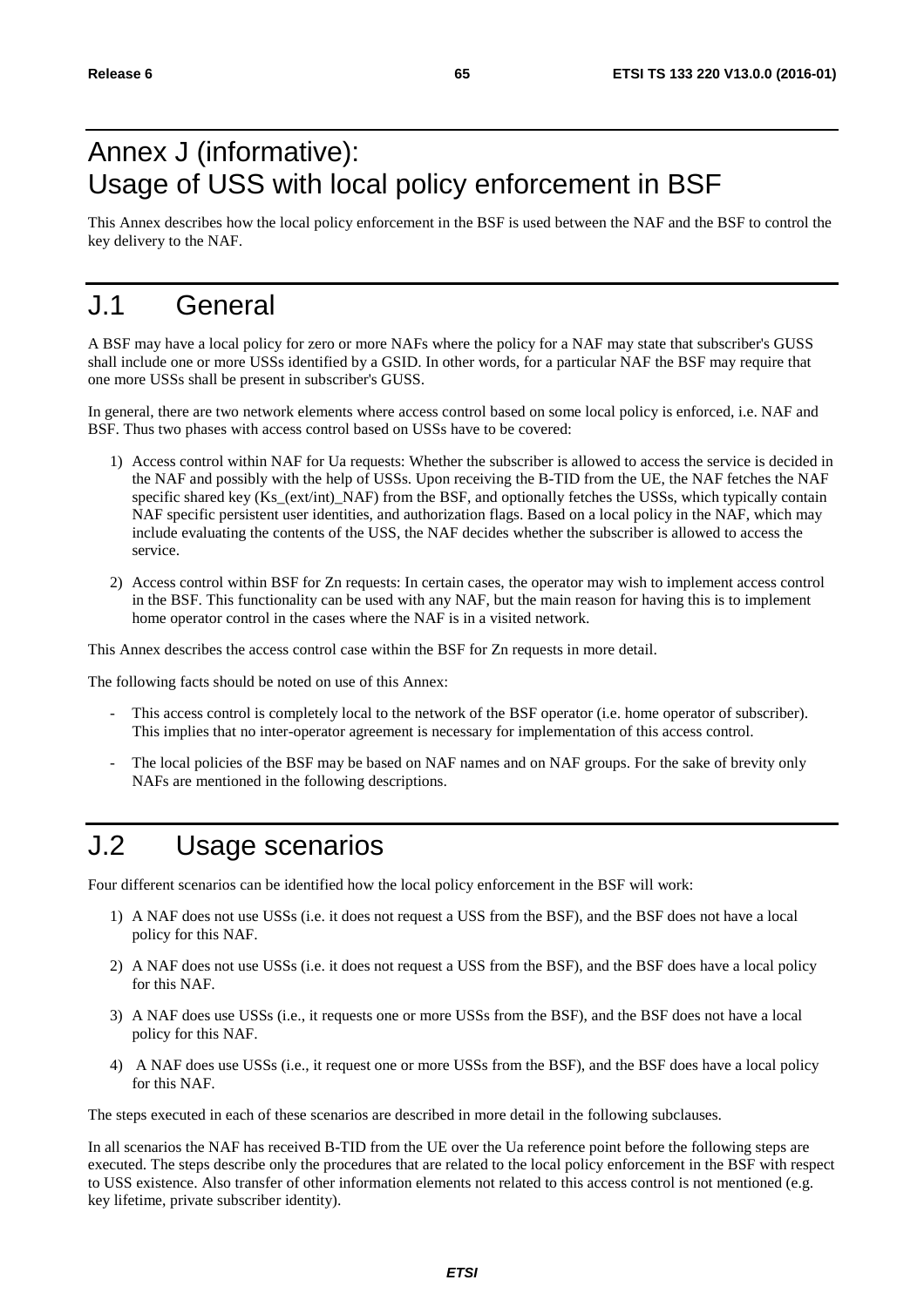# Annex J (informative): Usage of USS with local policy enforcement in BSF

This Annex describes how the local policy enforcement in the BSF is used between the NAF and the BSF to control the key delivery to the NAF.

# J.1 General

A BSF may have a local policy for zero or more NAFs where the policy for a NAF may state that subscriber's GUSS shall include one or more USSs identified by a GSID. In other words, for a particular NAF the BSF may require that one more USSs shall be present in subscriber's GUSS.

In general, there are two network elements where access control based on some local policy is enforced, i.e. NAF and BSF. Thus two phases with access control based on USSs have to be covered:

1) Access control within NAF for Ua requests: Whether the subscriber is allowed to access the service is decided in the NAF and possibly with the help of USSs. Upon receiving the B-TID from the UE, the NAF fetches the NAF specific shared key (Ks_(ext/int)_NAF) from the BSF, and optionally fetches the USSs, which typically contain NAF specific persistent user identities, and authorization flags. Based on a local policy in the NAF, which may include evaluating the contents of the USS, the NAF decides whether the subscriber is allowed to access the service.

2) Access control within BSF for Zn requests: In certain cases, the operator may wish to implement access control in the BSF. This functionality can be used with any NAF, but the main reason for having this is to implement home operator control in the cases where the NAF is in a visited network.

This Annex describes the access control case within the BSF for Zn requests in more detail.

The following facts should be noted on use of this Annex:

- This access control is completely local to the network of the BSF operator (i.e. home operator of subscriber). This implies that no inter-operator agreement is necessary for implementation of this access control.

- The local policies of the BSF may be based on NAF names and on NAF groups. For the sake of brevity only NAFs are mentioned in the following descriptions.

# J.2 Usage scenarios

Four different scenarios can be identified how the local policy enforcement in the BSF will work:

1) A NAF does not use USSs (i.e. it does not request a USS from the BSF), and the BSF does not have a local policy for this NAF.

2) A NAF does not use USSs (i.e. it does not request a USS from the BSF), and the BSF does have a local policy for this NAF.

3) A NAF does use USSs (i.e., it requests one or more USSs from the BSF), and the BSF does not have a local policy for this NAF.

4) A NAF does use USSs (i.e., it request one or more USSs from the BSF), and the BSF does have a local policy for this NAF.

The steps executed in each of these scenarios are described in more detail in the following subclauses.

In all scenarios the NAF has received B-TID from the UE over the Ua reference point before the following steps are executed. The steps describe only the procedures that are related to the local policy enforcement in the BSF with respect to USS existence. Also transfer of other information elements not related to this access control is not mentioned (e.g. key lifetime, private subscriber identity).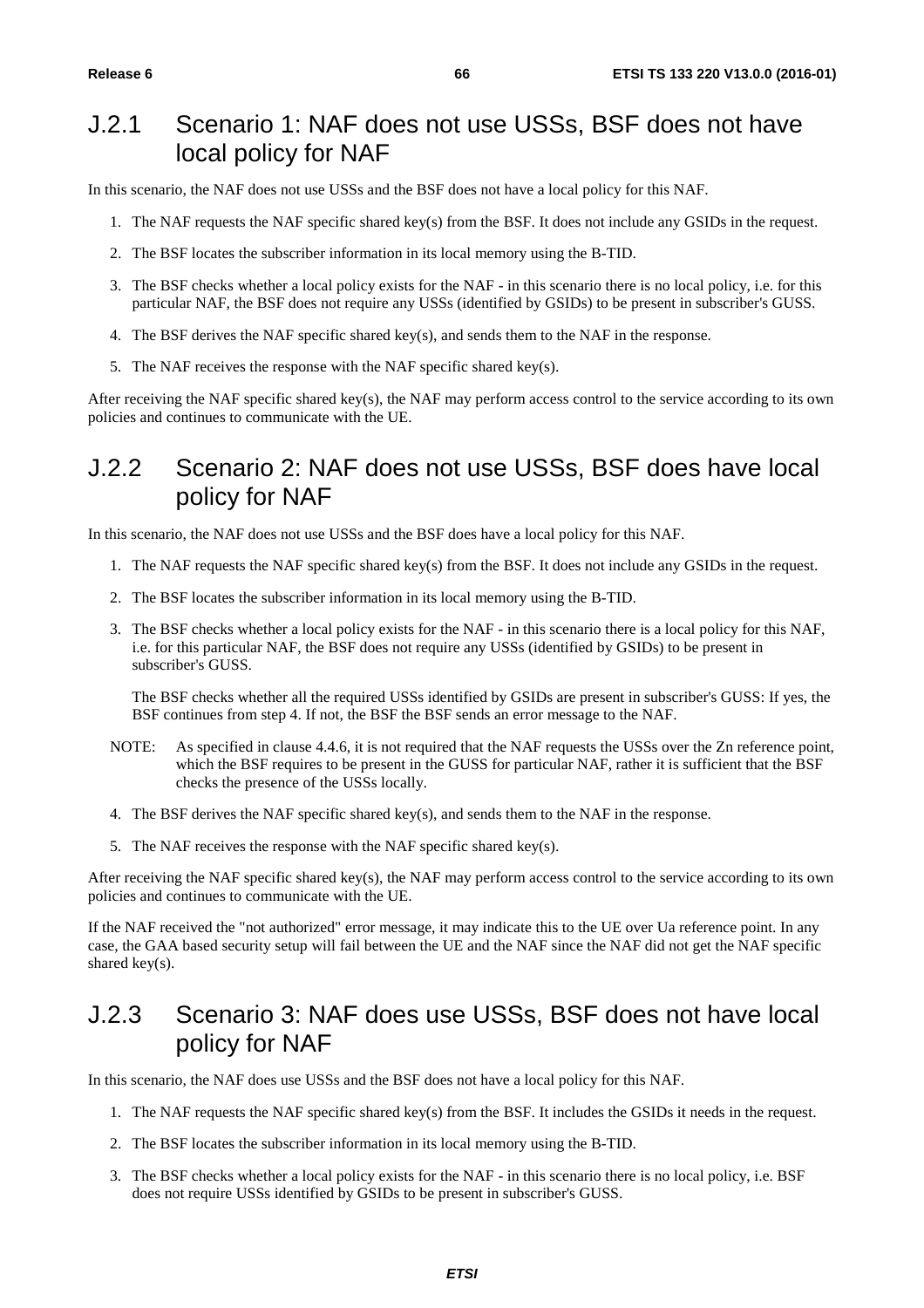## J.2.1 Scenario 1: NAF does not use USSs, BSF does not have local policy for NAF

In this scenario, the NAF does not use USSs and the BSF does not have a local policy for this NAF.

1. The NAF requests the NAF specific shared key(s) from the BSF. It does not include any GSIDs in the request.
2. The BSF locates the subscriber information in its local memory using the B-TID.
3. The BSF checks whether a local policy exists for the NAF - in this scenario there is no local policy, i.e. for this particular NAF, the BSF does not require any USSs (identified by GSIDs) to be present in subscriber's GUSS.
4. The BSF derives the NAF specific shared key(s), and sends them to the NAF in the response.
5. The NAF receives the response with the NAF specific shared key(s).

After receiving the NAF specific shared key(s), the NAF may perform access control to the service according to its own policies and continues to communicate with the UE.

## J.2.2 Scenario 2: NAF does not use USSs, BSF does have local policy for NAF

In this scenario, the NAF does not use USSs and the BSF does have a local policy for this NAF.

1. The NAF requests the NAF specific shared key(s) from the BSF. It does not include any GSIDs in the request.
2. The BSF locates the subscriber information in its local memory using the B-TID.
3. The BSF checks whether a local policy exists for the NAF - in this scenario there is a local policy for this NAF, i.e. for this particular NAF, the BSF does not require any USSs (identified by GSIDs) to be present in subscriber's GUSS.

   The BSF checks whether all the required USSs identified by GSIDs are present in subscriber's GUSS: If yes, the BSF continues from step 4. If not, the BSF the BSF sends an error message to the NAF.

NOTE: As specified in clause 4.4.6, it is not required that the NAF requests the USSs over the Zn reference point, which the BSF requires to be present in the GUSS for particular NAF, rather it is sufficient that the BSF checks the presence of the USSs locally.

4. The BSF derives the NAF specific shared key(s), and sends them to the NAF in the response.
5. The NAF receives the response with the NAF specific shared key(s).

After receiving the NAF specific shared key(s), the NAF may perform access control to the service according to its own policies and continues to communicate with the UE.

If the NAF received the "not authorized" error message, it may indicate this to the UE over Ua reference point. In any case, the GAA based security setup will fail between the UE and the NAF since the NAF did not get the NAF specific shared key(s).

## J.2.3 Scenario 3: NAF does use USSs, BSF does not have local policy for NAF

In this scenario, the NAF does use USSs and the BSF does not have a local policy for this NAF.

1. The NAF requests the NAF specific shared key(s) from the BSF. It includes the GSIDs it needs in the request.
2. The BSF locates the subscriber information in its local memory using the B-TID.
3. The BSF checks whether a local policy exists for the NAF - in this scenario there is no local policy, i.e. BSF does not require USSs identified by GSIDs to be present in subscriber's GUSS.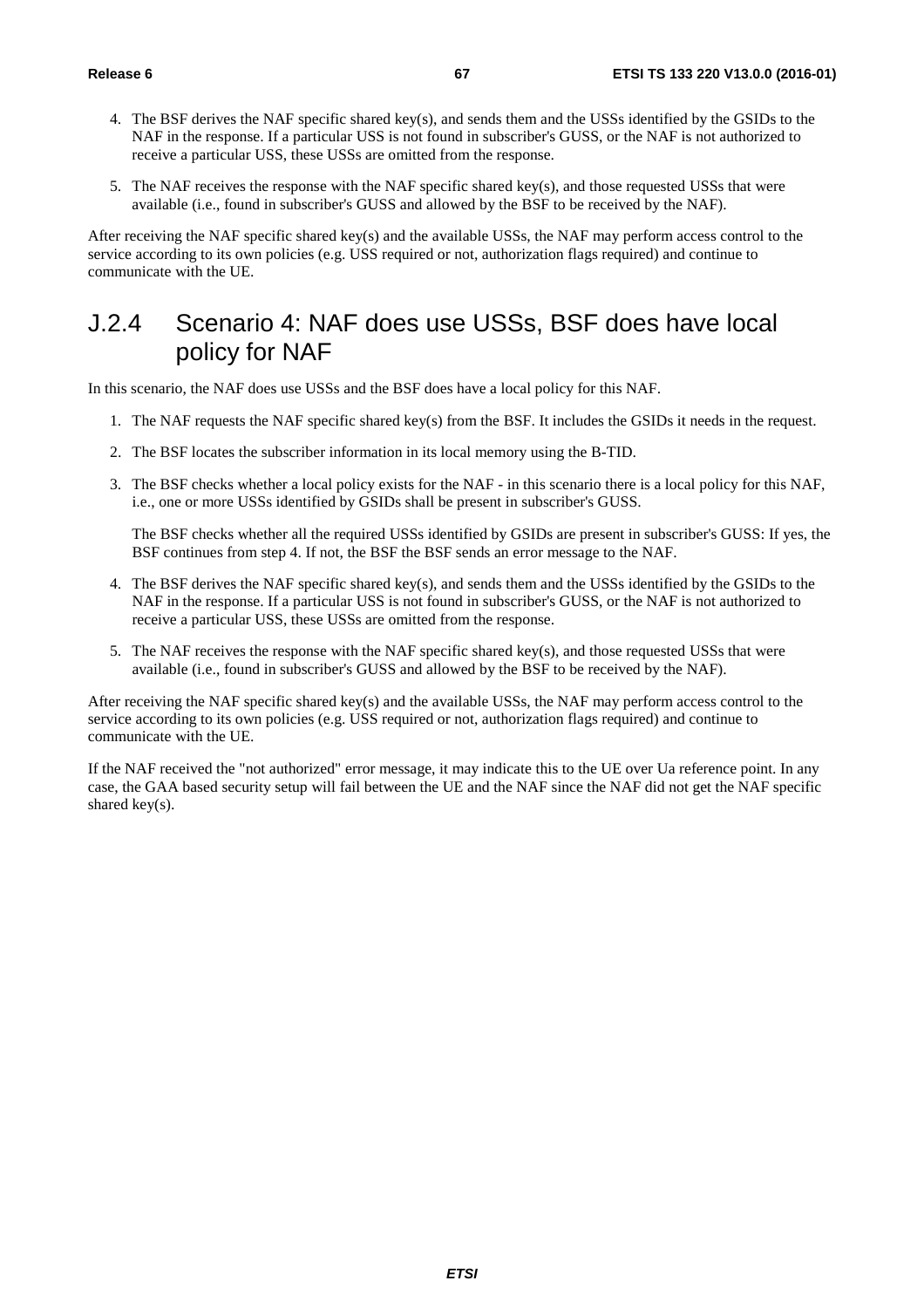4. The BSF derives the NAF specific shared key(s), and sends them and the USSs identified by the GSIDs to the NAF in the response. If a particular USS is not found in subscriber's GUSS, or the NAF is not authorized to receive a particular USS, these USSs are omitted from the response.

5. The NAF receives the response with the NAF specific shared key(s), and those requested USSs that were available (i.e., found in subscriber's GUSS and allowed by the BSF to be received by the NAF).

After receiving the NAF specific shared key(s) and the available USSs, the NAF may perform access control to the service according to its own policies (e.g. USS required or not, authorization flags required) and continue to communicate with the UE.

## J.2.4 Scenario 4: NAF does use USSs, BSF does have local policy for NAF

In this scenario, the NAF does use USSs and the BSF does have a local policy for this NAF.

1. The NAF requests the NAF specific shared key(s) from the BSF. It includes the GSIDs it needs in the request.

2. The BSF locates the subscriber information in its local memory using the B-TID.

3. The BSF checks whether a local policy exists for the NAF - in this scenario there is a local policy for this NAF, i.e., one or more USSs identified by GSIDs shall be present in subscriber's GUSS.

   The BSF checks whether all the required USSs identified by GSIDs are present in subscriber's GUSS: If yes, the BSF continues from step 4. If not, the BSF the BSF sends an error message to the NAF.

4. The BSF derives the NAF specific shared key(s), and sends them and the USSs identified by the GSIDs to the NAF in the response. If a particular USS is not found in subscriber's GUSS, or the NAF is not authorized to receive a particular USS, these USSs are omitted from the response.

5. The NAF receives the response with the NAF specific shared key(s), and those requested USSs that were available (i.e., found in subscriber's GUSS and allowed by the BSF to be received by the NAF).

After receiving the NAF specific shared key(s) and the available USSs, the NAF may perform access control to the service according to its own policies (e.g. USS required or not, authorization flags required) and continue to communicate with the UE.

If the NAF received the "not authorized" error message, it may indicate this to the UE over Ua reference point. In any case, the GAA based security setup will fail between the UE and the NAF since the NAF did not get the NAF specific shared key(s).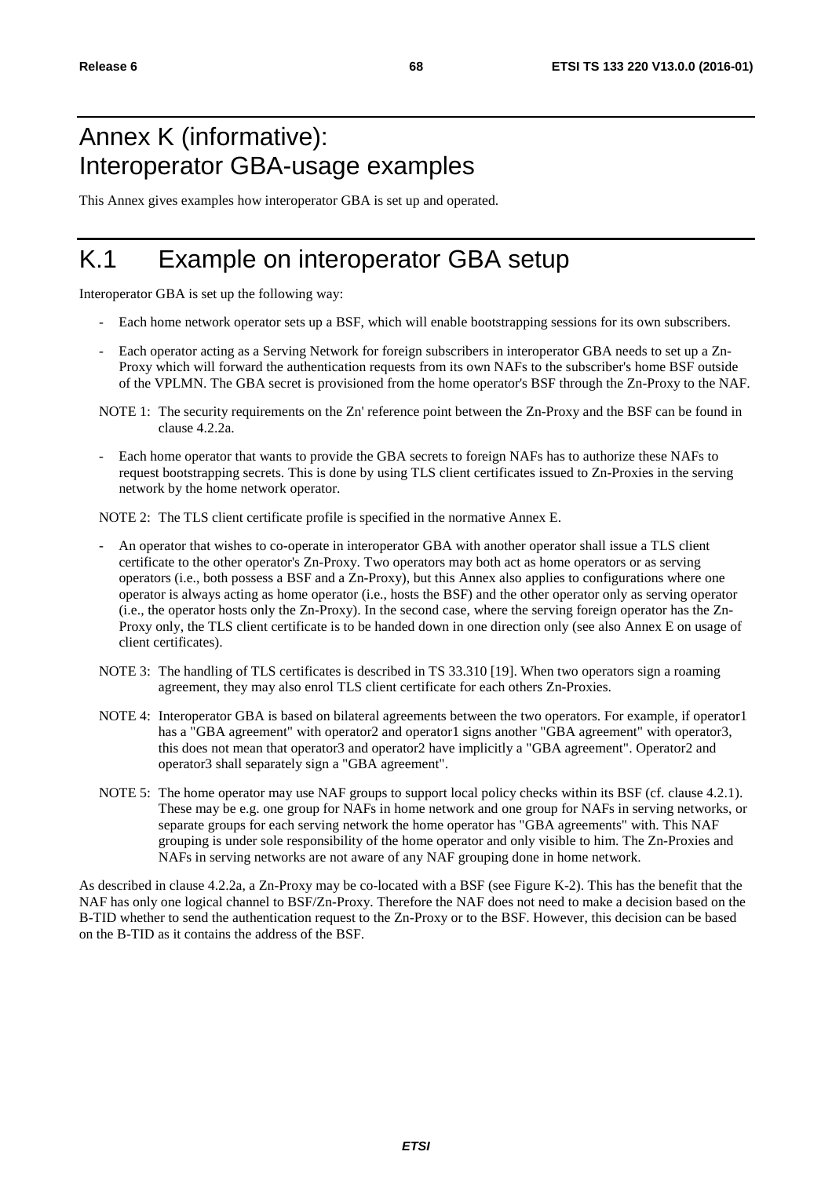# Annex K (informative): Interoperator GBA-usage examples

This Annex gives examples how interoperator GBA is set up and operated.

# K.1 Example on interoperator GBA setup

Interoperator GBA is set up the following way:

- Each home network operator sets up a BSF, which will enable bootstrapping sessions for its own subscribers.
- Each operator acting as a Serving Network for foreign subscribers in interoperator GBA needs to set up a Zn-Proxy which will forward the authentication requests from its own NAFs to the subscriber's home BSF outside of the VPLMN. The GBA secret is provisioned from the home operator's BSF through the Zn-Proxy to the NAF.

NOTE 1: The security requirements on the Zn' reference point between the Zn-Proxy and the BSF can be found in clause 4.2.2a.

- Each home operator that wants to provide the GBA secrets to foreign NAFs has to authorize these NAFs to request bootstrapping secrets. This is done by using TLS client certificates issued to Zn-Proxies in the serving network by the home network operator.

NOTE 2: The TLS client certificate profile is specified in the normative Annex E.

- An operator that wishes to co-operate in interoperator GBA with another operator shall issue a TLS client certificate to the other operator's Zn-Proxy. Two operators may both act as home operators or as serving operators (i.e., both possess a BSF and a Zn-Proxy), but this Annex also applies to configurations where one operator is always acting as home operator (i.e., hosts the BSF) and the other operator only as serving operator (i.e., the operator hosts only the Zn-Proxy). In the second case, where the serving foreign operator has the Zn-Proxy only, the TLS client certificate is to be handed down in one direction only (see also Annex E on usage of client certificates).

NOTE 3: The handling of TLS certificates is described in TS 33.310 [19]. When two operators sign a roaming agreement, they may also enrol TLS client certificate for each others Zn-Proxies.

NOTE 4: Interoperator GBA is based on bilateral agreements between the two operators. For example, if operator1 has a "GBA agreement" with operator2 and operator1 signs another "GBA agreement" with operator3, this does not mean that operator3 and operator2 have implicitly a "GBA agreement". Operator2 and operator3 shall separately sign a "GBA agreement".

NOTE 5: The home operator may use NAF groups to support local policy checks within its BSF (cf. clause 4.2.1). These may be e.g. one group for NAFs in home network and one group for NAFs in serving networks, or separate groups for each serving network the home operator has "GBA agreements" with. This NAF grouping is under sole responsibility of the home operator and only visible to him. The Zn-Proxies and NAFs in serving networks are not aware of any NAF grouping done in home network.

As described in clause 4.2.2a, a Zn-Proxy may be co-located with a BSF (see Figure K-2). This has the benefit that the NAF has only one logical channel to BSF/Zn-Proxy. Therefore the NAF does not need to make a decision based on the B-TID whether to send the authentication request to the Zn-Proxy or to the BSF. However, this decision can be based on the B-TID as it contains the address of the BSF.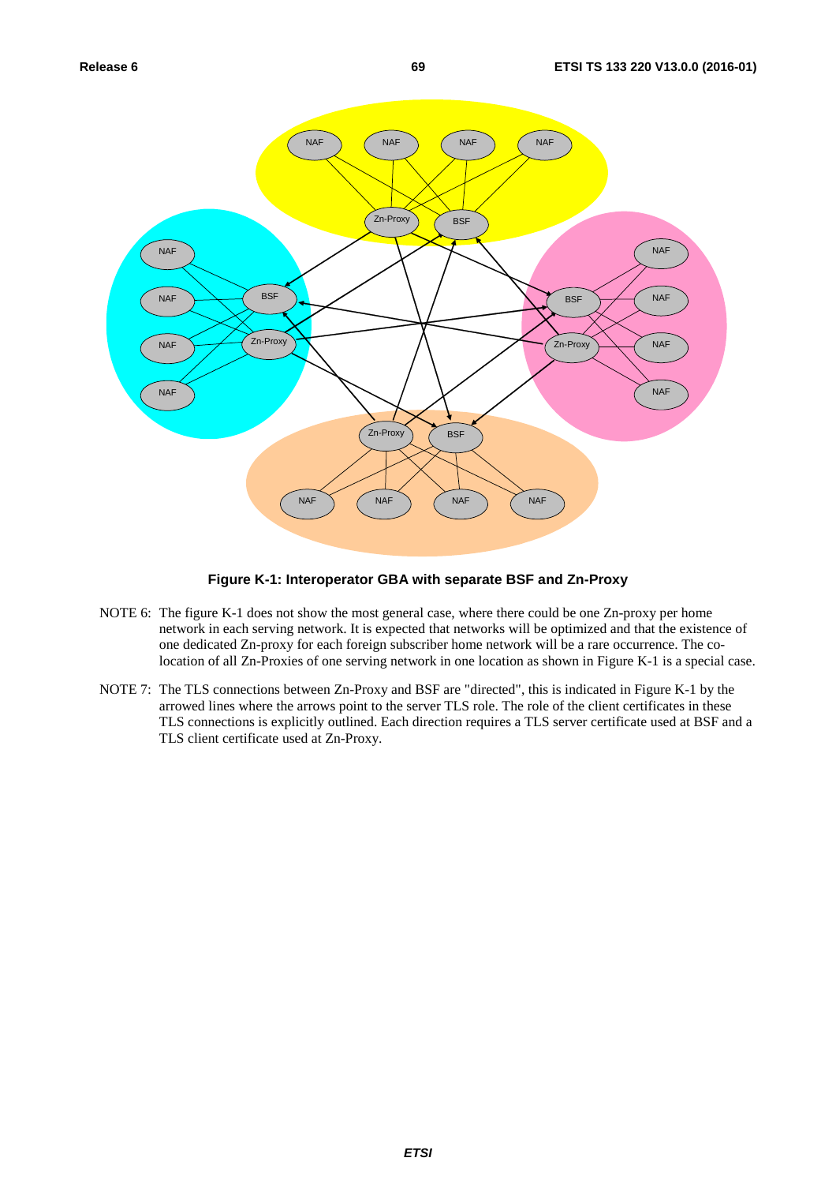**Figure K-1: Interoperator GBA with separate BSF and Zn-Proxy**

NOTE 6: The figure K-1 does not show the most general case, where there could be one Zn-proxy per home network in each serving network. It is expected that networks will be optimized and that the existence of one dedicated Zn-proxy for each foreign subscriber home network will be a rare occurrence. The co-location of all Zn-Proxies of one serving network in one location as shown in Figure K-1 is a special case.

NOTE 7: The TLS connections between Zn-Proxy and BSF are "directed", this is indicated in Figure K-1 by the arrowed lines where the arrows point to the server TLS role. The role of the client certificates in these TLS connections is explicitly outlined. Each direction requires a TLS server certificate used at BSF and a TLS client certificate used at Zn-Proxy.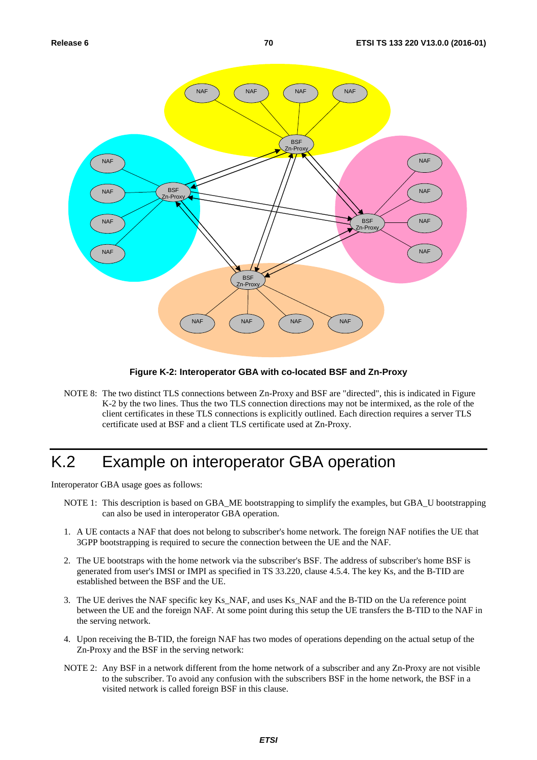**Figure K-2: Interoperator GBA with co-located BSF and Zn-Proxy**

NOTE 8: The two distinct TLS connections between Zn-Proxy and BSF are "directed", this is indicated in Figure K-2 by the two lines. Thus the two TLS connection directions may not be intermixed, as the role of the client certificates in these TLS connections is explicitly outlined. Each direction requires a server TLS certificate used at BSF and a client TLS certificate used at Zn-Proxy.

# K.2 Example on interoperator GBA operation

Interoperator GBA usage goes as follows:

NOTE 1: This description is based on GBA_ME bootstrapping to simplify the examples, but GBA_U bootstrapping can also be used in interoperator GBA operation.

1. A UE contacts a NAF that does not belong to subscriber's home network. The foreign NAF notifies the UE that 3GPP bootstrapping is required to secure the connection between the UE and the NAF.

2. The UE bootstraps with the home network via the subscriber's BSF. The address of subscriber's home BSF is generated from user's IMSI or IMPI as specified in TS 33.220, clause 4.5.4. The key Ks, and the B-TID are established between the BSF and the UE.

3. The UE derives the NAF specific key Ks_NAF, and uses Ks_NAF and the B-TID on the Ua reference point between the UE and the foreign NAF. At some point during this setup the UE transfers the B-TID to the NAF in the serving network.

4. Upon receiving the B-TID, the foreign NAF has two modes of operations depending on the actual setup of the Zn-Proxy and the BSF in the serving network:

NOTE 2: Any BSF in a network different from the home network of a subscriber and any Zn-Proxy are not visible to the subscriber. To avoid any confusion with the subscribers BSF in the home network, the BSF in a visited network is called foreign BSF in this clause.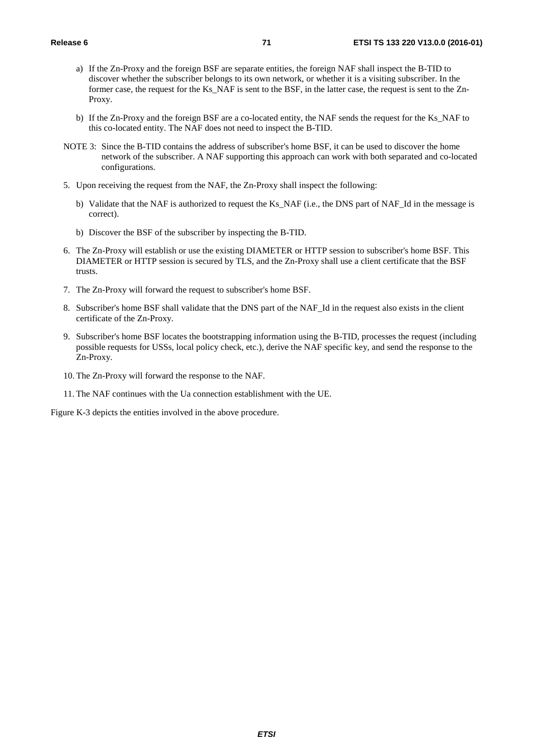a) If the Zn-Proxy and the foreign BSF are separate entities, the foreign NAF shall inspect the B-TID to discover whether the subscriber belongs to its own network, or whether it is a visiting subscriber. In the former case, the request for the Ks_NAF is sent to the BSF, in the latter case, the request is sent to the Zn-Proxy.

b) If the Zn-Proxy and the foreign BSF are a co-located entity, the NAF sends the request for the Ks_NAF to this co-located entity. The NAF does not need to inspect the B-TID.

NOTE 3: Since the B-TID contains the address of subscriber's home BSF, it can be used to discover the home network of the subscriber. A NAF supporting this approach can work with both separated and co-located configurations.

5. Upon receiving the request from the NAF, the Zn-Proxy shall inspect the following:

   b) Validate that the NAF is authorized to request the Ks_NAF (i.e., the DNS part of NAF_Id in the message is correct).

   b) Discover the BSF of the subscriber by inspecting the B-TID.

6. The Zn-Proxy will establish or use the existing DIAMETER or HTTP session to subscriber's home BSF. This DIAMETER or HTTP session is secured by TLS, and the Zn-Proxy shall use a client certificate that the BSF trusts.

7. The Zn-Proxy will forward the request to subscriber's home BSF.

8. Subscriber's home BSF shall validate that the DNS part of the NAF_Id in the request also exists in the client certificate of the Zn-Proxy.

9. Subscriber's home BSF locates the bootstrapping information using the B-TID, processes the request (including possible requests for USSs, local policy check, etc.), derive the NAF specific key, and send the response to the Zn-Proxy.

10. The Zn-Proxy will forward the response to the NAF.

11. The NAF continues with the Ua connection establishment with the UE.

Figure K-3 depicts the entities involved in the above procedure.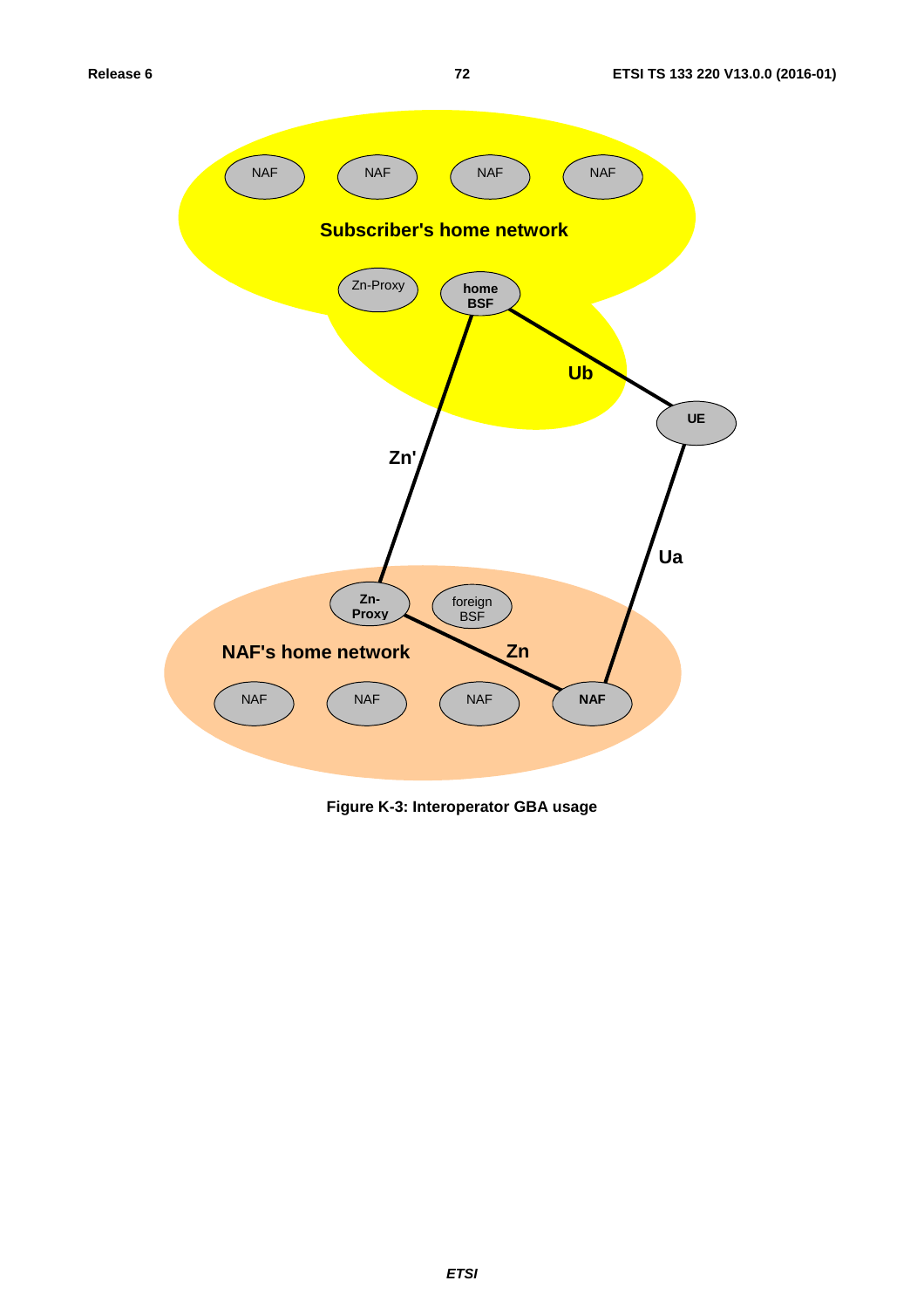Figure K-3: Interoperator GBA usage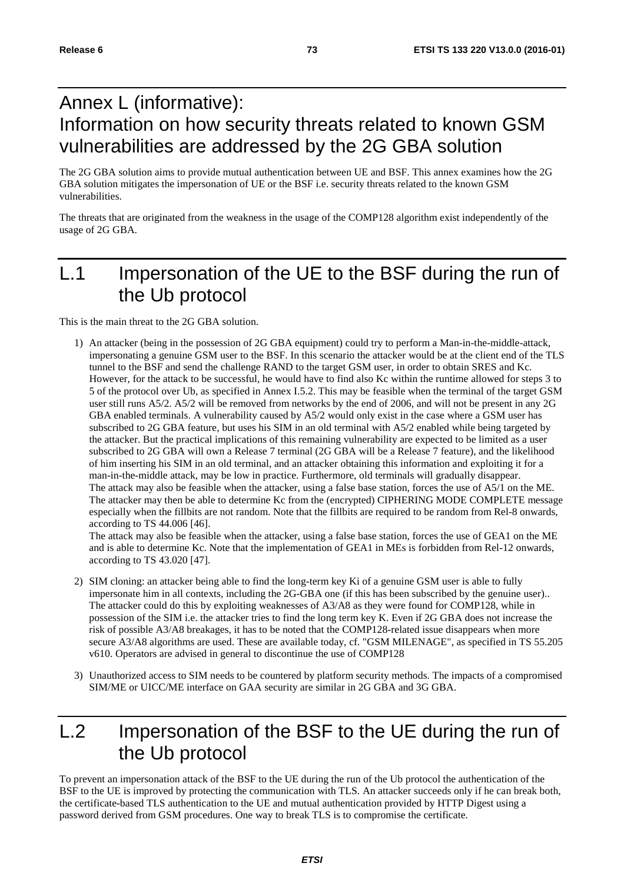# Annex L (informative): Information on how security threats related to known GSM vulnerabilities are addressed by the 2G GBA solution

The 2G GBA solution aims to provide mutual authentication between UE and BSF. This annex examines how the 2G GBA solution mitigates the impersonation of UE or the BSF i.e. security threats related to the known GSM vulnerabilities.

The threats that are originated from the weakness in the usage of the COMP128 algorithm exist independently of the usage of 2G GBA.

# L.1 Impersonation of the UE to the BSF during the run of the Ub protocol

This is the main threat to the 2G GBA solution.

1) An attacker (being in the possession of 2G GBA equipment) could try to perform a Man-in-the-middle-attack, impersonating a genuine GSM user to the BSF. In this scenario the attacker would be at the client end of the TLS tunnel to the BSF and send the challenge RAND to the target GSM user, in order to obtain SRES and Kc. However, for the attack to be successful, he would have to find also Kc within the runtime allowed for steps 3 to 5 of the protocol over Ub, as specified in Annex I.5.2. This may be feasible when the terminal of the target GSM user still runs A5/2. A5/2 will be removed from networks by the end of 2006, and will not be present in any 2G GBA enabled terminals. A vulnerability caused by A5/2 would only exist in the case where a GSM user has subscribed to 2G GBA feature, but uses his SIM in an old terminal with A5/2 enabled while being targeted by the attacker. But the practical implications of this remaining vulnerability are expected to be limited as a user subscribed to 2G GBA will own a Release 7 terminal (2G GBA will be a Release 7 feature), and the likelihood of him inserting his SIM in an old terminal, and an attacker obtaining this information and exploiting it for a man-in-the-middle attack, may be low in practice. Furthermore, old terminals will gradually disappear.
   The attack may also be feasible when the attacker, using a false base station, forces the use of A5/1 on the ME. The attacker may then be able to determine Kc from the (encrypted) CIPHERING MODE COMPLETE message especially when the fillbits are not random. Note that the fillbits are required to be random from Rel-8 onwards, according to TS 44.006 [46].
   The attack may also be feasible when the attacker, using a false base station, forces the use of GEA1 on the ME and is able to determine Kc. Note that the implementation of GEA1 in MEs is forbidden from Rel-12 onwards, according to TS 43.020 [47].

2) SIM cloning: an attacker being able to find the long-term key Ki of a genuine GSM user is able to fully impersonate him in all contexts, including the 2G-GBA one (if this has been subscribed by the genuine user).. The attacker could do this by exploiting weaknesses of A3/A8 as they were found for COMP128, while in possession of the SIM i.e. the attacker tries to find the long term key K. Even if 2G GBA does not increase the risk of possible A3/A8 breakages, it has to be noted that the COMP128-related issue disappears when more secure A3/A8 algorithms are used. These are available today, cf. "GSM MILENAGE", as specified in TS 55.205 v610. Operators are advised in general to discontinue the use of COMP128

3) Unauthorized access to SIM needs to be countered by platform security methods. The impacts of a compromised SIM/ME or UICC/ME interface on GAA security are similar in 2G GBA and 3G GBA.

# L.2 Impersonation of the BSF to the UE during the run of the Ub protocol

To prevent an impersonation attack of the BSF to the UE during the run of the Ub protocol the authentication of the BSF to the UE is improved by protecting the communication with TLS. An attacker succeeds only if he can break both, the certificate-based TLS authentication to the UE and mutual authentication provided by HTTP Digest using a password derived from GSM procedures. One way to break TLS is to compromise the certificate.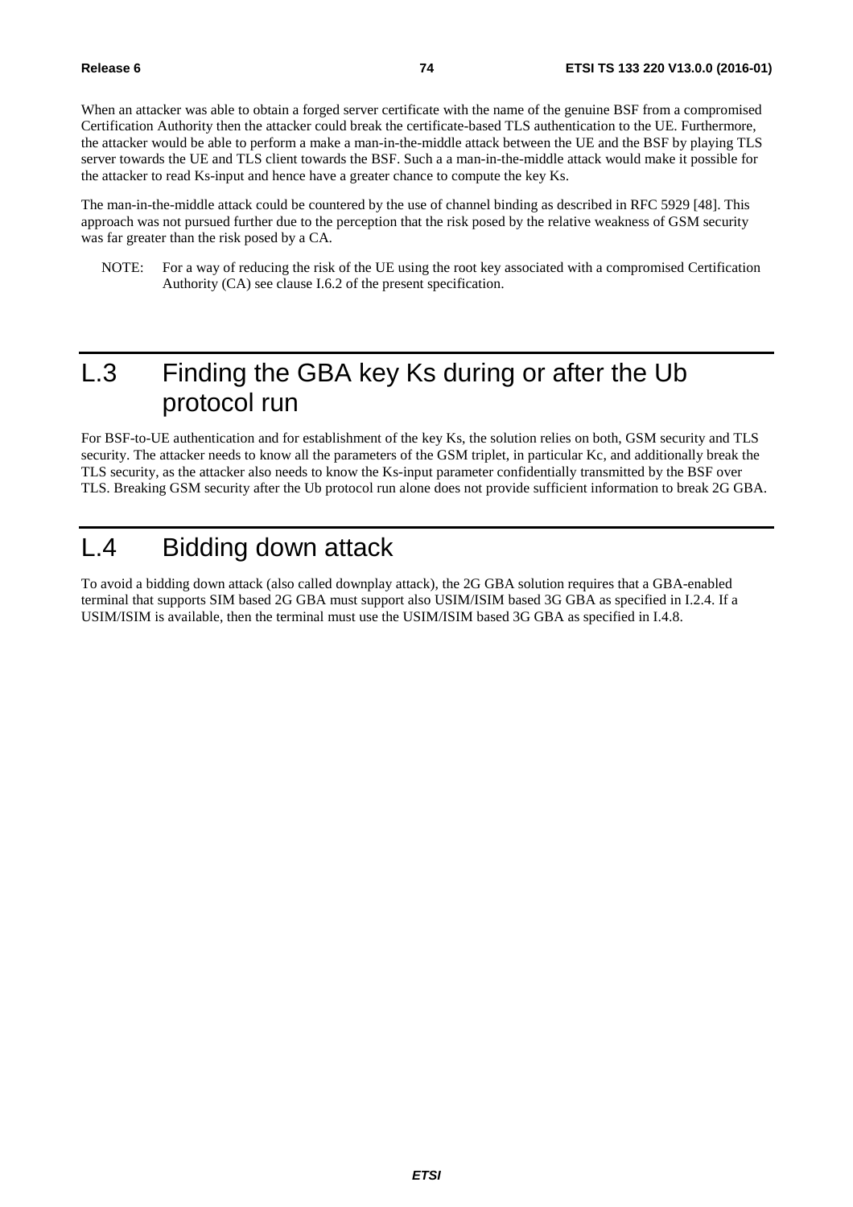When an attacker was able to obtain a forged server certificate with the name of the genuine BSF from a compromised Certification Authority then the attacker could break the certificate-based TLS authentication to the UE. Furthermore, the attacker would be able to perform a make a man-in-the-middle attack between the UE and the BSF by playing TLS server towards the UE and TLS client towards the BSF. Such a a man-in-the-middle attack would make it possible for the attacker to read Ks-input and hence have a greater chance to compute the key Ks.

The man-in-the-middle attack could be countered by the use of channel binding as described in RFC 5929 [48]. This approach was not pursued further due to the perception that the risk posed by the relative weakness of GSM security was far greater than the risk posed by a CA.

NOTE: For a way of reducing the risk of the UE using the root key associated with a compromised Certification Authority (CA) see clause I.6.2 of the present specification.

# L.3 Finding the GBA key Ks during or after the Ub protocol run

For BSF-to-UE authentication and for establishment of the key Ks, the solution relies on both, GSM security and TLS security. The attacker needs to know all the parameters of the GSM triplet, in particular Kc, and additionally break the TLS security, as the attacker also needs to know the Ks-input parameter confidentially transmitted by the BSF over TLS. Breaking GSM security after the Ub protocol run alone does not provide sufficient information to break 2G GBA.

# L.4 Bidding down attack

To avoid a bidding down attack (also called downplay attack), the 2G GBA solution requires that a GBA-enabled terminal that supports SIM based 2G GBA must support also USIM/ISIM based 3G GBA as specified in I.2.4. If a USIM/ISIM is available, then the terminal must use the USIM/ISIM based 3G GBA as specified in I.4.8.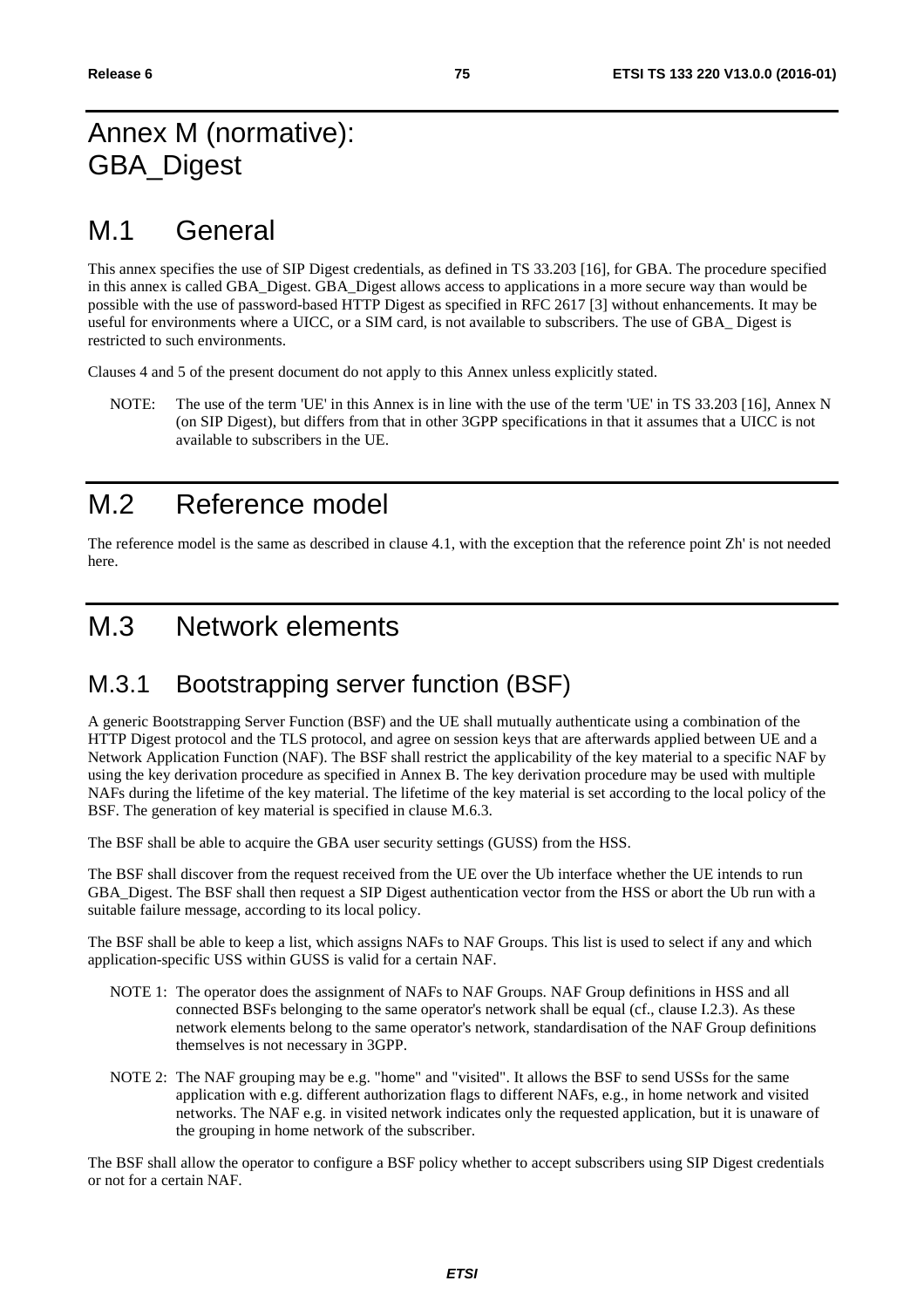# Annex M (normative): GBA_Digest

# M.1 General

This annex specifies the use of SIP Digest credentials, as defined in TS 33.203 [16], for GBA. The procedure specified in this annex is called GBA_Digest. GBA_Digest allows access to applications in a more secure way than would be possible with the use of password-based HTTP Digest as specified in RFC 2617 [3] without enhancements. It may be useful for environments where a UICC, or a SIM card, is not available to subscribers. The use of GBA_ Digest is restricted to such environments.

Clauses 4 and 5 of the present document do not apply to this Annex unless explicitly stated.

NOTE: The use of the term 'UE' in this Annex is in line with the use of the term 'UE' in TS 33.203 [16], Annex N (on SIP Digest), but differs from that in other 3GPP specifications in that it assumes that a UICC is not available to subscribers in the UE.

# M.2 Reference model

The reference model is the same as described in clause 4.1, with the exception that the reference point Zh' is not needed here.

# M.3 Network elements

## M.3.1 Bootstrapping server function (BSF)

A generic Bootstrapping Server Function (BSF) and the UE shall mutually authenticate using a combination of the HTTP Digest protocol and the TLS protocol, and agree on session keys that are afterwards applied between UE and a Network Application Function (NAF). The BSF shall restrict the applicability of the key material to a specific NAF by using the key derivation procedure as specified in Annex B. The key derivation procedure may be used with multiple NAFs during the lifetime of the key material. The lifetime of the key material is set according to the local policy of the BSF. The generation of key material is specified in clause M.6.3.

The BSF shall be able to acquire the GBA user security settings (GUSS) from the HSS.

The BSF shall discover from the request received from the UE over the Ub interface whether the UE intends to run GBA_Digest. The BSF shall then request a SIP Digest authentication vector from the HSS or abort the Ub run with a suitable failure message, according to its local policy.

The BSF shall be able to keep a list, which assigns NAFs to NAF Groups. This list is used to select if any and which application-specific USS within GUSS is valid for a certain NAF.

NOTE 1: The operator does the assignment of NAFs to NAF Groups. NAF Group definitions in HSS and all connected BSFs belonging to the same operator's network shall be equal (cf., clause I.2.3). As these network elements belong to the same operator's network, standardisation of the NAF Group definitions themselves is not necessary in 3GPP.

NOTE 2: The NAF grouping may be e.g. "home" and "visited". It allows the BSF to send USSs for the same application with e.g. different authorization flags to different NAFs, e.g., in home network and visited networks. The NAF e.g. in visited network indicates only the requested application, but it is unaware of the grouping in home network of the subscriber.

The BSF shall allow the operator to configure a BSF policy whether to accept subscribers using SIP Digest credentials or not for a certain NAF.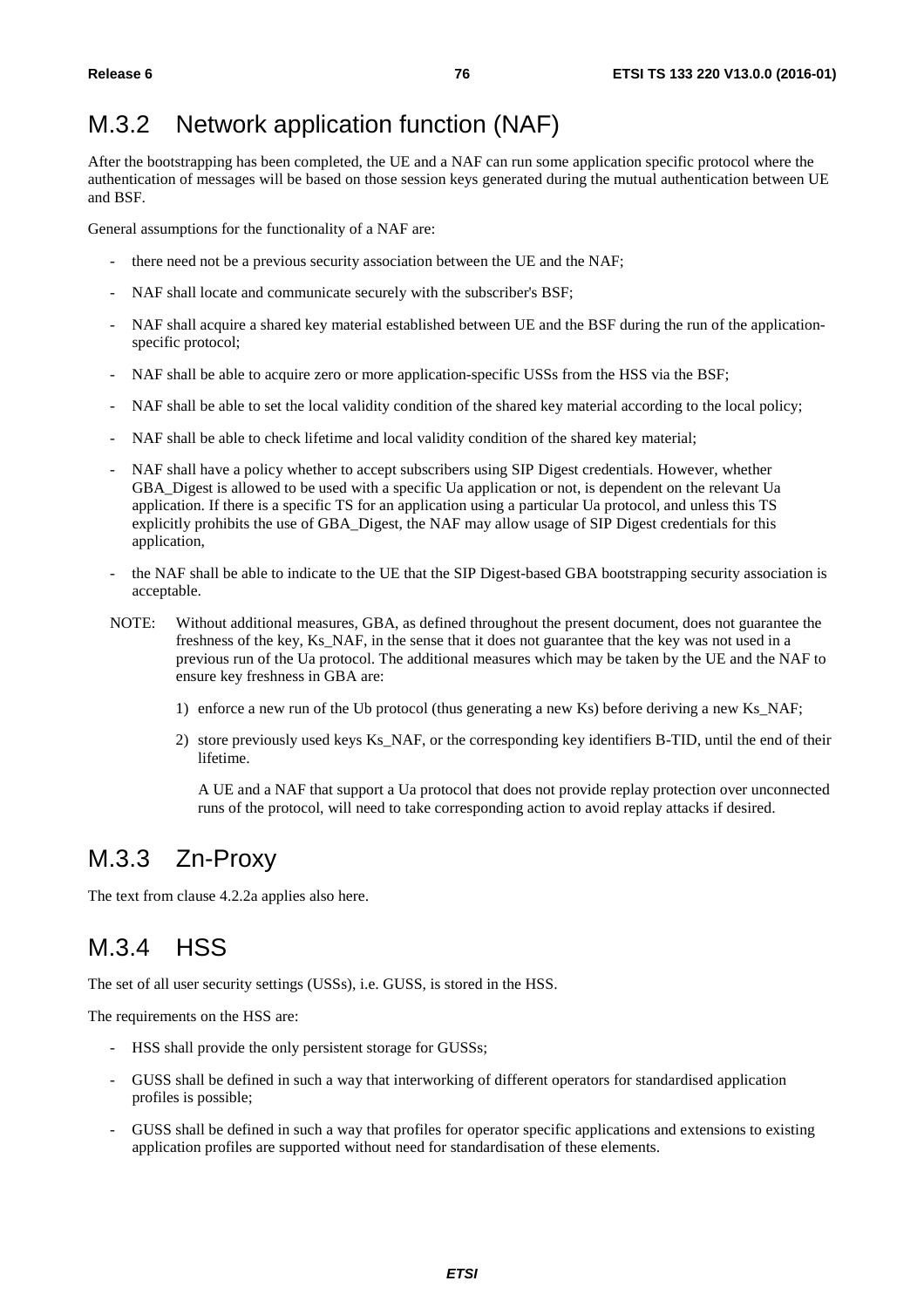## M.3.2 Network application function (NAF)

After the bootstrapping has been completed, the UE and a NAF can run some application specific protocol where the authentication of messages will be based on those session keys generated during the mutual authentication between UE and BSF.

General assumptions for the functionality of a NAF are:

- there need not be a previous security association between the UE and the NAF;
- NAF shall locate and communicate securely with the subscriber's BSF;
- NAF shall acquire a shared key material established between UE and the BSF during the run of the application-specific protocol;
- NAF shall be able to acquire zero or more application-specific USSs from the HSS via the BSF;
- NAF shall be able to set the local validity condition of the shared key material according to the local policy;
- NAF shall be able to check lifetime and local validity condition of the shared key material;
- NAF shall have a policy whether to accept subscribers using SIP Digest credentials. However, whether GBA_Digest is allowed to be used with a specific Ua application or not, is dependent on the relevant Ua application. If there is a specific TS for an application using a particular Ua protocol, and unless this TS explicitly prohibits the use of GBA_Digest, the NAF may allow usage of SIP Digest credentials for this application,
- the NAF shall be able to indicate to the UE that the SIP Digest-based GBA bootstrapping security association is acceptable.

NOTE: Without additional measures, GBA, as defined throughout the present document, does not guarantee the freshness of the key, Ks_NAF, in the sense that it does not guarantee that the key was not used in a previous run of the Ua protocol. The additional measures which may be taken by the UE and the NAF to ensure key freshness in GBA are:

1) enforce a new run of the Ub protocol (thus generating a new Ks) before deriving a new Ks_NAF;
2) store previously used keys Ks_NAF, or the corresponding key identifiers B-TID, until the end of their lifetime.

A UE and a NAF that support a Ua protocol that does not provide replay protection over unconnected runs of the protocol, will need to take corresponding action to avoid replay attacks if desired.

## M.3.3 Zn-Proxy

The text from clause 4.2.2a applies also here.

## M.3.4 HSS

The set of all user security settings (USSs), i.e. GUSS, is stored in the HSS.

The requirements on the HSS are:

- HSS shall provide the only persistent storage for GUSSs;
- GUSS shall be defined in such a way that interworking of different operators for standardised application profiles is possible;
- GUSS shall be defined in such a way that profiles for operator specific applications and extensions to existing application profiles are supported without need for standardisation of these elements.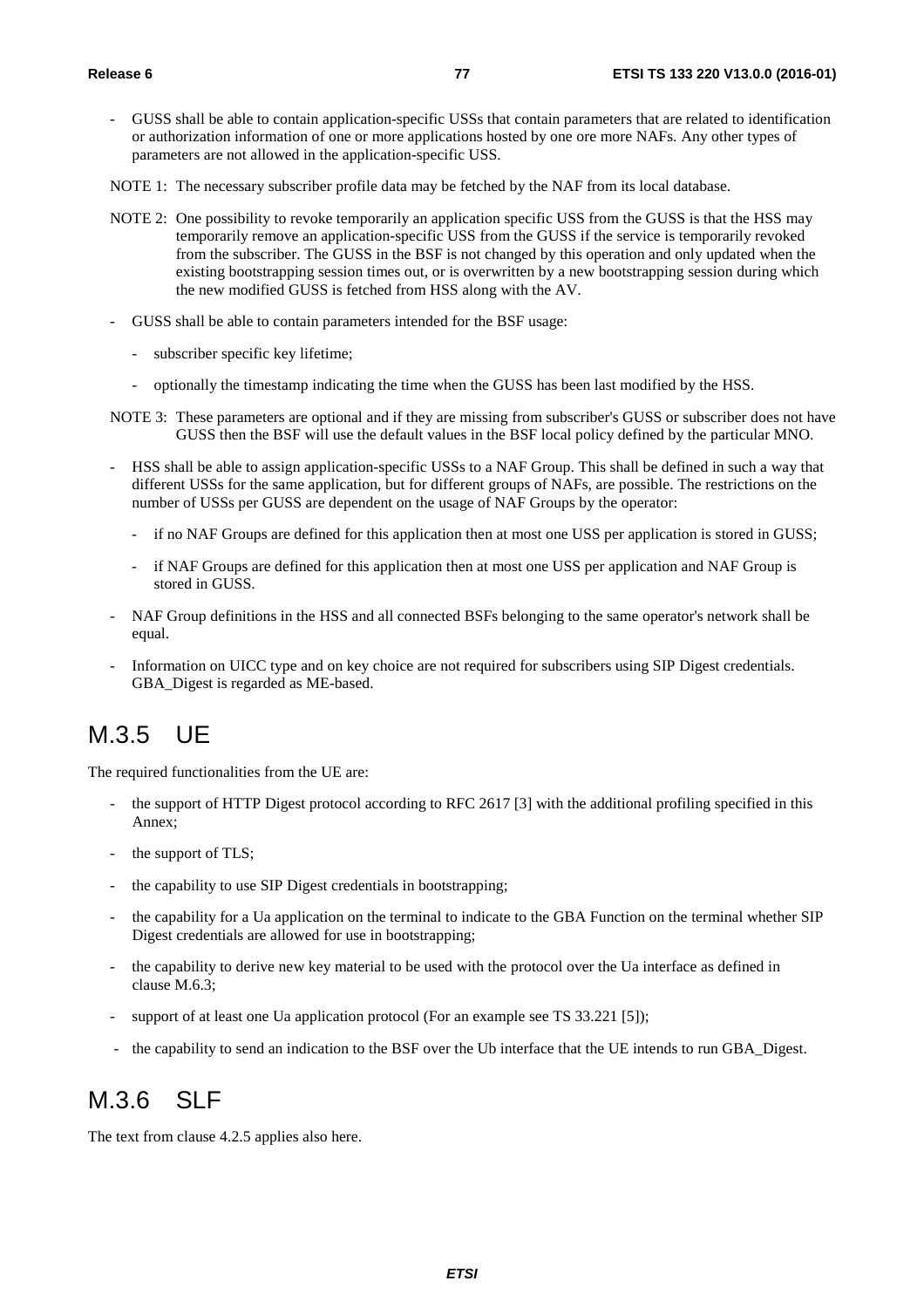- GUSS shall be able to contain application-specific USSs that contain parameters that are related to identification or authorization information of one or more applications hosted by one ore more NAFs. Any other types of parameters are not allowed in the application-specific USS.

NOTE 1: The necessary subscriber profile data may be fetched by the NAF from its local database.

NOTE 2: One possibility to revoke temporarily an application specific USS from the GUSS is that the HSS may temporarily remove an application-specific USS from the GUSS if the service is temporarily revoked from the subscriber. The GUSS in the BSF is not changed by this operation and only updated when the existing bootstrapping session times out, or is overwritten by a new bootstrapping session during which the new modified GUSS is fetched from HSS along with the AV.

- GUSS shall be able to contain parameters intended for the BSF usage:
  - subscriber specific key lifetime;
  - optionally the timestamp indicating the time when the GUSS has been last modified by the HSS.

NOTE 3: These parameters are optional and if they are missing from subscriber's GUSS or subscriber does not have GUSS then the BSF will use the default values in the BSF local policy defined by the particular MNO.

- HSS shall be able to assign application-specific USSs to a NAF Group. This shall be defined in such a way that different USSs for the same application, but for different groups of NAFs, are possible. The restrictions on the number of USSs per GUSS are dependent on the usage of NAF Groups by the operator:
  - if no NAF Groups are defined for this application then at most one USS per application is stored in GUSS;
  - if NAF Groups are defined for this application then at most one USS per application and NAF Group is stored in GUSS.
- NAF Group definitions in the HSS and all connected BSFs belonging to the same operator's network shall be equal.
- Information on UICC type and on key choice are not required for subscribers using SIP Digest credentials. GBA_Digest is regarded as ME-based.

## M.3.5 UE

The required functionalities from the UE are:

- the support of HTTP Digest protocol according to RFC 2617 [3] with the additional profiling specified in this Annex;
- the support of TLS;
- the capability to use SIP Digest credentials in bootstrapping;
- the capability for a Ua application on the terminal to indicate to the GBA Function on the terminal whether SIP Digest credentials are allowed for use in bootstrapping;
- the capability to derive new key material to be used with the protocol over the Ua interface as defined in clause M.6.3;
- support of at least one Ua application protocol (For an example see TS 33.221 [5]);
- the capability to send an indication to the BSF over the Ub interface that the UE intends to run GBA_Digest.

## M.3.6 SLF

The text from clause 4.2.5 applies also here.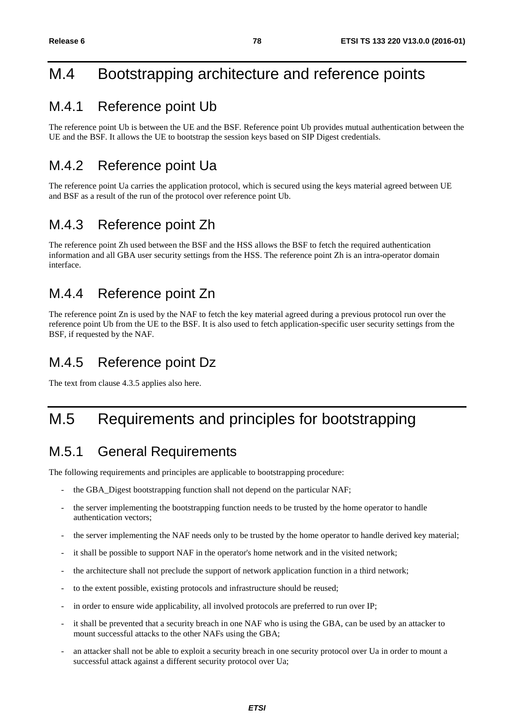# M.4 Bootstrapping architecture and reference points

## M.4.1 Reference point Ub

The reference point Ub is between the UE and the BSF. Reference point Ub provides mutual authentication between the UE and the BSF. It allows the UE to bootstrap the session keys based on SIP Digest credentials.

## M.4.2 Reference point Ua

The reference point Ua carries the application protocol, which is secured using the keys material agreed between UE and BSF as a result of the run of the protocol over reference point Ub.

## M.4.3 Reference point Zh

The reference point Zh used between the BSF and the HSS allows the BSF to fetch the required authentication information and all GBA user security settings from the HSS. The reference point Zh is an intra-operator domain interface.

## M.4.4 Reference point Zn

The reference point Zn is used by the NAF to fetch the key material agreed during a previous protocol run over the reference point Ub from the UE to the BSF. It is also used to fetch application-specific user security settings from the BSF, if requested by the NAF.

## M.4.5 Reference point Dz

The text from clause 4.3.5 applies also here.

# M.5 Requirements and principles for bootstrapping

## M.5.1 General Requirements

The following requirements and principles are applicable to bootstrapping procedure:

- the GBA_Digest bootstrapping function shall not depend on the particular NAF;
- the server implementing the bootstrapping function needs to be trusted by the home operator to handle authentication vectors;
- the server implementing the NAF needs only to be trusted by the home operator to handle derived key material;
- it shall be possible to support NAF in the operator's home network and in the visited network;
- the architecture shall not preclude the support of network application function in a third network;
- to the extent possible, existing protocols and infrastructure should be reused;
- in order to ensure wide applicability, all involved protocols are preferred to run over IP;
- it shall be prevented that a security breach in one NAF who is using the GBA, can be used by an attacker to mount successful attacks to the other NAFs using the GBA;
- an attacker shall not be able to exploit a security breach in one security protocol over Ua in order to mount a successful attack against a different security protocol over Ua;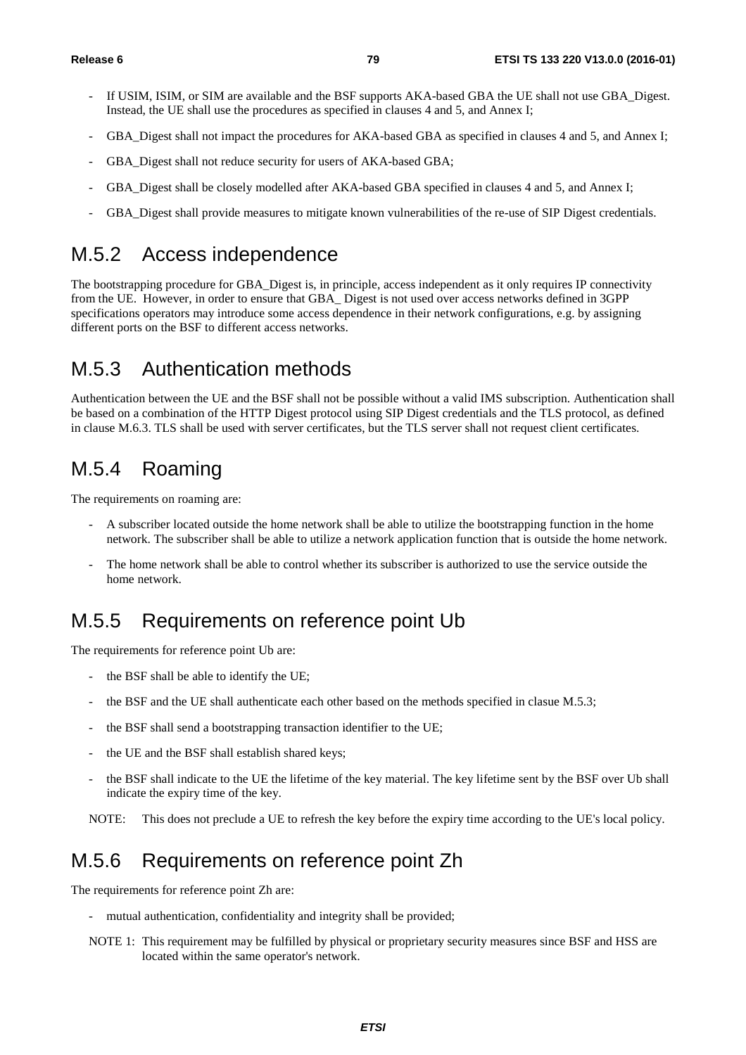- If USIM, ISIM, or SIM are available and the BSF supports AKA-based GBA the UE shall not use GBA_Digest. Instead, the UE shall use the procedures as specified in clauses 4 and 5, and Annex I;
- GBA_Digest shall not impact the procedures for AKA-based GBA as specified in clauses 4 and 5, and Annex I;
- GBA_Digest shall not reduce security for users of AKA-based GBA;
- GBA_Digest shall be closely modelled after AKA-based GBA specified in clauses 4 and 5, and Annex I;
- GBA_Digest shall provide measures to mitigate known vulnerabilities of the re-use of SIP Digest credentials.

## M.5.2 Access independence

The bootstrapping procedure for GBA_Digest is, in principle, access independent as it only requires IP connectivity from the UE. However, in order to ensure that GBA_ Digest is not used over access networks defined in 3GPP specifications operators may introduce some access dependence in their network configurations, e.g. by assigning different ports on the BSF to different access networks.

## M.5.3 Authentication methods

Authentication between the UE and the BSF shall not be possible without a valid IMS subscription. Authentication shall be based on a combination of the HTTP Digest protocol using SIP Digest credentials and the TLS protocol, as defined in clause M.6.3. TLS shall be used with server certificates, but the TLS server shall not request client certificates.

## M.5.4 Roaming

The requirements on roaming are:

- A subscriber located outside the home network shall be able to utilize the bootstrapping function in the home network. The subscriber shall be able to utilize a network application function that is outside the home network.
- The home network shall be able to control whether its subscriber is authorized to use the service outside the home network.

## M.5.5 Requirements on reference point Ub

The requirements for reference point Ub are:

- the BSF shall be able to identify the UE;
- the BSF and the UE shall authenticate each other based on the methods specified in clasue M.5.3;
- the BSF shall send a bootstrapping transaction identifier to the UE;
- the UE and the BSF shall establish shared keys;
- the BSF shall indicate to the UE the lifetime of the key material. The key lifetime sent by the BSF over Ub shall indicate the expiry time of the key.

NOTE: This does not preclude a UE to refresh the key before the expiry time according to the UE's local policy.

## M.5.6 Requirements on reference point Zh

The requirements for reference point Zh are:

- mutual authentication, confidentiality and integrity shall be provided;

NOTE 1: This requirement may be fulfilled by physical or proprietary security measures since BSF and HSS are located within the same operator's network.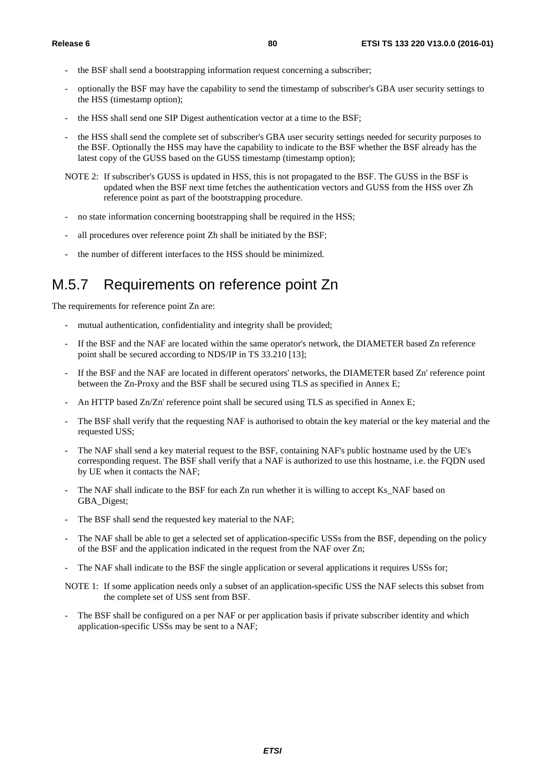- the BSF shall send a bootstrapping information request concerning a subscriber;
- optionally the BSF may have the capability to send the timestamp of subscriber's GBA user security settings to the HSS (timestamp option);
- the HSS shall send one SIP Digest authentication vector at a time to the BSF;
- the HSS shall send the complete set of subscriber's GBA user security settings needed for security purposes to the BSF. Optionally the HSS may have the capability to indicate to the BSF whether the BSF already has the latest copy of the GUSS based on the GUSS timestamp (timestamp option);

NOTE 2: If subscriber's GUSS is updated in HSS, this is not propagated to the BSF. The GUSS in the BSF is updated when the BSF next time fetches the authentication vectors and GUSS from the HSS over Zh reference point as part of the bootstrapping procedure.

- no state information concerning bootstrapping shall be required in the HSS;
- all procedures over reference point Zh shall be initiated by the BSF;
- the number of different interfaces to the HSS should be minimized.

## M.5.7 Requirements on reference point Zn

The requirements for reference point Zn are:

- mutual authentication, confidentiality and integrity shall be provided;
- If the BSF and the NAF are located within the same operator's network, the DIAMETER based Zn reference point shall be secured according to NDS/IP in TS 33.210 [13];
- If the BSF and the NAF are located in different operators' networks, the DIAMETER based Zn' reference point between the Zn-Proxy and the BSF shall be secured using TLS as specified in Annex E;
- An HTTP based Zn/Zn' reference point shall be secured using TLS as specified in Annex E;
- The BSF shall verify that the requesting NAF is authorised to obtain the key material or the key material and the requested USS;
- The NAF shall send a key material request to the BSF, containing NAF's public hostname used by the UE's corresponding request. The BSF shall verify that a NAF is authorized to use this hostname, i.e. the FQDN used by UE when it contacts the NAF;
- The NAF shall indicate to the BSF for each Zn run whether it is willing to accept Ks_NAF based on GBA_Digest;
- The BSF shall send the requested key material to the NAF;
- The NAF shall be able to get a selected set of application-specific USSs from the BSF, depending on the policy of the BSF and the application indicated in the request from the NAF over Zn;
- The NAF shall indicate to the BSF the single application or several applications it requires USSs for;

NOTE 1: If some application needs only a subset of an application-specific USS the NAF selects this subset from the complete set of USS sent from BSF.

- The BSF shall be configured on a per NAF or per application basis if private subscriber identity and which application-specific USSs may be sent to a NAF;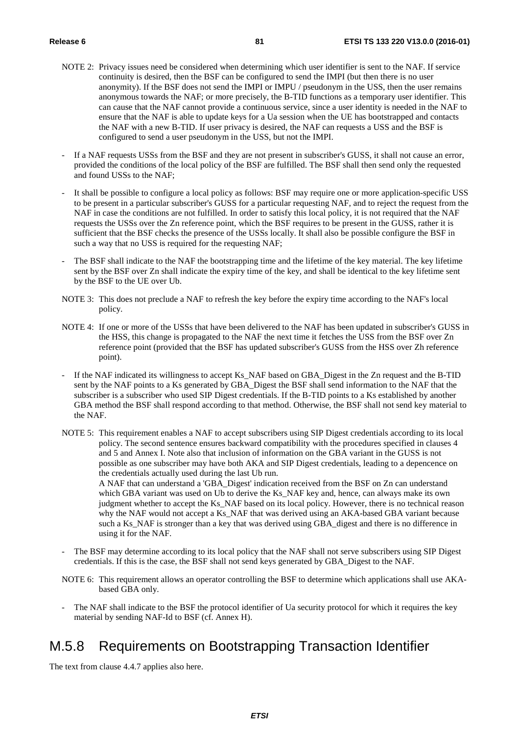NOTE 2: Privacy issues need be considered when determining which user identifier is sent to the NAF. If service continuity is desired, then the BSF can be configured to send the IMPI (but then there is no user anonymity). If the BSF does not send the IMPI or IMPU / pseudonym in the USS, then the user remains anonymous towards the NAF; or more precisely, the B-TID functions as a temporary user identifier. This can cause that the NAF cannot provide a continuous service, since a user identity is needed in the NAF to ensure that the NAF is able to update keys for a Ua session when the UE has bootstrapped and contacts the NAF with a new B-TID. If user privacy is desired, the NAF can requests a USS and the BSF is configured to send a user pseudonym in the USS, but not the IMPI.

- If a NAF requests USSs from the BSF and they are not present in subscriber's GUSS, it shall not cause an error, provided the conditions of the local policy of the BSF are fulfilled. The BSF shall then send only the requested and found USSs to the NAF;
- It shall be possible to configure a local policy as follows: BSF may require one or more application-specific USS to be present in a particular subscriber's GUSS for a particular requesting NAF, and to reject the request from the NAF in case the conditions are not fulfilled. In order to satisfy this local policy, it is not required that the NAF requests the USSs over the Zn reference point, which the BSF requires to be present in the GUSS, rather it is sufficient that the BSF checks the presence of the USSs locally. It shall also be possible configure the BSF in such a way that no USS is required for the requesting NAF;
- The BSF shall indicate to the NAF the bootstrapping time and the lifetime of the key material. The key lifetime sent by the BSF over Zn shall indicate the expiry time of the key, and shall be identical to the key lifetime sent by the BSF to the UE over Ub.

NOTE 3: This does not preclude a NAF to refresh the key before the expiry time according to the NAF's local policy.

NOTE 4: If one or more of the USSs that have been delivered to the NAF has been updated in subscriber's GUSS in the HSS, this change is propagated to the NAF the next time it fetches the USS from the BSF over Zn reference point (provided that the BSF has updated subscriber's GUSS from the HSS over Zh reference point).

- If the NAF indicated its willingness to accept Ks_NAF based on GBA_Digest in the Zn request and the B-TID sent by the NAF points to a Ks generated by GBA_Digest the BSF shall send information to the NAF that the subscriber is a subscriber who used SIP Digest credentials. If the B-TID points to a Ks established by another GBA method the BSF shall respond according to that method. Otherwise, the BSF shall not send key material to the NAF.

NOTE 5: This requirement enables a NAF to accept subscribers using SIP Digest credentials according to its local policy. The second sentence ensures backward compatibility with the procedures specified in clauses 4 and 5 and Annex I. Note also that inclusion of information on the GBA variant in the GUSS is not possible as one subscriber may have both AKA and SIP Digest credentials, leading to a depencence on the credentials actually used during the last Ub run.
A NAF that can understand a 'GBA_Digest' indication received from the BSF on Zn can understand which GBA variant was used on Ub to derive the Ks_NAF key and, hence, can always make its own judgment whether to accept the Ks_NAF based on its local policy. However, there is no technical reason why the NAF would not accept a Ks_NAF that was derived using an AKA-based GBA variant because such a Ks_NAF is stronger than a key that was derived using GBA_digest and there is no difference in using it for the NAF.

- The BSF may determine according to its local policy that the NAF shall not serve subscribers using SIP Digest credentials. If this is the case, the BSF shall not send keys generated by GBA_Digest to the NAF.

NOTE 6: This requirement allows an operator controlling the BSF to determine which applications shall use AKA-based GBA only.

- The NAF shall indicate to the BSF the protocol identifier of Ua security protocol for which it requires the key material by sending NAF-Id to BSF (cf. Annex H).

## M.5.8 Requirements on Bootstrapping Transaction Identifier

The text from clause 4.4.7 applies also here.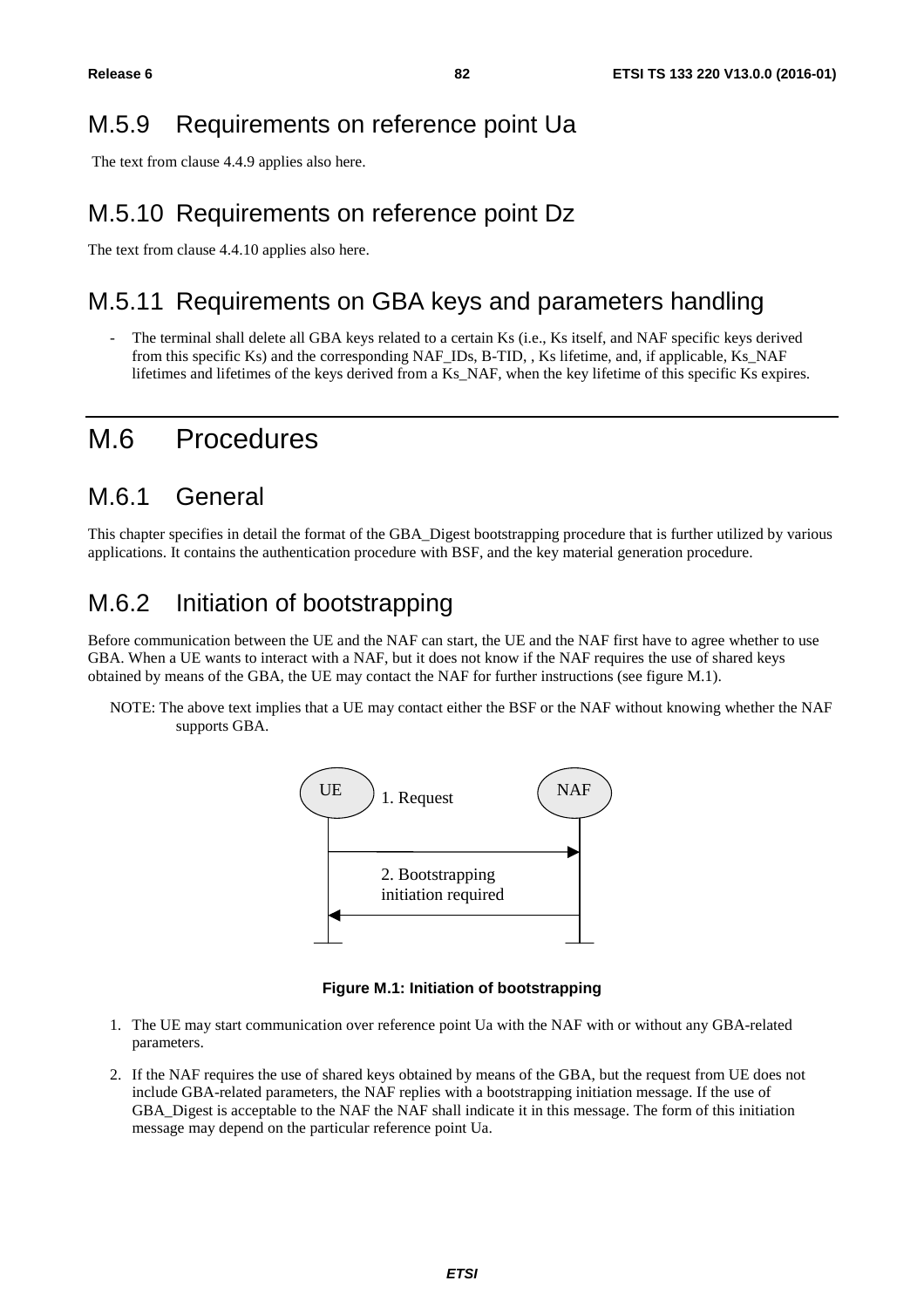## M.5.9 Requirements on reference point Ua

The text from clause 4.4.9 applies also here.

## M.5.10 Requirements on reference point Dz

The text from clause 4.4.10 applies also here.

## M.5.11 Requirements on GBA keys and parameters handling

- The terminal shall delete all GBA keys related to a certain Ks (i.e., Ks itself, and NAF specific keys derived from this specific Ks) and the corresponding NAF_IDs, B-TID, , Ks lifetime, and, if applicable, Ks_NAF lifetimes and lifetimes of the keys derived from a Ks_NAF, when the key lifetime of this specific Ks expires.

# M.6 Procedures

## M.6.1 General

This chapter specifies in detail the format of the GBA_Digest bootstrapping procedure that is further utilized by various applications. It contains the authentication procedure with BSF, and the key material generation procedure.

## M.6.2 Initiation of bootstrapping

Before communication between the UE and the NAF can start, the UE and the NAF first have to agree whether to use GBA. When a UE wants to interact with a NAF, but it does not know if the NAF requires the use of shared keys obtained by means of the GBA, the UE may contact the NAF for further instructions (see figure M.1).

NOTE: The above text implies that a UE may contact either the BSF or the NAF without knowing whether the NAF supports GBA.

UE | NAF

1. Request

2. Bootstrapping initiation required

**Figure M.1: Initiation of bootstrapping**

1. The UE may start communication over reference point Ua with the NAF with or without any GBA-related parameters.

2. If the NAF requires the use of shared keys obtained by means of the GBA, but the request from UE does not include GBA-related parameters, the NAF replies with a bootstrapping initiation message. If the use of GBA_Digest is acceptable to the NAF the NAF shall indicate it in this message. The form of this initiation message may depend on the particular reference point Ua.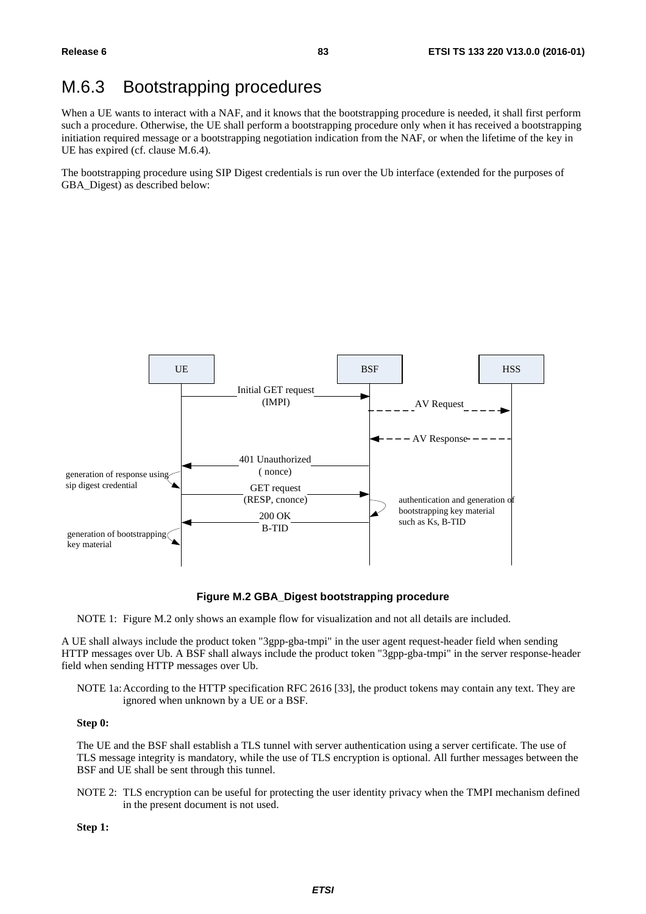## M.6.3 Bootstrapping procedures

When a UE wants to interact with a NAF, and it knows that the bootstrapping procedure is needed, it shall first perform such a procedure. Otherwise, the UE shall perform a bootstrapping procedure only when it has received a bootstrapping initiation required message or a bootstrapping negotiation indication from the NAF, or when the lifetime of the key in UE has expired (cf. clause M.6.4).

The bootstrapping procedure using SIP Digest credentials is run over the Ub interface (extended for the purposes of GBA_Digest) as described below:

**Figure M.2 GBA_Digest bootstrapping procedure**

NOTE 1: Figure M.2 only shows an example flow for visualization and not all details are included.

A UE shall always include the product token "3gpp-gba-tmpi" in the user agent request-header field when sending HTTP messages over Ub. A BSF shall always include the product token "3gpp-gba-tmpi" in the server response-header field when sending HTTP messages over Ub.

NOTE 1a: According to the HTTP specification RFC 2616 [33], the product tokens may contain any text. They are ignored when unknown by a UE or a BSF.

**Step 0:**

The UE and the BSF shall establish a TLS tunnel with server authentication using a server certificate. The use of TLS message integrity is mandatory, while the use of TLS encryption is optional. All further messages between the BSF and UE shall be sent through this tunnel.

NOTE 2: TLS encryption can be useful for protecting the user identity privacy when the TMPI mechanism defined in the present document is not used.

**Step 1:**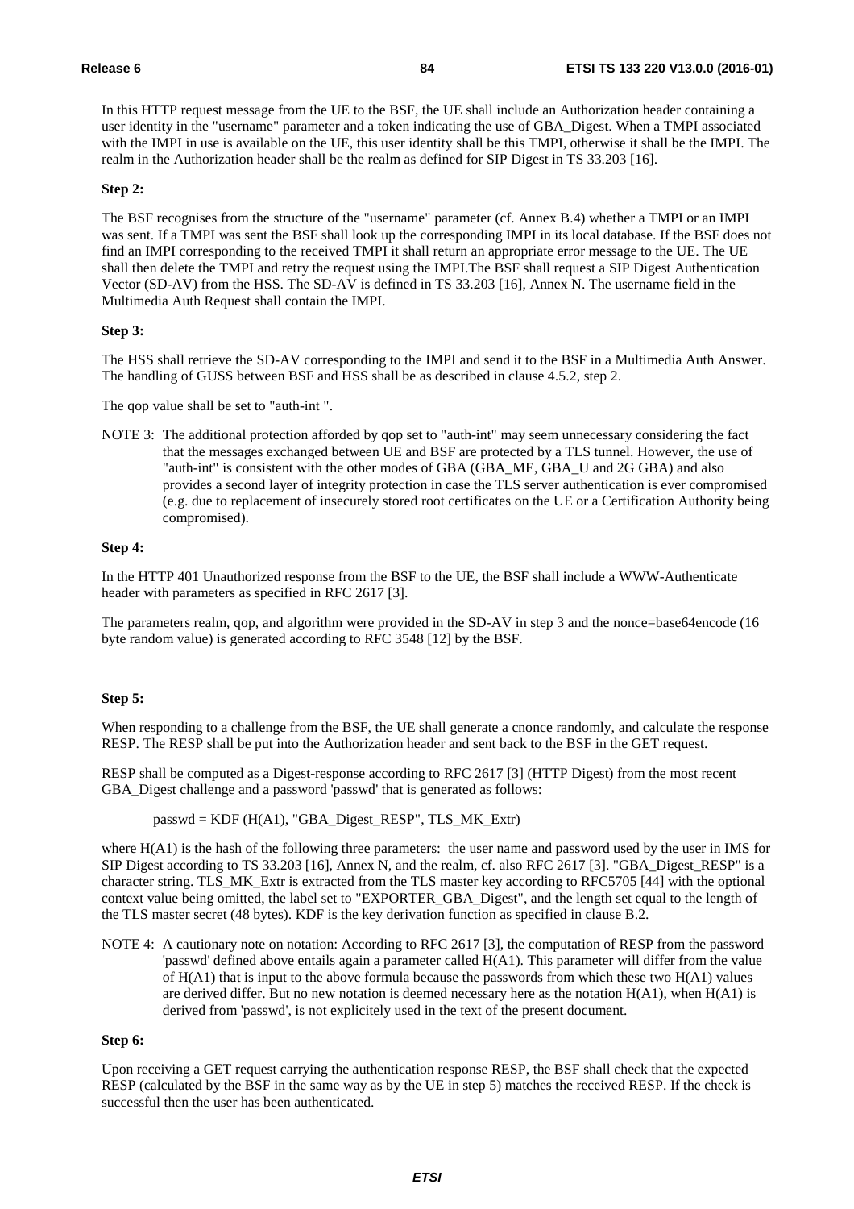In this HTTP request message from the UE to the BSF, the UE shall include an Authorization header containing a user identity in the "username" parameter and a token indicating the use of GBA_Digest. When a TMPI associated with the IMPI in use is available on the UE, this user identity shall be this TMPI, otherwise it shall be the IMPI. The realm in the Authorization header shall be the realm as defined for SIP Digest in TS 33.203 [16].

**Step 2:**

The BSF recognises from the structure of the "username" parameter (cf. Annex B.4) whether a TMPI or an IMPI was sent. If a TMPI was sent the BSF shall look up the corresponding IMPI in its local database. If the BSF does not find an IMPI corresponding to the received TMPI it shall return an appropriate error message to the UE. The UE shall then delete the TMPI and retry the request using the IMPI.The BSF shall request a SIP Digest Authentication Vector (SD-AV) from the HSS. The SD-AV is defined in TS 33.203 [16], Annex N. The username field in the Multimedia Auth Request shall contain the IMPI.

**Step 3:**

The HSS shall retrieve the SD-AV corresponding to the IMPI and send it to the BSF in a Multimedia Auth Answer. The handling of GUSS between BSF and HSS shall be as described in clause 4.5.2, step 2.

The qop value shall be set to "auth-int ".

NOTE 3: The additional protection afforded by qop set to "auth-int" may seem unnecessary considering the fact that the messages exchanged between UE and BSF are protected by a TLS tunnel. However, the use of "auth-int" is consistent with the other modes of GBA (GBA_ME, GBA_U and 2G GBA) and also provides a second layer of integrity protection in case the TLS server authentication is ever compromised (e.g. due to replacement of insecurely stored root certificates on the UE or a Certification Authority being compromised).

**Step 4:**

In the HTTP 401 Unauthorized response from the BSF to the UE, the BSF shall include a WWW-Authenticate header with parameters as specified in RFC 2617 [3].

The parameters realm, qop, and algorithm were provided in the SD-AV in step 3 and the nonce=base64encode (16 byte random value) is generated according to RFC 3548 [12] by the BSF.

**Step 5:**

When responding to a challenge from the BSF, the UE shall generate a cnonce randomly, and calculate the response RESP. The RESP shall be put into the Authorization header and sent back to the BSF in the GET request.

RESP shall be computed as a Digest-response according to RFC 2617 [3] (HTTP Digest) from the most recent GBA_Digest challenge and a password 'passwd' that is generated as follows:

passwd = KDF (H(A1), "GBA_Digest_RESP", TLS_MK_Extr)

where H(A1) is the hash of the following three parameters: the user name and password used by the user in IMS for SIP Digest according to TS 33.203 [16], Annex N, and the realm, cf. also RFC 2617 [3]. "GBA_Digest_RESP" is a character string. TLS_MK_Extr is extracted from the TLS master key according to RFC5705 [44] with the optional context value being omitted, the label set to "EXPORTER_GBA_Digest", and the length set equal to the length of the TLS master secret (48 bytes). KDF is the key derivation function as specified in clause B.2.

NOTE 4: A cautionary note on notation: According to RFC 2617 [3], the computation of RESP from the password 'passwd' defined above entails again a parameter called H(A1). This parameter will differ from the value of H(A1) that is input to the above formula because the passwords from which these two H(A1) values are derived differ. But no new notation is deemed necessary here as the notation H(A1), when H(A1) is derived from 'passwd', is not explicitely used in the text of the present document.

**Step 6:**

Upon receiving a GET request carrying the authentication response RESP, the BSF shall check that the expected RESP (calculated by the BSF in the same way as by the UE in step 5) matches the received RESP. If the check is successful then the user has been authenticated.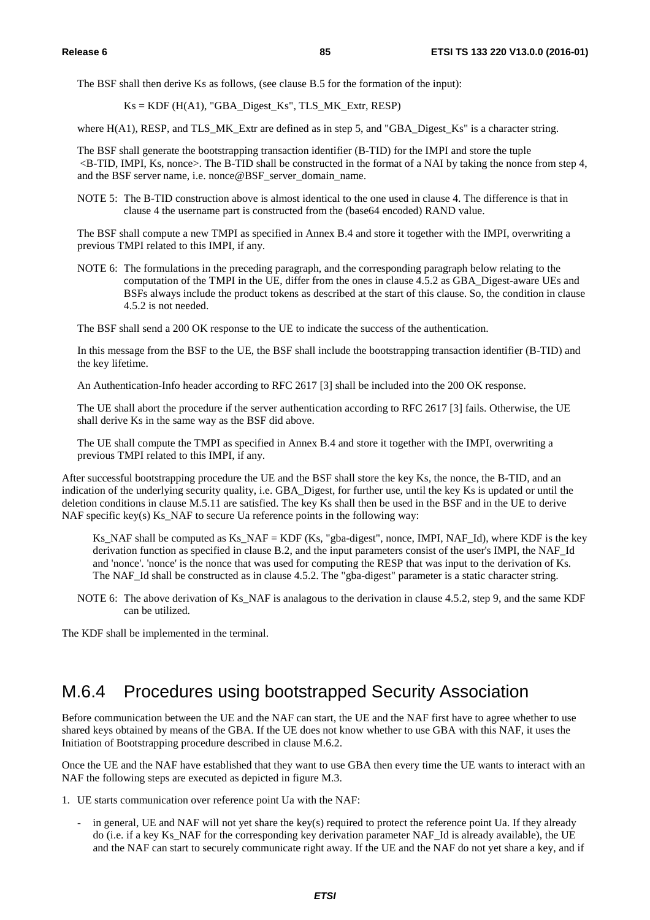The BSF shall then derive Ks as follows, (see clause B.5 for the formation of the input):

Ks = KDF (H(A1), "GBA_Digest_Ks", TLS_MK_Extr, RESP)

where H(A1), RESP, and TLS_MK_Extr are defined as in step 5, and "GBA_Digest_Ks" is a character string.

The BSF shall generate the bootstrapping transaction identifier (B-TID) for the IMPI and store the tuple <B-TID, IMPI, Ks, nonce>. The B-TID shall be constructed in the format of a NAI by taking the nonce from step 4, and the BSF server name, i.e. nonce@BSF_server_domain_name.

NOTE 5: The B-TID construction above is almost identical to the one used in clause 4. The difference is that in clause 4 the username part is constructed from the (base64 encoded) RAND value.

The BSF shall compute a new TMPI as specified in Annex B.4 and store it together with the IMPI, overwriting a previous TMPI related to this IMPI, if any.

NOTE 6: The formulations in the preceding paragraph, and the corresponding paragraph below relating to the computation of the TMPI in the UE, differ from the ones in clause 4.5.2 as GBA_Digest-aware UEs and BSFs always include the product tokens as described at the start of this clause. So, the condition in clause 4.5.2 is not needed.

The BSF shall send a 200 OK response to the UE to indicate the success of the authentication.

In this message from the BSF to the UE, the BSF shall include the bootstrapping transaction identifier (B-TID) and the key lifetime.

An Authentication-Info header according to RFC 2617 [3] shall be included into the 200 OK response.

The UE shall abort the procedure if the server authentication according to RFC 2617 [3] fails. Otherwise, the UE shall derive Ks in the same way as the BSF did above.

The UE shall compute the TMPI as specified in Annex B.4 and store it together with the IMPI, overwriting a previous TMPI related to this IMPI, if any.

After successful bootstrapping procedure the UE and the BSF shall store the key Ks, the nonce, the B-TID, and an indication of the underlying security quality, i.e. GBA_Digest, for further use, until the key Ks is updated or until the deletion conditions in clause M.5.11 are satisfied. The key Ks shall then be used in the BSF and in the UE to derive NAF specific key(s) Ks_NAF to secure Ua reference points in the following way:

Ks_NAF shall be computed as Ks_NAF = KDF (Ks, "gba-digest", nonce, IMPI, NAF_Id), where KDF is the key derivation function as specified in clause B.2, and the input parameters consist of the user's IMPI, the NAF_Id and 'nonce'. 'nonce' is the nonce that was used for computing the RESP that was input to the derivation of Ks. The NAF_Id shall be constructed as in clause 4.5.2. The "gba-digest" parameter is a static character string.

NOTE 6: The above derivation of Ks_NAF is analagous to the derivation in clause 4.5.2, step 9, and the same KDF can be utilized.

The KDF shall be implemented in the terminal.

## M.6.4 Procedures using bootstrapped Security Association

Before communication between the UE and the NAF can start, the UE and the NAF first have to agree whether to use shared keys obtained by means of the GBA. If the UE does not know whether to use GBA with this NAF, it uses the Initiation of Bootstrapping procedure described in clause M.6.2.

Once the UE and the NAF have established that they want to use GBA then every time the UE wants to interact with an NAF the following steps are executed as depicted in figure M.3.

1. UE starts communication over reference point Ua with the NAF:
   - in general, UE and NAF will not yet share the key(s) required to protect the reference point Ua. If they already do (i.e. if a key Ks_NAF for the corresponding key derivation parameter NAF_Id is already available), the UE and the NAF can start to securely communicate right away. If the UE and the NAF do not yet share a key, and if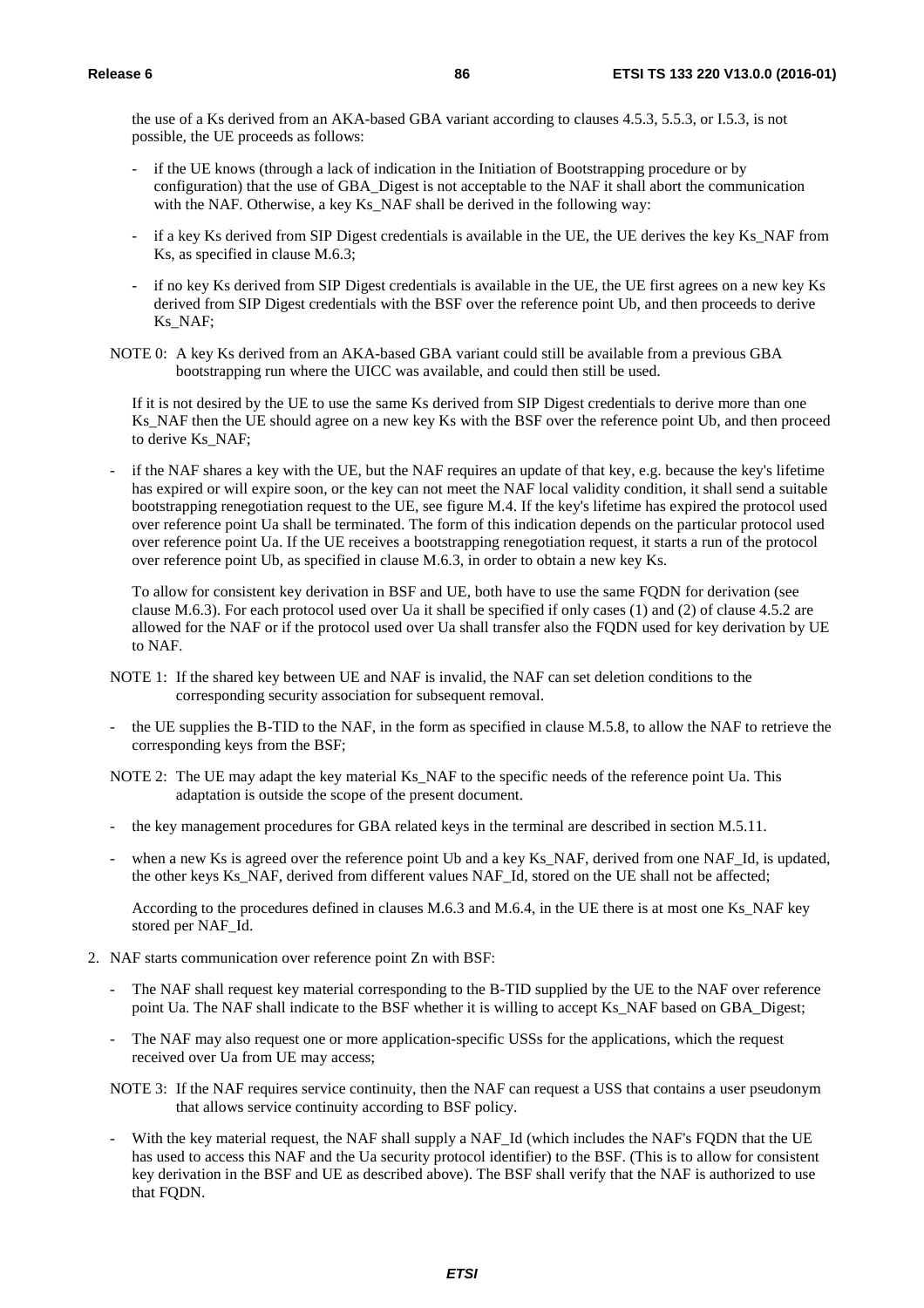the use of a Ks derived from an AKA-based GBA variant according to clauses 4.5.3, 5.5.3, or I.5.3, is not possible, the UE proceeds as follows:

- if the UE knows (through a lack of indication in the Initiation of Bootstrapping procedure or by configuration) that the use of GBA_Digest is not acceptable to the NAF it shall abort the communication with the NAF. Otherwise, a key Ks_NAF shall be derived in the following way:
- if a key Ks derived from SIP Digest credentials is available in the UE, the UE derives the key Ks_NAF from Ks, as specified in clause M.6.3;
- if no key Ks derived from SIP Digest credentials is available in the UE, the UE first agrees on a new key Ks derived from SIP Digest credentials with the BSF over the reference point Ub, and then proceeds to derive Ks_NAF;

NOTE 0: A key Ks derived from an AKA-based GBA variant could still be available from a previous GBA bootstrapping run where the UICC was available, and could then still be used.

If it is not desired by the UE to use the same Ks derived from SIP Digest credentials to derive more than one Ks_NAF then the UE should agree on a new key Ks with the BSF over the reference point Ub, and then proceed to derive Ks_NAF;

- if the NAF shares a key with the UE, but the NAF requires an update of that key, e.g. because the key's lifetime has expired or will expire soon, or the key can not meet the NAF local validity condition, it shall send a suitable bootstrapping renegotiation request to the UE, see figure M.4. If the key's lifetime has expired the protocol used over reference point Ua shall be terminated. The form of this indication depends on the particular protocol used over reference point Ua. If the UE receives a bootstrapping renegotiation request, it starts a run of the protocol over reference point Ub, as specified in clause M.6.3, in order to obtain a new key Ks.

  To allow for consistent key derivation in BSF and UE, both have to use the same FQDN for derivation (see clause M.6.3). For each protocol used over Ua it shall be specified if only cases (1) and (2) of clause 4.5.2 are allowed for the NAF or if the protocol used over Ua shall transfer also the FQDN used for key derivation by UE to NAF.

NOTE 1: If the shared key between UE and NAF is invalid, the NAF can set deletion conditions to the corresponding security association for subsequent removal.

- the UE supplies the B-TID to the NAF, in the form as specified in clause M.5.8, to allow the NAF to retrieve the corresponding keys from the BSF;

NOTE 2: The UE may adapt the key material Ks_NAF to the specific needs of the reference point Ua. This adaptation is outside the scope of the present document.

- the key management procedures for GBA related keys in the terminal are described in section M.5.11.
- when a new Ks is agreed over the reference point Ub and a key Ks_NAF, derived from one NAF_Id, is updated, the other keys Ks_NAF, derived from different values NAF_Id, stored on the UE shall not be affected;

  According to the procedures defined in clauses M.6.3 and M.6.4, in the UE there is at most one Ks_NAF key stored per NAF_Id.

2. NAF starts communication over reference point Zn with BSF:

   - The NAF shall request key material corresponding to the B-TID supplied by the UE to the NAF over reference point Ua. The NAF shall indicate to the BSF whether it is willing to accept Ks_NAF based on GBA_Digest;
   - The NAF may also request one or more application-specific USSs for the applications, which the request received over Ua from UE may access;

   NOTE 3: If the NAF requires service continuity, then the NAF can request a USS that contains a user pseudonym that allows service continuity according to BSF policy.

   - With the key material request, the NAF shall supply a NAF_Id (which includes the NAF's FQDN that the UE has used to access this NAF and the Ua security protocol identifier) to the BSF. (This is to allow for consistent key derivation in the BSF and UE as described above). The BSF shall verify that the NAF is authorized to use that FQDN.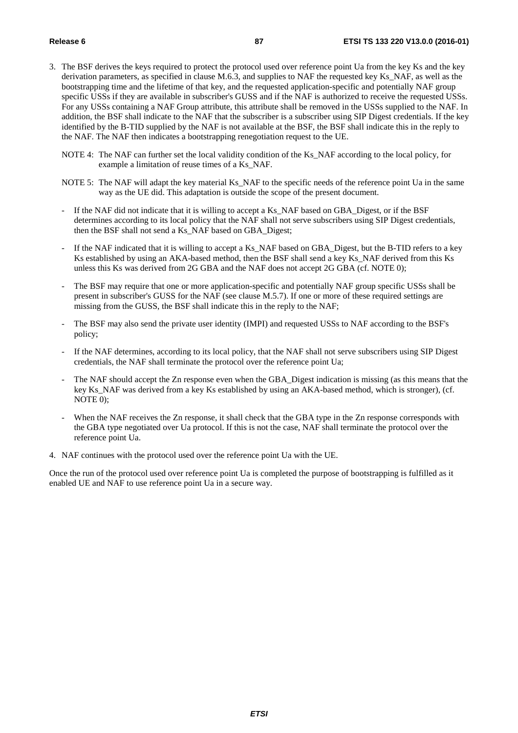3. The BSF derives the keys required to protect the protocol used over reference point Ua from the key Ks and the key derivation parameters, as specified in clause M.6.3, and supplies to NAF the requested key Ks_NAF, as well as the bootstrapping time and the lifetime of that key, and the requested application-specific and potentially NAF group specific USSs if they are available in subscriber's GUSS and if the NAF is authorized to receive the requested USSs. For any USSs containing a NAF Group attribute, this attribute shall be removed in the USSs supplied to the NAF. In addition, the BSF shall indicate to the NAF that the subscriber is a subscriber using SIP Digest credentials. If the key identified by the B-TID supplied by the NAF is not available at the BSF, the BSF shall indicate this in the reply to the NAF. The NAF then indicates a bootstrapping renegotiation request to the UE.

   NOTE 4: The NAF can further set the local validity condition of the Ks_NAF according to the local policy, for example a limitation of reuse times of a Ks_NAF.

   NOTE 5: The NAF will adapt the key material Ks_NAF to the specific needs of the reference point Ua in the same way as the UE did. This adaptation is outside the scope of the present document.

   - If the NAF did not indicate that it is willing to accept a Ks_NAF based on GBA_Digest, or if the BSF determines according to its local policy that the NAF shall not serve subscribers using SIP Digest credentials, then the BSF shall not send a Ks_NAF based on GBA_Digest;

   - If the NAF indicated that it is willing to accept a Ks_NAF based on GBA_Digest, but the B-TID refers to a key Ks established by using an AKA-based method, then the BSF shall send a key Ks_NAF derived from this Ks unless this Ks was derived from 2G GBA and the NAF does not accept 2G GBA (cf. NOTE 0);

   - The BSF may require that one or more application-specific and potentially NAF group specific USSs shall be present in subscriber's GUSS for the NAF (see clause M.5.7). If one or more of these required settings are missing from the GUSS, the BSF shall indicate this in the reply to the NAF;

   - The BSF may also send the private user identity (IMPI) and requested USSs to NAF according to the BSF's policy;

   - If the NAF determines, according to its local policy, that the NAF shall not serve subscribers using SIP Digest credentials, the NAF shall terminate the protocol over the reference point Ua;

   - The NAF should accept the Zn response even when the GBA_Digest indication is missing (as this means that the key Ks_NAF was derived from a key Ks established by using an AKA-based method, which is stronger), (cf. NOTE 0);

   - When the NAF receives the Zn response, it shall check that the GBA type in the Zn response corresponds with the GBA type negotiated over Ua protocol. If this is not the case, NAF shall terminate the protocol over the reference point Ua.

4. NAF continues with the protocol used over the reference point Ua with the UE.

Once the run of the protocol used over reference point Ua is completed the purpose of bootstrapping is fulfilled as it enabled UE and NAF to use reference point Ua in a secure way.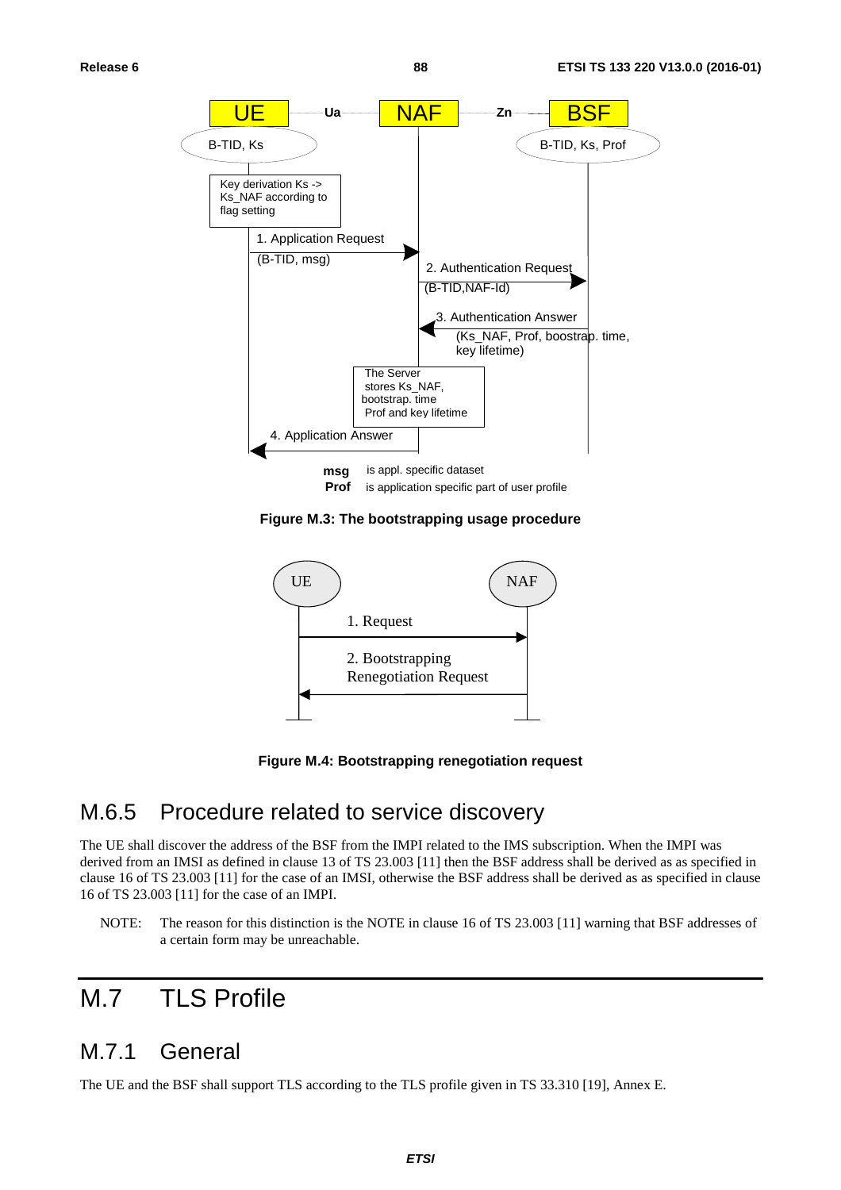msg is appl. specific dataset
Prof is application specific part of user profile

**Figure M.3: The bootstrapping usage procedure**

**Figure M.4: Bootstrapping renegotiation request**

## M.6.5 Procedure related to service discovery

The UE shall discover the address of the BSF from the IMPI related to the IMS subscription. When the IMPI was derived from an IMSI as defined in clause 13 of TS 23.003 [11] then the BSF address shall be derived as as specified in clause 16 of TS 23.003 [11] for the case of an IMSI, otherwise the BSF address shall be derived as as specified in clause 16 of TS 23.003 [11] for the case of an IMPI.

NOTE: The reason for this distinction is the NOTE in clause 16 of TS 23.003 [11] warning that BSF addresses of a certain form may be unreachable.

# M.7 TLS Profile

## M.7.1 General

The UE and the BSF shall support TLS according to the TLS profile given in TS 33.310 [19], Annex E.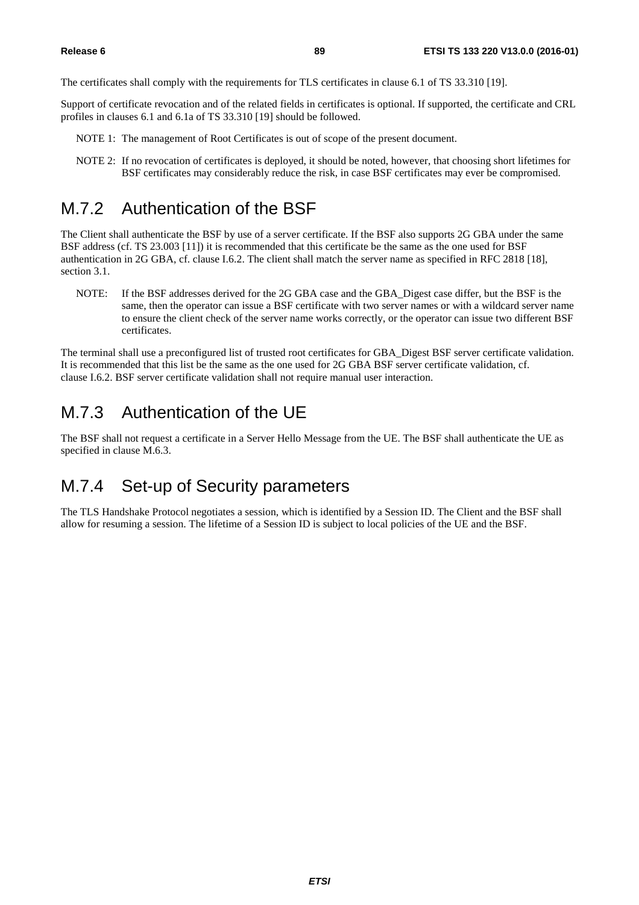The certificates shall comply with the requirements for TLS certificates in clause 6.1 of TS 33.310 [19].

Support of certificate revocation and of the related fields in certificates is optional. If supported, the certificate and CRL profiles in clauses 6.1 and 6.1a of TS 33.310 [19] should be followed.

NOTE 1: The management of Root Certificates is out of scope of the present document.

NOTE 2: If no revocation of certificates is deployed, it should be noted, however, that choosing short lifetimes for BSF certificates may considerably reduce the risk, in case BSF certificates may ever be compromised.

## M.7.2 Authentication of the BSF

The Client shall authenticate the BSF by use of a server certificate. If the BSF also supports 2G GBA under the same BSF address (cf. TS 23.003 [11]) it is recommended that this certificate be the same as the one used for BSF authentication in 2G GBA, cf. clause I.6.2. The client shall match the server name as specified in RFC 2818 [18], section 3.1.

NOTE: If the BSF addresses derived for the 2G GBA case and the GBA_Digest case differ, but the BSF is the same, then the operator can issue a BSF certificate with two server names or with a wildcard server name to ensure the client check of the server name works correctly, or the operator can issue two different BSF certificates.

The terminal shall use a preconfigured list of trusted root certificates for GBA_Digest BSF server certificate validation. It is recommended that this list be the same as the one used for 2G GBA BSF server certificate validation, cf. clause I.6.2. BSF server certificate validation shall not require manual user interaction.

## M.7.3 Authentication of the UE

The BSF shall not request a certificate in a Server Hello Message from the UE. The BSF shall authenticate the UE as specified in clause M.6.3.

## M.7.4 Set-up of Security parameters

The TLS Handshake Protocol negotiates a session, which is identified by a Session ID. The Client and the BSF shall allow for resuming a session. The lifetime of a Session ID is subject to local policies of the UE and the BSF.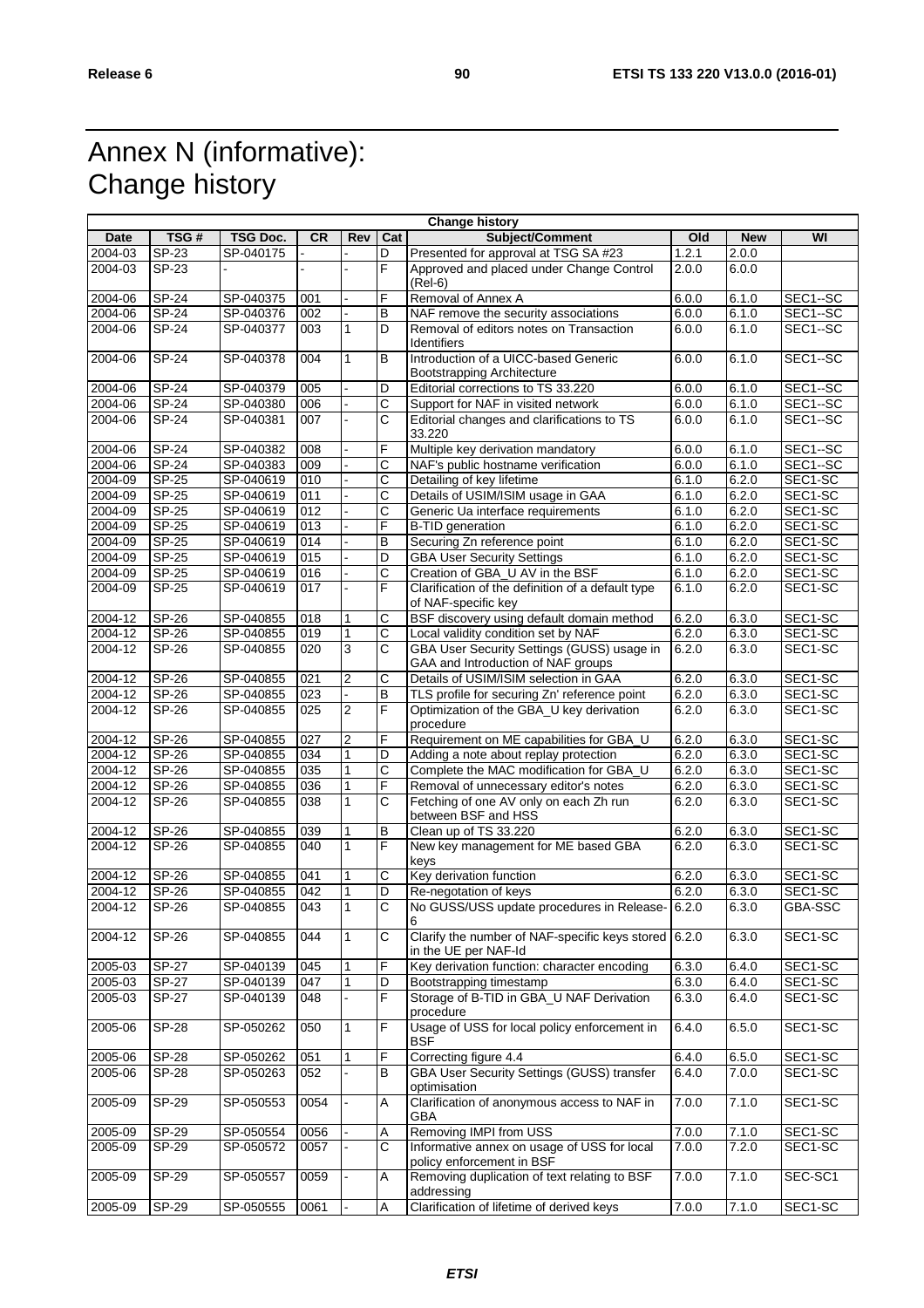# Annex N (informative): Change history

| Change history | | | | | | | | | |
|---|---|---|---|---|---|---|---|---|---|
| Date | TSG # | TSG Doc. | CR | Rev | Cat | Subject/Comment | Old | New | WI |
| 2004-03 | SP-23 | SP-040175 | - | - | D | Presented for approval at TSG SA #23 | 1.2.1 | 2.0.0 | |
| 2004-03 | SP-23 | - | - | - | F | Approved and placed under Change Control (Rel-6) | 2.0.0 | 6.0.0 | |
| 2004-06 | SP-24 | SP-040375 | 001 | - | F | Removal of Annex A | 6.0.0 | 6.1.0 | SEC1--SC |
| 2004-06 | SP-24 | SP-040376 | 002 | - | B | NAF remove the security associations | 6.0.0 | 6.1.0 | SEC1--SC |
| 2004-06 | SP-24 | SP-040377 | 003 | 1 | D | Removal of editors notes on Transaction Identifiers | 6.0.0 | 6.1.0 | SEC1--SC |
| 2004-06 | SP-24 | SP-040378 | 004 | 1 | B | Introduction of a UICC-based Generic Bootstrapping Architecture | 6.0.0 | 6.1.0 | SEC1--SC |
| 2004-06 | SP-24 | SP-040379 | 005 | - | D | Editorial corrections to TS 33.220 | 6.0.0 | 6.1.0 | SEC1--SC |
| 2004-06 | SP-24 | SP-040380 | 006 | - | C | Support for NAF in visited network | 6.0.0 | 6.1.0 | SEC1--SC |
| 2004-06 | SP-24 | SP-040381 | 007 | - | C | Editorial changes and clarifications to TS 33.220 | 6.0.0 | 6.1.0 | SEC1--SC |
| 2004-06 | SP-24 | SP-040382 | 008 | - | F | Multiple key derivation mandatory | 6.0.0 | 6.1.0 | SEC1--SC |
| 2004-06 | SP-24 | SP-040383 | 009 | - | C | NAF's public hostname verification | 6.0.0 | 6.1.0 | SEC1--SC |
| 2004-09 | SP-25 | SP-040619 | 010 | - | C | Detailing of key lifetime | 6.1.0 | 6.2.0 | SEC1-SC |
| 2004-09 | SP-25 | SP-040619 | 011 | - | C | Details of USIM/ISIM usage in GAA | 6.1.0 | 6.2.0 | SEC1-SC |
| 2004-09 | SP-25 | SP-040619 | 012 | - | C | Generic Ua interface requirements | 6.1.0 | 6.2.0 | SEC1-SC |
| 2004-09 | SP-25 | SP-040619 | 013 | - | F | B-TID generation | 6.1.0 | 6.2.0 | SEC1-SC |
| 2004-09 | SP-25 | SP-040619 | 014 | - | B | Securing Zn reference point | 6.1.0 | 6.2.0 | SEC1-SC |
| 2004-09 | SP-25 | SP-040619 | 015 | - | D | GBA User Security Settings | 6.1.0 | 6.2.0 | SEC1-SC |
| 2004-09 | SP-25 | SP-040619 | 016 | - | C | Creation of GBA_U AV in the BSF | 6.1.0 | 6.2.0 | SEC1-SC |
| 2004-09 | SP-25 | SP-040619 | 017 | - | F | Clarification of the definition of a default type of NAF-specific key | 6.1.0 | 6.2.0 | SEC1-SC |
| 2004-12 | SP-26 | SP-040855 | 018 | 1 | C | BSF discovery using default domain method | 6.2.0 | 6.3.0 | SEC1-SC |
| 2004-12 | SP-26 | SP-040855 | 019 | 1 | C | Local validity condition set by NAF | 6.2.0 | 6.3.0 | SEC1-SC |
| 2004-12 | SP-26 | SP-040855 | 020 | 3 | C | GBA User Security Settings (GUSS) usage in GAA and Introduction of NAF groups | 6.2.0 | 6.3.0 | SEC1-SC |
| 2004-12 | SP-26 | SP-040855 | 021 | 2 | C | Details of USIM/ISIM selection in GAA | 6.2.0 | 6.3.0 | SEC1-SC |
| 2004-12 | SP-26 | SP-040855 | 023 | - | B | TLS profile for securing Zn' reference point | 6.2.0 | 6.3.0 | SEC1-SC |
| 2004-12 | SP-26 | SP-040855 | 025 | 2 | F | Optimization of the GBA_U key derivation procedure | 6.2.0 | 6.3.0 | SEC1-SC |
| 2004-12 | SP-26 | SP-040855 | 027 | 2 | F | Requirement on ME capabilities for GBA_U | 6.2.0 | 6.3.0 | SEC1-SC |
| 2004-12 | SP-26 | SP-040855 | 034 | 1 | D | Adding a note about replay protection | 6.2.0 | 6.3.0 | SEC1-SC |
| 2004-12 | SP-26 | SP-040855 | 035 | 1 | C | Complete the MAC modification for GBA_U | 6.2.0 | 6.3.0 | SEC1-SC |
| 2004-12 | SP-26 | SP-040855 | 036 | 1 | F | Removal of unnecessary editor's notes | 6.2.0 | 6.3.0 | SEC1-SC |
| 2004-12 | SP-26 | SP-040855 | 038 | 1 | C | Fetching of one AV only on each Zh run between BSF and HSS | 6.2.0 | 6.3.0 | SEC1-SC |
| 2004-12 | SP-26 | SP-040855 | 039 | 1 | B | Clean up of TS 33.220 | 6.2.0 | 6.3.0 | SEC1-SC |
| 2004-12 | SP-26 | SP-040855 | 040 | 1 | F | New key management for ME based GBA keys | 6.2.0 | 6.3.0 | SEC1-SC |
| 2004-12 | SP-26 | SP-040855 | 041 | 1 | C | Key derivation function | 6.2.0 | 6.3.0 | SEC1-SC |
| 2004-12 | SP-26 | SP-040855 | 042 | 1 | D | Re-negotation of keys | 6.2.0 | 6.3.0 | SEC1-SC |
| 2004-12 | SP-26 | SP-040855 | 043 | 1 | C | No GUSS/USS update procedures in Release-6 | 6.2.0 | 6.3.0 | GBA-SSC |
| 2004-12 | SP-26 | SP-040855 | 044 | 1 | C | Clarify the number of NAF-specific keys stored in the UE per NAF-Id | 6.2.0 | 6.3.0 | SEC1-SC |
| 2005-03 | SP-27 | SP-040139 | 045 | 1 | F | Key derivation function: character encoding | 6.3.0 | 6.4.0 | SEC1-SC |
| 2005-03 | SP-27 | SP-040139 | 047 | 1 | D | Bootstrapping timestamp | 6.3.0 | 6.4.0 | SEC1-SC |
| 2005-03 | SP-27 | SP-040139 | 048 | - | F | Storage of B-TID in GBA_U NAF Derivation procedure | 6.3.0 | 6.4.0 | SEC1-SC |
| 2005-06 | SP-28 | SP-050262 | 050 | 1 | F | Usage of USS for local policy enforcement in BSF | 6.4.0 | 6.5.0 | SEC1-SC |
| 2005-06 | SP-28 | SP-050262 | 051 | 1 | F | Correcting figure 4.4 | 6.4.0 | 6.5.0 | SEC1-SC |
| 2005-06 | SP-28 | SP-050263 | 052 | - | B | GBA User Security Settings (GUSS) transfer optimisation | 6.4.0 | 7.0.0 | SEC1-SC |
| 2005-09 | SP-29 | SP-050553 | 0054 | - | A | Clarification of anonymous access to NAF in GBA | 7.0.0 | 7.1.0 | SEC1-SC |
| 2005-09 | SP-29 | SP-050554 | 0056 | - | A | Removing IMPI from USS | 7.0.0 | 7.1.0 | SEC1-SC |
| 2005-09 | SP-29 | SP-050572 | 0057 | - | C | Informative annex on usage of USS for local policy enforcement in BSF | 7.0.0 | 7.2.0 | SEC1-SC |
| 2005-09 | SP-29 | SP-050557 | 0059 | - | A | Removing duplication of text relating to BSF addressing | 7.0.0 | 7.1.0 | SEC-SC1 |
| 2005-09 | SP-29 | SP-050555 | 0061 | - | A | Clarification of lifetime of derived keys | 7.0.0 | 7.1.0 | SEC1-SC |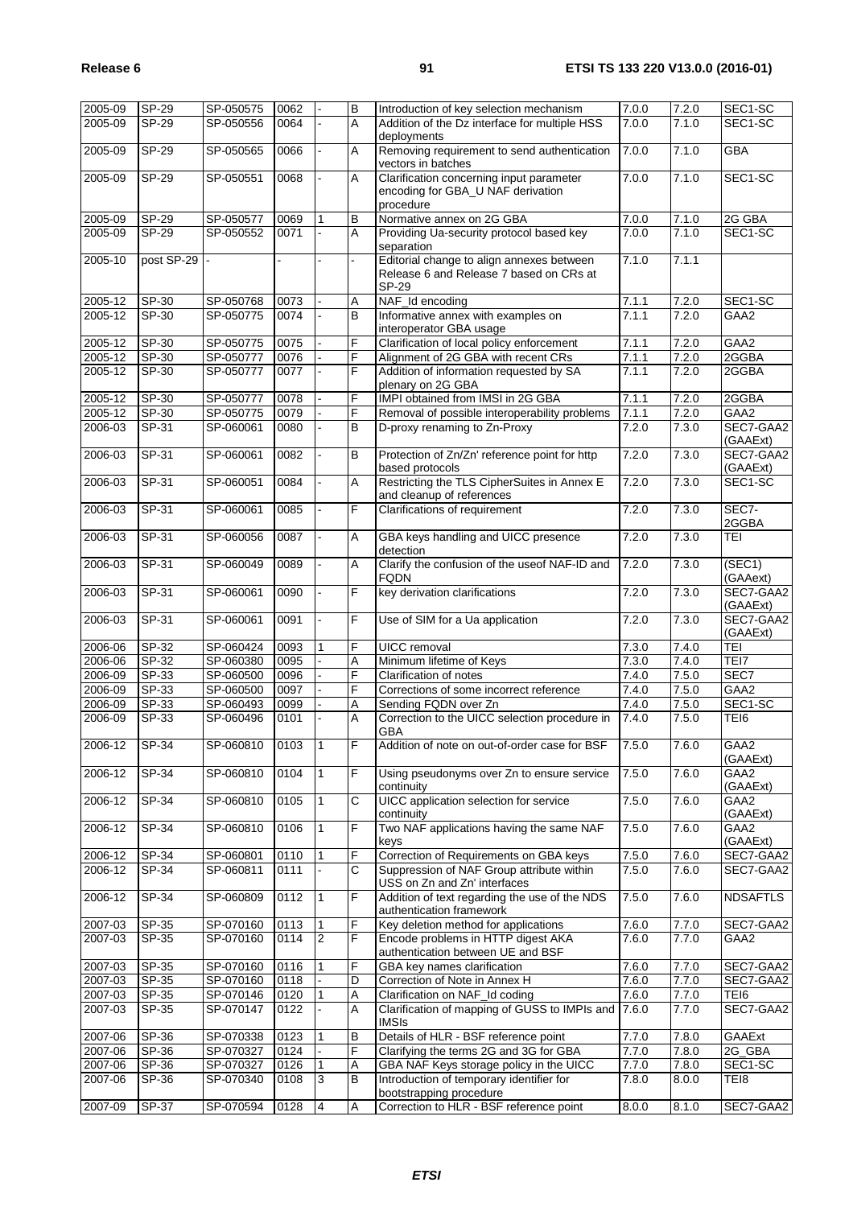| 2005-09 | SP-29 | SP-050575 | 0062 | - | B | Introduction of key selection mechanism | 7.0.0 | 7.2.0 | SEC1-SC |
|---|---|---|---|---|---|---|---|---|---|
| 2005-09 | SP-29 | SP-050556 | 0064 | - | A | Addition of the Dz interface for multiple HSS deployments | 7.0.0 | 7.1.0 | SEC1-SC |
| 2005-09 | SP-29 | SP-050565 | 0066 | - | A | Removing requirement to send authentication vectors in batches | 7.0.0 | 7.1.0 | GBA |
| 2005-09 | SP-29 | SP-050551 | 0068 | - | A | Clarification concerning input parameter encoding for GBA_U NAF derivation procedure | 7.0.0 | 7.1.0 | SEC1-SC |
| 2005-09 | SP-29 | SP-050577 | 0069 | 1 | B | Normative annex on 2G GBA | 7.0.0 | 7.1.0 | 2G GBA |
| 2005-09 | SP-29 | SP-050552 | 0071 | - | A | Providing Ua-security protocol based key separation | 7.0.0 | 7.1.0 | SEC1-SC |
| 2005-10 | post SP-29 | - | - | - | - | Editorial change to align annexes between Release 6 and Release 7 based on CRs at SP-29 | 7.1.0 | 7.1.1 | |
| 2005-12 | SP-30 | SP-050768 | 0073 | - | A | NAF_Id encoding | 7.1.1 | 7.2.0 | SEC1-SC |
| 2005-12 | SP-30 | SP-050775 | 0074 | - | B | Informative annex with examples on interoperator GBA usage | 7.1.1 | 7.2.0 | GAA2 |
| 2005-12 | SP-30 | SP-050775 | 0075 | - | F | Clarification of local policy enforcement | 7.1.1 | 7.2.0 | GAA2 |
| 2005-12 | SP-30 | SP-050777 | 0076 | - | F | Alignment of 2G GBA with recent CRs | 7.1.1 | 7.2.0 | 2GGBA |
| 2005-12 | SP-30 | SP-050777 | 0077 | - | F | Addition of information requested by SA plenary on 2G GBA | 7.1.1 | 7.2.0 | 2GGBA |
| 2005-12 | SP-30 | SP-050777 | 0078 | - | F | IMPI obtained from IMSI in 2G GBA | 7.1.1 | 7.2.0 | 2GGBA |
| 2005-12 | SP-30 | SP-050775 | 0079 | - | F | Removal of possible interoperability problems | 7.1.1 | 7.2.0 | GAA2 |
| 2006-03 | SP-31 | SP-060061 | 0080 | - | B | D-proxy renaming to Zn-Proxy | 7.2.0 | 7.3.0 | SEC7-GAA2 (GAAExt) |
| 2006-03 | SP-31 | SP-060061 | 0082 | - | B | Protection of Zn/Zn' reference point for http based protocols | 7.2.0 | 7.3.0 | SEC7-GAA2 (GAAExt) |
| 2006-03 | SP-31 | SP-060051 | 0084 | - | A | Restricting the TLS CipherSuites in Annex E and cleanup of references | 7.2.0 | 7.3.0 | SEC1-SC |
| 2006-03 | SP-31 | SP-060061 | 0085 | - | F | Clarifications of requirement | 7.2.0 | 7.3.0 | SEC7-2GGBA |
| 2006-03 | SP-31 | SP-060056 | 0087 | - | A | GBA keys handling and UICC presence detection | 7.2.0 | 7.3.0 | TEI |
| 2006-03 | SP-31 | SP-060049 | 0089 | - | A | Clarify the confusion of the useof NAF-ID and FQDN | 7.2.0 | 7.3.0 | (SEC1) (GAAext) |
| 2006-03 | SP-31 | SP-060061 | 0090 | - | F | key derivation clarifications | 7.2.0 | 7.3.0 | SEC7-GAA2 (GAAExt) |
| 2006-03 | SP-31 | SP-060061 | 0091 | - | F | Use of SIM for a Ua application | 7.2.0 | 7.3.0 | SEC7-GAA2 (GAAExt) |
| 2006-06 | SP-32 | SP-060424 | 0093 | 1 | F | UICC removal | 7.3.0 | 7.4.0 | TEI |
| 2006-06 | SP-32 | SP-060380 | 0095 | - | A | Minimum lifetime of Keys | 7.3.0 | 7.4.0 | TEI7 |
| 2006-09 | SP-33 | SP-060500 | 0096 | - | F | Clarification of notes | 7.4.0 | 7.5.0 | SEC7 |
| 2006-09 | SP-33 | SP-060500 | 0097 | - | F | Corrections of some incorrect reference | 7.4.0 | 7.5.0 | GAA2 |
| 2006-09 | SP-33 | SP-060493 | 0099 | - | A | Sending FQDN over Zn | 7.4.0 | 7.5.0 | SEC1-SC |
| 2006-09 | SP-33 | SP-060496 | 0101 | - | A | Correction to the UICC selection procedure in GBA | 7.4.0 | 7.5.0 | TEI6 |
| 2006-12 | SP-34 | SP-060810 | 0103 | 1 | F | Addition of note on out-of-order case for BSF | 7.5.0 | 7.6.0 | GAA2 (GAAExt) |
| 2006-12 | SP-34 | SP-060810 | 0104 | 1 | F | Using pseudonyms over Zn to ensure service continuity | 7.5.0 | 7.6.0 | GAA2 (GAAExt) |
| 2006-12 | SP-34 | SP-060810 | 0105 | 1 | C | UICC application selection for service continuity | 7.5.0 | 7.6.0 | GAA2 (GAAExt) |
| 2006-12 | SP-34 | SP-060810 | 0106 | 1 | F | Two NAF applications having the same NAF keys | 7.5.0 | 7.6.0 | GAA2 (GAAExt) |
| 2006-12 | SP-34 | SP-060801 | 0110 | 1 | F | Correction of Requirements on GBA keys | 7.5.0 | 7.6.0 | SEC7-GAA2 |
| 2006-12 | SP-34 | SP-060811 | 0111 | - | C | Suppression of NAF Group attribute within USS on Zn and Zn' interfaces | 7.5.0 | 7.6.0 | SEC7-GAA2 |
| 2006-12 | SP-34 | SP-060809 | 0112 | 1 | F | Addition of text regarding the use of the NDS authentication framework | 7.5.0 | 7.6.0 | NDSAFTLS |
| 2007-03 | SP-35 | SP-070160 | 0113 | 1 | F | Key deletion method for applications | 7.6.0 | 7.7.0 | SEC7-GAA2 |
| 2007-03 | SP-35 | SP-070160 | 0114 | 2 | F | Encode problems in HTTP digest AKA authentication between UE and BSF | 7.6.0 | 7.7.0 | GAA2 |
| 2007-03 | SP-35 | SP-070160 | 0116 | 1 | F | GBA key names clarification | 7.6.0 | 7.7.0 | SEC7-GAA2 |
| 2007-03 | SP-35 | SP-070160 | 0118 | - | D | Correction of Note in Annex H | 7.6.0 | 7.7.0 | SEC7-GAA2 |
| 2007-03 | SP-35 | SP-070146 | 0120 | 1 | A | Clarification on NAF_Id coding | 7.6.0 | 7.7.0 | TEI6 |
| 2007-03 | SP-35 | SP-070147 | 0122 | - | A | Clarification of mapping of GUSS to IMPIs and IMSIs | 7.6.0 | 7.7.0 | SEC7-GAA2 |
| 2007-06 | SP-36 | SP-070338 | 0123 | 1 | B | Details of HLR - BSF reference point | 7.7.0 | 7.8.0 | GAAExt |
| 2007-06 | SP-36 | SP-070327 | 0124 | - | F | Clarifying the terms 2G and 3G for GBA | 7.7.0 | 7.8.0 | 2G_GBA |
| 2007-06 | SP-36 | SP-070327 | 0126 | 1 | A | GBA NAF Keys storage policy in the UICC | 7.7.0 | 7.8.0 | SEC1-SC |
| 2007-06 | SP-36 | SP-070340 | 0108 | 3 | B | Introduction of temporary identifier for bootstrapping procedure | 7.8.0 | 8.0.0 | TEI8 |
| 2007-09 | SP-37 | SP-070594 | 0128 | 4 | A | Correction to HLR - BSF reference point | 8.0.0 | 8.1.0 | SEC7-GAA2 |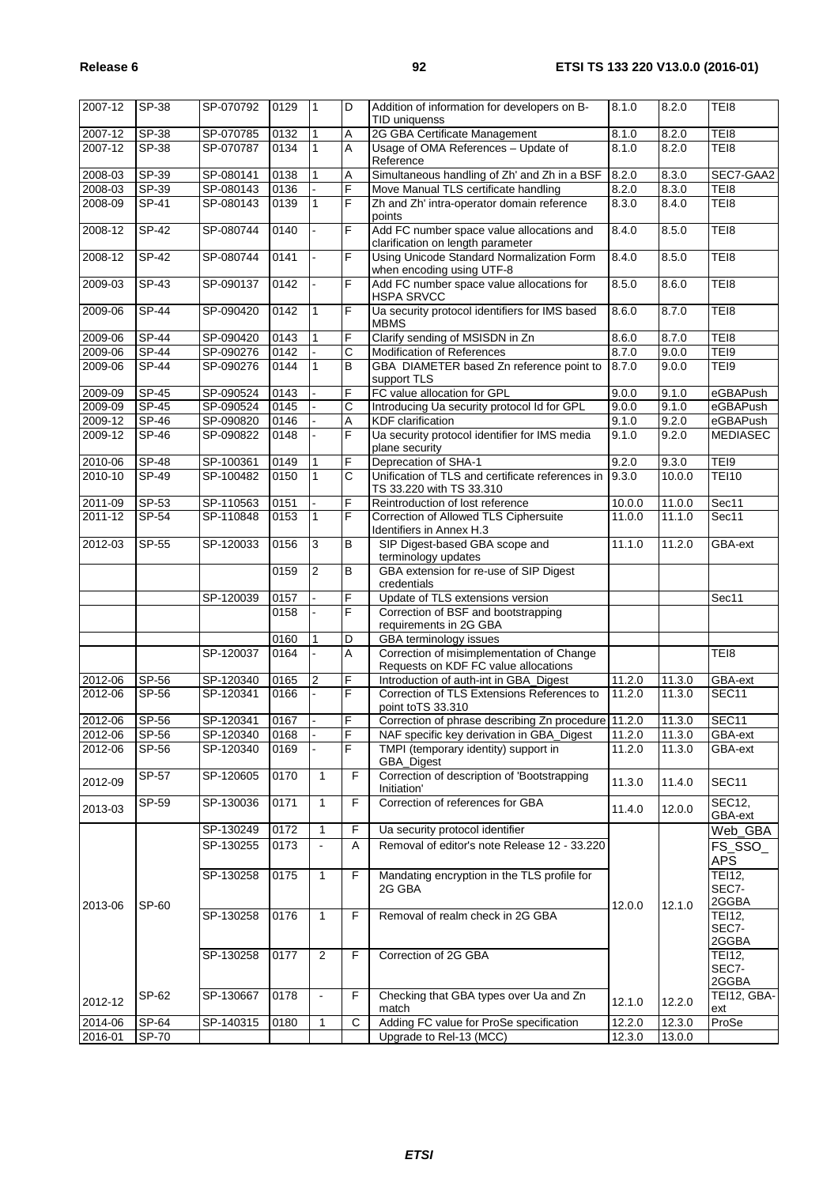| 2007-12 | SP-38 | SP-070792 | 0129 | 1 | D | Addition of information for developers on B-TID uniquenss | 8.1.0 | 8.2.0 | TEI8 |
|---|---|---|---|---|---|---|---|---|---|
| 2007-12 | SP-38 | SP-070785 | 0132 | 1 | A | 2G GBA Certificate Management | 8.1.0 | 8.2.0 | TEI8 |
| 2007-12 | SP-38 | SP-070787 | 0134 | 1 | A | Usage of OMA References – Update of Reference | 8.1.0 | 8.2.0 | TEI8 |
| 2008-03 | SP-39 | SP-080141 | 0138 | 1 | A | Simultaneous handling of Zh' and Zh in a BSF | 8.2.0 | 8.3.0 | SEC7-GAA2 |
| 2008-03 | SP-39 | SP-080143 | 0136 | - | F | Move Manual TLS certificate handling | 8.2.0 | 8.3.0 | TEI8 |
| 2008-09 | SP-41 | SP-080143 | 0139 | 1 | F | Zh and Zh' intra-operator domain reference points | 8.3.0 | 8.4.0 | TEI8 |
| 2008-12 | SP-42 | SP-080744 | 0140 | - | F | Add FC number space value allocations and clarification on length parameter | 8.4.0 | 8.5.0 | TEI8 |
| 2008-12 | SP-42 | SP-080744 | 0141 | - | F | Using Unicode Standard Normalization Form when encoding using UTF-8 | 8.4.0 | 8.5.0 | TEI8 |
| 2009-03 | SP-43 | SP-090137 | 0142 | - | F | Add FC number space value allocations for HSPA SRVCC | 8.5.0 | 8.6.0 | TEI8 |
| 2009-06 | SP-44 | SP-090420 | 0142 | 1 | F | Ua security protocol identifiers for IMS based MBMS | 8.6.0 | 8.7.0 | TEI8 |
| 2009-06 | SP-44 | SP-090420 | 0143 | 1 | F | Clarify sending of MSISDN in Zn | 8.6.0 | 8.7.0 | TEI8 |
| 2009-06 | SP-44 | SP-090276 | 0142 | - | C | Modification of References | 8.7.0 | 9.0.0 | TEI9 |
| 2009-06 | SP-44 | SP-090276 | 0144 | 1 | B | GBA DIAMETER based Zn reference point to support TLS | 8.7.0 | 9.0.0 | TEI9 |
| 2009-09 | SP-45 | SP-090524 | 0143 | - | F | FC value allocation for GPL | 9.0.0 | 9.1.0 | eGBAPush |
| 2009-09 | SP-45 | SP-090524 | 0145 | - | C | Introducing Ua security protocol Id for GPL | 9.0.0 | 9.1.0 | eGBAPush |
| 2009-12 | SP-46 | SP-090820 | 0146 | - | A | KDF clarification | 9.1.0 | 9.2.0 | eGBAPush |
| 2009-12 | SP-46 | SP-090822 | 0148 | - | F | Ua security protocol identifier for IMS media plane security | 9.1.0 | 9.2.0 | MEDIASEC |
| 2010-06 | SP-48 | SP-100361 | 0149 | 1 | F | Deprecation of SHA-1 | 9.2.0 | 9.3.0 | TEI9 |
| 2010-10 | SP-49 | SP-100482 | 0150 | 1 | C | Unification of TLS and certificate references in TS 33.220 with TS 33.310 | 9.3.0 | 10.0.0 | TEI10 |
| 2011-09 | SP-53 | SP-110563 | 0151 | - | F | Reintroduction of lost reference | 10.0.0 | 11.0.0 | Sec11 |
| 2011-12 | SP-54 | SP-110848 | 0153 | 1 | F | Correction of Allowed TLS Ciphersuite Identifiers in Annex H.3 | 11.0.0 | 11.1.0 | Sec11 |
| 2012-03 | SP-55 | SP-120033 | 0156 | 3 | B | SIP Digest-based GBA scope and terminology updates | 11.1.0 | 11.2.0 | GBA-ext |
| | | | 0159 | 2 | B | GBA extension for re-use of SIP Digest credentials | | | |
| | | SP-120039 | 0157 | - | F | Update of TLS extensions version | | | Sec11 |
| | | | 0158 | - | F | Correction of BSF and bootstrapping requirements in 2G GBA | | | |
| | | | 0160 | 1 | D | GBA terminology issues | | | |
| | | SP-120037 | 0164 | - | A | Correction of misimplementation of Change Requests on KDF FC value allocations | | | TEI8 |
| 2012-06 | SP-56 | SP-120340 | 0165 | 2 | F | Introduction of auth-int in GBA_Digest | 11.2.0 | 11.3.0 | GBA-ext |
| 2012-06 | SP-56 | SP-120341 | 0166 | - | F | Correction of TLS Extensions References to point toTS 33.310 | 11.2.0 | 11.3.0 | SEC11 |
| 2012-06 | SP-56 | SP-120341 | 0167 | - | F | Correction of phrase describing Zn procedure | 11.2.0 | 11.3.0 | SEC11 |
| 2012-06 | SP-56 | SP-120340 | 0168 | - | F | NAF specific key derivation in GBA_Digest | 11.2.0 | 11.3.0 | GBA-ext |
| 2012-06 | SP-56 | SP-120340 | 0169 | - | F | TMPI (temporary identity) support in GBA_Digest | 11.2.0 | 11.3.0 | GBA-ext |
| 2012-09 | SP-57 | SP-120605 | 0170 | 1 | F | Correction of description of 'Bootstrapping Initiation' | 11.3.0 | 11.4.0 | SEC11 |
| 2013-03 | SP-59 | SP-130036 | 0171 | 1 | F | Correction of references for GBA | 11.4.0 | 12.0.0 | SEC12, GBA-ext |
| 2013-06 | SP-60 | SP-130249 | 0172 | 1 | F | Ua security protocol identifier | 12.0.0 | 12.1.0 | Web_GBA |
| | | SP-130255 | 0173 | - | A | Removal of editor's note Release 12 - 33.220 | | | FS_SSO_APS |
| | | SP-130258 | 0175 | 1 | F | Mandating encryption in the TLS profile for 2G GBA | | | TEI12, SEC7-2GGBA |
| | | SP-130258 | 0176 | 1 | F | Removal of realm check in 2G GBA | | | TEI12, SEC7-2GGBA |
| | | SP-130258 | 0177 | 2 | F | Correction of 2G GBA | | | TEI12, SEC7-2GGBA |
| 2012-12 | SP-62 | SP-130667 | 0178 | - | F | Checking that GBA types over Ua and Zn match | 12.1.0 | 12.2.0 | TEI12, GBA-ext |
| 2014-06 | SP-64 | SP-140315 | 0180 | 1 | C | Adding FC value for ProSe specification | 12.2.0 | 12.3.0 | ProSe |
| 2016-01 | SP-70 | | | | | Upgrade to Rel-13 (MCC) | 12.3.0 | 13.0.0 | |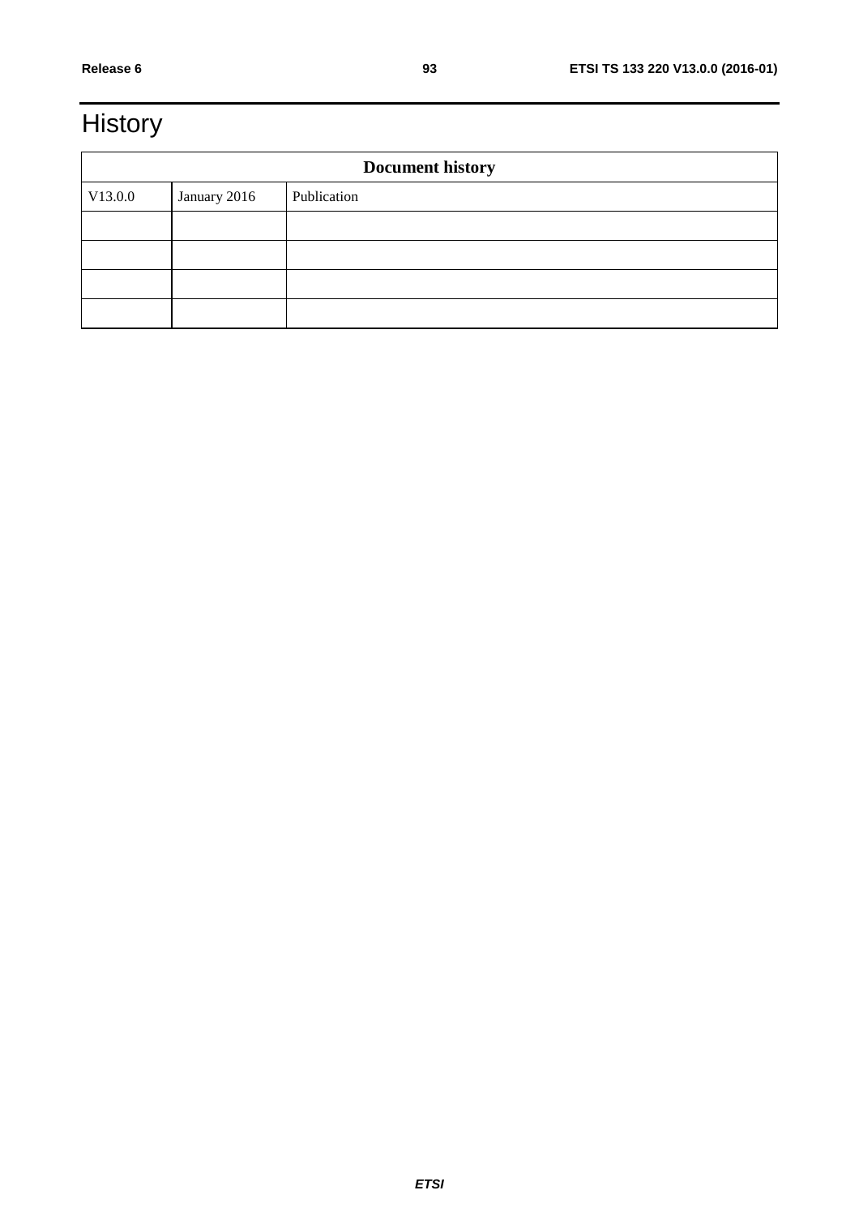# History

| Document history | | |
|---|---|---|
| V13.0.0 | January 2016 | Publication |
| | | |
| | | |
| | | |
| | | |